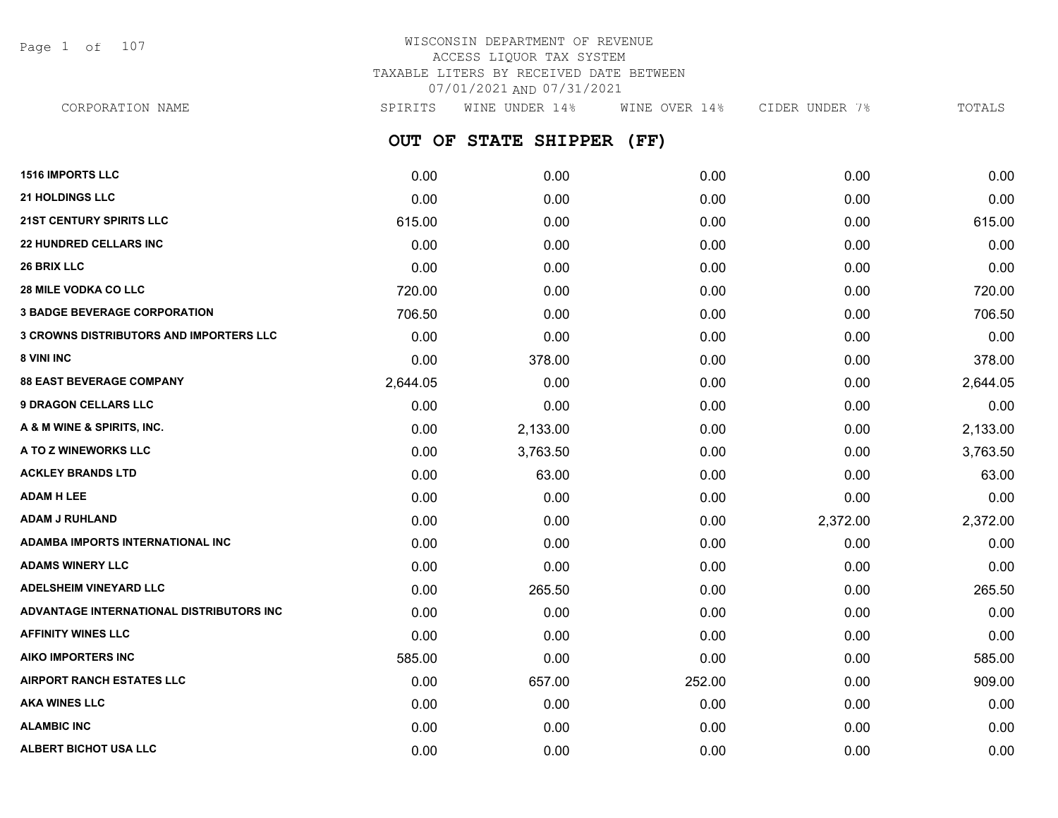# WISCONSIN DEPARTMENT OF REVENUE
## ACCESS LIQUOR TAX SYSTEM
## TAXABLE LITERS BY RECEIVED DATE BETWEEN 07/01/2021 AND 07/31/2021

## OUT OF STATE SHIPPER (FF)

| CORPORATION NAME | SPIRITS | WINE UNDER 14% | WINE OVER 14% | CIDER UNDER 7% | TOTALS |
|---|---|---|---|---|---|
| **1516 IMPORTS LLC** | 0.00 | 0.00 | 0.00 | 0.00 | 0.00 |
| **21 HOLDINGS LLC** | 0.00 | 0.00 | 0.00 | 0.00 | 0.00 |
| **21ST CENTURY SPIRITS LLC** | 615.00 | 0.00 | 0.00 | 0.00 | 615.00 |
| **22 HUNDRED CELLARS INC** | 0.00 | 0.00 | 0.00 | 0.00 | 0.00 |
| **26 BRIX LLC** | 0.00 | 0.00 | 0.00 | 0.00 | 0.00 |
| **28 MILE VODKA CO LLC** | 720.00 | 0.00 | 0.00 | 0.00 | 720.00 |
| **3 BADGE BEVERAGE CORPORATION** | 706.50 | 0.00 | 0.00 | 0.00 | 706.50 |
| **3 CROWNS DISTRIBUTORS AND IMPORTERS LLC** | 0.00 | 0.00 | 0.00 | 0.00 | 0.00 |
| **8 VINI INC** | 0.00 | 378.00 | 0.00 | 0.00 | 378.00 |
| **88 EAST BEVERAGE COMPANY** | 2,644.05 | 0.00 | 0.00 | 0.00 | 2,644.05 |
| **9 DRAGON CELLARS LLC** | 0.00 | 0.00 | 0.00 | 0.00 | 0.00 |
| **A & M WINE & SPIRITS, INC.** | 0.00 | 2,133.00 | 0.00 | 0.00 | 2,133.00 |
| **A TO Z WINEWORKS LLC** | 0.00 | 3,763.50 | 0.00 | 0.00 | 3,763.50 |
| **ACKLEY BRANDS LTD** | 0.00 | 63.00 | 0.00 | 0.00 | 63.00 |
| **ADAM H LEE** | 0.00 | 0.00 | 0.00 | 0.00 | 0.00 |
| **ADAM J RUHLAND** | 0.00 | 0.00 | 0.00 | 2,372.00 | 2,372.00 |
| **ADAMBA IMPORTS INTERNATIONAL INC** | 0.00 | 0.00 | 0.00 | 0.00 | 0.00 |
| **ADAMS WINERY LLC** | 0.00 | 0.00 | 0.00 | 0.00 | 0.00 |
| **ADELSHEIM VINEYARD LLC** | 0.00 | 265.50 | 0.00 | 0.00 | 265.50 |
| **ADVANTAGE INTERNATIONAL DISTRIBUTORS INC** | 0.00 | 0.00 | 0.00 | 0.00 | 0.00 |
| **AFFINITY WINES LLC** | 0.00 | 0.00 | 0.00 | 0.00 | 0.00 |
| **AIKO IMPORTERS INC** | 585.00 | 0.00 | 0.00 | 0.00 | 585.00 |
| **AIRPORT RANCH ESTATES LLC** | 0.00 | 657.00 | 252.00 | 0.00 | 909.00 |
| **AKA WINES LLC** | 0.00 | 0.00 | 0.00 | 0.00 | 0.00 |
| **ALAMBIC INC** | 0.00 | 0.00 | 0.00 | 0.00 | 0.00 |
| **ALBERT BICHOT USA LLC** | 0.00 | 0.00 | 0.00 | 0.00 | 0.00 |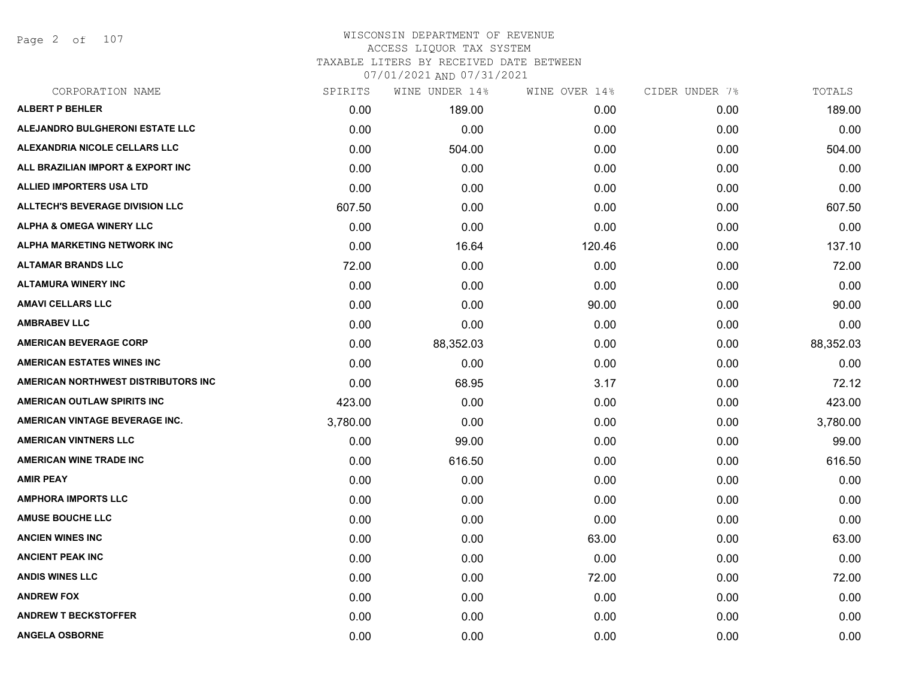# WISCONSIN DEPARTMENT OF REVENUE

ACCESS LIQUOR TAX SYSTEM

TAXABLE LITERS BY RECEIVED DATE BETWEEN

07/01/2021 AND 07/31/2021

| CORPORATION NAME | SPIRITS | WINE UNDER 14% | WINE OVER 14% | CIDER UNDER 7% | TOTALS |
|---|---|---|---|---|---|
| ALBERT P BEHLER | 0.00 | 189.00 | 0.00 | 0.00 | 189.00 |
| ALEJANDRO BULGHERONI ESTATE LLC | 0.00 | 0.00 | 0.00 | 0.00 | 0.00 |
| ALEXANDRIA NICOLE CELLARS LLC | 0.00 | 504.00 | 0.00 | 0.00 | 504.00 |
| ALL BRAZILIAN IMPORT & EXPORT INC | 0.00 | 0.00 | 0.00 | 0.00 | 0.00 |
| ALLIED IMPORTERS USA LTD | 0.00 | 0.00 | 0.00 | 0.00 | 0.00 |
| ALLTECH'S BEVERAGE DIVISION LLC | 607.50 | 0.00 | 0.00 | 0.00 | 607.50 |
| ALPHA & OMEGA WINERY LLC | 0.00 | 0.00 | 0.00 | 0.00 | 0.00 |
| ALPHA MARKETING NETWORK INC | 0.00 | 16.64 | 120.46 | 0.00 | 137.10 |
| ALTAMAR BRANDS LLC | 72.00 | 0.00 | 0.00 | 0.00 | 72.00 |
| ALTAMURA WINERY INC | 0.00 | 0.00 | 0.00 | 0.00 | 0.00 |
| AMAVI CELLARS LLC | 0.00 | 0.00 | 90.00 | 0.00 | 90.00 |
| AMBRABEV LLC | 0.00 | 0.00 | 0.00 | 0.00 | 0.00 |
| AMERICAN BEVERAGE CORP | 0.00 | 88,352.03 | 0.00 | 0.00 | 88,352.03 |
| AMERICAN ESTATES WINES INC | 0.00 | 0.00 | 0.00 | 0.00 | 0.00 |
| AMERICAN NORTHWEST DISTRIBUTORS INC | 0.00 | 68.95 | 3.17 | 0.00 | 72.12 |
| AMERICAN OUTLAW SPIRITS INC | 423.00 | 0.00 | 0.00 | 0.00 | 423.00 |
| AMERICAN VINTAGE BEVERAGE INC. | 3,780.00 | 0.00 | 0.00 | 0.00 | 3,780.00 |
| AMERICAN VINTNERS LLC | 0.00 | 99.00 | 0.00 | 0.00 | 99.00 |
| AMERICAN WINE TRADE INC | 0.00 | 616.50 | 0.00 | 0.00 | 616.50 |
| AMIR PEAY | 0.00 | 0.00 | 0.00 | 0.00 | 0.00 |
| AMPHORA IMPORTS LLC | 0.00 | 0.00 | 0.00 | 0.00 | 0.00 |
| AMUSE BOUCHE LLC | 0.00 | 0.00 | 0.00 | 0.00 | 0.00 |
| ANCIEN WINES INC | 0.00 | 0.00 | 63.00 | 0.00 | 63.00 |
| ANCIENT PEAK INC | 0.00 | 0.00 | 0.00 | 0.00 | 0.00 |
| ANDIS WINES LLC | 0.00 | 0.00 | 72.00 | 0.00 | 72.00 |
| ANDREW FOX | 0.00 | 0.00 | 0.00 | 0.00 | 0.00 |
| ANDREW T BECKSTOFFER | 0.00 | 0.00 | 0.00 | 0.00 | 0.00 |
| ANGELA OSBORNE | 0.00 | 0.00 | 0.00 | 0.00 | 0.00 |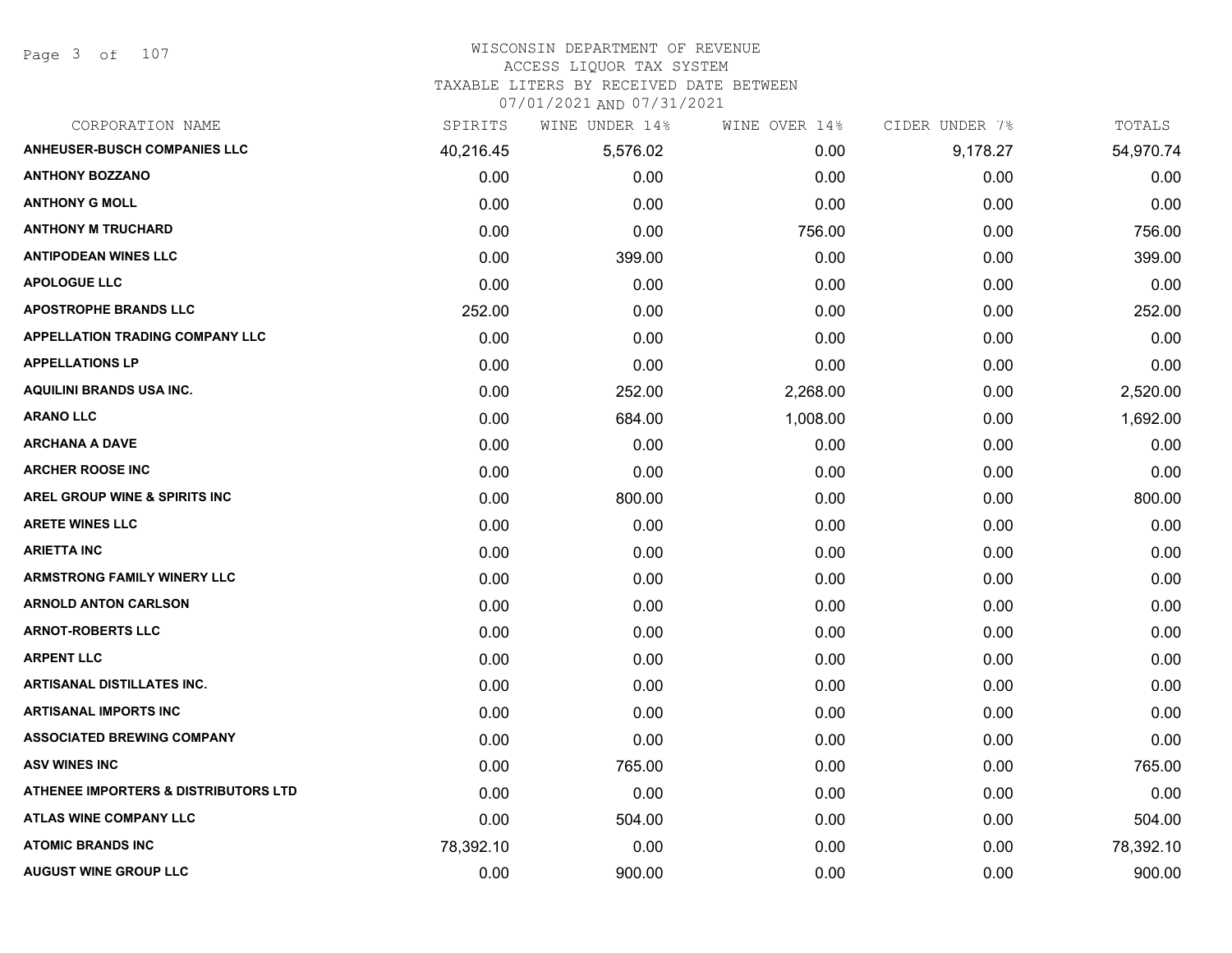# WISCONSIN DEPARTMENT OF REVENUE
## ACCESS LIQUOR TAX SYSTEM
### TAXABLE LITERS BY RECEIVED DATE BETWEEN 07/01/2021 AND 07/31/2021

| CORPORATION NAME | SPIRITS | WINE UNDER 14% | WINE OVER 14% | CIDER UNDER 7% | TOTALS |
|---|---|---|---|---|---|
| ANHEUSER-BUSCH COMPANIES LLC | 40,216.45 | 5,576.02 | 0.00 | 9,178.27 | 54,970.74 |
| ANTHONY BOZZANO | 0.00 | 0.00 | 0.00 | 0.00 | 0.00 |
| ANTHONY G MOLL | 0.00 | 0.00 | 0.00 | 0.00 | 0.00 |
| ANTHONY M TRUCHARD | 0.00 | 0.00 | 756.00 | 0.00 | 756.00 |
| ANTIPODEAN WINES LLC | 0.00 | 399.00 | 0.00 | 0.00 | 399.00 |
| APOLOGUE LLC | 0.00 | 0.00 | 0.00 | 0.00 | 0.00 |
| APOSTROPHE BRANDS LLC | 252.00 | 0.00 | 0.00 | 0.00 | 252.00 |
| APPELLATION TRADING COMPANY LLC | 0.00 | 0.00 | 0.00 | 0.00 | 0.00 |
| APPELLATIONS LP | 0.00 | 0.00 | 0.00 | 0.00 | 0.00 |
| AQUILINI BRANDS USA INC. | 0.00 | 252.00 | 2,268.00 | 0.00 | 2,520.00 |
| ARANO LLC | 0.00 | 684.00 | 1,008.00 | 0.00 | 1,692.00 |
| ARCHANA A DAVE | 0.00 | 0.00 | 0.00 | 0.00 | 0.00 |
| ARCHER ROOSE INC | 0.00 | 0.00 | 0.00 | 0.00 | 0.00 |
| AREL GROUP WINE & SPIRITS INC | 0.00 | 800.00 | 0.00 | 0.00 | 800.00 |
| ARETE WINES LLC | 0.00 | 0.00 | 0.00 | 0.00 | 0.00 |
| ARIETTA INC | 0.00 | 0.00 | 0.00 | 0.00 | 0.00 |
| ARMSTRONG FAMILY WINERY LLC | 0.00 | 0.00 | 0.00 | 0.00 | 0.00 |
| ARNOLD ANTON CARLSON | 0.00 | 0.00 | 0.00 | 0.00 | 0.00 |
| ARNOT-ROBERTS LLC | 0.00 | 0.00 | 0.00 | 0.00 | 0.00 |
| ARPENT LLC | 0.00 | 0.00 | 0.00 | 0.00 | 0.00 |
| ARTISANAL DISTILLATES INC. | 0.00 | 0.00 | 0.00 | 0.00 | 0.00 |
| ARTISANAL IMPORTS INC | 0.00 | 0.00 | 0.00 | 0.00 | 0.00 |
| ASSOCIATED BREWING COMPANY | 0.00 | 0.00 | 0.00 | 0.00 | 0.00 |
| ASV WINES INC | 0.00 | 765.00 | 0.00 | 0.00 | 765.00 |
| ATHENEE IMPORTERS & DISTRIBUTORS LTD | 0.00 | 0.00 | 0.00 | 0.00 | 0.00 |
| ATLAS WINE COMPANY LLC | 0.00 | 504.00 | 0.00 | 0.00 | 504.00 |
| ATOMIC BRANDS INC | 78,392.10 | 0.00 | 0.00 | 0.00 | 78,392.10 |
| AUGUST WINE GROUP LLC | 0.00 | 900.00 | 0.00 | 0.00 | 900.00 |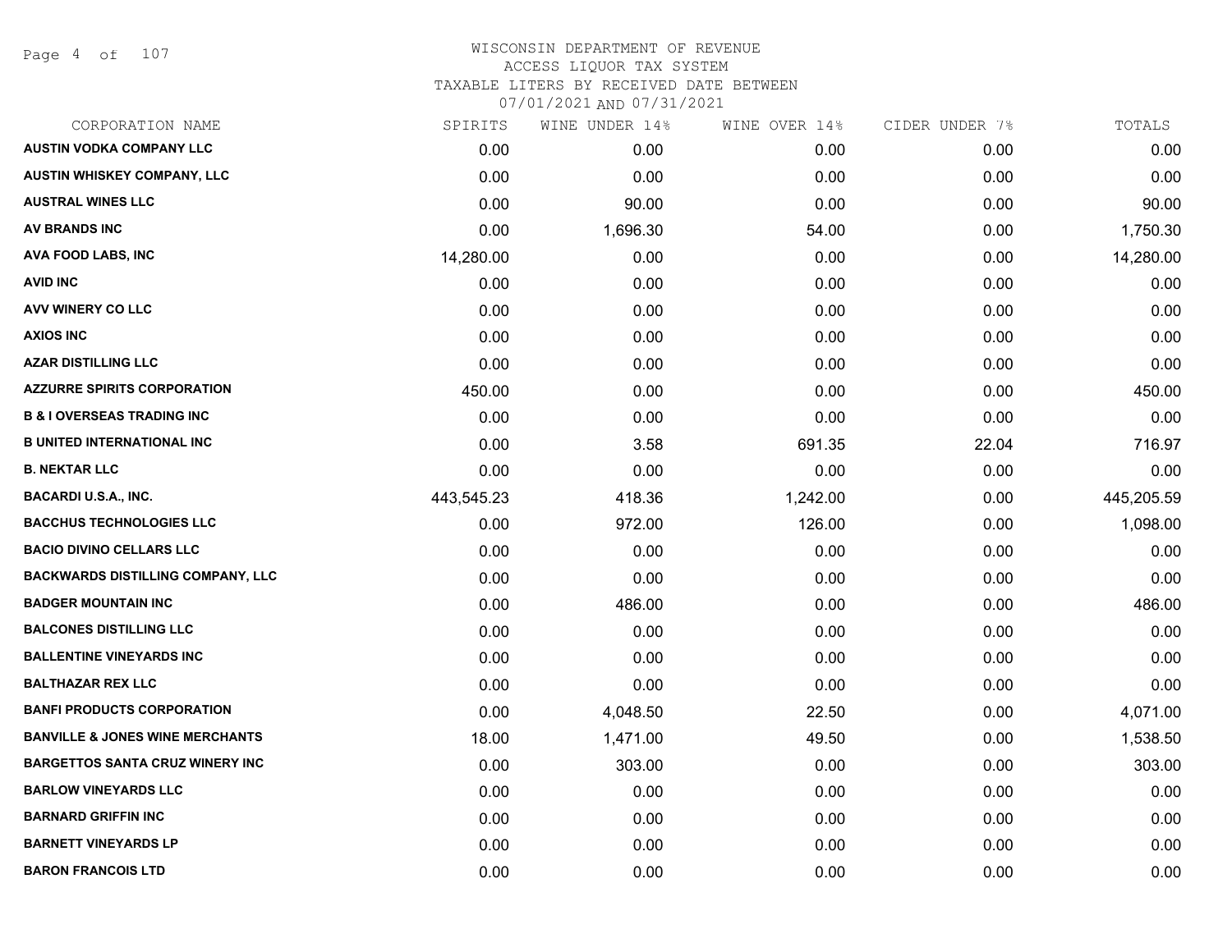WISCONSIN DEPARTMENT OF REVENUE
ACCESS LIQUOR TAX SYSTEM
TAXABLE LITERS BY RECEIVED DATE BETWEEN
07/01/2021 AND 07/31/2021

| CORPORATION NAME | SPIRITS | WINE UNDER 14% | WINE OVER 14% | CIDER UNDER 7% | TOTALS |
|---|---|---|---|---|---|
| AUSTIN VODKA COMPANY LLC | 0.00 | 0.00 | 0.00 | 0.00 | 0.00 |
| AUSTIN WHISKEY COMPANY, LLC | 0.00 | 0.00 | 0.00 | 0.00 | 0.00 |
| AUSTRAL WINES LLC | 0.00 | 90.00 | 0.00 | 0.00 | 90.00 |
| AV BRANDS INC | 0.00 | 1,696.30 | 54.00 | 0.00 | 1,750.30 |
| AVA FOOD LABS, INC | 14,280.00 | 0.00 | 0.00 | 0.00 | 14,280.00 |
| AVID INC | 0.00 | 0.00 | 0.00 | 0.00 | 0.00 |
| AVV WINERY CO LLC | 0.00 | 0.00 | 0.00 | 0.00 | 0.00 |
| AXIOS INC | 0.00 | 0.00 | 0.00 | 0.00 | 0.00 |
| AZAR DISTILLING LLC | 0.00 | 0.00 | 0.00 | 0.00 | 0.00 |
| AZZURRE SPIRITS CORPORATION | 450.00 | 0.00 | 0.00 | 0.00 | 450.00 |
| B & I OVERSEAS TRADING INC | 0.00 | 0.00 | 0.00 | 0.00 | 0.00 |
| B UNITED INTERNATIONAL INC | 0.00 | 3.58 | 691.35 | 22.04 | 716.97 |
| B. NEKTAR LLC | 0.00 | 0.00 | 0.00 | 0.00 | 0.00 |
| BACARDI U.S.A., INC. | 443,545.23 | 418.36 | 1,242.00 | 0.00 | 445,205.59 |
| BACCHUS TECHNOLOGIES LLC | 0.00 | 972.00 | 126.00 | 0.00 | 1,098.00 |
| BACIO DIVINO CELLARS LLC | 0.00 | 0.00 | 0.00 | 0.00 | 0.00 |
| BACKWARDS DISTILLING COMPANY, LLC | 0.00 | 0.00 | 0.00 | 0.00 | 0.00 |
| BADGER MOUNTAIN INC | 0.00 | 486.00 | 0.00 | 0.00 | 486.00 |
| BALCONES DISTILLING LLC | 0.00 | 0.00 | 0.00 | 0.00 | 0.00 |
| BALLENTINE VINEYARDS INC | 0.00 | 0.00 | 0.00 | 0.00 | 0.00 |
| BALTHAZAR REX LLC | 0.00 | 0.00 | 0.00 | 0.00 | 0.00 |
| BANFI PRODUCTS CORPORATION | 0.00 | 4,048.50 | 22.50 | 0.00 | 4,071.00 |
| BANVILLE & JONES WINE MERCHANTS | 18.00 | 1,471.00 | 49.50 | 0.00 | 1,538.50 |
| BARGETTOS SANTA CRUZ WINERY INC | 0.00 | 303.00 | 0.00 | 0.00 | 303.00 |
| BARLOW VINEYARDS LLC | 0.00 | 0.00 | 0.00 | 0.00 | 0.00 |
| BARNARD GRIFFIN INC | 0.00 | 0.00 | 0.00 | 0.00 | 0.00 |
| BARNETT VINEYARDS LP | 0.00 | 0.00 | 0.00 | 0.00 | 0.00 |
| BARON FRANCOIS LTD | 0.00 | 0.00 | 0.00 | 0.00 | 0.00 |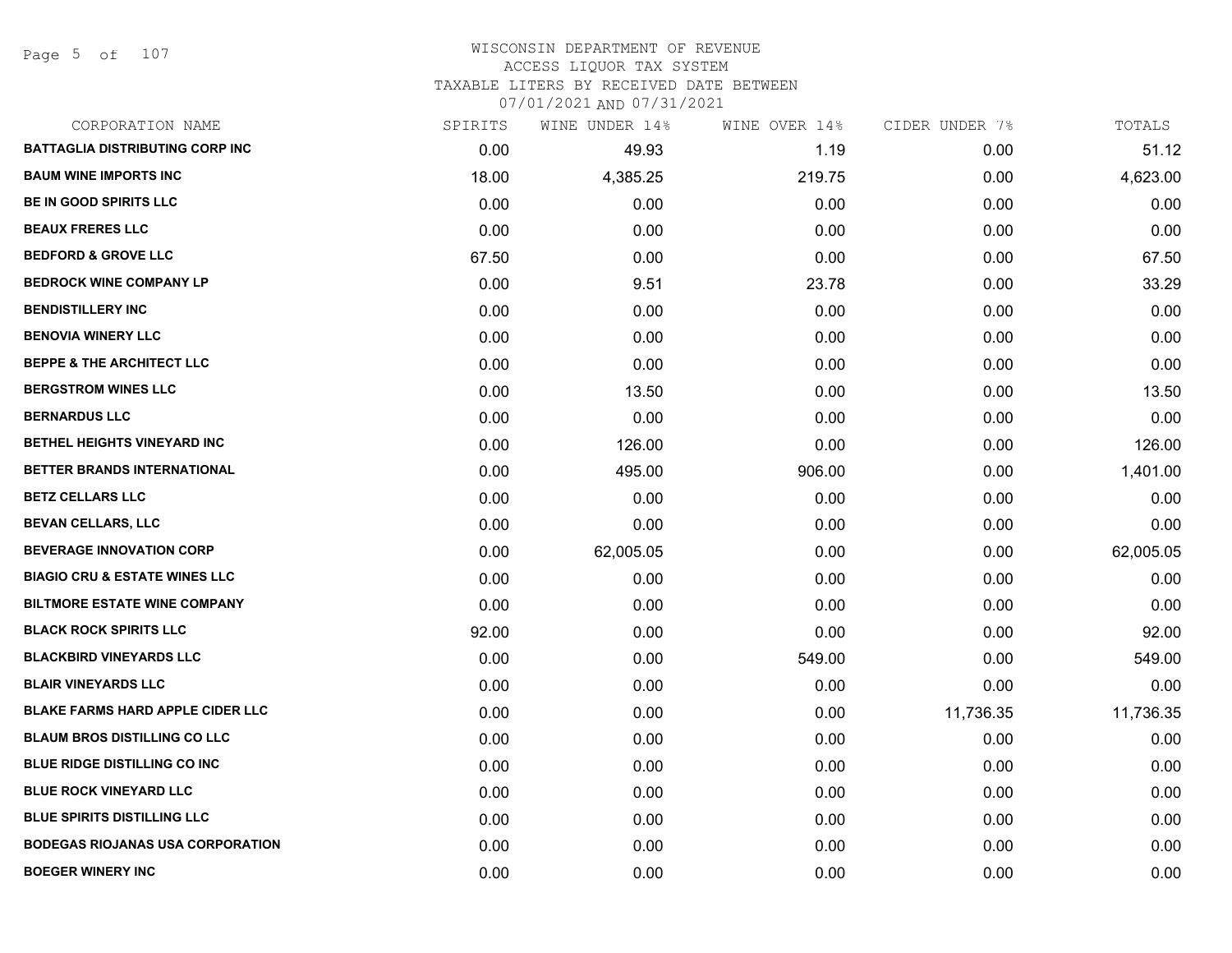# WISCONSIN DEPARTMENT OF REVENUE
ACCESS LIQUOR TAX SYSTEM
TAXABLE LITERS BY RECEIVED DATE BETWEEN
07/01/2021 AND 07/31/2021

| CORPORATION NAME | SPIRITS | WINE UNDER 14% | WINE OVER 14% | CIDER UNDER 7% | TOTALS |
|---|---|---|---|---|---|
| BATTAGLIA DISTRIBUTING CORP INC | 0.00 | 49.93 | 1.19 | 0.00 | 51.12 |
| BAUM WINE IMPORTS INC | 18.00 | 4,385.25 | 219.75 | 0.00 | 4,623.00 |
| BE IN GOOD SPIRITS LLC | 0.00 | 0.00 | 0.00 | 0.00 | 0.00 |
| BEAUX FRERES LLC | 0.00 | 0.00 | 0.00 | 0.00 | 0.00 |
| BEDFORD & GROVE LLC | 67.50 | 0.00 | 0.00 | 0.00 | 67.50 |
| BEDROCK WINE COMPANY LP | 0.00 | 9.51 | 23.78 | 0.00 | 33.29 |
| BENDISTILLERY INC | 0.00 | 0.00 | 0.00 | 0.00 | 0.00 |
| BENOVIA WINERY LLC | 0.00 | 0.00 | 0.00 | 0.00 | 0.00 |
| BEPPE & THE ARCHITECT LLC | 0.00 | 0.00 | 0.00 | 0.00 | 0.00 |
| BERGSTROM WINES LLC | 0.00 | 13.50 | 0.00 | 0.00 | 13.50 |
| BERNARDUS LLC | 0.00 | 0.00 | 0.00 | 0.00 | 0.00 |
| BETHEL HEIGHTS VINEYARD INC | 0.00 | 126.00 | 0.00 | 0.00 | 126.00 |
| BETTER BRANDS INTERNATIONAL | 0.00 | 495.00 | 906.00 | 0.00 | 1,401.00 |
| BETZ CELLARS LLC | 0.00 | 0.00 | 0.00 | 0.00 | 0.00 |
| BEVAN CELLARS, LLC | 0.00 | 0.00 | 0.00 | 0.00 | 0.00 |
| BEVERAGE INNOVATION CORP | 0.00 | 62,005.05 | 0.00 | 0.00 | 62,005.05 |
| BIAGIO CRU & ESTATE WINES LLC | 0.00 | 0.00 | 0.00 | 0.00 | 0.00 |
| BILTMORE ESTATE WINE COMPANY | 0.00 | 0.00 | 0.00 | 0.00 | 0.00 |
| BLACK ROCK SPIRITS LLC | 92.00 | 0.00 | 0.00 | 0.00 | 92.00 |
| BLACKBIRD VINEYARDS LLC | 0.00 | 0.00 | 549.00 | 0.00 | 549.00 |
| BLAIR VINEYARDS LLC | 0.00 | 0.00 | 0.00 | 0.00 | 0.00 |
| BLAKE FARMS HARD APPLE CIDER LLC | 0.00 | 0.00 | 0.00 | 11,736.35 | 11,736.35 |
| BLAUM BROS DISTILLING CO LLC | 0.00 | 0.00 | 0.00 | 0.00 | 0.00 |
| BLUE RIDGE DISTILLING CO INC | 0.00 | 0.00 | 0.00 | 0.00 | 0.00 |
| BLUE ROCK VINEYARD LLC | 0.00 | 0.00 | 0.00 | 0.00 | 0.00 |
| BLUE SPIRITS DISTILLING LLC | 0.00 | 0.00 | 0.00 | 0.00 | 0.00 |
| BODEGAS RIOJANAS USA CORPORATION | 0.00 | 0.00 | 0.00 | 0.00 | 0.00 |
| BOEGER WINERY INC | 0.00 | 0.00 | 0.00 | 0.00 | 0.00 |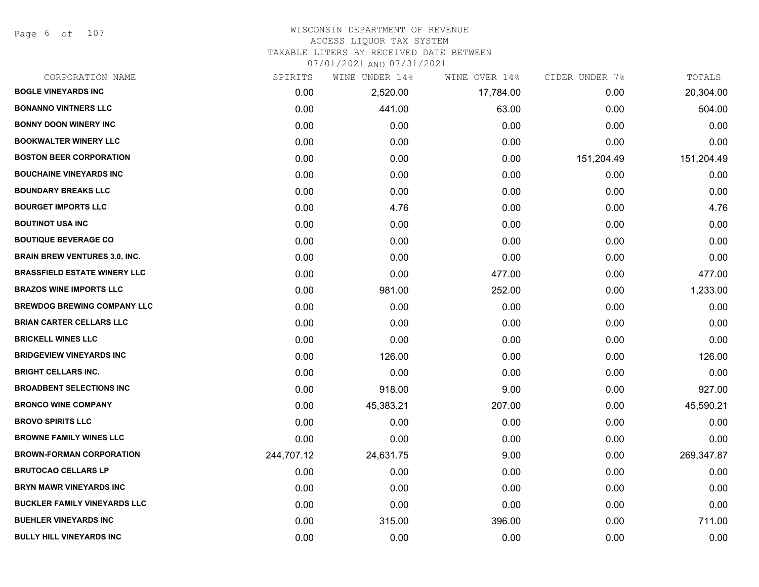WISCONSIN DEPARTMENT OF REVENUE
ACCESS LIQUOR TAX SYSTEM
TAXABLE LITERS BY RECEIVED DATE BETWEEN
07/01/2021 AND 07/31/2021

| CORPORATION NAME | SPIRITS | WINE UNDER 14% | WINE OVER 14% | CIDER UNDER 7% | TOTALS |
|---|---|---|---|---|---|
| **BOGLE VINEYARDS INC** | 0.00 | 2,520.00 | 17,784.00 | 0.00 | 20,304.00 |
| **BONANNO VINTNERS LLC** | 0.00 | 441.00 | 63.00 | 0.00 | 504.00 |
| **BONNY DOON WINERY INC** | 0.00 | 0.00 | 0.00 | 0.00 | 0.00 |
| **BOOKWALTER WINERY LLC** | 0.00 | 0.00 | 0.00 | 0.00 | 0.00 |
| **BOSTON BEER CORPORATION** | 0.00 | 0.00 | 0.00 | 151,204.49 | 151,204.49 |
| **BOUCHAINE VINEYARDS INC** | 0.00 | 0.00 | 0.00 | 0.00 | 0.00 |
| **BOUNDARY BREAKS LLC** | 0.00 | 0.00 | 0.00 | 0.00 | 0.00 |
| **BOURGET IMPORTS LLC** | 0.00 | 4.76 | 0.00 | 0.00 | 4.76 |
| **BOUTINOT USA INC** | 0.00 | 0.00 | 0.00 | 0.00 | 0.00 |
| **BOUTIQUE BEVERAGE CO** | 0.00 | 0.00 | 0.00 | 0.00 | 0.00 |
| **BRAIN BREW VENTURES 3.0, INC.** | 0.00 | 0.00 | 0.00 | 0.00 | 0.00 |
| **BRASSFIELD ESTATE WINERY LLC** | 0.00 | 0.00 | 477.00 | 0.00 | 477.00 |
| **BRAZOS WINE IMPORTS LLC** | 0.00 | 981.00 | 252.00 | 0.00 | 1,233.00 |
| **BREWDOG BREWING COMPANY LLC** | 0.00 | 0.00 | 0.00 | 0.00 | 0.00 |
| **BRIAN CARTER CELLARS LLC** | 0.00 | 0.00 | 0.00 | 0.00 | 0.00 |
| **BRICKELL WINES LLC** | 0.00 | 0.00 | 0.00 | 0.00 | 0.00 |
| **BRIDGEVIEW VINEYARDS INC** | 0.00 | 126.00 | 0.00 | 0.00 | 126.00 |
| **BRIGHT CELLARS INC.** | 0.00 | 0.00 | 0.00 | 0.00 | 0.00 |
| **BROADBENT SELECTIONS INC** | 0.00 | 918.00 | 9.00 | 0.00 | 927.00 |
| **BRONCO WINE COMPANY** | 0.00 | 45,383.21 | 207.00 | 0.00 | 45,590.21 |
| **BROVO SPIRITS LLC** | 0.00 | 0.00 | 0.00 | 0.00 | 0.00 |
| **BROWNE FAMILY WINES LLC** | 0.00 | 0.00 | 0.00 | 0.00 | 0.00 |
| **BROWN-FORMAN CORPORATION** | 244,707.12 | 24,631.75 | 9.00 | 0.00 | 269,347.87 |
| **BRUTOCAO CELLARS LP** | 0.00 | 0.00 | 0.00 | 0.00 | 0.00 |
| **BRYN MAWR VINEYARDS INC** | 0.00 | 0.00 | 0.00 | 0.00 | 0.00 |
| **BUCKLER FAMILY VINEYARDS LLC** | 0.00 | 0.00 | 0.00 | 0.00 | 0.00 |
| **BUEHLER VINEYARDS INC** | 0.00 | 315.00 | 396.00 | 0.00 | 711.00 |
| **BULLY HILL VINEYARDS INC** | 0.00 | 0.00 | 0.00 | 0.00 | 0.00 |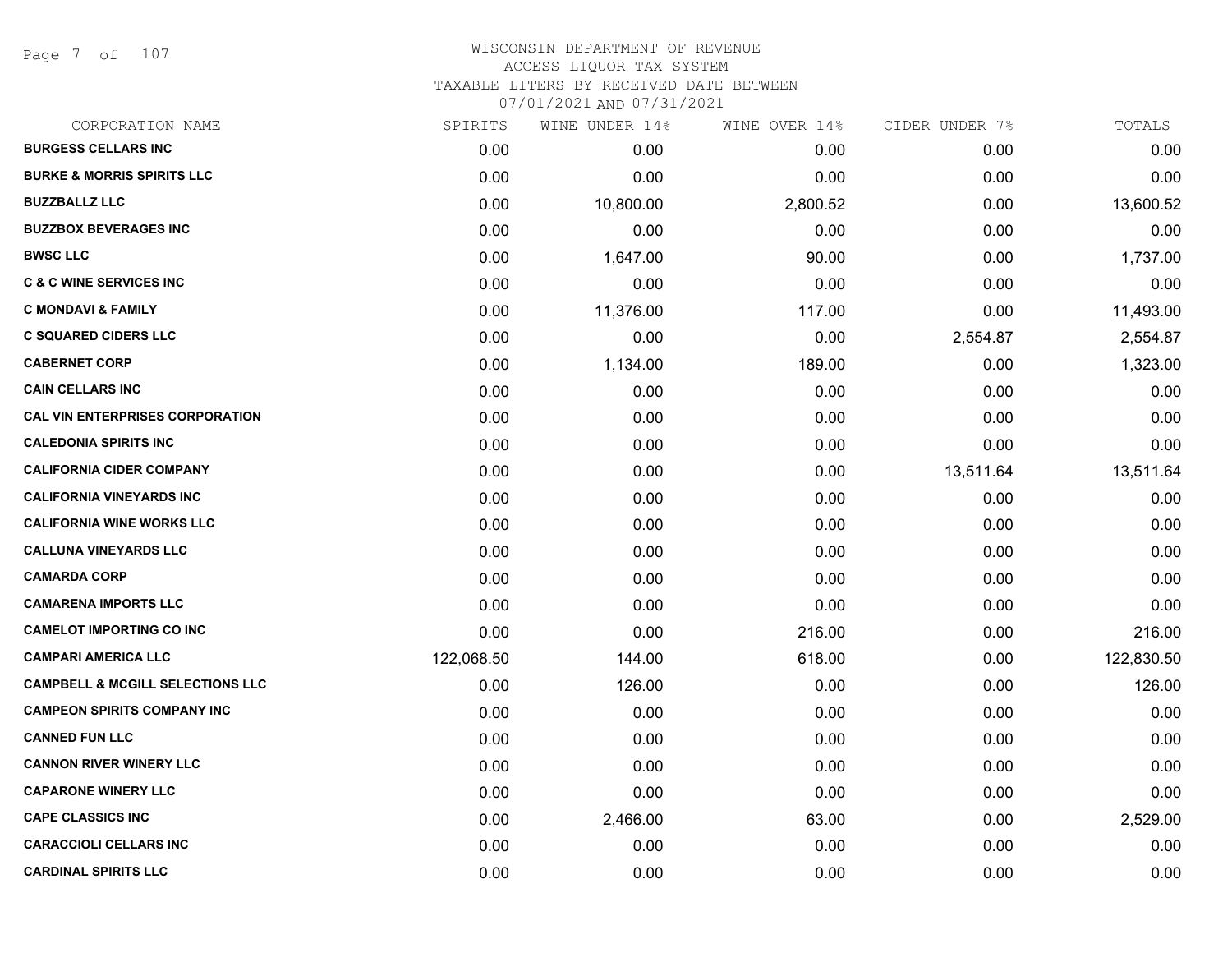WISCONSIN DEPARTMENT OF REVENUE
ACCESS LIQUOR TAX SYSTEM
TAXABLE LITERS BY RECEIVED DATE BETWEEN
07/01/2021 AND 07/31/2021

| CORPORATION NAME | SPIRITS | WINE UNDER 14% | WINE OVER 14% | CIDER UNDER 7% | TOTALS |
|---|---|---|---|---|---|
| **BURGESS CELLARS INC** | 0.00 | 0.00 | 0.00 | 0.00 | 0.00 |
| **BURKE & MORRIS SPIRITS LLC** | 0.00 | 0.00 | 0.00 | 0.00 | 0.00 |
| **BUZZBALLZ LLC** | 0.00 | 10,800.00 | 2,800.52 | 0.00 | 13,600.52 |
| **BUZZBOX BEVERAGES INC** | 0.00 | 0.00 | 0.00 | 0.00 | 0.00 |
| **BWSC LLC** | 0.00 | 1,647.00 | 90.00 | 0.00 | 1,737.00 |
| **C & C WINE SERVICES INC** | 0.00 | 0.00 | 0.00 | 0.00 | 0.00 |
| **C MONDAVI & FAMILY** | 0.00 | 11,376.00 | 117.00 | 0.00 | 11,493.00 |
| **C SQUARED CIDERS LLC** | 0.00 | 0.00 | 0.00 | 2,554.87 | 2,554.87 |
| **CABERNET CORP** | 0.00 | 1,134.00 | 189.00 | 0.00 | 1,323.00 |
| **CAIN CELLARS INC** | 0.00 | 0.00 | 0.00 | 0.00 | 0.00 |
| **CAL VIN ENTERPRISES CORPORATION** | 0.00 | 0.00 | 0.00 | 0.00 | 0.00 |
| **CALEDONIA SPIRITS INC** | 0.00 | 0.00 | 0.00 | 0.00 | 0.00 |
| **CALIFORNIA CIDER COMPANY** | 0.00 | 0.00 | 0.00 | 13,511.64 | 13,511.64 |
| **CALIFORNIA VINEYARDS INC** | 0.00 | 0.00 | 0.00 | 0.00 | 0.00 |
| **CALIFORNIA WINE WORKS LLC** | 0.00 | 0.00 | 0.00 | 0.00 | 0.00 |
| **CALLUNA VINEYARDS LLC** | 0.00 | 0.00 | 0.00 | 0.00 | 0.00 |
| **CAMARDA CORP** | 0.00 | 0.00 | 0.00 | 0.00 | 0.00 |
| **CAMARENA IMPORTS LLC** | 0.00 | 0.00 | 0.00 | 0.00 | 0.00 |
| **CAMELOT IMPORTING CO INC** | 0.00 | 0.00 | 216.00 | 0.00 | 216.00 |
| **CAMPARI AMERICA LLC** | 122,068.50 | 144.00 | 618.00 | 0.00 | 122,830.50 |
| **CAMPBELL & MCGILL SELECTIONS LLC** | 0.00 | 126.00 | 0.00 | 0.00 | 126.00 |
| **CAMPEON SPIRITS COMPANY INC** | 0.00 | 0.00 | 0.00 | 0.00 | 0.00 |
| **CANNED FUN LLC** | 0.00 | 0.00 | 0.00 | 0.00 | 0.00 |
| **CANNON RIVER WINERY LLC** | 0.00 | 0.00 | 0.00 | 0.00 | 0.00 |
| **CAPARONE WINERY LLC** | 0.00 | 0.00 | 0.00 | 0.00 | 0.00 |
| **CAPE CLASSICS INC** | 0.00 | 2,466.00 | 63.00 | 0.00 | 2,529.00 |
| **CARACCIOLI CELLARS INC** | 0.00 | 0.00 | 0.00 | 0.00 | 0.00 |
| **CARDINAL SPIRITS LLC** | 0.00 | 0.00 | 0.00 | 0.00 | 0.00 |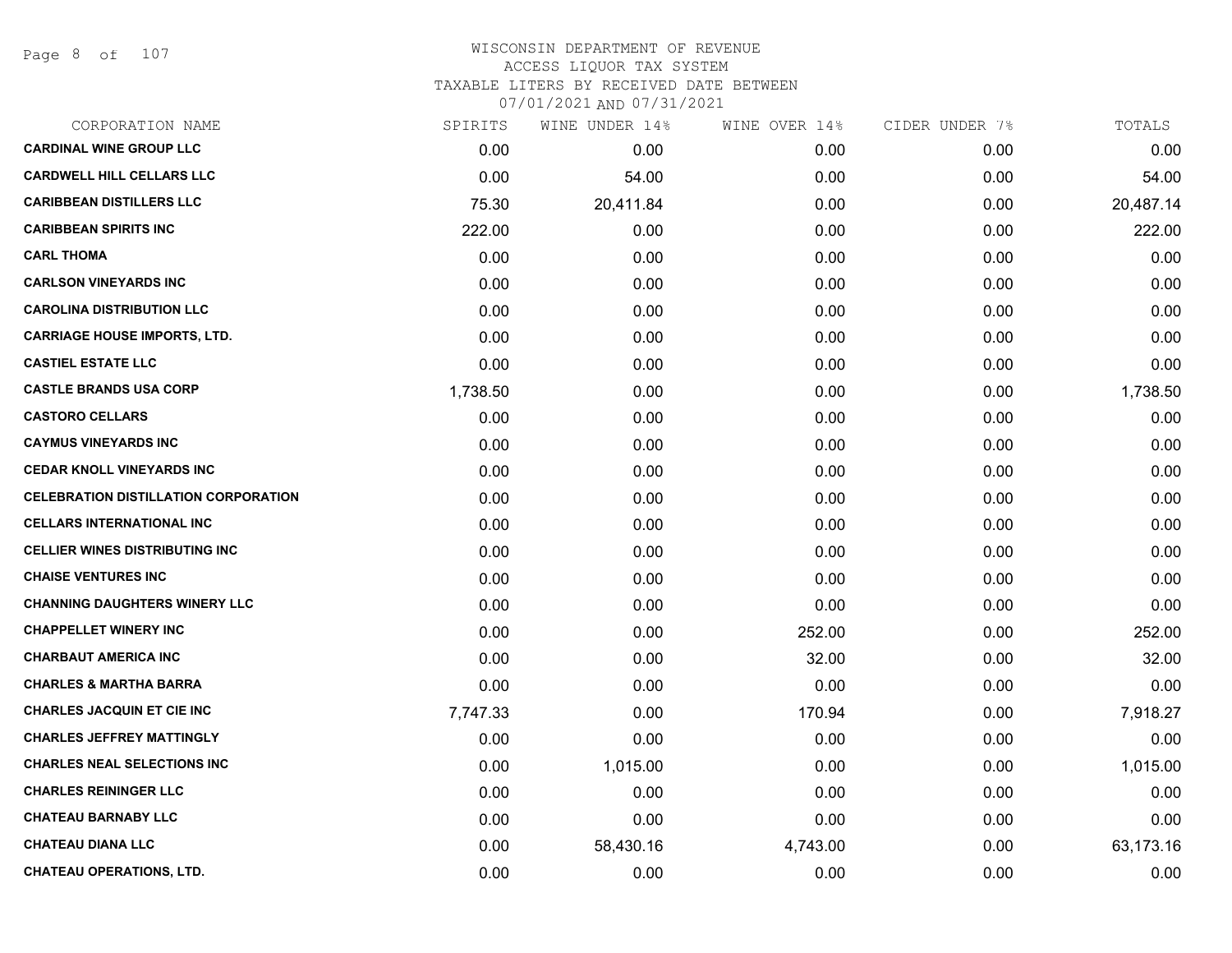# WISCONSIN DEPARTMENT OF REVENUE
ACCESS LIQUOR TAX SYSTEM
TAXABLE LITERS BY RECEIVED DATE BETWEEN
07/01/2021 AND 07/31/2021

| CORPORATION NAME | SPIRITS | WINE UNDER 14% | WINE OVER 14% | CIDER UNDER 7% | TOTALS |
|---|---|---|---|---|---|
| CARDINAL WINE GROUP LLC | 0.00 | 0.00 | 0.00 | 0.00 | 0.00 |
| CARDWELL HILL CELLARS LLC | 0.00 | 54.00 | 0.00 | 0.00 | 54.00 |
| CARIBBEAN DISTILLERS LLC | 75.30 | 20,411.84 | 0.00 | 0.00 | 20,487.14 |
| CARIBBEAN SPIRITS INC | 222.00 | 0.00 | 0.00 | 0.00 | 222.00 |
| CARL THOMA | 0.00 | 0.00 | 0.00 | 0.00 | 0.00 |
| CARLSON VINEYARDS INC | 0.00 | 0.00 | 0.00 | 0.00 | 0.00 |
| CAROLINA DISTRIBUTION LLC | 0.00 | 0.00 | 0.00 | 0.00 | 0.00 |
| CARRIAGE HOUSE IMPORTS, LTD. | 0.00 | 0.00 | 0.00 | 0.00 | 0.00 |
| CASTIEL ESTATE LLC | 0.00 | 0.00 | 0.00 | 0.00 | 0.00 |
| CASTLE BRANDS USA CORP | 1,738.50 | 0.00 | 0.00 | 0.00 | 1,738.50 |
| CASTORO CELLARS | 0.00 | 0.00 | 0.00 | 0.00 | 0.00 |
| CAYMUS VINEYARDS INC | 0.00 | 0.00 | 0.00 | 0.00 | 0.00 |
| CEDAR KNOLL VINEYARDS INC | 0.00 | 0.00 | 0.00 | 0.00 | 0.00 |
| CELEBRATION DISTILLATION CORPORATION | 0.00 | 0.00 | 0.00 | 0.00 | 0.00 |
| CELLARS INTERNATIONAL INC | 0.00 | 0.00 | 0.00 | 0.00 | 0.00 |
| CELLIER WINES DISTRIBUTING INC | 0.00 | 0.00 | 0.00 | 0.00 | 0.00 |
| CHAISE VENTURES INC | 0.00 | 0.00 | 0.00 | 0.00 | 0.00 |
| CHANNING DAUGHTERS WINERY LLC | 0.00 | 0.00 | 0.00 | 0.00 | 0.00 |
| CHAPPELLET WINERY INC | 0.00 | 0.00 | 252.00 | 0.00 | 252.00 |
| CHARBAUT AMERICA INC | 0.00 | 0.00 | 32.00 | 0.00 | 32.00 |
| CHARLES & MARTHA BARRA | 0.00 | 0.00 | 0.00 | 0.00 | 0.00 |
| CHARLES JACQUIN ET CIE INC | 7,747.33 | 0.00 | 170.94 | 0.00 | 7,918.27 |
| CHARLES JEFFREY MATTINGLY | 0.00 | 0.00 | 0.00 | 0.00 | 0.00 |
| CHARLES NEAL SELECTIONS INC | 0.00 | 1,015.00 | 0.00 | 0.00 | 1,015.00 |
| CHARLES REININGER LLC | 0.00 | 0.00 | 0.00 | 0.00 | 0.00 |
| CHATEAU BARNABY LLC | 0.00 | 0.00 | 0.00 | 0.00 | 0.00 |
| CHATEAU DIANA LLC | 0.00 | 58,430.16 | 4,743.00 | 0.00 | 63,173.16 |
| CHATEAU OPERATIONS, LTD. | 0.00 | 0.00 | 0.00 | 0.00 | 0.00 |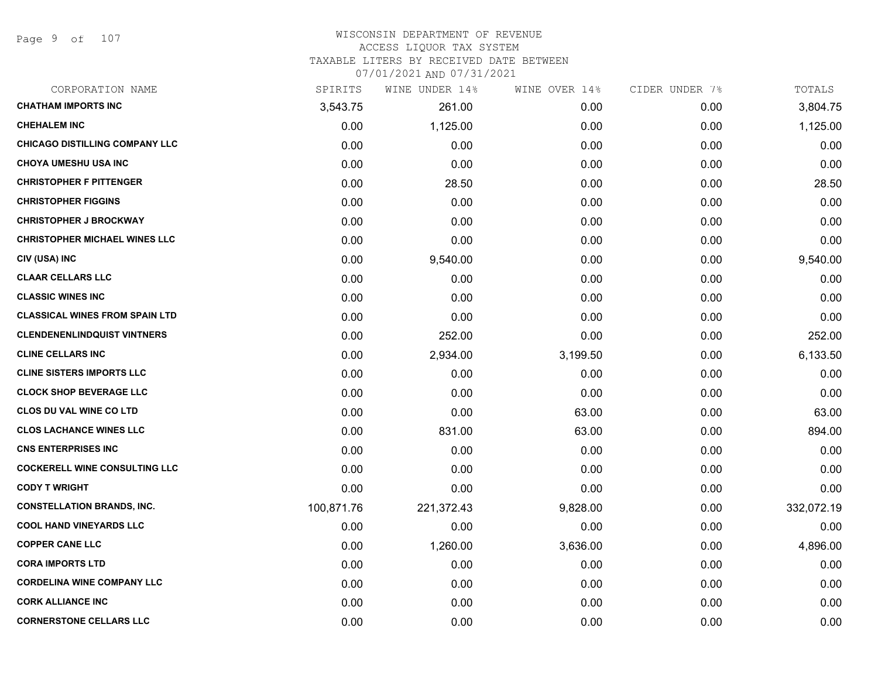WISCONSIN DEPARTMENT OF REVENUE
ACCESS LIQUOR TAX SYSTEM
TAXABLE LITERS BY RECEIVED DATE BETWEEN
07/01/2021 AND 07/31/2021

| CORPORATION NAME | SPIRITS | WINE UNDER 14% | WINE OVER 14% | CIDER UNDER 7% | TOTALS |
|---|---|---|---|---|---|
| **CHATHAM IMPORTS INC** | 3,543.75 | 261.00 | 0.00 | 0.00 | 3,804.75 |
| **CHEHALEM INC** | 0.00 | 1,125.00 | 0.00 | 0.00 | 1,125.00 |
| **CHICAGO DISTILLING COMPANY LLC** | 0.00 | 0.00 | 0.00 | 0.00 | 0.00 |
| **CHOYA UMESHU USA INC** | 0.00 | 0.00 | 0.00 | 0.00 | 0.00 |
| **CHRISTOPHER F PITTENGER** | 0.00 | 28.50 | 0.00 | 0.00 | 28.50 |
| **CHRISTOPHER FIGGINS** | 0.00 | 0.00 | 0.00 | 0.00 | 0.00 |
| **CHRISTOPHER J BROCKWAY** | 0.00 | 0.00 | 0.00 | 0.00 | 0.00 |
| **CHRISTOPHER MICHAEL WINES LLC** | 0.00 | 0.00 | 0.00 | 0.00 | 0.00 |
| **CIV (USA) INC** | 0.00 | 9,540.00 | 0.00 | 0.00 | 9,540.00 |
| **CLAAR CELLARS LLC** | 0.00 | 0.00 | 0.00 | 0.00 | 0.00 |
| **CLASSIC WINES INC** | 0.00 | 0.00 | 0.00 | 0.00 | 0.00 |
| **CLASSICAL WINES FROM SPAIN LTD** | 0.00 | 0.00 | 0.00 | 0.00 | 0.00 |
| **CLENDENENLINDQUIST VINTNERS** | 0.00 | 252.00 | 0.00 | 0.00 | 252.00 |
| **CLINE CELLARS INC** | 0.00 | 2,934.00 | 3,199.50 | 0.00 | 6,133.50 |
| **CLINE SISTERS IMPORTS LLC** | 0.00 | 0.00 | 0.00 | 0.00 | 0.00 |
| **CLOCK SHOP BEVERAGE LLC** | 0.00 | 0.00 | 0.00 | 0.00 | 0.00 |
| **CLOS DU VAL WINE CO LTD** | 0.00 | 0.00 | 63.00 | 0.00 | 63.00 |
| **CLOS LACHANCE WINES LLC** | 0.00 | 831.00 | 63.00 | 0.00 | 894.00 |
| **CNS ENTERPRISES INC** | 0.00 | 0.00 | 0.00 | 0.00 | 0.00 |
| **COCKERELL WINE CONSULTING LLC** | 0.00 | 0.00 | 0.00 | 0.00 | 0.00 |
| **CODY T WRIGHT** | 0.00 | 0.00 | 0.00 | 0.00 | 0.00 |
| **CONSTELLATION BRANDS, INC.** | 100,871.76 | 221,372.43 | 9,828.00 | 0.00 | 332,072.19 |
| **COOL HAND VINEYARDS LLC** | 0.00 | 0.00 | 0.00 | 0.00 | 0.00 |
| **COPPER CANE LLC** | 0.00 | 1,260.00 | 3,636.00 | 0.00 | 4,896.00 |
| **CORA IMPORTS LTD** | 0.00 | 0.00 | 0.00 | 0.00 | 0.00 |
| **CORDELINA WINE COMPANY LLC** | 0.00 | 0.00 | 0.00 | 0.00 | 0.00 |
| **CORK ALLIANCE INC** | 0.00 | 0.00 | 0.00 | 0.00 | 0.00 |
| **CORNERSTONE CELLARS LLC** | 0.00 | 0.00 | 0.00 | 0.00 | 0.00 |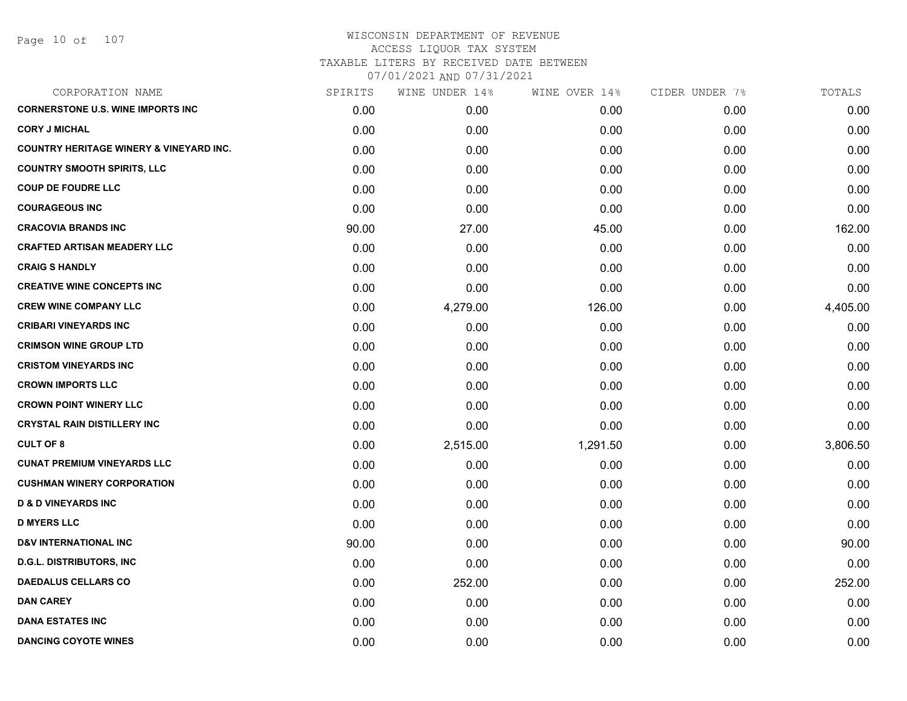# WISCONSIN DEPARTMENT OF REVENUE
## ACCESS LIQUOR TAX SYSTEM
### TAXABLE LITERS BY RECEIVED DATE BETWEEN 07/01/2021 AND 07/31/2021

| CORPORATION NAME | SPIRITS | WINE UNDER 14% | WINE OVER 14% | CIDER UNDER 7% | TOTALS |
|---|---|---|---|---|---|
| **CORNERSTONE U.S. WINE IMPORTS INC** | 0.00 | 0.00 | 0.00 | 0.00 | 0.00 |
| **CORY J MICHAL** | 0.00 | 0.00 | 0.00 | 0.00 | 0.00 |
| **COUNTRY HERITAGE WINERY & VINEYARD INC.** | 0.00 | 0.00 | 0.00 | 0.00 | 0.00 |
| **COUNTRY SMOOTH SPIRITS, LLC** | 0.00 | 0.00 | 0.00 | 0.00 | 0.00 |
| **COUP DE FOUDRE LLC** | 0.00 | 0.00 | 0.00 | 0.00 | 0.00 |
| **COURAGEOUS INC** | 0.00 | 0.00 | 0.00 | 0.00 | 0.00 |
| **CRACOVIA BRANDS INC** | 90.00 | 27.00 | 45.00 | 0.00 | 162.00 |
| **CRAFTED ARTISAN MEADERY LLC** | 0.00 | 0.00 | 0.00 | 0.00 | 0.00 |
| **CRAIG S HANDLY** | 0.00 | 0.00 | 0.00 | 0.00 | 0.00 |
| **CREATIVE WINE CONCEPTS INC** | 0.00 | 0.00 | 0.00 | 0.00 | 0.00 |
| **CREW WINE COMPANY LLC** | 0.00 | 4,279.00 | 126.00 | 0.00 | 4,405.00 |
| **CRIBARI VINEYARDS INC** | 0.00 | 0.00 | 0.00 | 0.00 | 0.00 |
| **CRIMSON WINE GROUP LTD** | 0.00 | 0.00 | 0.00 | 0.00 | 0.00 |
| **CRISTOM VINEYARDS INC** | 0.00 | 0.00 | 0.00 | 0.00 | 0.00 |
| **CROWN IMPORTS LLC** | 0.00 | 0.00 | 0.00 | 0.00 | 0.00 |
| **CROWN POINT WINERY LLC** | 0.00 | 0.00 | 0.00 | 0.00 | 0.00 |
| **CRYSTAL RAIN DISTILLERY INC** | 0.00 | 0.00 | 0.00 | 0.00 | 0.00 |
| **CULT OF 8** | 0.00 | 2,515.00 | 1,291.50 | 0.00 | 3,806.50 |
| **CUNAT PREMIUM VINEYARDS LLC** | 0.00 | 0.00 | 0.00 | 0.00 | 0.00 |
| **CUSHMAN WINERY CORPORATION** | 0.00 | 0.00 | 0.00 | 0.00 | 0.00 |
| **D & D VINEYARDS INC** | 0.00 | 0.00 | 0.00 | 0.00 | 0.00 |
| **D MYERS LLC** | 0.00 | 0.00 | 0.00 | 0.00 | 0.00 |
| **D&V INTERNATIONAL INC** | 90.00 | 0.00 | 0.00 | 0.00 | 90.00 |
| **D.G.L. DISTRIBUTORS, INC** | 0.00 | 0.00 | 0.00 | 0.00 | 0.00 |
| **DAEDALUS CELLARS CO** | 0.00 | 252.00 | 0.00 | 0.00 | 252.00 |
| **DAN CAREY** | 0.00 | 0.00 | 0.00 | 0.00 | 0.00 |
| **DANA ESTATES INC** | 0.00 | 0.00 | 0.00 | 0.00 | 0.00 |
| **DANCING COYOTE WINES** | 0.00 | 0.00 | 0.00 | 0.00 | 0.00 |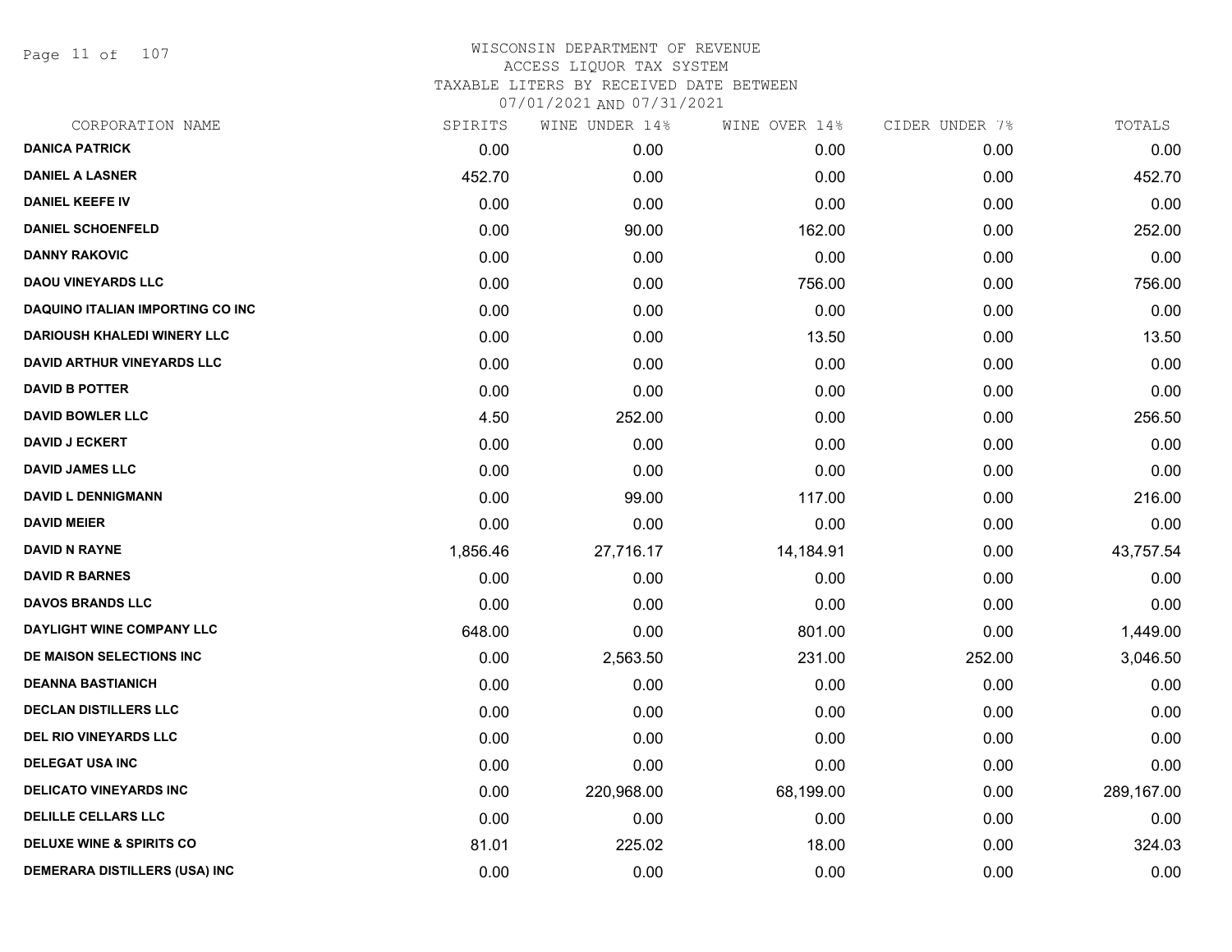# WISCONSIN DEPARTMENT OF REVENUE
## ACCESS LIQUOR TAX SYSTEM
### TAXABLE LITERS BY RECEIVED DATE BETWEEN 07/01/2021 AND 07/31/2021

| CORPORATION NAME | SPIRITS | WINE UNDER 14% | WINE OVER 14% | CIDER UNDER 7% | TOTALS |
|---|---|---|---|---|---|
| DANICA PATRICK | 0.00 | 0.00 | 0.00 | 0.00 | 0.00 |
| DANIEL A LASNER | 452.70 | 0.00 | 0.00 | 0.00 | 452.70 |
| DANIEL KEEFE IV | 0.00 | 0.00 | 0.00 | 0.00 | 0.00 |
| DANIEL SCHOENFELD | 0.00 | 90.00 | 162.00 | 0.00 | 252.00 |
| DANNY RAKOVIC | 0.00 | 0.00 | 0.00 | 0.00 | 0.00 |
| DAOU VINEYARDS LLC | 0.00 | 0.00 | 756.00 | 0.00 | 756.00 |
| DAQUINO ITALIAN IMPORTING CO INC | 0.00 | 0.00 | 0.00 | 0.00 | 0.00 |
| DARIOUSH KHALEDI WINERY LLC | 0.00 | 0.00 | 13.50 | 0.00 | 13.50 |
| DAVID ARTHUR VINEYARDS LLC | 0.00 | 0.00 | 0.00 | 0.00 | 0.00 |
| DAVID B POTTER | 0.00 | 0.00 | 0.00 | 0.00 | 0.00 |
| DAVID BOWLER LLC | 4.50 | 252.00 | 0.00 | 0.00 | 256.50 |
| DAVID J ECKERT | 0.00 | 0.00 | 0.00 | 0.00 | 0.00 |
| DAVID JAMES LLC | 0.00 | 0.00 | 0.00 | 0.00 | 0.00 |
| DAVID L DENNIGMANN | 0.00 | 99.00 | 117.00 | 0.00 | 216.00 |
| DAVID MEIER | 0.00 | 0.00 | 0.00 | 0.00 | 0.00 |
| DAVID N RAYNE | 1,856.46 | 27,716.17 | 14,184.91 | 0.00 | 43,757.54 |
| DAVID R BARNES | 0.00 | 0.00 | 0.00 | 0.00 | 0.00 |
| DAVOS BRANDS LLC | 0.00 | 0.00 | 0.00 | 0.00 | 0.00 |
| DAYLIGHT WINE COMPANY LLC | 648.00 | 0.00 | 801.00 | 0.00 | 1,449.00 |
| DE MAISON SELECTIONS INC | 0.00 | 2,563.50 | 231.00 | 252.00 | 3,046.50 |
| DEANNA BASTIANICH | 0.00 | 0.00 | 0.00 | 0.00 | 0.00 |
| DECLAN DISTILLERS LLC | 0.00 | 0.00 | 0.00 | 0.00 | 0.00 |
| DEL RIO VINEYARDS LLC | 0.00 | 0.00 | 0.00 | 0.00 | 0.00 |
| DELEGAT USA INC | 0.00 | 0.00 | 0.00 | 0.00 | 0.00 |
| DELICATO VINEYARDS INC | 0.00 | 220,968.00 | 68,199.00 | 0.00 | 289,167.00 |
| DELILLE CELLARS LLC | 0.00 | 0.00 | 0.00 | 0.00 | 0.00 |
| DELUXE WINE & SPIRITS CO | 81.01 | 225.02 | 18.00 | 0.00 | 324.03 |
| DEMERARA DISTILLERS (USA) INC | 0.00 | 0.00 | 0.00 | 0.00 | 0.00 |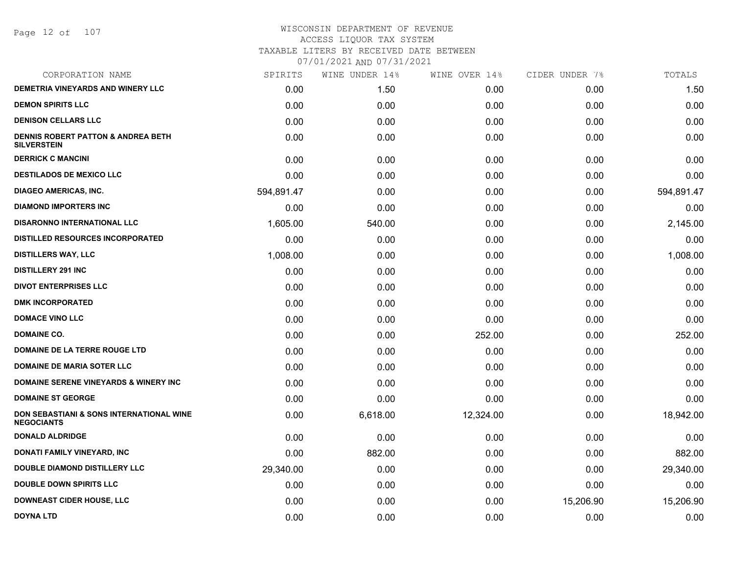# WISCONSIN DEPARTMENT OF REVENUE
## ACCESS LIQUOR TAX SYSTEM
### TAXABLE LITERS BY RECEIVED DATE BETWEEN 07/01/2021 AND 07/31/2021

| CORPORATION NAME | SPIRITS | WINE UNDER 14% | WINE OVER 14% | CIDER UNDER 7% | TOTALS |
|---|---|---|---|---|---|
| DEMETRIA VINEYARDS AND WINERY LLC | 0.00 | 1.50 | 0.00 | 0.00 | 1.50 |
| DEMON SPIRITS LLC | 0.00 | 0.00 | 0.00 | 0.00 | 0.00 |
| DENISON CELLARS LLC | 0.00 | 0.00 | 0.00 | 0.00 | 0.00 |
| DENNIS ROBERT PATTON & ANDREA BETH SILVERSTEIN | 0.00 | 0.00 | 0.00 | 0.00 | 0.00 |
| DERRICK C MANCINI | 0.00 | 0.00 | 0.00 | 0.00 | 0.00 |
| DESTILADOS DE MEXICO LLC | 0.00 | 0.00 | 0.00 | 0.00 | 0.00 |
| DIAGEO AMERICAS, INC. | 594,891.47 | 0.00 | 0.00 | 0.00 | 594,891.47 |
| DIAMOND IMPORTERS INC | 0.00 | 0.00 | 0.00 | 0.00 | 0.00 |
| DISARONNO INTERNATIONAL LLC | 1,605.00 | 540.00 | 0.00 | 0.00 | 2,145.00 |
| DISTILLED RESOURCES INCORPORATED | 0.00 | 0.00 | 0.00 | 0.00 | 0.00 |
| DISTILLERS WAY, LLC | 1,008.00 | 0.00 | 0.00 | 0.00 | 1,008.00 |
| DISTILLERY 291 INC | 0.00 | 0.00 | 0.00 | 0.00 | 0.00 |
| DIVOT ENTERPRISES LLC | 0.00 | 0.00 | 0.00 | 0.00 | 0.00 |
| DMK INCORPORATED | 0.00 | 0.00 | 0.00 | 0.00 | 0.00 |
| DOMACE VINO LLC | 0.00 | 0.00 | 0.00 | 0.00 | 0.00 |
| DOMAINE CO. | 0.00 | 0.00 | 252.00 | 0.00 | 252.00 |
| DOMAINE DE LA TERRE ROUGE LTD | 0.00 | 0.00 | 0.00 | 0.00 | 0.00 |
| DOMAINE DE MARIA SOTER LLC | 0.00 | 0.00 | 0.00 | 0.00 | 0.00 |
| DOMAINE SERENE VINEYARDS & WINERY INC | 0.00 | 0.00 | 0.00 | 0.00 | 0.00 |
| DOMAINE ST GEORGE | 0.00 | 0.00 | 0.00 | 0.00 | 0.00 |
| DON SEBASTIANI & SONS INTERNATIONAL WINE NEGOCIANTS | 0.00 | 6,618.00 | 12,324.00 | 0.00 | 18,942.00 |
| DONALD ALDRIDGE | 0.00 | 0.00 | 0.00 | 0.00 | 0.00 |
| DONATI FAMILY VINEYARD, INC | 0.00 | 882.00 | 0.00 | 0.00 | 882.00 |
| DOUBLE DIAMOND DISTILLERY LLC | 29,340.00 | 0.00 | 0.00 | 0.00 | 29,340.00 |
| DOUBLE DOWN SPIRITS LLC | 0.00 | 0.00 | 0.00 | 0.00 | 0.00 |
| DOWNEAST CIDER HOUSE, LLC | 0.00 | 0.00 | 0.00 | 15,206.90 | 15,206.90 |
| DOYNA LTD | 0.00 | 0.00 | 0.00 | 0.00 | 0.00 |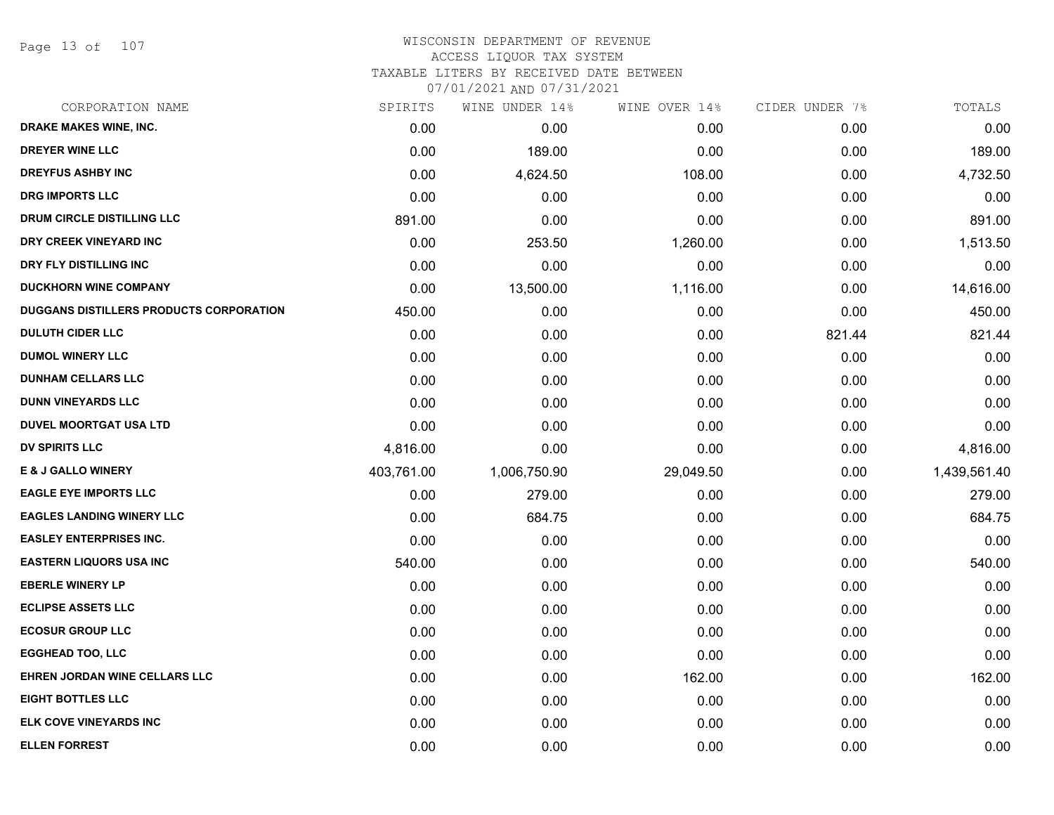# WISCONSIN DEPARTMENT OF REVENUE
## ACCESS LIQUOR TAX SYSTEM
## TAXABLE LITERS BY RECEIVED DATE BETWEEN 07/01/2021 AND 07/31/2021

| CORPORATION NAME | SPIRITS | WINE UNDER 14% | WINE OVER 14% | CIDER UNDER 7% | TOTALS |
|---|---|---|---|---|---|
| DRAKE MAKES WINE, INC. | 0.00 | 0.00 | 0.00 | 0.00 | 0.00 |
| DREYER WINE LLC | 0.00 | 189.00 | 0.00 | 0.00 | 189.00 |
| DREYFUS ASHBY INC | 0.00 | 4,624.50 | 108.00 | 0.00 | 4,732.50 |
| DRG IMPORTS LLC | 0.00 | 0.00 | 0.00 | 0.00 | 0.00 |
| DRUM CIRCLE DISTILLING LLC | 891.00 | 0.00 | 0.00 | 0.00 | 891.00 |
| DRY CREEK VINEYARD INC | 0.00 | 253.50 | 1,260.00 | 0.00 | 1,513.50 |
| DRY FLY DISTILLING INC | 0.00 | 0.00 | 0.00 | 0.00 | 0.00 |
| DUCKHORN WINE COMPANY | 0.00 | 13,500.00 | 1,116.00 | 0.00 | 14,616.00 |
| DUGGANS DISTILLERS PRODUCTS CORPORATION | 450.00 | 0.00 | 0.00 | 0.00 | 450.00 |
| DULUTH CIDER LLC | 0.00 | 0.00 | 0.00 | 821.44 | 821.44 |
| DUMOL WINERY LLC | 0.00 | 0.00 | 0.00 | 0.00 | 0.00 |
| DUNHAM CELLARS LLC | 0.00 | 0.00 | 0.00 | 0.00 | 0.00 |
| DUNN VINEYARDS LLC | 0.00 | 0.00 | 0.00 | 0.00 | 0.00 |
| DUVEL MOORTGAT USA LTD | 0.00 | 0.00 | 0.00 | 0.00 | 0.00 |
| DV SPIRITS LLC | 4,816.00 | 0.00 | 0.00 | 0.00 | 4,816.00 |
| E & J GALLO WINERY | 403,761.00 | 1,006,750.90 | 29,049.50 | 0.00 | 1,439,561.40 |
| EAGLE EYE IMPORTS LLC | 0.00 | 279.00 | 0.00 | 0.00 | 279.00 |
| EAGLES LANDING WINERY LLC | 0.00 | 684.75 | 0.00 | 0.00 | 684.75 |
| EASLEY ENTERPRISES INC. | 0.00 | 0.00 | 0.00 | 0.00 | 0.00 |
| EASTERN LIQUORS USA INC | 540.00 | 0.00 | 0.00 | 0.00 | 540.00 |
| EBERLE WINERY LP | 0.00 | 0.00 | 0.00 | 0.00 | 0.00 |
| ECLIPSE ASSETS LLC | 0.00 | 0.00 | 0.00 | 0.00 | 0.00 |
| ECOSUR GROUP LLC | 0.00 | 0.00 | 0.00 | 0.00 | 0.00 |
| EGGHEAD TOO, LLC | 0.00 | 0.00 | 0.00 | 0.00 | 0.00 |
| EHREN JORDAN WINE CELLARS LLC | 0.00 | 0.00 | 162.00 | 0.00 | 162.00 |
| EIGHT BOTTLES LLC | 0.00 | 0.00 | 0.00 | 0.00 | 0.00 |
| ELK COVE VINEYARDS INC | 0.00 | 0.00 | 0.00 | 0.00 | 0.00 |
| ELLEN FORREST | 0.00 | 0.00 | 0.00 | 0.00 | 0.00 |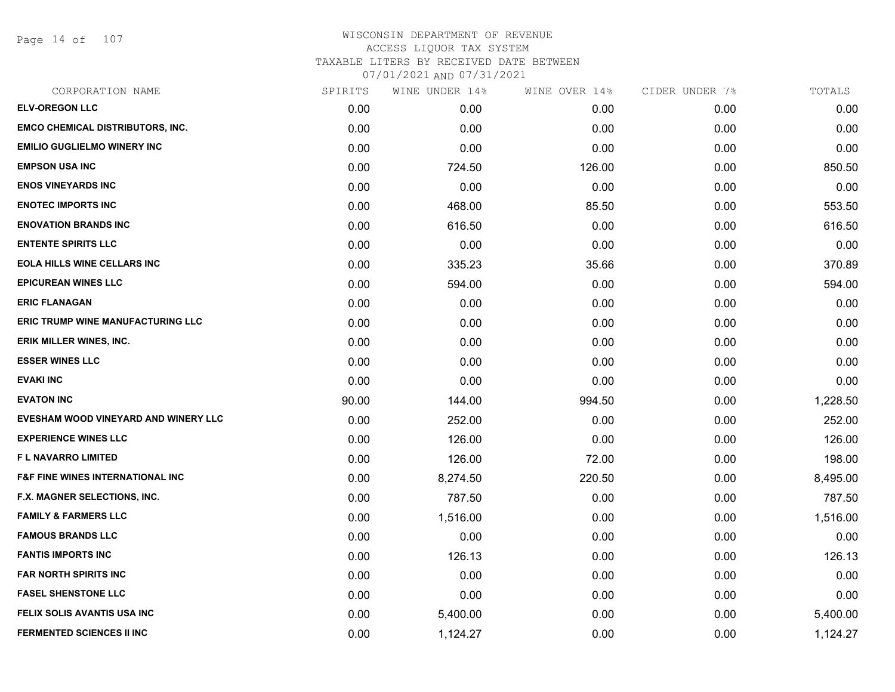WISCONSIN DEPARTMENT OF REVENUE
ACCESS LIQUOR TAX SYSTEM
TAXABLE LITERS BY RECEIVED DATE BETWEEN
07/01/2021 AND 07/31/2021

| CORPORATION NAME | SPIRITS | WINE UNDER 14% | WINE OVER 14% | CIDER UNDER 7% | TOTALS |
|---|---|---|---|---|---|
| ELV-OREGON LLC | 0.00 | 0.00 | 0.00 | 0.00 | 0.00 |
| EMCO CHEMICAL DISTRIBUTORS, INC. | 0.00 | 0.00 | 0.00 | 0.00 | 0.00 |
| EMILIO GUGLIELMO WINERY INC | 0.00 | 0.00 | 0.00 | 0.00 | 0.00 |
| EMPSON USA INC | 0.00 | 724.50 | 126.00 | 0.00 | 850.50 |
| ENOS VINEYARDS INC | 0.00 | 0.00 | 0.00 | 0.00 | 0.00 |
| ENOTEC IMPORTS INC | 0.00 | 468.00 | 85.50 | 0.00 | 553.50 |
| ENOVATION BRANDS INC | 0.00 | 616.50 | 0.00 | 0.00 | 616.50 |
| ENTENTE SPIRITS LLC | 0.00 | 0.00 | 0.00 | 0.00 | 0.00 |
| EOLA HILLS WINE CELLARS INC | 0.00 | 335.23 | 35.66 | 0.00 | 370.89 |
| EPICUREAN WINES LLC | 0.00 | 594.00 | 0.00 | 0.00 | 594.00 |
| ERIC FLANAGAN | 0.00 | 0.00 | 0.00 | 0.00 | 0.00 |
| ERIC TRUMP WINE MANUFACTURING LLC | 0.00 | 0.00 | 0.00 | 0.00 | 0.00 |
| ERIK MILLER WINES, INC. | 0.00 | 0.00 | 0.00 | 0.00 | 0.00 |
| ESSER WINES LLC | 0.00 | 0.00 | 0.00 | 0.00 | 0.00 |
| EVAKI INC | 0.00 | 0.00 | 0.00 | 0.00 | 0.00 |
| EVATON INC | 90.00 | 144.00 | 994.50 | 0.00 | 1,228.50 |
| EVESHAM WOOD VINEYARD AND WINERY LLC | 0.00 | 252.00 | 0.00 | 0.00 | 252.00 |
| EXPERIENCE WINES LLC | 0.00 | 126.00 | 0.00 | 0.00 | 126.00 |
| F L NAVARRO LIMITED | 0.00 | 126.00 | 72.00 | 0.00 | 198.00 |
| F&F FINE WINES INTERNATIONAL INC | 0.00 | 8,274.50 | 220.50 | 0.00 | 8,495.00 |
| F.X. MAGNER SELECTIONS, INC. | 0.00 | 787.50 | 0.00 | 0.00 | 787.50 |
| FAMILY & FARMERS LLC | 0.00 | 1,516.00 | 0.00 | 0.00 | 1,516.00 |
| FAMOUS BRANDS LLC | 0.00 | 0.00 | 0.00 | 0.00 | 0.00 |
| FANTIS IMPORTS INC | 0.00 | 126.13 | 0.00 | 0.00 | 126.13 |
| FAR NORTH SPIRITS INC | 0.00 | 0.00 | 0.00 | 0.00 | 0.00 |
| FASEL SHENSTONE LLC | 0.00 | 0.00 | 0.00 | 0.00 | 0.00 |
| FELIX SOLIS AVANTIS USA INC | 0.00 | 5,400.00 | 0.00 | 0.00 | 5,400.00 |
| FERMENTED SCIENCES II INC | 0.00 | 1,124.27 | 0.00 | 0.00 | 1,124.27 |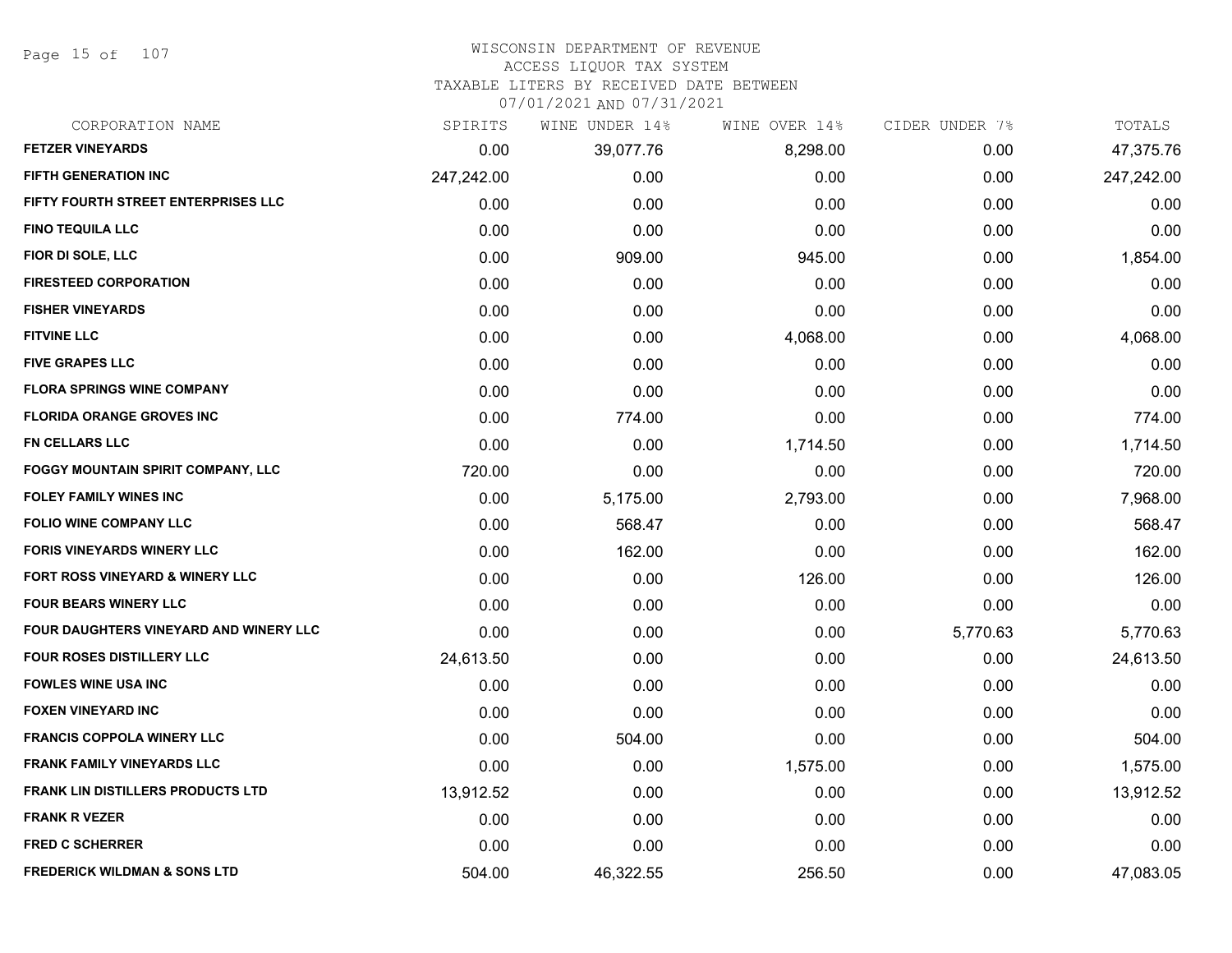# WISCONSIN DEPARTMENT OF REVENUE
## ACCESS LIQUOR TAX SYSTEM
## TAXABLE LITERS BY RECEIVED DATE BETWEEN 07/01/2021 AND 07/31/2021

| CORPORATION NAME | SPIRITS | WINE UNDER 14% | WINE OVER 14% | CIDER UNDER 7% | TOTALS |
|---|---|---|---|---|---|
| FETZER VINEYARDS | 0.00 | 39,077.76 | 8,298.00 | 0.00 | 47,375.76 |
| FIFTH GENERATION INC | 247,242.00 | 0.00 | 0.00 | 0.00 | 247,242.00 |
| FIFTY FOURTH STREET ENTERPRISES LLC | 0.00 | 0.00 | 0.00 | 0.00 | 0.00 |
| FINO TEQUILA LLC | 0.00 | 0.00 | 0.00 | 0.00 | 0.00 |
| FIOR DI SOLE, LLC | 0.00 | 909.00 | 945.00 | 0.00 | 1,854.00 |
| FIRESTEED CORPORATION | 0.00 | 0.00 | 0.00 | 0.00 | 0.00 |
| FISHER VINEYARDS | 0.00 | 0.00 | 0.00 | 0.00 | 0.00 |
| FITVINE LLC | 0.00 | 0.00 | 4,068.00 | 0.00 | 4,068.00 |
| FIVE GRAPES LLC | 0.00 | 0.00 | 0.00 | 0.00 | 0.00 |
| FLORA SPRINGS WINE COMPANY | 0.00 | 0.00 | 0.00 | 0.00 | 0.00 |
| FLORIDA ORANGE GROVES INC | 0.00 | 774.00 | 0.00 | 0.00 | 774.00 |
| FN CELLARS LLC | 0.00 | 0.00 | 1,714.50 | 0.00 | 1,714.50 |
| FOGGY MOUNTAIN SPIRIT COMPANY, LLC | 720.00 | 0.00 | 0.00 | 0.00 | 720.00 |
| FOLEY FAMILY WINES INC | 0.00 | 5,175.00 | 2,793.00 | 0.00 | 7,968.00 |
| FOLIO WINE COMPANY LLC | 0.00 | 568.47 | 0.00 | 0.00 | 568.47 |
| FORIS VINEYARDS WINERY LLC | 0.00 | 162.00 | 0.00 | 0.00 | 162.00 |
| FORT ROSS VINEYARD & WINERY LLC | 0.00 | 0.00 | 126.00 | 0.00 | 126.00 |
| FOUR BEARS WINERY LLC | 0.00 | 0.00 | 0.00 | 0.00 | 0.00 |
| FOUR DAUGHTERS VINEYARD AND WINERY LLC | 0.00 | 0.00 | 0.00 | 5,770.63 | 5,770.63 |
| FOUR ROSES DISTILLERY LLC | 24,613.50 | 0.00 | 0.00 | 0.00 | 24,613.50 |
| FOWLES WINE USA INC | 0.00 | 0.00 | 0.00 | 0.00 | 0.00 |
| FOXEN VINEYARD INC | 0.00 | 0.00 | 0.00 | 0.00 | 0.00 |
| FRANCIS COPPOLA WINERY LLC | 0.00 | 504.00 | 0.00 | 0.00 | 504.00 |
| FRANK FAMILY VINEYARDS LLC | 0.00 | 0.00 | 1,575.00 | 0.00 | 1,575.00 |
| FRANK LIN DISTILLERS PRODUCTS LTD | 13,912.52 | 0.00 | 0.00 | 0.00 | 13,912.52 |
| FRANK R VEZER | 0.00 | 0.00 | 0.00 | 0.00 | 0.00 |
| FRED C SCHERRER | 0.00 | 0.00 | 0.00 | 0.00 | 0.00 |
| FREDERICK WILDMAN & SONS LTD | 504.00 | 46,322.55 | 256.50 | 0.00 | 47,083.05 |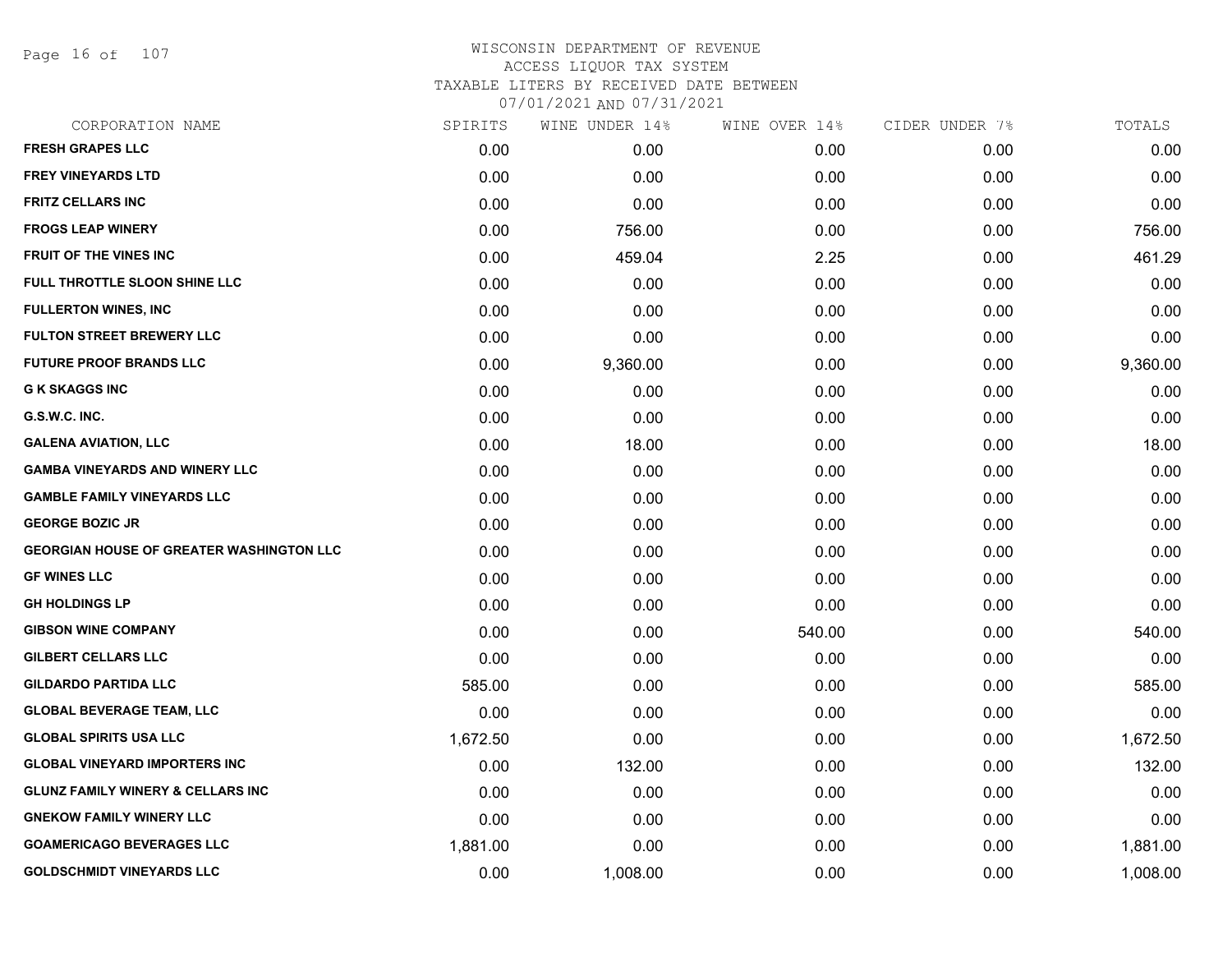WISCONSIN DEPARTMENT OF REVENUE
ACCESS LIQUOR TAX SYSTEM
TAXABLE LITERS BY RECEIVED DATE BETWEEN
07/01/2021 AND 07/31/2021

| CORPORATION NAME | SPIRITS | WINE UNDER 14% | WINE OVER 14% | CIDER UNDER 7% | TOTALS |
|---|---|---|---|---|---|
| FRESH GRAPES LLC | 0.00 | 0.00 | 0.00 | 0.00 | 0.00 |
| FREY VINEYARDS LTD | 0.00 | 0.00 | 0.00 | 0.00 | 0.00 |
| FRITZ CELLARS INC | 0.00 | 0.00 | 0.00 | 0.00 | 0.00 |
| FROGS LEAP WINERY | 0.00 | 756.00 | 0.00 | 0.00 | 756.00 |
| FRUIT OF THE VINES INC | 0.00 | 459.04 | 2.25 | 0.00 | 461.29 |
| FULL THROTTLE SLOON SHINE LLC | 0.00 | 0.00 | 0.00 | 0.00 | 0.00 |
| FULLERTON WINES, INC | 0.00 | 0.00 | 0.00 | 0.00 | 0.00 |
| FULTON STREET BREWERY LLC | 0.00 | 0.00 | 0.00 | 0.00 | 0.00 |
| FUTURE PROOF BRANDS LLC | 0.00 | 9,360.00 | 0.00 | 0.00 | 9,360.00 |
| G K SKAGGS INC | 0.00 | 0.00 | 0.00 | 0.00 | 0.00 |
| G.S.W.C. INC. | 0.00 | 0.00 | 0.00 | 0.00 | 0.00 |
| GALENA AVIATION, LLC | 0.00 | 18.00 | 0.00 | 0.00 | 18.00 |
| GAMBA VINEYARDS AND WINERY LLC | 0.00 | 0.00 | 0.00 | 0.00 | 0.00 |
| GAMBLE FAMILY VINEYARDS LLC | 0.00 | 0.00 | 0.00 | 0.00 | 0.00 |
| GEORGE BOZIC JR | 0.00 | 0.00 | 0.00 | 0.00 | 0.00 |
| GEORGIAN HOUSE OF GREATER WASHINGTON LLC | 0.00 | 0.00 | 0.00 | 0.00 | 0.00 |
| GF WINES LLC | 0.00 | 0.00 | 0.00 | 0.00 | 0.00 |
| GH HOLDINGS LP | 0.00 | 0.00 | 0.00 | 0.00 | 0.00 |
| GIBSON WINE COMPANY | 0.00 | 0.00 | 540.00 | 0.00 | 540.00 |
| GILBERT CELLARS LLC | 0.00 | 0.00 | 0.00 | 0.00 | 0.00 |
| GILDARDO PARTIDA LLC | 585.00 | 0.00 | 0.00 | 0.00 | 585.00 |
| GLOBAL BEVERAGE TEAM, LLC | 0.00 | 0.00 | 0.00 | 0.00 | 0.00 |
| GLOBAL SPIRITS USA LLC | 1,672.50 | 0.00 | 0.00 | 0.00 | 1,672.50 |
| GLOBAL VINEYARD IMPORTERS INC | 0.00 | 132.00 | 0.00 | 0.00 | 132.00 |
| GLUNZ FAMILY WINERY & CELLARS INC | 0.00 | 0.00 | 0.00 | 0.00 | 0.00 |
| GNEKOW FAMILY WINERY LLC | 0.00 | 0.00 | 0.00 | 0.00 | 0.00 |
| GOAMERICAGO BEVERAGES LLC | 1,881.00 | 0.00 | 0.00 | 0.00 | 1,881.00 |
| GOLDSCHMIDT VINEYARDS LLC | 0.00 | 1,008.00 | 0.00 | 0.00 | 1,008.00 |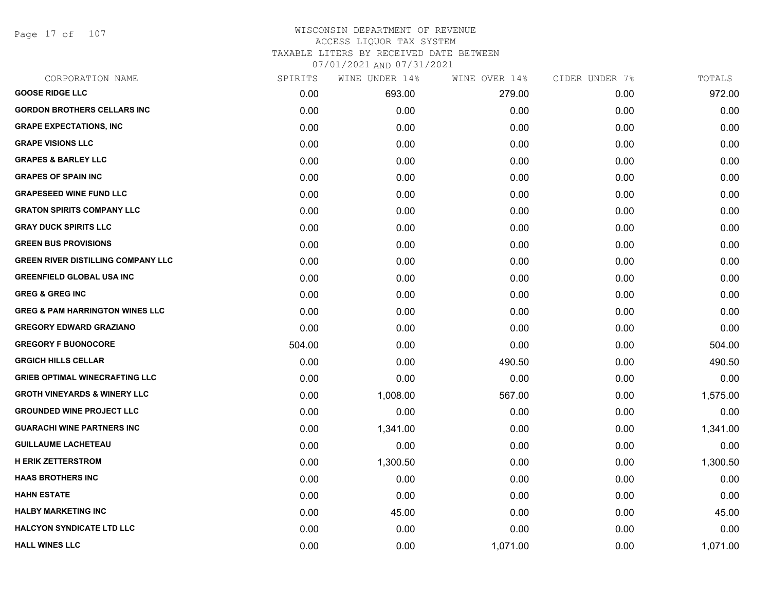# WISCONSIN DEPARTMENT OF REVENUE
## ACCESS LIQUOR TAX SYSTEM
### TAXABLE LITERS BY RECEIVED DATE BETWEEN 07/01/2021 AND 07/31/2021

| CORPORATION NAME | SPIRITS | WINE UNDER 14% | WINE OVER 14% | CIDER UNDER 7% | TOTALS |
|---|---|---|---|---|---|
| GOOSE RIDGE LLC | 0.00 | 693.00 | 279.00 | 0.00 | 972.00 |
| GORDON BROTHERS CELLARS INC | 0.00 | 0.00 | 0.00 | 0.00 | 0.00 |
| GRAPE EXPECTATIONS, INC | 0.00 | 0.00 | 0.00 | 0.00 | 0.00 |
| GRAPE VISIONS LLC | 0.00 | 0.00 | 0.00 | 0.00 | 0.00 |
| GRAPES & BARLEY LLC | 0.00 | 0.00 | 0.00 | 0.00 | 0.00 |
| GRAPES OF SPAIN INC | 0.00 | 0.00 | 0.00 | 0.00 | 0.00 |
| GRAPESEED WINE FUND LLC | 0.00 | 0.00 | 0.00 | 0.00 | 0.00 |
| GRATON SPIRITS COMPANY LLC | 0.00 | 0.00 | 0.00 | 0.00 | 0.00 |
| GRAY DUCK SPIRITS LLC | 0.00 | 0.00 | 0.00 | 0.00 | 0.00 |
| GREEN BUS PROVISIONS | 0.00 | 0.00 | 0.00 | 0.00 | 0.00 |
| GREEN RIVER DISTILLING COMPANY LLC | 0.00 | 0.00 | 0.00 | 0.00 | 0.00 |
| GREENFIELD GLOBAL USA INC | 0.00 | 0.00 | 0.00 | 0.00 | 0.00 |
| GREG & GREG INC | 0.00 | 0.00 | 0.00 | 0.00 | 0.00 |
| GREG & PAM HARRINGTON WINES LLC | 0.00 | 0.00 | 0.00 | 0.00 | 0.00 |
| GREGORY EDWARD GRAZIANO | 0.00 | 0.00 | 0.00 | 0.00 | 0.00 |
| GREGORY F BUONOCORE | 504.00 | 0.00 | 0.00 | 0.00 | 504.00 |
| GRGICH HILLS CELLAR | 0.00 | 0.00 | 490.50 | 0.00 | 490.50 |
| GRIEB OPTIMAL WINECRAFTING LLC | 0.00 | 0.00 | 0.00 | 0.00 | 0.00 |
| GROTH VINEYARDS & WINERY LLC | 0.00 | 1,008.00 | 567.00 | 0.00 | 1,575.00 |
| GROUNDED WINE PROJECT LLC | 0.00 | 0.00 | 0.00 | 0.00 | 0.00 |
| GUARACHI WINE PARTNERS INC | 0.00 | 1,341.00 | 0.00 | 0.00 | 1,341.00 |
| GUILLAUME LACHETEAU | 0.00 | 0.00 | 0.00 | 0.00 | 0.00 |
| H ERIK ZETTERSTROM | 0.00 | 1,300.50 | 0.00 | 0.00 | 1,300.50 |
| HAAS BROTHERS INC | 0.00 | 0.00 | 0.00 | 0.00 | 0.00 |
| HAHN ESTATE | 0.00 | 0.00 | 0.00 | 0.00 | 0.00 |
| HALBY MARKETING INC | 0.00 | 45.00 | 0.00 | 0.00 | 45.00 |
| HALCYON SYNDICATE LTD LLC | 0.00 | 0.00 | 0.00 | 0.00 | 0.00 |
| HALL WINES LLC | 0.00 | 0.00 | 1,071.00 | 0.00 | 1,071.00 |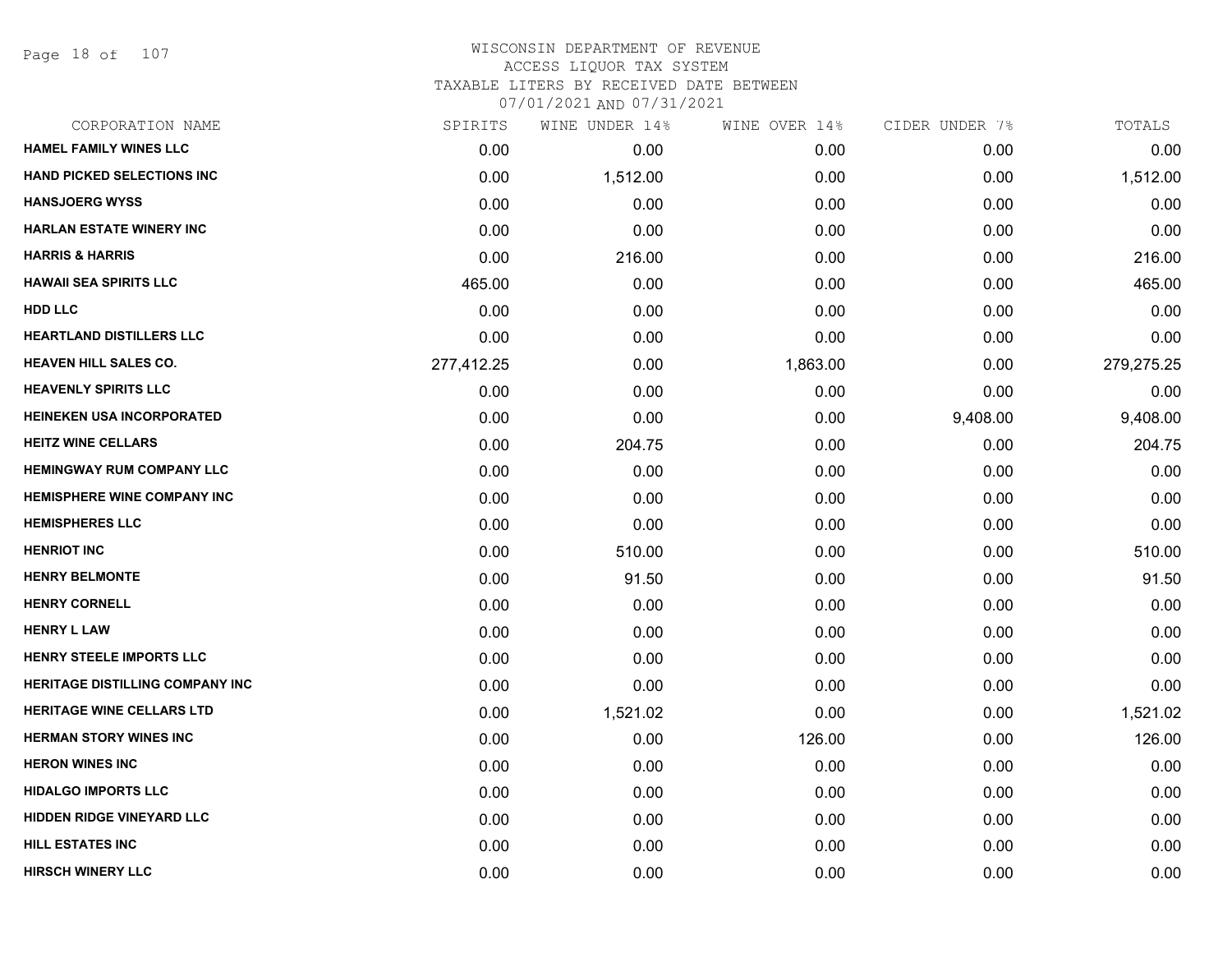# WISCONSIN DEPARTMENT OF REVENUE
## ACCESS LIQUOR TAX SYSTEM
### TAXABLE LITERS BY RECEIVED DATE BETWEEN 07/01/2021 AND 07/31/2021

| CORPORATION NAME | SPIRITS | WINE UNDER 14% | WINE OVER 14% | CIDER UNDER 7% | TOTALS |
|---|---|---|---|---|---|
| HAMEL FAMILY WINES LLC | 0.00 | 0.00 | 0.00 | 0.00 | 0.00 |
| HAND PICKED SELECTIONS INC | 0.00 | 1,512.00 | 0.00 | 0.00 | 1,512.00 |
| HANSJOERG WYSS | 0.00 | 0.00 | 0.00 | 0.00 | 0.00 |
| HARLAN ESTATE WINERY INC | 0.00 | 0.00 | 0.00 | 0.00 | 0.00 |
| HARRIS & HARRIS | 0.00 | 216.00 | 0.00 | 0.00 | 216.00 |
| HAWAII SEA SPIRITS LLC | 465.00 | 0.00 | 0.00 | 0.00 | 465.00 |
| HDD LLC | 0.00 | 0.00 | 0.00 | 0.00 | 0.00 |
| HEARTLAND DISTILLERS LLC | 0.00 | 0.00 | 0.00 | 0.00 | 0.00 |
| HEAVEN HILL SALES CO. | 277,412.25 | 0.00 | 1,863.00 | 0.00 | 279,275.25 |
| HEAVENLY SPIRITS LLC | 0.00 | 0.00 | 0.00 | 0.00 | 0.00 |
| HEINEKEN USA INCORPORATED | 0.00 | 0.00 | 0.00 | 9,408.00 | 9,408.00 |
| HEITZ WINE CELLARS | 0.00 | 204.75 | 0.00 | 0.00 | 204.75 |
| HEMINGWAY RUM COMPANY LLC | 0.00 | 0.00 | 0.00 | 0.00 | 0.00 |
| HEMISPHERE WINE COMPANY INC | 0.00 | 0.00 | 0.00 | 0.00 | 0.00 |
| HEMISPHERES LLC | 0.00 | 0.00 | 0.00 | 0.00 | 0.00 |
| HENRIOT INC | 0.00 | 510.00 | 0.00 | 0.00 | 510.00 |
| HENRY BELMONTE | 0.00 | 91.50 | 0.00 | 0.00 | 91.50 |
| HENRY CORNELL | 0.00 | 0.00 | 0.00 | 0.00 | 0.00 |
| HENRY L LAW | 0.00 | 0.00 | 0.00 | 0.00 | 0.00 |
| HENRY STEELE IMPORTS LLC | 0.00 | 0.00 | 0.00 | 0.00 | 0.00 |
| HERITAGE DISTILLING COMPANY INC | 0.00 | 0.00 | 0.00 | 0.00 | 0.00 |
| HERITAGE WINE CELLARS LTD | 0.00 | 1,521.02 | 0.00 | 0.00 | 1,521.02 |
| HERMAN STORY WINES INC | 0.00 | 0.00 | 126.00 | 0.00 | 126.00 |
| HERON WINES INC | 0.00 | 0.00 | 0.00 | 0.00 | 0.00 |
| HIDALGO IMPORTS LLC | 0.00 | 0.00 | 0.00 | 0.00 | 0.00 |
| HIDDEN RIDGE VINEYARD LLC | 0.00 | 0.00 | 0.00 | 0.00 | 0.00 |
| HILL ESTATES INC | 0.00 | 0.00 | 0.00 | 0.00 | 0.00 |
| HIRSCH WINERY LLC | 0.00 | 0.00 | 0.00 | 0.00 | 0.00 |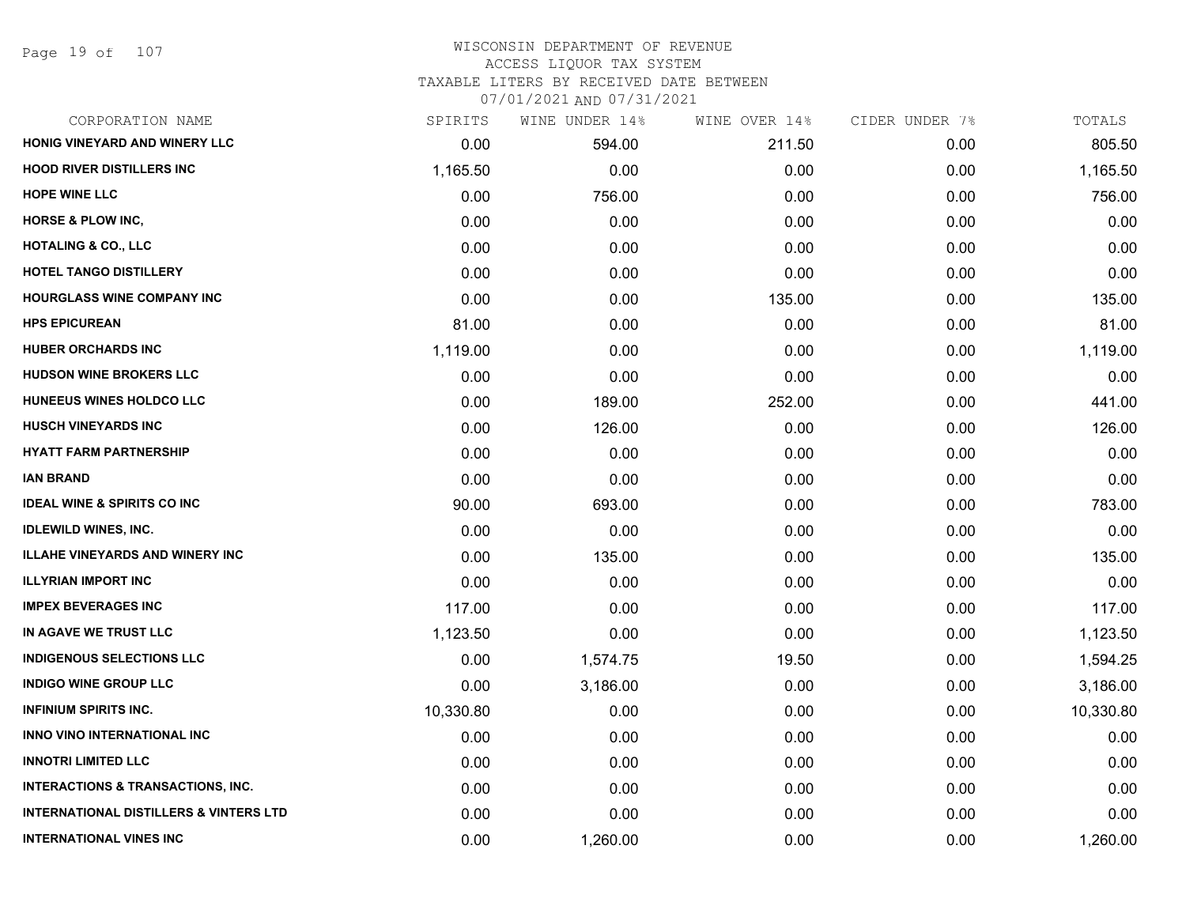# WISCONSIN DEPARTMENT OF REVENUE
## ACCESS LIQUOR TAX SYSTEM
### TAXABLE LITERS BY RECEIVED DATE BETWEEN 07/01/2021 AND 07/31/2021

| CORPORATION NAME | SPIRITS | WINE UNDER 14% | WINE OVER 14% | CIDER UNDER 7% | TOTALS |
|---|---|---|---|---|---|
| HONIG VINEYARD AND WINERY LLC | 0.00 | 594.00 | 211.50 | 0.00 | 805.50 |
| HOOD RIVER DISTILLERS INC | 1,165.50 | 0.00 | 0.00 | 0.00 | 1,165.50 |
| HOPE WINE LLC | 0.00 | 756.00 | 0.00 | 0.00 | 756.00 |
| HORSE & PLOW INC, | 0.00 | 0.00 | 0.00 | 0.00 | 0.00 |
| HOTALING & CO., LLC | 0.00 | 0.00 | 0.00 | 0.00 | 0.00 |
| HOTEL TANGO DISTILLERY | 0.00 | 0.00 | 0.00 | 0.00 | 0.00 |
| HOURGLASS WINE COMPANY INC | 0.00 | 0.00 | 135.00 | 0.00 | 135.00 |
| HPS EPICUREAN | 81.00 | 0.00 | 0.00 | 0.00 | 81.00 |
| HUBER ORCHARDS INC | 1,119.00 | 0.00 | 0.00 | 0.00 | 1,119.00 |
| HUDSON WINE BROKERS LLC | 0.00 | 0.00 | 0.00 | 0.00 | 0.00 |
| HUNEEUS WINES HOLDCO LLC | 0.00 | 189.00 | 252.00 | 0.00 | 441.00 |
| HUSCH VINEYARDS INC | 0.00 | 126.00 | 0.00 | 0.00 | 126.00 |
| HYATT FARM PARTNERSHIP | 0.00 | 0.00 | 0.00 | 0.00 | 0.00 |
| IAN BRAND | 0.00 | 0.00 | 0.00 | 0.00 | 0.00 |
| IDEAL WINE & SPIRITS CO INC | 90.00 | 693.00 | 0.00 | 0.00 | 783.00 |
| IDLEWILD WINES, INC. | 0.00 | 0.00 | 0.00 | 0.00 | 0.00 |
| ILLAHE VINEYARDS AND WINERY INC | 0.00 | 135.00 | 0.00 | 0.00 | 135.00 |
| ILLYRIAN IMPORT INC | 0.00 | 0.00 | 0.00 | 0.00 | 0.00 |
| IMPEX BEVERAGES INC | 117.00 | 0.00 | 0.00 | 0.00 | 117.00 |
| IN AGAVE WE TRUST LLC | 1,123.50 | 0.00 | 0.00 | 0.00 | 1,123.50 |
| INDIGENOUS SELECTIONS LLC | 0.00 | 1,574.75 | 19.50 | 0.00 | 1,594.25 |
| INDIGO WINE GROUP LLC | 0.00 | 3,186.00 | 0.00 | 0.00 | 3,186.00 |
| INFINIUM SPIRITS INC. | 10,330.80 | 0.00 | 0.00 | 0.00 | 10,330.80 |
| INNO VINO INTERNATIONAL INC | 0.00 | 0.00 | 0.00 | 0.00 | 0.00 |
| INNOTRI LIMITED LLC | 0.00 | 0.00 | 0.00 | 0.00 | 0.00 |
| INTERACTIONS & TRANSACTIONS, INC. | 0.00 | 0.00 | 0.00 | 0.00 | 0.00 |
| INTERNATIONAL DISTILLERS & VINTERS LTD | 0.00 | 0.00 | 0.00 | 0.00 | 0.00 |
| INTERNATIONAL VINES INC | 0.00 | 1,260.00 | 0.00 | 0.00 | 1,260.00 |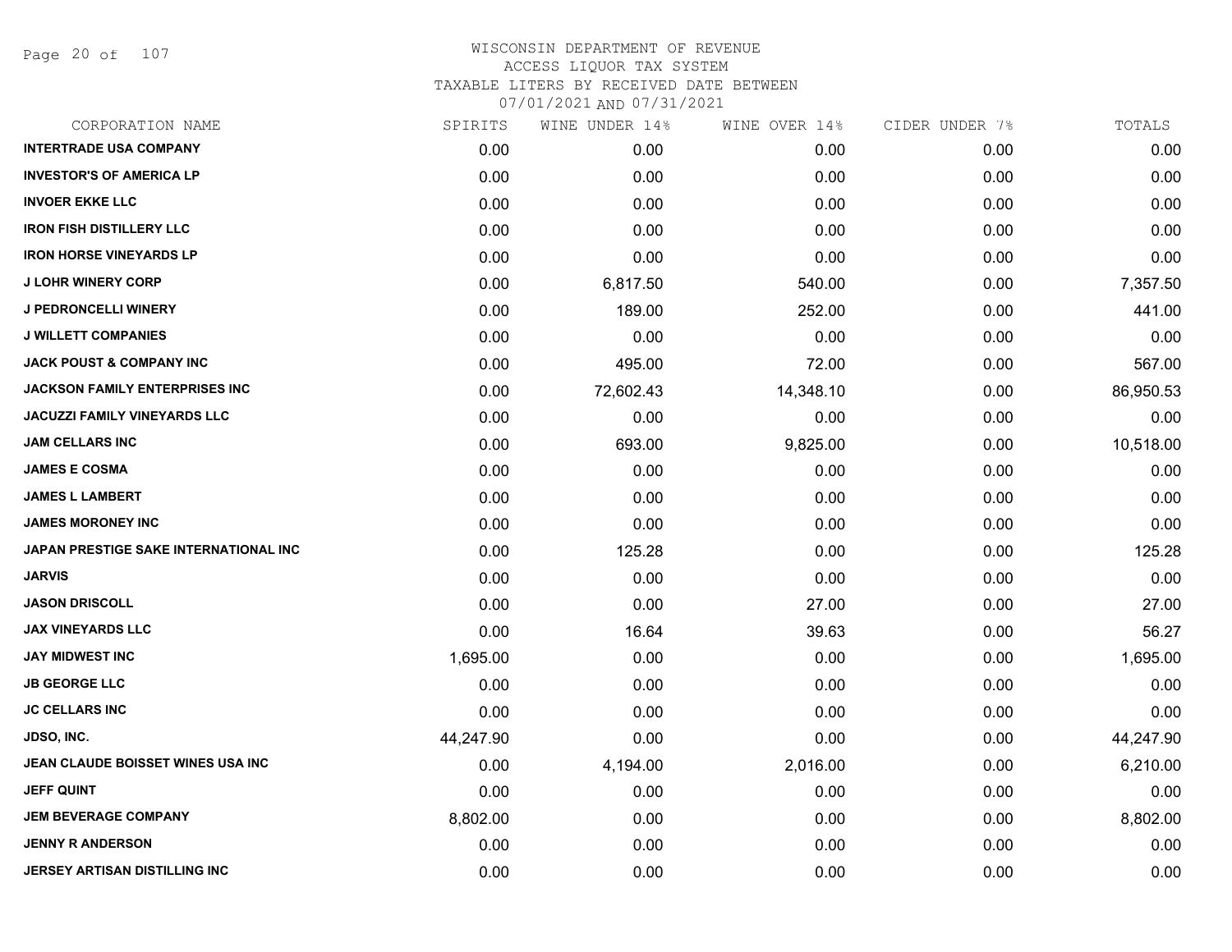# WISCONSIN DEPARTMENT OF REVENUE
## ACCESS LIQUOR TAX SYSTEM
### TAXABLE LITERS BY RECEIVED DATE BETWEEN 07/01/2021 AND 07/31/2021

| CORPORATION NAME | SPIRITS | WINE UNDER 14% | WINE OVER 14% | CIDER UNDER 7% | TOTALS |
|---|---|---|---|---|---|
| INTERTRADE USA COMPANY | 0.00 | 0.00 | 0.00 | 0.00 | 0.00 |
| INVESTOR'S OF AMERICA LP | 0.00 | 0.00 | 0.00 | 0.00 | 0.00 |
| INVOER EKKE LLC | 0.00 | 0.00 | 0.00 | 0.00 | 0.00 |
| IRON FISH DISTILLERY LLC | 0.00 | 0.00 | 0.00 | 0.00 | 0.00 |
| IRON HORSE VINEYARDS LP | 0.00 | 0.00 | 0.00 | 0.00 | 0.00 |
| J LOHR WINERY CORP | 0.00 | 6,817.50 | 540.00 | 0.00 | 7,357.50 |
| J PEDRONCELLI WINERY | 0.00 | 189.00 | 252.00 | 0.00 | 441.00 |
| J WILLETT COMPANIES | 0.00 | 0.00 | 0.00 | 0.00 | 0.00 |
| JACK POUST & COMPANY INC | 0.00 | 495.00 | 72.00 | 0.00 | 567.00 |
| JACKSON FAMILY ENTERPRISES INC | 0.00 | 72,602.43 | 14,348.10 | 0.00 | 86,950.53 |
| JACUZZI FAMILY VINEYARDS LLC | 0.00 | 0.00 | 0.00 | 0.00 | 0.00 |
| JAM CELLARS INC | 0.00 | 693.00 | 9,825.00 | 0.00 | 10,518.00 |
| JAMES E COSMA | 0.00 | 0.00 | 0.00 | 0.00 | 0.00 |
| JAMES L LAMBERT | 0.00 | 0.00 | 0.00 | 0.00 | 0.00 |
| JAMES MORONEY INC | 0.00 | 0.00 | 0.00 | 0.00 | 0.00 |
| JAPAN PRESTIGE SAKE INTERNATIONAL INC | 0.00 | 125.28 | 0.00 | 0.00 | 125.28 |
| JARVIS | 0.00 | 0.00 | 0.00 | 0.00 | 0.00 |
| JASON DRISCOLL | 0.00 | 0.00 | 27.00 | 0.00 | 27.00 |
| JAX VINEYARDS LLC | 0.00 | 16.64 | 39.63 | 0.00 | 56.27 |
| JAY MIDWEST INC | 1,695.00 | 0.00 | 0.00 | 0.00 | 1,695.00 |
| JB GEORGE LLC | 0.00 | 0.00 | 0.00 | 0.00 | 0.00 |
| JC CELLARS INC | 0.00 | 0.00 | 0.00 | 0.00 | 0.00 |
| JDSO, INC. | 44,247.90 | 0.00 | 0.00 | 0.00 | 44,247.90 |
| JEAN CLAUDE BOISSET WINES USA INC | 0.00 | 4,194.00 | 2,016.00 | 0.00 | 6,210.00 |
| JEFF QUINT | 0.00 | 0.00 | 0.00 | 0.00 | 0.00 |
| JEM BEVERAGE COMPANY | 8,802.00 | 0.00 | 0.00 | 0.00 | 8,802.00 |
| JENNY R ANDERSON | 0.00 | 0.00 | 0.00 | 0.00 | 0.00 |
| JERSEY ARTISAN DISTILLING INC | 0.00 | 0.00 | 0.00 | 0.00 | 0.00 |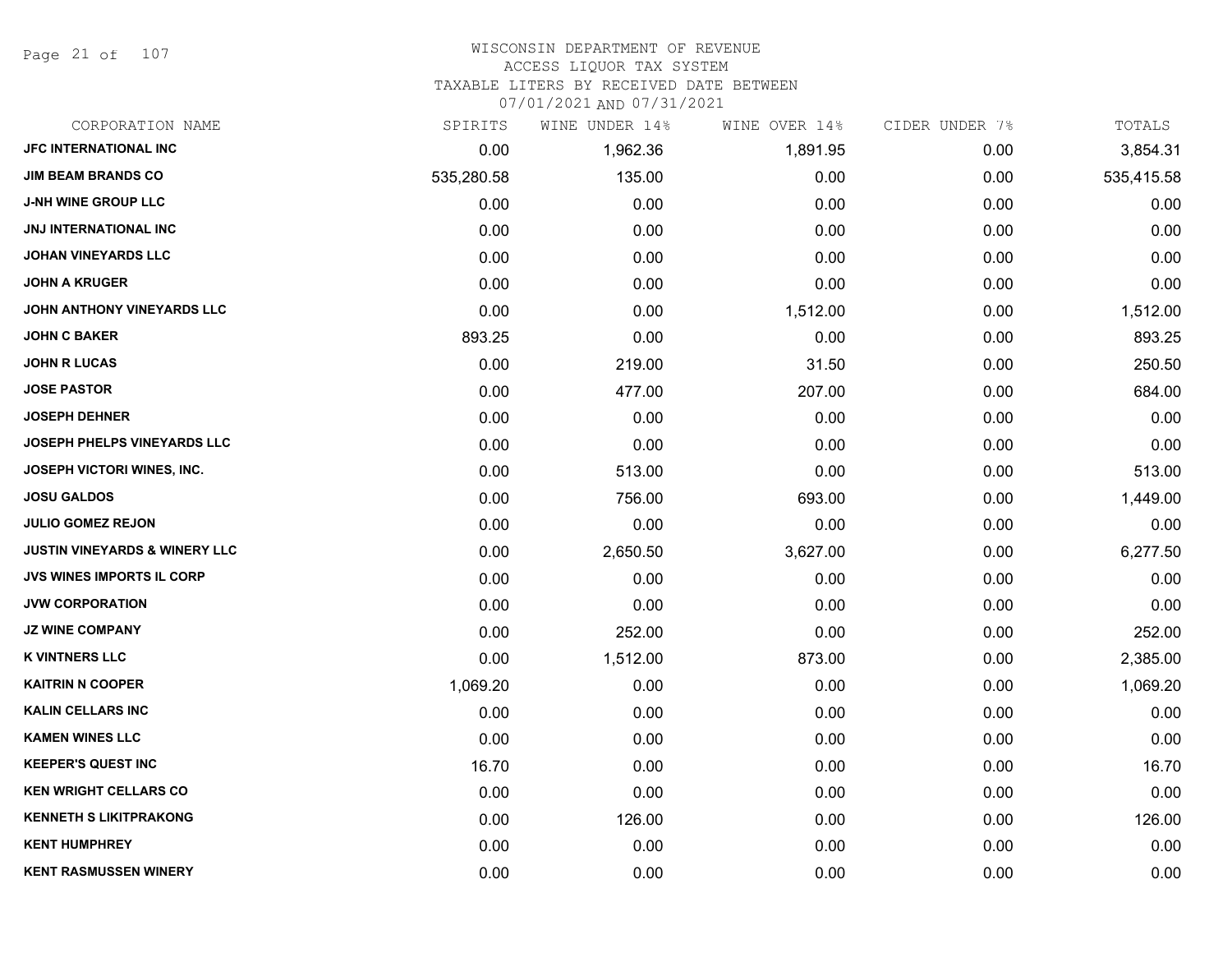# WISCONSIN DEPARTMENT OF REVENUE
## ACCESS LIQUOR TAX SYSTEM
### TAXABLE LITERS BY RECEIVED DATE BETWEEN 07/01/2021 AND 07/31/2021

| CORPORATION NAME | SPIRITS | WINE UNDER 14% | WINE OVER 14% | CIDER UNDER 7% | TOTALS |
|---|---|---|---|---|---|
| JFC INTERNATIONAL INC | 0.00 | 1,962.36 | 1,891.95 | 0.00 | 3,854.31 |
| JIM BEAM BRANDS CO | 535,280.58 | 135.00 | 0.00 | 0.00 | 535,415.58 |
| J-NH WINE GROUP LLC | 0.00 | 0.00 | 0.00 | 0.00 | 0.00 |
| JNJ INTERNATIONAL INC | 0.00 | 0.00 | 0.00 | 0.00 | 0.00 |
| JOHAN VINEYARDS LLC | 0.00 | 0.00 | 0.00 | 0.00 | 0.00 |
| JOHN A KRUGER | 0.00 | 0.00 | 0.00 | 0.00 | 0.00 |
| JOHN ANTHONY VINEYARDS LLC | 0.00 | 0.00 | 1,512.00 | 0.00 | 1,512.00 |
| JOHN C BAKER | 893.25 | 0.00 | 0.00 | 0.00 | 893.25 |
| JOHN R LUCAS | 0.00 | 219.00 | 31.50 | 0.00 | 250.50 |
| JOSE PASTOR | 0.00 | 477.00 | 207.00 | 0.00 | 684.00 |
| JOSEPH DEHNER | 0.00 | 0.00 | 0.00 | 0.00 | 0.00 |
| JOSEPH PHELPS VINEYARDS LLC | 0.00 | 0.00 | 0.00 | 0.00 | 0.00 |
| JOSEPH VICTORI WINES, INC. | 0.00 | 513.00 | 0.00 | 0.00 | 513.00 |
| JOSU GALDOS | 0.00 | 756.00 | 693.00 | 0.00 | 1,449.00 |
| JULIO GOMEZ REJON | 0.00 | 0.00 | 0.00 | 0.00 | 0.00 |
| JUSTIN VINEYARDS & WINERY LLC | 0.00 | 2,650.50 | 3,627.00 | 0.00 | 6,277.50 |
| JVS WINES IMPORTS IL CORP | 0.00 | 0.00 | 0.00 | 0.00 | 0.00 |
| JVW CORPORATION | 0.00 | 0.00 | 0.00 | 0.00 | 0.00 |
| JZ WINE COMPANY | 0.00 | 252.00 | 0.00 | 0.00 | 252.00 |
| K VINTNERS LLC | 0.00 | 1,512.00 | 873.00 | 0.00 | 2,385.00 |
| KAITRIN N COOPER | 1,069.20 | 0.00 | 0.00 | 0.00 | 1,069.20 |
| KALIN CELLARS INC | 0.00 | 0.00 | 0.00 | 0.00 | 0.00 |
| KAMEN WINES LLC | 0.00 | 0.00 | 0.00 | 0.00 | 0.00 |
| KEEPER'S QUEST INC | 16.70 | 0.00 | 0.00 | 0.00 | 16.70 |
| KEN WRIGHT CELLARS CO | 0.00 | 0.00 | 0.00 | 0.00 | 0.00 |
| KENNETH S LIKITPRAKONG | 0.00 | 126.00 | 0.00 | 0.00 | 126.00 |
| KENT HUMPHREY | 0.00 | 0.00 | 0.00 | 0.00 | 0.00 |
| KENT RASMUSSEN WINERY | 0.00 | 0.00 | 0.00 | 0.00 | 0.00 |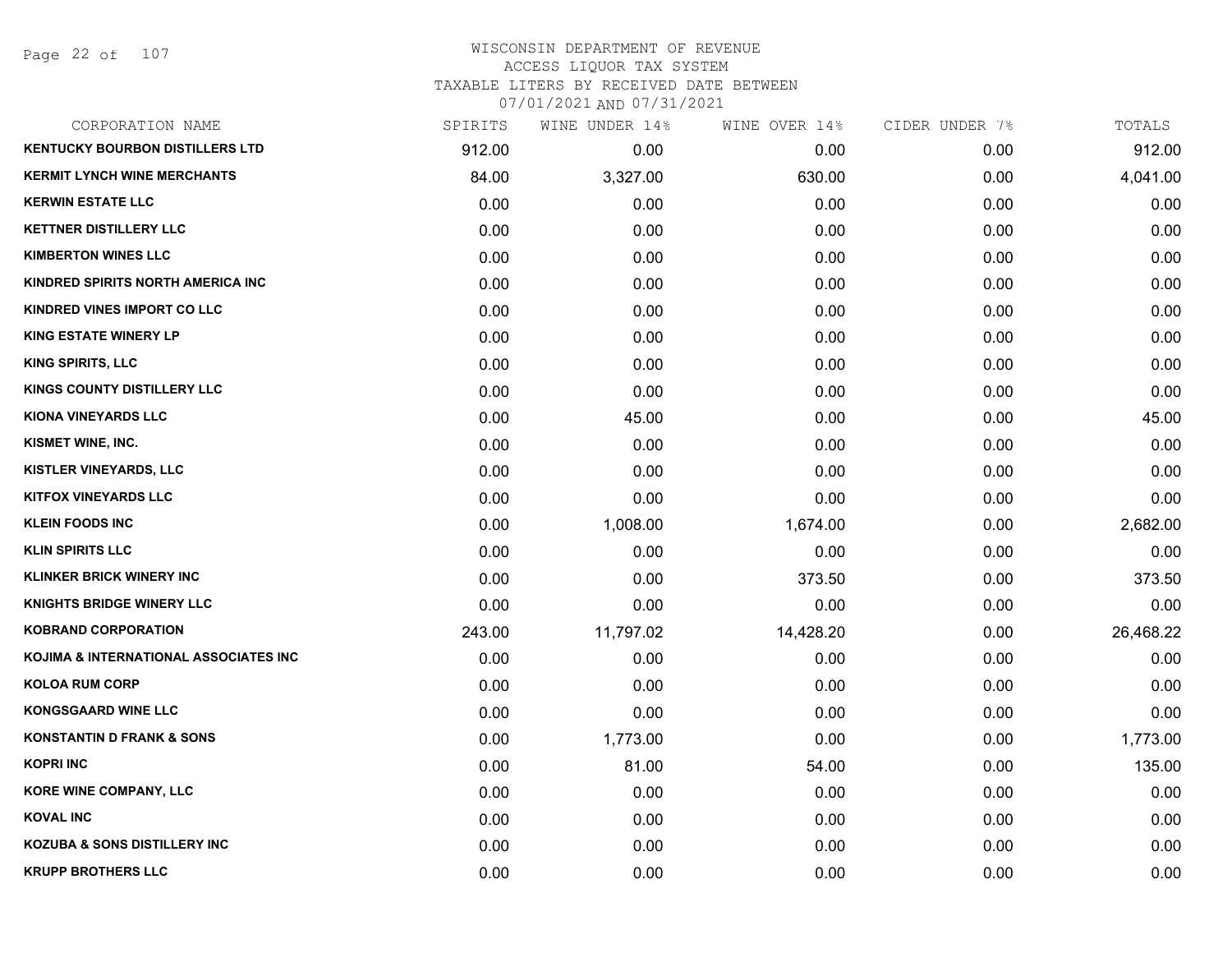WISCONSIN DEPARTMENT OF REVENUE
ACCESS LIQUOR TAX SYSTEM
TAXABLE LITERS BY RECEIVED DATE BETWEEN
07/01/2021 AND 07/31/2021

| CORPORATION NAME | SPIRITS | WINE UNDER 14% | WINE OVER 14% | CIDER UNDER 7% | TOTALS |
|---|---|---|---|---|---|
| KENTUCKY BOURBON DISTILLERS LTD | 912.00 | 0.00 | 0.00 | 0.00 | 912.00 |
| KERMIT LYNCH WINE MERCHANTS | 84.00 | 3,327.00 | 630.00 | 0.00 | 4,041.00 |
| KERWIN ESTATE LLC | 0.00 | 0.00 | 0.00 | 0.00 | 0.00 |
| KETTNER DISTILLERY LLC | 0.00 | 0.00 | 0.00 | 0.00 | 0.00 |
| KIMBERTON WINES LLC | 0.00 | 0.00 | 0.00 | 0.00 | 0.00 |
| KINDRED SPIRITS NORTH AMERICA INC | 0.00 | 0.00 | 0.00 | 0.00 | 0.00 |
| KINDRED VINES IMPORT CO LLC | 0.00 | 0.00 | 0.00 | 0.00 | 0.00 |
| KING ESTATE WINERY LP | 0.00 | 0.00 | 0.00 | 0.00 | 0.00 |
| KING SPIRITS, LLC | 0.00 | 0.00 | 0.00 | 0.00 | 0.00 |
| KINGS COUNTY DISTILLERY LLC | 0.00 | 0.00 | 0.00 | 0.00 | 0.00 |
| KIONA VINEYARDS LLC | 0.00 | 45.00 | 0.00 | 0.00 | 45.00 |
| KISMET WINE, INC. | 0.00 | 0.00 | 0.00 | 0.00 | 0.00 |
| KISTLER VINEYARDS, LLC | 0.00 | 0.00 | 0.00 | 0.00 | 0.00 |
| KITFOX VINEYARDS LLC | 0.00 | 0.00 | 0.00 | 0.00 | 0.00 |
| KLEIN FOODS INC | 0.00 | 1,008.00 | 1,674.00 | 0.00 | 2,682.00 |
| KLIN SPIRITS LLC | 0.00 | 0.00 | 0.00 | 0.00 | 0.00 |
| KLINKER BRICK WINERY INC | 0.00 | 0.00 | 373.50 | 0.00 | 373.50 |
| KNIGHTS BRIDGE WINERY LLC | 0.00 | 0.00 | 0.00 | 0.00 | 0.00 |
| KOBRAND CORPORATION | 243.00 | 11,797.02 | 14,428.20 | 0.00 | 26,468.22 |
| KOJIMA & INTERNATIONAL ASSOCIATES INC | 0.00 | 0.00 | 0.00 | 0.00 | 0.00 |
| KOLOA RUM CORP | 0.00 | 0.00 | 0.00 | 0.00 | 0.00 |
| KONGSGAARD WINE LLC | 0.00 | 0.00 | 0.00 | 0.00 | 0.00 |
| KONSTANTIN D FRANK & SONS | 0.00 | 1,773.00 | 0.00 | 0.00 | 1,773.00 |
| KOPRI INC | 0.00 | 81.00 | 54.00 | 0.00 | 135.00 |
| KORE WINE COMPANY, LLC | 0.00 | 0.00 | 0.00 | 0.00 | 0.00 |
| KOVAL INC | 0.00 | 0.00 | 0.00 | 0.00 | 0.00 |
| KOZUBA & SONS DISTILLERY INC | 0.00 | 0.00 | 0.00 | 0.00 | 0.00 |
| KRUPP BROTHERS LLC | 0.00 | 0.00 | 0.00 | 0.00 | 0.00 |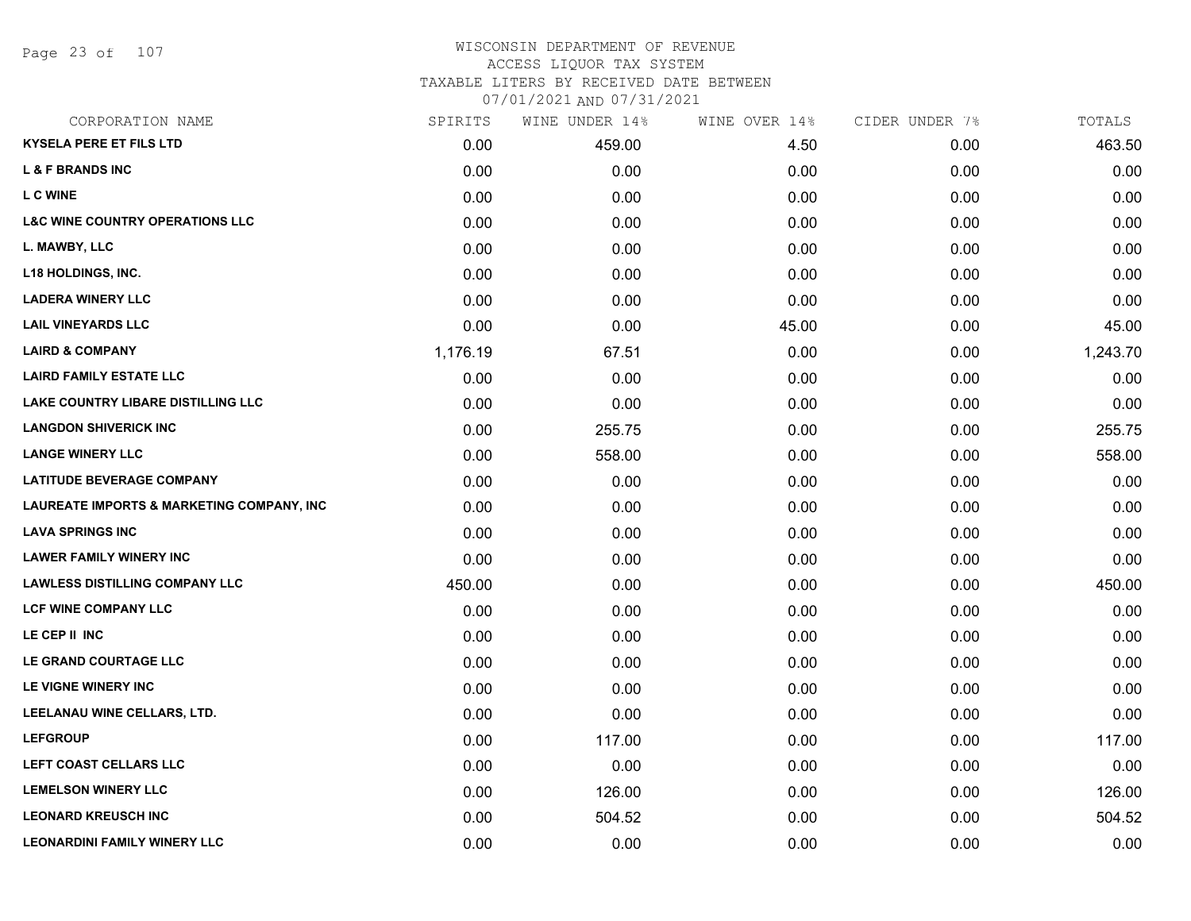# WISCONSIN DEPARTMENT OF REVENUE
## ACCESS LIQUOR TAX SYSTEM
### TAXABLE LITERS BY RECEIVED DATE BETWEEN 07/01/2021 AND 07/31/2021

| CORPORATION NAME | SPIRITS | WINE UNDER 14% | WINE OVER 14% | CIDER UNDER 7% | TOTALS |
|---|---|---|---|---|---|
| KYSELA PERE ET FILS LTD | 0.00 | 459.00 | 4.50 | 0.00 | 463.50 |
| L & F BRANDS INC | 0.00 | 0.00 | 0.00 | 0.00 | 0.00 |
| L C WINE | 0.00 | 0.00 | 0.00 | 0.00 | 0.00 |
| L&C WINE COUNTRY OPERATIONS LLC | 0.00 | 0.00 | 0.00 | 0.00 | 0.00 |
| L. MAWBY, LLC | 0.00 | 0.00 | 0.00 | 0.00 | 0.00 |
| L18 HOLDINGS, INC. | 0.00 | 0.00 | 0.00 | 0.00 | 0.00 |
| LADERA WINERY LLC | 0.00 | 0.00 | 0.00 | 0.00 | 0.00 |
| LAIL VINEYARDS LLC | 0.00 | 0.00 | 45.00 | 0.00 | 45.00 |
| LAIRD & COMPANY | 1,176.19 | 67.51 | 0.00 | 0.00 | 1,243.70 |
| LAIRD FAMILY ESTATE LLC | 0.00 | 0.00 | 0.00 | 0.00 | 0.00 |
| LAKE COUNTRY LIBARE DISTILLING LLC | 0.00 | 0.00 | 0.00 | 0.00 | 0.00 |
| LANGDON SHIVERICK INC | 0.00 | 255.75 | 0.00 | 0.00 | 255.75 |
| LANGE WINERY LLC | 0.00 | 558.00 | 0.00 | 0.00 | 558.00 |
| LATITUDE BEVERAGE COMPANY | 0.00 | 0.00 | 0.00 | 0.00 | 0.00 |
| LAUREATE IMPORTS & MARKETING COMPANY, INC | 0.00 | 0.00 | 0.00 | 0.00 | 0.00 |
| LAVA SPRINGS INC | 0.00 | 0.00 | 0.00 | 0.00 | 0.00 |
| LAWER FAMILY WINERY INC | 0.00 | 0.00 | 0.00 | 0.00 | 0.00 |
| LAWLESS DISTILLING COMPANY LLC | 450.00 | 0.00 | 0.00 | 0.00 | 450.00 |
| LCF WINE COMPANY LLC | 0.00 | 0.00 | 0.00 | 0.00 | 0.00 |
| LE CEP II INC | 0.00 | 0.00 | 0.00 | 0.00 | 0.00 |
| LE GRAND COURTAGE LLC | 0.00 | 0.00 | 0.00 | 0.00 | 0.00 |
| LE VIGNE WINERY INC | 0.00 | 0.00 | 0.00 | 0.00 | 0.00 |
| LEELANAU WINE CELLARS, LTD. | 0.00 | 0.00 | 0.00 | 0.00 | 0.00 |
| LEFGROUP | 0.00 | 117.00 | 0.00 | 0.00 | 117.00 |
| LEFT COAST CELLARS LLC | 0.00 | 0.00 | 0.00 | 0.00 | 0.00 |
| LEMELSON WINERY LLC | 0.00 | 126.00 | 0.00 | 0.00 | 126.00 |
| LEONARD KREUSCH INC | 0.00 | 504.52 | 0.00 | 0.00 | 504.52 |
| LEONARDINI FAMILY WINERY LLC | 0.00 | 0.00 | 0.00 | 0.00 | 0.00 |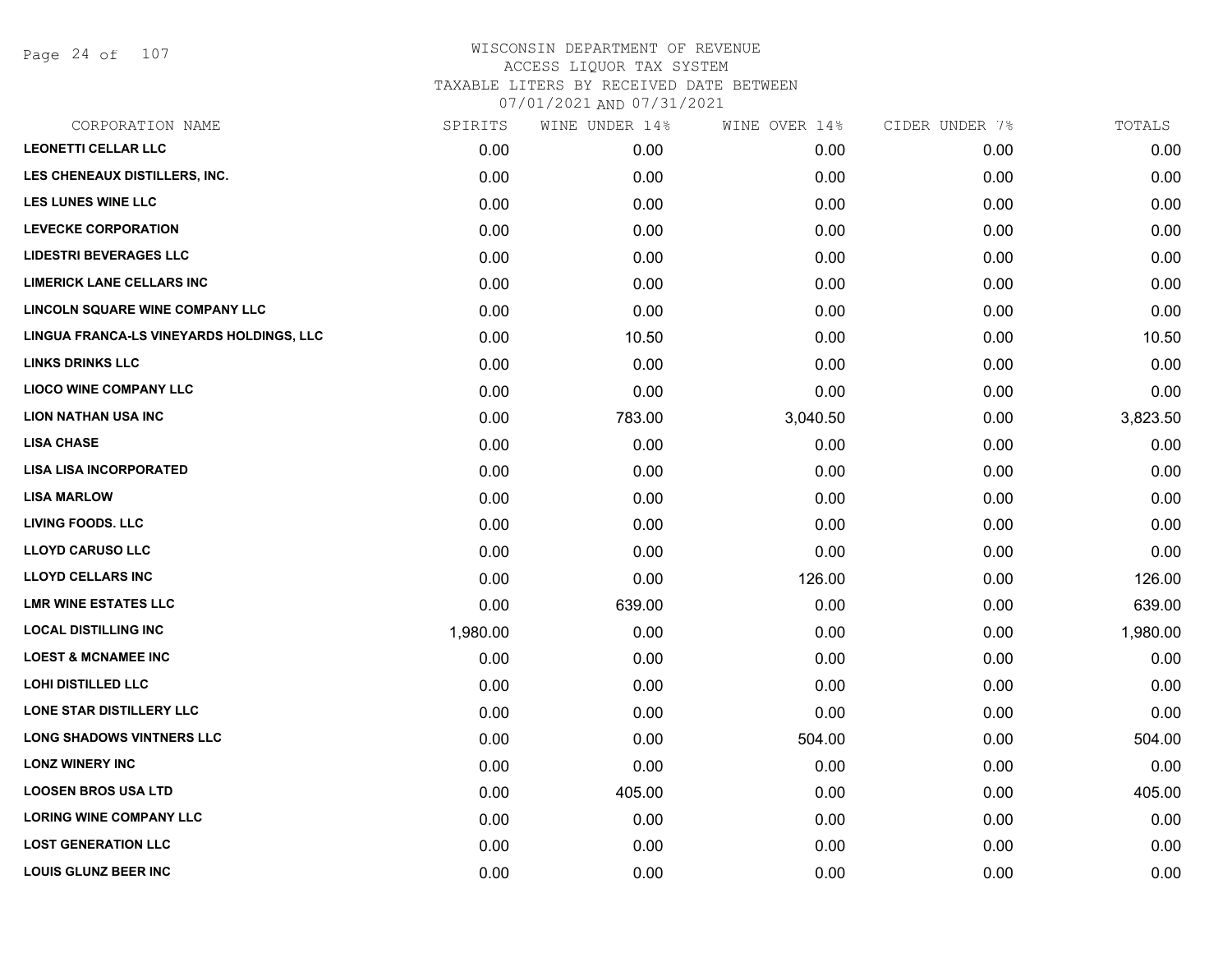# WISCONSIN DEPARTMENT OF REVENUE
## ACCESS LIQUOR TAX SYSTEM
### TAXABLE LITERS BY RECEIVED DATE BETWEEN 07/01/2021 AND 07/31/2021

| CORPORATION NAME | SPIRITS | WINE UNDER 14% | WINE OVER 14% | CIDER UNDER 7% | TOTALS |
|---|---|---|---|---|---|
| LEONETTI CELLAR LLC | 0.00 | 0.00 | 0.00 | 0.00 | 0.00 |
| LES CHENEAUX DISTILLERS, INC. | 0.00 | 0.00 | 0.00 | 0.00 | 0.00 |
| LES LUNES WINE LLC | 0.00 | 0.00 | 0.00 | 0.00 | 0.00 |
| LEVECKE CORPORATION | 0.00 | 0.00 | 0.00 | 0.00 | 0.00 |
| LIDESTRI BEVERAGES LLC | 0.00 | 0.00 | 0.00 | 0.00 | 0.00 |
| LIMERICK LANE CELLARS INC | 0.00 | 0.00 | 0.00 | 0.00 | 0.00 |
| LINCOLN SQUARE WINE COMPANY LLC | 0.00 | 0.00 | 0.00 | 0.00 | 0.00 |
| LINGUA FRANCA-LS VINEYARDS HOLDINGS, LLC | 0.00 | 10.50 | 0.00 | 0.00 | 10.50 |
| LINKS DRINKS LLC | 0.00 | 0.00 | 0.00 | 0.00 | 0.00 |
| LIOCO WINE COMPANY LLC | 0.00 | 0.00 | 0.00 | 0.00 | 0.00 |
| LION NATHAN USA INC | 0.00 | 783.00 | 3,040.50 | 0.00 | 3,823.50 |
| LISA CHASE | 0.00 | 0.00 | 0.00 | 0.00 | 0.00 |
| LISA LISA INCORPORATED | 0.00 | 0.00 | 0.00 | 0.00 | 0.00 |
| LISA MARLOW | 0.00 | 0.00 | 0.00 | 0.00 | 0.00 |
| LIVING FOODS. LLC | 0.00 | 0.00 | 0.00 | 0.00 | 0.00 |
| LLOYD CARUSO LLC | 0.00 | 0.00 | 0.00 | 0.00 | 0.00 |
| LLOYD CELLARS INC | 0.00 | 0.00 | 126.00 | 0.00 | 126.00 |
| LMR WINE ESTATES LLC | 0.00 | 639.00 | 0.00 | 0.00 | 639.00 |
| LOCAL DISTILLING INC | 1,980.00 | 0.00 | 0.00 | 0.00 | 1,980.00 |
| LOEST & MCNAMEE INC | 0.00 | 0.00 | 0.00 | 0.00 | 0.00 |
| LOHI DISTILLED LLC | 0.00 | 0.00 | 0.00 | 0.00 | 0.00 |
| LONE STAR DISTILLERY LLC | 0.00 | 0.00 | 0.00 | 0.00 | 0.00 |
| LONG SHADOWS VINTNERS LLC | 0.00 | 0.00 | 504.00 | 0.00 | 504.00 |
| LONZ WINERY INC | 0.00 | 0.00 | 0.00 | 0.00 | 0.00 |
| LOOSEN BROS USA LTD | 0.00 | 405.00 | 0.00 | 0.00 | 405.00 |
| LORING WINE COMPANY LLC | 0.00 | 0.00 | 0.00 | 0.00 | 0.00 |
| LOST GENERATION LLC | 0.00 | 0.00 | 0.00 | 0.00 | 0.00 |
| LOUIS GLUNZ BEER INC | 0.00 | 0.00 | 0.00 | 0.00 | 0.00 |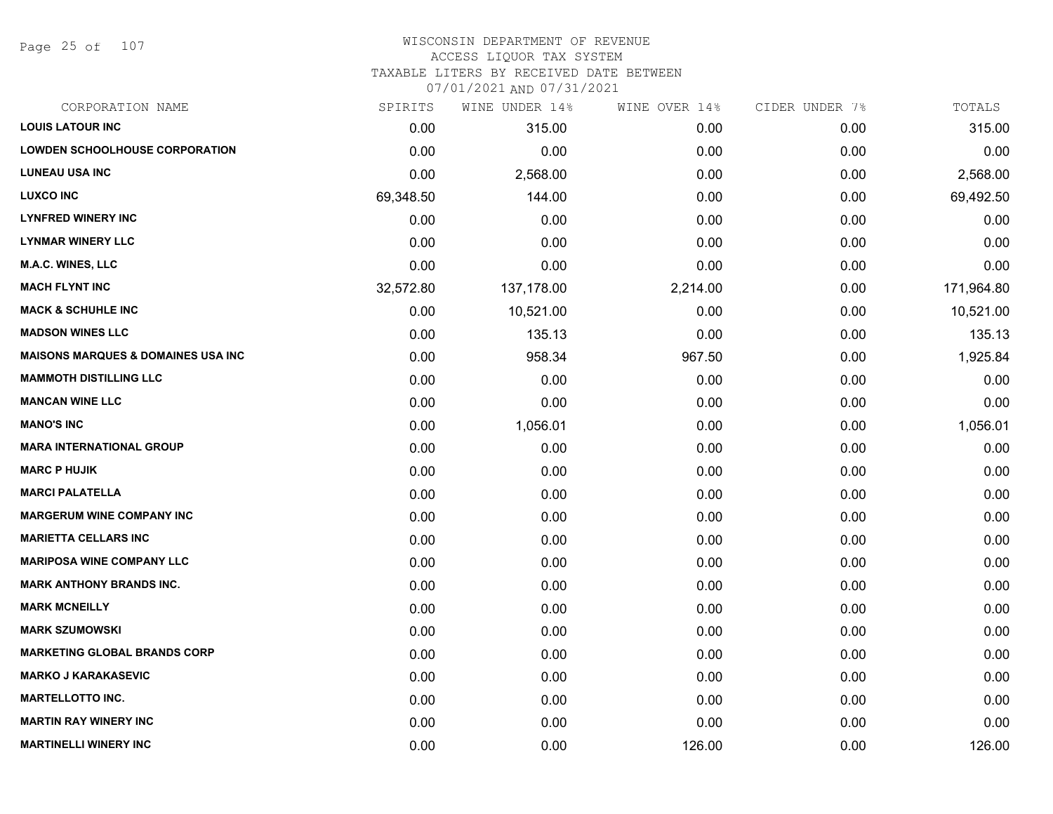# WISCONSIN DEPARTMENT OF REVENUE
ACCESS LIQUOR TAX SYSTEM
TAXABLE LITERS BY RECEIVED DATE BETWEEN
07/01/2021 AND 07/31/2021

| CORPORATION NAME | SPIRITS | WINE UNDER 14% | WINE OVER 14% | CIDER UNDER 7% | TOTALS |
|---|---|---|---|---|---|
| LOUIS LATOUR INC | 0.00 | 315.00 | 0.00 | 0.00 | 315.00 |
| LOWDEN SCHOOLHOUSE CORPORATION | 0.00 | 0.00 | 0.00 | 0.00 | 0.00 |
| LUNEAU USA INC | 0.00 | 2,568.00 | 0.00 | 0.00 | 2,568.00 |
| LUXCO INC | 69,348.50 | 144.00 | 0.00 | 0.00 | 69,492.50 |
| LYNFRED WINERY INC | 0.00 | 0.00 | 0.00 | 0.00 | 0.00 |
| LYNMAR WINERY LLC | 0.00 | 0.00 | 0.00 | 0.00 | 0.00 |
| M.A.C. WINES, LLC | 0.00 | 0.00 | 0.00 | 0.00 | 0.00 |
| MACH FLYNT INC | 32,572.80 | 137,178.00 | 2,214.00 | 0.00 | 171,964.80 |
| MACK & SCHUHLE INC | 0.00 | 10,521.00 | 0.00 | 0.00 | 10,521.00 |
| MADSON WINES LLC | 0.00 | 135.13 | 0.00 | 0.00 | 135.13 |
| MAISONS MARQUES & DOMAINES USA INC | 0.00 | 958.34 | 967.50 | 0.00 | 1,925.84 |
| MAMMOTH DISTILLING LLC | 0.00 | 0.00 | 0.00 | 0.00 | 0.00 |
| MANCAN WINE LLC | 0.00 | 0.00 | 0.00 | 0.00 | 0.00 |
| MANO'S INC | 0.00 | 1,056.01 | 0.00 | 0.00 | 1,056.01 |
| MARA INTERNATIONAL GROUP | 0.00 | 0.00 | 0.00 | 0.00 | 0.00 |
| MARC P HUJIK | 0.00 | 0.00 | 0.00 | 0.00 | 0.00 |
| MARCI PALATELLA | 0.00 | 0.00 | 0.00 | 0.00 | 0.00 |
| MARGERUM WINE COMPANY INC | 0.00 | 0.00 | 0.00 | 0.00 | 0.00 |
| MARIETTA CELLARS INC | 0.00 | 0.00 | 0.00 | 0.00 | 0.00 |
| MARIPOSA WINE COMPANY LLC | 0.00 | 0.00 | 0.00 | 0.00 | 0.00 |
| MARK ANTHONY BRANDS INC. | 0.00 | 0.00 | 0.00 | 0.00 | 0.00 |
| MARK MCNEILLY | 0.00 | 0.00 | 0.00 | 0.00 | 0.00 |
| MARK SZUMOWSKI | 0.00 | 0.00 | 0.00 | 0.00 | 0.00 |
| MARKETING GLOBAL BRANDS CORP | 0.00 | 0.00 | 0.00 | 0.00 | 0.00 |
| MARKO J KARAKASEVIC | 0.00 | 0.00 | 0.00 | 0.00 | 0.00 |
| MARTELLOTTO INC. | 0.00 | 0.00 | 0.00 | 0.00 | 0.00 |
| MARTIN RAY WINERY INC | 0.00 | 0.00 | 0.00 | 0.00 | 0.00 |
| MARTINELLI WINERY INC | 0.00 | 0.00 | 126.00 | 0.00 | 126.00 |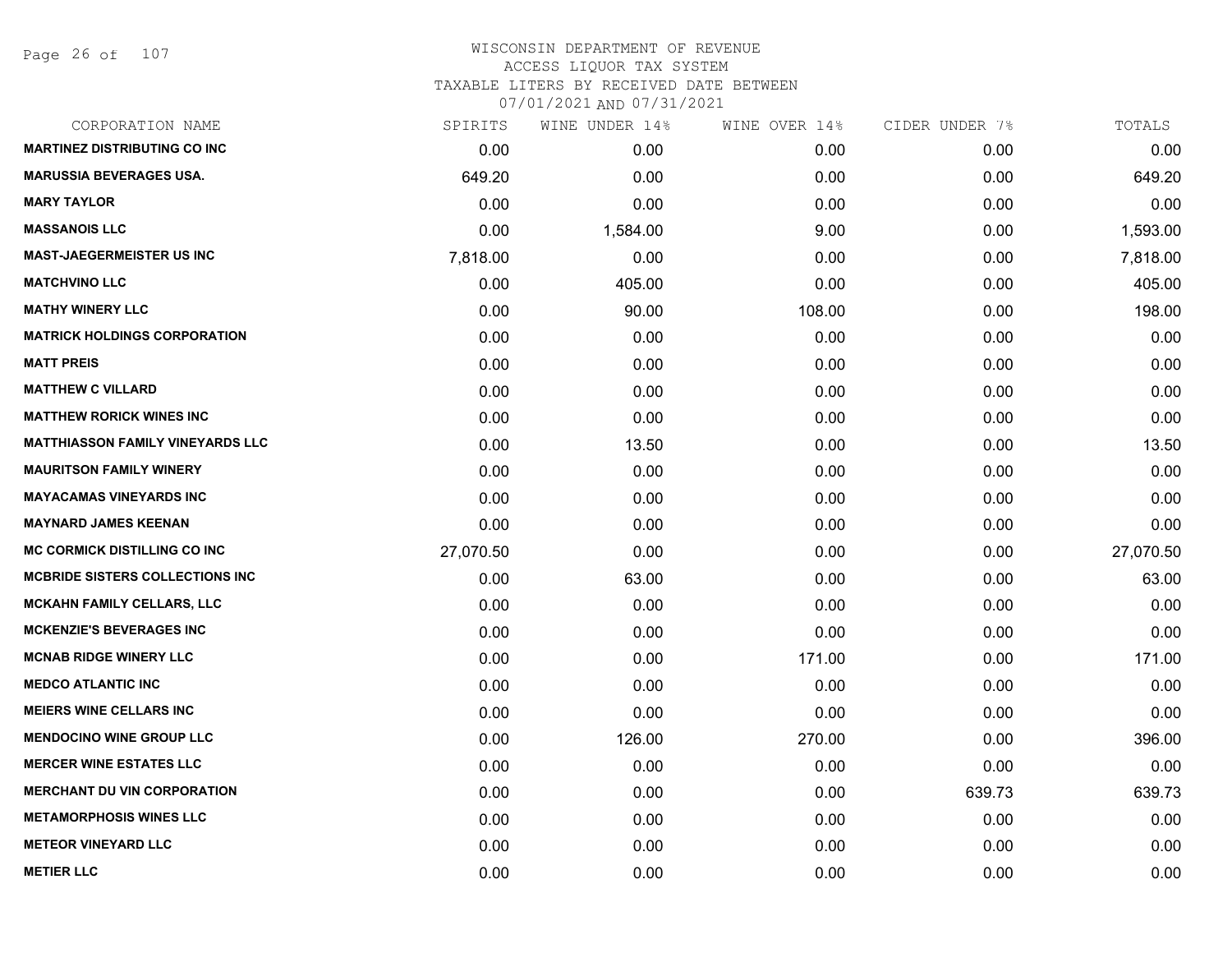# WISCONSIN DEPARTMENT OF REVENUE
## ACCESS LIQUOR TAX SYSTEM
## TAXABLE LITERS BY RECEIVED DATE BETWEEN
## 07/01/2021 AND 07/31/2021

| CORPORATION NAME | SPIRITS | WINE UNDER 14% | WINE OVER 14% | CIDER UNDER 7% | TOTALS |
|---|---|---|---|---|---|
| MARTINEZ DISTRIBUTING CO INC | 0.00 | 0.00 | 0.00 | 0.00 | 0.00 |
| MARUSSIA BEVERAGES USA. | 649.20 | 0.00 | 0.00 | 0.00 | 649.20 |
| MARY TAYLOR | 0.00 | 0.00 | 0.00 | 0.00 | 0.00 |
| MASSANOIS LLC | 0.00 | 1,584.00 | 9.00 | 0.00 | 1,593.00 |
| MAST-JAEGERMEISTER US INC | 7,818.00 | 0.00 | 0.00 | 0.00 | 7,818.00 |
| MATCHVINO LLC | 0.00 | 405.00 | 0.00 | 0.00 | 405.00 |
| MATHY WINERY LLC | 0.00 | 90.00 | 108.00 | 0.00 | 198.00 |
| MATRICK HOLDINGS CORPORATION | 0.00 | 0.00 | 0.00 | 0.00 | 0.00 |
| MATT PREIS | 0.00 | 0.00 | 0.00 | 0.00 | 0.00 |
| MATTHEW C VILLARD | 0.00 | 0.00 | 0.00 | 0.00 | 0.00 |
| MATTHEW RORICK WINES INC | 0.00 | 0.00 | 0.00 | 0.00 | 0.00 |
| MATTHIASSON FAMILY VINEYARDS LLC | 0.00 | 13.50 | 0.00 | 0.00 | 13.50 |
| MAURITSON FAMILY WINERY | 0.00 | 0.00 | 0.00 | 0.00 | 0.00 |
| MAYACAMAS VINEYARDS INC | 0.00 | 0.00 | 0.00 | 0.00 | 0.00 |
| MAYNARD JAMES KEENAN | 0.00 | 0.00 | 0.00 | 0.00 | 0.00 |
| MC CORMICK DISTILLING CO INC | 27,070.50 | 0.00 | 0.00 | 0.00 | 27,070.50 |
| MCBRIDE SISTERS COLLECTIONS INC | 0.00 | 63.00 | 0.00 | 0.00 | 63.00 |
| MCKAHN FAMILY CELLARS, LLC | 0.00 | 0.00 | 0.00 | 0.00 | 0.00 |
| MCKENZIE'S BEVERAGES INC | 0.00 | 0.00 | 0.00 | 0.00 | 0.00 |
| MCNAB RIDGE WINERY LLC | 0.00 | 0.00 | 171.00 | 0.00 | 171.00 |
| MEDCO ATLANTIC INC | 0.00 | 0.00 | 0.00 | 0.00 | 0.00 |
| MEIERS WINE CELLARS INC | 0.00 | 0.00 | 0.00 | 0.00 | 0.00 |
| MENDOCINO WINE GROUP LLC | 0.00 | 126.00 | 270.00 | 0.00 | 396.00 |
| MERCER WINE ESTATES LLC | 0.00 | 0.00 | 0.00 | 0.00 | 0.00 |
| MERCHANT DU VIN CORPORATION | 0.00 | 0.00 | 0.00 | 639.73 | 639.73 |
| METAMORPHOSIS WINES LLC | 0.00 | 0.00 | 0.00 | 0.00 | 0.00 |
| METEOR VINEYARD LLC | 0.00 | 0.00 | 0.00 | 0.00 | 0.00 |
| METIER LLC | 0.00 | 0.00 | 0.00 | 0.00 | 0.00 |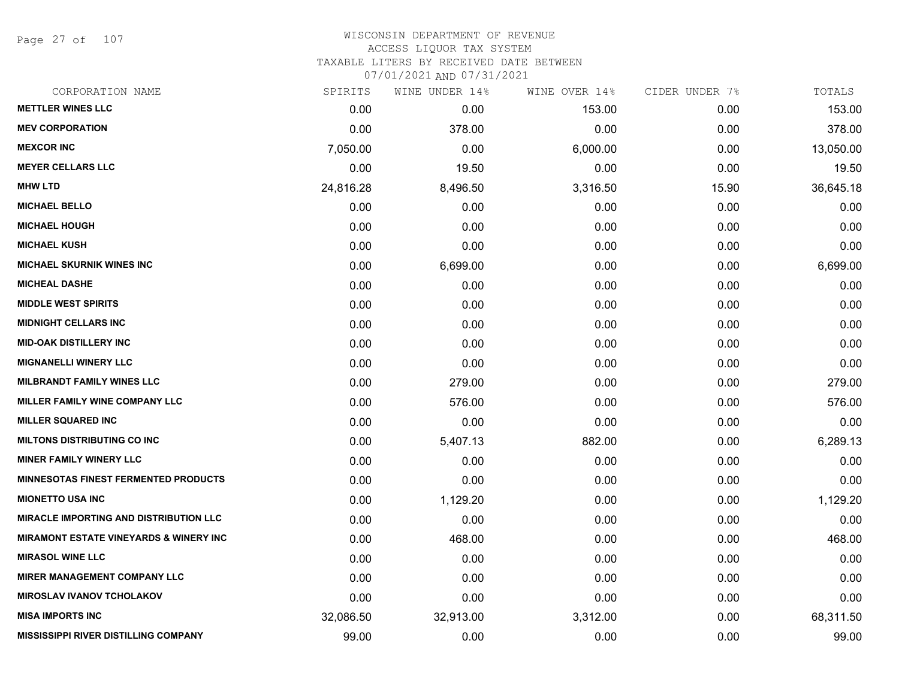WISCONSIN DEPARTMENT OF REVENUE
ACCESS LIQUOR TAX SYSTEM
TAXABLE LITERS BY RECEIVED DATE BETWEEN
07/01/2021 AND 07/31/2021

| CORPORATION NAME | SPIRITS | WINE UNDER 14% | WINE OVER 14% | CIDER UNDER 7% | TOTALS |
|---|---|---|---|---|---|
| METTLER WINES LLC | 0.00 | 0.00 | 153.00 | 0.00 | 153.00 |
| MEV CORPORATION | 0.00 | 378.00 | 0.00 | 0.00 | 378.00 |
| MEXCOR INC | 7,050.00 | 0.00 | 6,000.00 | 0.00 | 13,050.00 |
| MEYER CELLARS LLC | 0.00 | 19.50 | 0.00 | 0.00 | 19.50 |
| MHW LTD | 24,816.28 | 8,496.50 | 3,316.50 | 15.90 | 36,645.18 |
| MICHAEL BELLO | 0.00 | 0.00 | 0.00 | 0.00 | 0.00 |
| MICHAEL HOUGH | 0.00 | 0.00 | 0.00 | 0.00 | 0.00 |
| MICHAEL KUSH | 0.00 | 0.00 | 0.00 | 0.00 | 0.00 |
| MICHAEL SKURNIK WINES INC | 0.00 | 6,699.00 | 0.00 | 0.00 | 6,699.00 |
| MICHEAL DASHE | 0.00 | 0.00 | 0.00 | 0.00 | 0.00 |
| MIDDLE WEST SPIRITS | 0.00 | 0.00 | 0.00 | 0.00 | 0.00 |
| MIDNIGHT CELLARS INC | 0.00 | 0.00 | 0.00 | 0.00 | 0.00 |
| MID-OAK DISTILLERY INC | 0.00 | 0.00 | 0.00 | 0.00 | 0.00 |
| MIGNANELLI WINERY LLC | 0.00 | 0.00 | 0.00 | 0.00 | 0.00 |
| MILBRANDT FAMILY WINES LLC | 0.00 | 279.00 | 0.00 | 0.00 | 279.00 |
| MILLER FAMILY WINE COMPANY LLC | 0.00 | 576.00 | 0.00 | 0.00 | 576.00 |
| MILLER SQUARED INC | 0.00 | 0.00 | 0.00 | 0.00 | 0.00 |
| MILTONS DISTRIBUTING CO INC | 0.00 | 5,407.13 | 882.00 | 0.00 | 6,289.13 |
| MINER FAMILY WINERY LLC | 0.00 | 0.00 | 0.00 | 0.00 | 0.00 |
| MINNESOTAS FINEST FERMENTED PRODUCTS | 0.00 | 0.00 | 0.00 | 0.00 | 0.00 |
| MIONETTO USA INC | 0.00 | 1,129.20 | 0.00 | 0.00 | 1,129.20 |
| MIRACLE IMPORTING AND DISTRIBUTION LLC | 0.00 | 0.00 | 0.00 | 0.00 | 0.00 |
| MIRAMONT ESTATE VINEYARDS & WINERY INC | 0.00 | 468.00 | 0.00 | 0.00 | 468.00 |
| MIRASOL WINE LLC | 0.00 | 0.00 | 0.00 | 0.00 | 0.00 |
| MIRER MANAGEMENT COMPANY LLC | 0.00 | 0.00 | 0.00 | 0.00 | 0.00 |
| MIROSLAV IVANOV TCHOLAKOV | 0.00 | 0.00 | 0.00 | 0.00 | 0.00 |
| MISA IMPORTS INC | 32,086.50 | 32,913.00 | 3,312.00 | 0.00 | 68,311.50 |
| MISSISSIPPI RIVER DISTILLING COMPANY | 99.00 | 0.00 | 0.00 | 0.00 | 99.00 |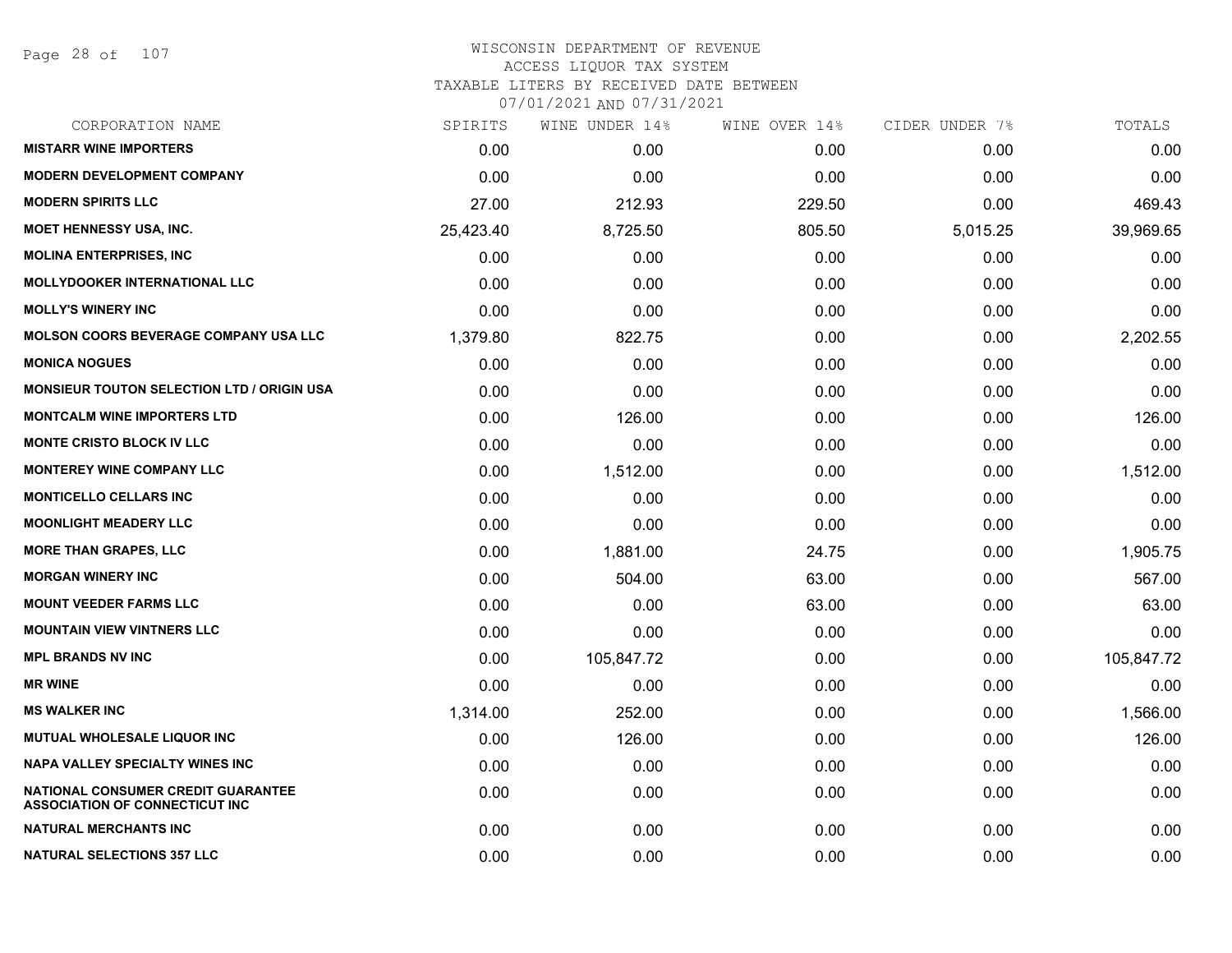# WISCONSIN DEPARTMENT OF REVENUE
## ACCESS LIQUOR TAX SYSTEM
### TAXABLE LITERS BY RECEIVED DATE BETWEEN 07/01/2021 AND 07/31/2021

| CORPORATION NAME | SPIRITS | WINE UNDER 14% | WINE OVER 14% | CIDER UNDER 7% | TOTALS |
|---|---|---|---|---|---|
| **MISTARR WINE IMPORTERS** | 0.00 | 0.00 | 0.00 | 0.00 | 0.00 |
| **MODERN DEVELOPMENT COMPANY** | 0.00 | 0.00 | 0.00 | 0.00 | 0.00 |
| **MODERN SPIRITS LLC** | 27.00 | 212.93 | 229.50 | 0.00 | 469.43 |
| **MOET HENNESSY USA, INC.** | 25,423.40 | 8,725.50 | 805.50 | 5,015.25 | 39,969.65 |
| **MOLINA ENTERPRISES, INC** | 0.00 | 0.00 | 0.00 | 0.00 | 0.00 |
| **MOLLYDOOKER INTERNATIONAL LLC** | 0.00 | 0.00 | 0.00 | 0.00 | 0.00 |
| **MOLLY'S WINERY INC** | 0.00 | 0.00 | 0.00 | 0.00 | 0.00 |
| **MOLSON COORS BEVERAGE COMPANY USA LLC** | 1,379.80 | 822.75 | 0.00 | 0.00 | 2,202.55 |
| **MONICA NOGUES** | 0.00 | 0.00 | 0.00 | 0.00 | 0.00 |
| **MONSIEUR TOUTON SELECTION LTD / ORIGIN USA** | 0.00 | 0.00 | 0.00 | 0.00 | 0.00 |
| **MONTCALM WINE IMPORTERS LTD** | 0.00 | 126.00 | 0.00 | 0.00 | 126.00 |
| **MONTE CRISTO BLOCK IV LLC** | 0.00 | 0.00 | 0.00 | 0.00 | 0.00 |
| **MONTEREY WINE COMPANY LLC** | 0.00 | 1,512.00 | 0.00 | 0.00 | 1,512.00 |
| **MONTICELLO CELLARS INC** | 0.00 | 0.00 | 0.00 | 0.00 | 0.00 |
| **MOONLIGHT MEADERY LLC** | 0.00 | 0.00 | 0.00 | 0.00 | 0.00 |
| **MORE THAN GRAPES, LLC** | 0.00 | 1,881.00 | 24.75 | 0.00 | 1,905.75 |
| **MORGAN WINERY INC** | 0.00 | 504.00 | 63.00 | 0.00 | 567.00 |
| **MOUNT VEEDER FARMS LLC** | 0.00 | 0.00 | 63.00 | 0.00 | 63.00 |
| **MOUNTAIN VIEW VINTNERS LLC** | 0.00 | 0.00 | 0.00 | 0.00 | 0.00 |
| **MPL BRANDS NV INC** | 0.00 | 105,847.72 | 0.00 | 0.00 | 105,847.72 |
| **MR WINE** | 0.00 | 0.00 | 0.00 | 0.00 | 0.00 |
| **MS WALKER INC** | 1,314.00 | 252.00 | 0.00 | 0.00 | 1,566.00 |
| **MUTUAL WHOLESALE LIQUOR INC** | 0.00 | 126.00 | 0.00 | 0.00 | 126.00 |
| **NAPA VALLEY SPECIALTY WINES INC** | 0.00 | 0.00 | 0.00 | 0.00 | 0.00 |
| **NATIONAL CONSUMER CREDIT GUARANTEE ASSOCIATION OF CONNECTICUT INC** | 0.00 | 0.00 | 0.00 | 0.00 | 0.00 |
| **NATURAL MERCHANTS INC** | 0.00 | 0.00 | 0.00 | 0.00 | 0.00 |
| **NATURAL SELECTIONS 357 LLC** | 0.00 | 0.00 | 0.00 | 0.00 | 0.00 |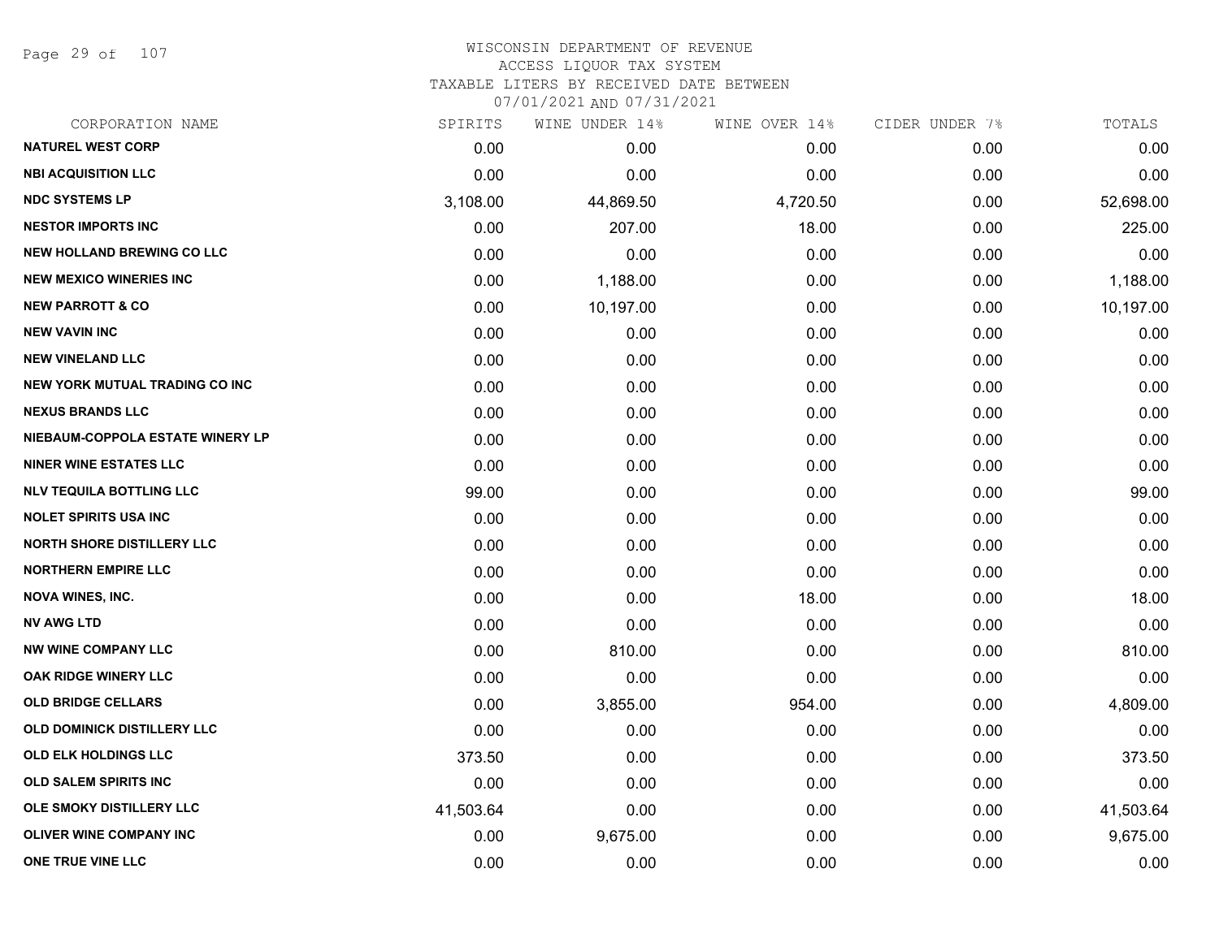WISCONSIN DEPARTMENT OF REVENUE
ACCESS LIQUOR TAX SYSTEM
TAXABLE LITERS BY RECEIVED DATE BETWEEN
07/01/2021 AND 07/31/2021

| CORPORATION NAME | SPIRITS | WINE UNDER 14% | WINE OVER 14% | CIDER UNDER 7% | TOTALS |
|---|---|---|---|---|---|
| NATUREL WEST CORP | 0.00 | 0.00 | 0.00 | 0.00 | 0.00 |
| NBI ACQUISITION LLC | 0.00 | 0.00 | 0.00 | 0.00 | 0.00 |
| NDC SYSTEMS LP | 3,108.00 | 44,869.50 | 4,720.50 | 0.00 | 52,698.00 |
| NESTOR IMPORTS INC | 0.00 | 207.00 | 18.00 | 0.00 | 225.00 |
| NEW HOLLAND BREWING CO LLC | 0.00 | 0.00 | 0.00 | 0.00 | 0.00 |
| NEW MEXICO WINERIES INC | 0.00 | 1,188.00 | 0.00 | 0.00 | 1,188.00 |
| NEW PARROTT & CO | 0.00 | 10,197.00 | 0.00 | 0.00 | 10,197.00 |
| NEW VAVIN INC | 0.00 | 0.00 | 0.00 | 0.00 | 0.00 |
| NEW VINELAND LLC | 0.00 | 0.00 | 0.00 | 0.00 | 0.00 |
| NEW YORK MUTUAL TRADING CO INC | 0.00 | 0.00 | 0.00 | 0.00 | 0.00 |
| NEXUS BRANDS LLC | 0.00 | 0.00 | 0.00 | 0.00 | 0.00 |
| NIEBAUM-COPPOLA ESTATE WINERY LP | 0.00 | 0.00 | 0.00 | 0.00 | 0.00 |
| NINER WINE ESTATES LLC | 0.00 | 0.00 | 0.00 | 0.00 | 0.00 |
| NLV TEQUILA BOTTLING LLC | 99.00 | 0.00 | 0.00 | 0.00 | 99.00 |
| NOLET SPIRITS USA INC | 0.00 | 0.00 | 0.00 | 0.00 | 0.00 |
| NORTH SHORE DISTILLERY LLC | 0.00 | 0.00 | 0.00 | 0.00 | 0.00 |
| NORTHERN EMPIRE LLC | 0.00 | 0.00 | 0.00 | 0.00 | 0.00 |
| NOVA WINES, INC. | 0.00 | 0.00 | 18.00 | 0.00 | 18.00 |
| NV AWG LTD | 0.00 | 0.00 | 0.00 | 0.00 | 0.00 |
| NW WINE COMPANY LLC | 0.00 | 810.00 | 0.00 | 0.00 | 810.00 |
| OAK RIDGE WINERY LLC | 0.00 | 0.00 | 0.00 | 0.00 | 0.00 |
| OLD BRIDGE CELLARS | 0.00 | 3,855.00 | 954.00 | 0.00 | 4,809.00 |
| OLD DOMINICK DISTILLERY LLC | 0.00 | 0.00 | 0.00 | 0.00 | 0.00 |
| OLD ELK HOLDINGS LLC | 373.50 | 0.00 | 0.00 | 0.00 | 373.50 |
| OLD SALEM SPIRITS INC | 0.00 | 0.00 | 0.00 | 0.00 | 0.00 |
| OLE SMOKY DISTILLERY LLC | 41,503.64 | 0.00 | 0.00 | 0.00 | 41,503.64 |
| OLIVER WINE COMPANY INC | 0.00 | 9,675.00 | 0.00 | 0.00 | 9,675.00 |
| ONE TRUE VINE LLC | 0.00 | 0.00 | 0.00 | 0.00 | 0.00 |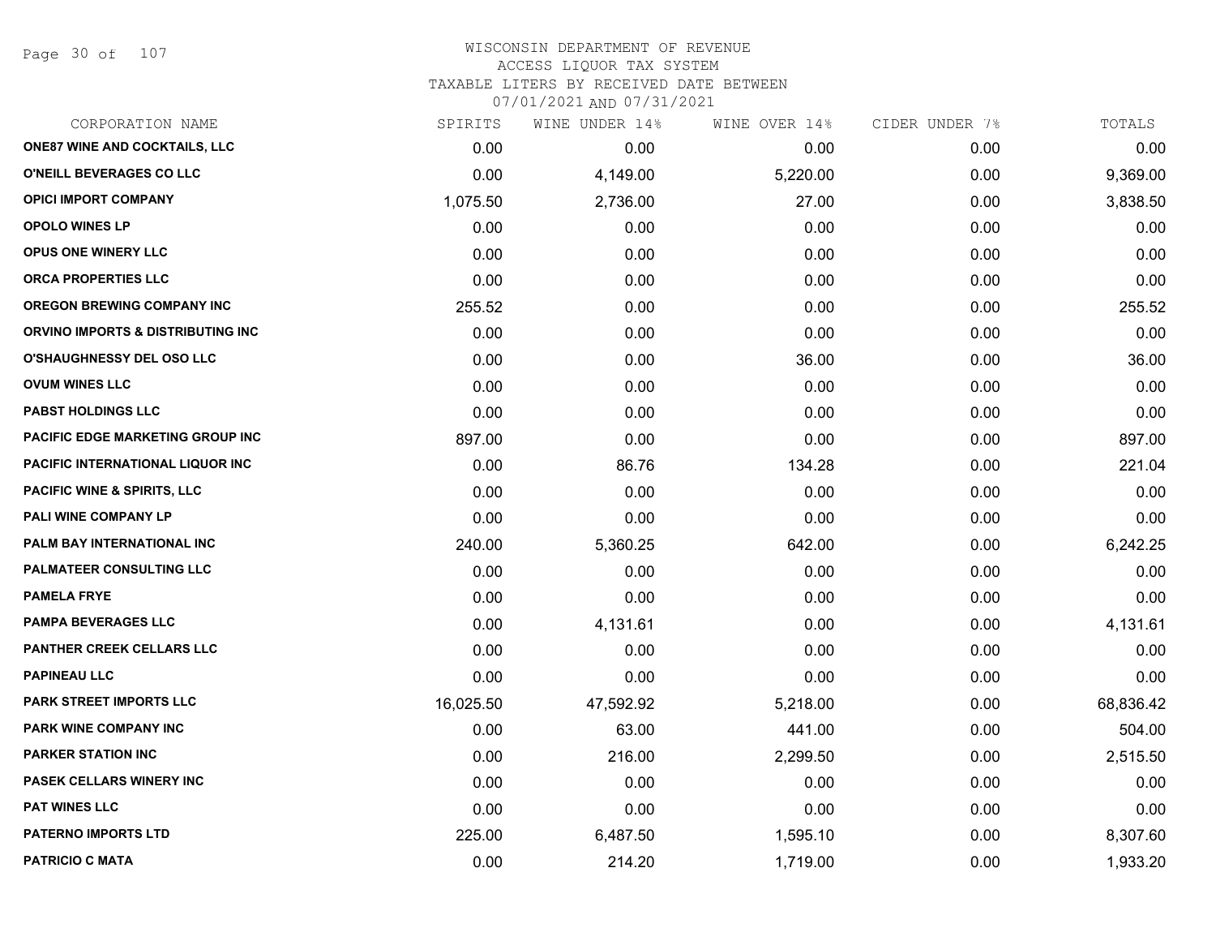WISCONSIN DEPARTMENT OF REVENUE
ACCESS LIQUOR TAX SYSTEM
TAXABLE LITERS BY RECEIVED DATE BETWEEN
07/01/2021 AND 07/31/2021

| CORPORATION NAME | SPIRITS | WINE UNDER 14% | WINE OVER 14% | CIDER UNDER 7% | TOTALS |
|---|---|---|---|---|---|
| ONE87 WINE AND COCKTAILS, LLC | 0.00 | 0.00 | 0.00 | 0.00 | 0.00 |
| O'NEILL BEVERAGES CO LLC | 0.00 | 4,149.00 | 5,220.00 | 0.00 | 9,369.00 |
| OPICI IMPORT COMPANY | 1,075.50 | 2,736.00 | 27.00 | 0.00 | 3,838.50 |
| OPOLO WINES LP | 0.00 | 0.00 | 0.00 | 0.00 | 0.00 |
| OPUS ONE WINERY LLC | 0.00 | 0.00 | 0.00 | 0.00 | 0.00 |
| ORCA PROPERTIES LLC | 0.00 | 0.00 | 0.00 | 0.00 | 0.00 |
| OREGON BREWING COMPANY INC | 255.52 | 0.00 | 0.00 | 0.00 | 255.52 |
| ORVINO IMPORTS & DISTRIBUTING INC | 0.00 | 0.00 | 0.00 | 0.00 | 0.00 |
| O'SHAUGHNESSY DEL OSO LLC | 0.00 | 0.00 | 36.00 | 0.00 | 36.00 |
| OVUM WINES LLC | 0.00 | 0.00 | 0.00 | 0.00 | 0.00 |
| PABST HOLDINGS LLC | 0.00 | 0.00 | 0.00 | 0.00 | 0.00 |
| PACIFIC EDGE MARKETING GROUP INC | 897.00 | 0.00 | 0.00 | 0.00 | 897.00 |
| PACIFIC INTERNATIONAL LIQUOR INC | 0.00 | 86.76 | 134.28 | 0.00 | 221.04 |
| PACIFIC WINE & SPIRITS, LLC | 0.00 | 0.00 | 0.00 | 0.00 | 0.00 |
| PALI WINE COMPANY LP | 0.00 | 0.00 | 0.00 | 0.00 | 0.00 |
| PALM BAY INTERNATIONAL INC | 240.00 | 5,360.25 | 642.00 | 0.00 | 6,242.25 |
| PALMATEER CONSULTING LLC | 0.00 | 0.00 | 0.00 | 0.00 | 0.00 |
| PAMELA FRYE | 0.00 | 0.00 | 0.00 | 0.00 | 0.00 |
| PAMPA BEVERAGES LLC | 0.00 | 4,131.61 | 0.00 | 0.00 | 4,131.61 |
| PANTHER CREEK CELLARS LLC | 0.00 | 0.00 | 0.00 | 0.00 | 0.00 |
| PAPINEAU LLC | 0.00 | 0.00 | 0.00 | 0.00 | 0.00 |
| PARK STREET IMPORTS LLC | 16,025.50 | 47,592.92 | 5,218.00 | 0.00 | 68,836.42 |
| PARK WINE COMPANY INC | 0.00 | 63.00 | 441.00 | 0.00 | 504.00 |
| PARKER STATION INC | 0.00 | 216.00 | 2,299.50 | 0.00 | 2,515.50 |
| PASEK CELLARS WINERY INC | 0.00 | 0.00 | 0.00 | 0.00 | 0.00 |
| PAT WINES LLC | 0.00 | 0.00 | 0.00 | 0.00 | 0.00 |
| PATERNO IMPORTS LTD | 225.00 | 6,487.50 | 1,595.10 | 0.00 | 8,307.60 |
| PATRICIO C MATA | 0.00 | 214.20 | 1,719.00 | 0.00 | 1,933.20 |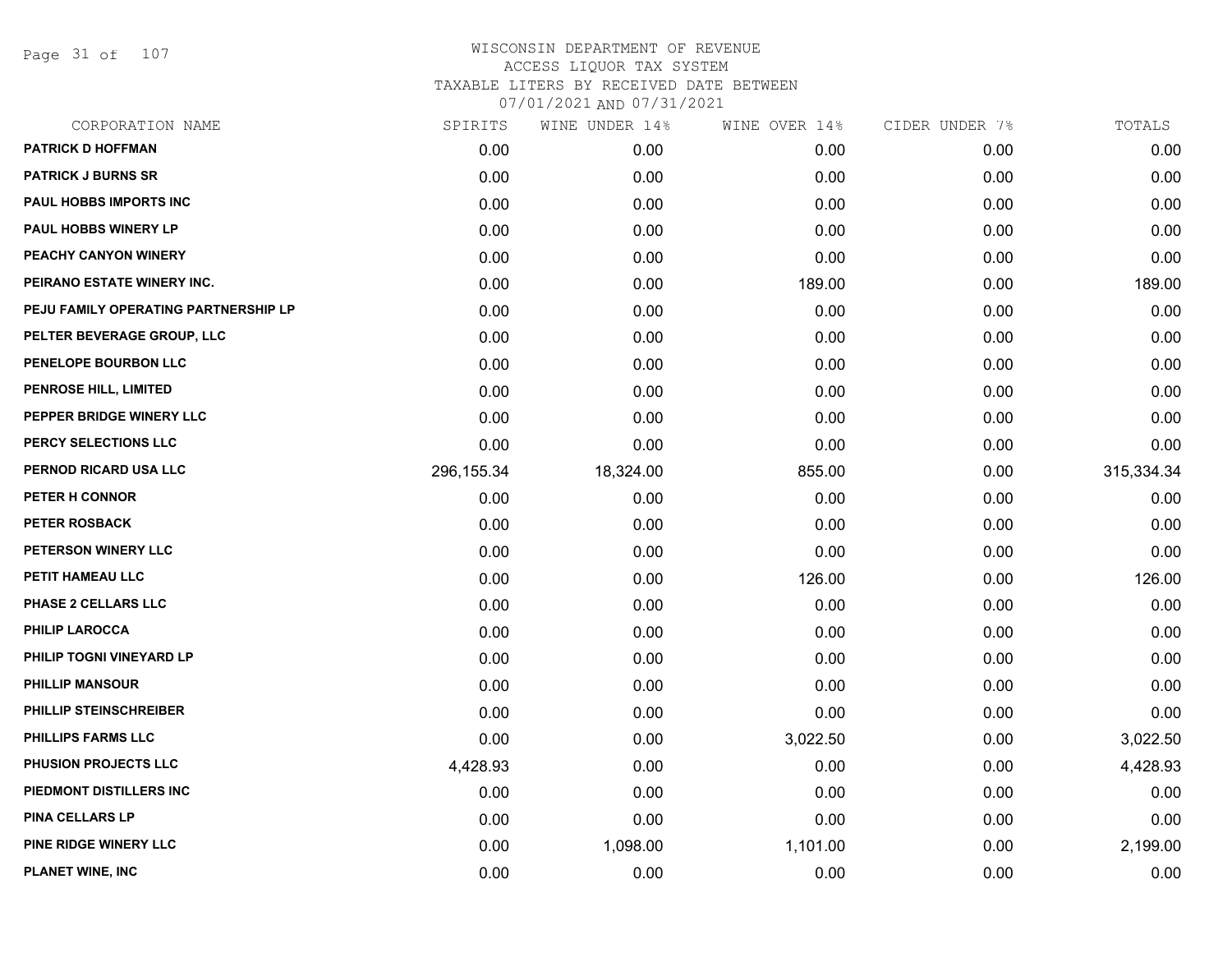# WISCONSIN DEPARTMENT OF REVENUE
## ACCESS LIQUOR TAX SYSTEM
### TAXABLE LITERS BY RECEIVED DATE BETWEEN 07/01/2021 AND 07/31/2021

| CORPORATION NAME | SPIRITS | WINE UNDER 14% | WINE OVER 14% | CIDER UNDER 7% | TOTALS |
|---|---|---|---|---|---|
| PATRICK D HOFFMAN | 0.00 | 0.00 | 0.00 | 0.00 | 0.00 |
| PATRICK J BURNS SR | 0.00 | 0.00 | 0.00 | 0.00 | 0.00 |
| PAUL HOBBS IMPORTS INC | 0.00 | 0.00 | 0.00 | 0.00 | 0.00 |
| PAUL HOBBS WINERY LP | 0.00 | 0.00 | 0.00 | 0.00 | 0.00 |
| PEACHY CANYON WINERY | 0.00 | 0.00 | 0.00 | 0.00 | 0.00 |
| PEIRANO ESTATE WINERY INC. | 0.00 | 0.00 | 189.00 | 0.00 | 189.00 |
| PEJU FAMILY OPERATING PARTNERSHIP LP | 0.00 | 0.00 | 0.00 | 0.00 | 0.00 |
| PELTER BEVERAGE GROUP, LLC | 0.00 | 0.00 | 0.00 | 0.00 | 0.00 |
| PENELOPE BOURBON LLC | 0.00 | 0.00 | 0.00 | 0.00 | 0.00 |
| PENROSE HILL, LIMITED | 0.00 | 0.00 | 0.00 | 0.00 | 0.00 |
| PEPPER BRIDGE WINERY LLC | 0.00 | 0.00 | 0.00 | 0.00 | 0.00 |
| PERCY SELECTIONS LLC | 0.00 | 0.00 | 0.00 | 0.00 | 0.00 |
| PERNOD RICARD USA LLC | 296,155.34 | 18,324.00 | 855.00 | 0.00 | 315,334.34 |
| PETER H CONNOR | 0.00 | 0.00 | 0.00 | 0.00 | 0.00 |
| PETER ROSBACK | 0.00 | 0.00 | 0.00 | 0.00 | 0.00 |
| PETERSON WINERY LLC | 0.00 | 0.00 | 0.00 | 0.00 | 0.00 |
| PETIT HAMEAU LLC | 0.00 | 0.00 | 126.00 | 0.00 | 126.00 |
| PHASE 2 CELLARS LLC | 0.00 | 0.00 | 0.00 | 0.00 | 0.00 |
| PHILIP LAROCCA | 0.00 | 0.00 | 0.00 | 0.00 | 0.00 |
| PHILIP TOGNI VINEYARD LP | 0.00 | 0.00 | 0.00 | 0.00 | 0.00 |
| PHILLIP MANSOUR | 0.00 | 0.00 | 0.00 | 0.00 | 0.00 |
| PHILLIP STEINSCHREIBER | 0.00 | 0.00 | 0.00 | 0.00 | 0.00 |
| PHILLIPS FARMS LLC | 0.00 | 0.00 | 3,022.50 | 0.00 | 3,022.50 |
| PHUSION PROJECTS LLC | 4,428.93 | 0.00 | 0.00 | 0.00 | 4,428.93 |
| PIEDMONT DISTILLERS INC | 0.00 | 0.00 | 0.00 | 0.00 | 0.00 |
| PINA CELLARS LP | 0.00 | 0.00 | 0.00 | 0.00 | 0.00 |
| PINE RIDGE WINERY LLC | 0.00 | 1,098.00 | 1,101.00 | 0.00 | 2,199.00 |
| PLANET WINE, INC | 0.00 | 0.00 | 0.00 | 0.00 | 0.00 |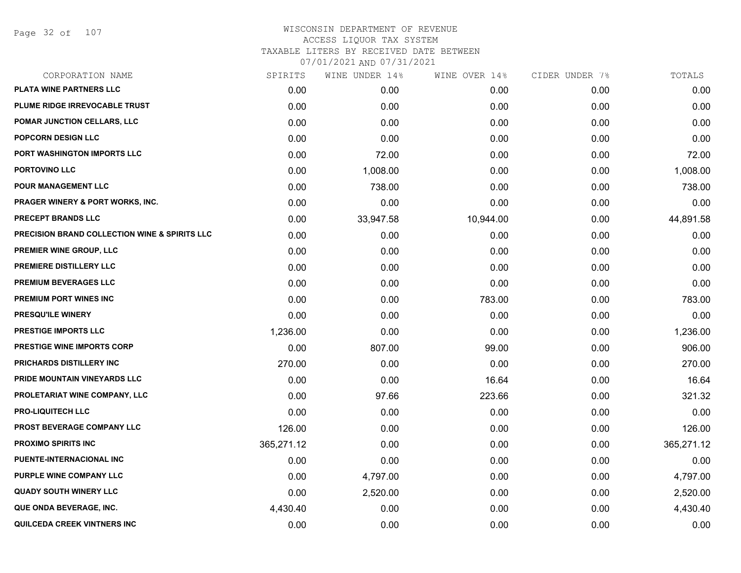# WISCONSIN DEPARTMENT OF REVENUE
## ACCESS LIQUOR TAX SYSTEM
### TAXABLE LITERS BY RECEIVED DATE BETWEEN 07/01/2021 AND 07/31/2021

| CORPORATION NAME | SPIRITS | WINE UNDER 14% | WINE OVER 14% | CIDER UNDER 7% | TOTALS |
|---|---|---|---|---|---|
| PLATA WINE PARTNERS LLC | 0.00 | 0.00 | 0.00 | 0.00 | 0.00 |
| PLUME RIDGE IRREVOCABLE TRUST | 0.00 | 0.00 | 0.00 | 0.00 | 0.00 |
| POMAR JUNCTION CELLARS, LLC | 0.00 | 0.00 | 0.00 | 0.00 | 0.00 |
| POPCORN DESIGN LLC | 0.00 | 0.00 | 0.00 | 0.00 | 0.00 |
| PORT WASHINGTON IMPORTS LLC | 0.00 | 72.00 | 0.00 | 0.00 | 72.00 |
| PORTOVINO LLC | 0.00 | 1,008.00 | 0.00 | 0.00 | 1,008.00 |
| POUR MANAGEMENT LLC | 0.00 | 738.00 | 0.00 | 0.00 | 738.00 |
| PRAGER WINERY & PORT WORKS, INC. | 0.00 | 0.00 | 0.00 | 0.00 | 0.00 |
| PRECEPT BRANDS LLC | 0.00 | 33,947.58 | 10,944.00 | 0.00 | 44,891.58 |
| PRECISION BRAND COLLECTION WINE & SPIRITS LLC | 0.00 | 0.00 | 0.00 | 0.00 | 0.00 |
| PREMIER WINE GROUP, LLC | 0.00 | 0.00 | 0.00 | 0.00 | 0.00 |
| PREMIERE DISTILLERY LLC | 0.00 | 0.00 | 0.00 | 0.00 | 0.00 |
| PREMIUM BEVERAGES LLC | 0.00 | 0.00 | 0.00 | 0.00 | 0.00 |
| PREMIUM PORT WINES INC | 0.00 | 0.00 | 783.00 | 0.00 | 783.00 |
| PRESQU'ILE WINERY | 0.00 | 0.00 | 0.00 | 0.00 | 0.00 |
| PRESTIGE IMPORTS LLC | 1,236.00 | 0.00 | 0.00 | 0.00 | 1,236.00 |
| PRESTIGE WINE IMPORTS CORP | 0.00 | 807.00 | 99.00 | 0.00 | 906.00 |
| PRICHARDS DISTILLERY INC | 270.00 | 0.00 | 0.00 | 0.00 | 270.00 |
| PRIDE MOUNTAIN VINEYARDS LLC | 0.00 | 0.00 | 16.64 | 0.00 | 16.64 |
| PROLETARIAT WINE COMPANY, LLC | 0.00 | 97.66 | 223.66 | 0.00 | 321.32 |
| PRO-LIQUITECH LLC | 0.00 | 0.00 | 0.00 | 0.00 | 0.00 |
| PROST BEVERAGE COMPANY LLC | 126.00 | 0.00 | 0.00 | 0.00 | 126.00 |
| PROXIMO SPIRITS INC | 365,271.12 | 0.00 | 0.00 | 0.00 | 365,271.12 |
| PUENTE-INTERNACIONAL INC | 0.00 | 0.00 | 0.00 | 0.00 | 0.00 |
| PURPLE WINE COMPANY LLC | 0.00 | 4,797.00 | 0.00 | 0.00 | 4,797.00 |
| QUADY SOUTH WINERY LLC | 0.00 | 2,520.00 | 0.00 | 0.00 | 2,520.00 |
| QUE ONDA BEVERAGE, INC. | 4,430.40 | 0.00 | 0.00 | 0.00 | 4,430.40 |
| QUILCEDA CREEK VINTNERS INC | 0.00 | 0.00 | 0.00 | 0.00 | 0.00 |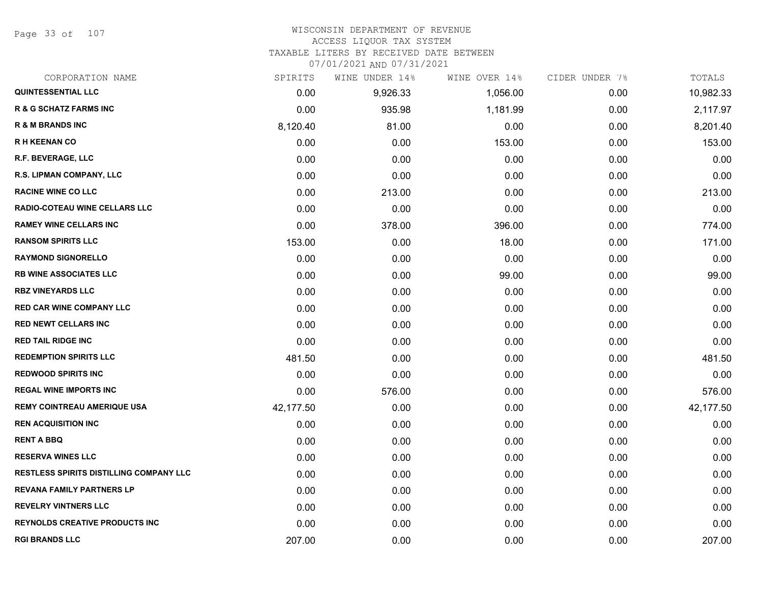WISCONSIN DEPARTMENT OF REVENUE
ACCESS LIQUOR TAX SYSTEM
TAXABLE LITERS BY RECEIVED DATE BETWEEN
07/01/2021 AND 07/31/2021

| CORPORATION NAME | SPIRITS | WINE UNDER 14% | WINE OVER 14% | CIDER UNDER 7% | TOTALS |
|---|---|---|---|---|---|
| QUINTESSENTIAL LLC | 0.00 | 9,926.33 | 1,056.00 | 0.00 | 10,982.33 |
| R & G SCHATZ FARMS INC | 0.00 | 935.98 | 1,181.99 | 0.00 | 2,117.97 |
| R & M BRANDS INC | 8,120.40 | 81.00 | 0.00 | 0.00 | 8,201.40 |
| R H KEENAN CO | 0.00 | 0.00 | 153.00 | 0.00 | 153.00 |
| R.F. BEVERAGE, LLC | 0.00 | 0.00 | 0.00 | 0.00 | 0.00 |
| R.S. LIPMAN COMPANY, LLC | 0.00 | 0.00 | 0.00 | 0.00 | 0.00 |
| RACINE WINE CO LLC | 0.00 | 213.00 | 0.00 | 0.00 | 213.00 |
| RADIO-COTEAU WINE CELLARS LLC | 0.00 | 0.00 | 0.00 | 0.00 | 0.00 |
| RAMEY WINE CELLARS INC | 0.00 | 378.00 | 396.00 | 0.00 | 774.00 |
| RANSOM SPIRITS LLC | 153.00 | 0.00 | 18.00 | 0.00 | 171.00 |
| RAYMOND SIGNORELLO | 0.00 | 0.00 | 0.00 | 0.00 | 0.00 |
| RB WINE ASSOCIATES LLC | 0.00 | 0.00 | 99.00 | 0.00 | 99.00 |
| RBZ VINEYARDS LLC | 0.00 | 0.00 | 0.00 | 0.00 | 0.00 |
| RED CAR WINE COMPANY LLC | 0.00 | 0.00 | 0.00 | 0.00 | 0.00 |
| RED NEWT CELLARS INC | 0.00 | 0.00 | 0.00 | 0.00 | 0.00 |
| RED TAIL RIDGE INC | 0.00 | 0.00 | 0.00 | 0.00 | 0.00 |
| REDEMPTION SPIRITS LLC | 481.50 | 0.00 | 0.00 | 0.00 | 481.50 |
| REDWOOD SPIRITS INC | 0.00 | 0.00 | 0.00 | 0.00 | 0.00 |
| REGAL WINE IMPORTS INC | 0.00 | 576.00 | 0.00 | 0.00 | 576.00 |
| REMY COINTREAU AMERIQUE USA | 42,177.50 | 0.00 | 0.00 | 0.00 | 42,177.50 |
| REN ACQUISITION INC | 0.00 | 0.00 | 0.00 | 0.00 | 0.00 |
| RENT A BBQ | 0.00 | 0.00 | 0.00 | 0.00 | 0.00 |
| RESERVA WINES LLC | 0.00 | 0.00 | 0.00 | 0.00 | 0.00 |
| RESTLESS SPIRITS DISTILLING COMPANY LLC | 0.00 | 0.00 | 0.00 | 0.00 | 0.00 |
| REVANA FAMILY PARTNERS LP | 0.00 | 0.00 | 0.00 | 0.00 | 0.00 |
| REVELRY VINTNERS LLC | 0.00 | 0.00 | 0.00 | 0.00 | 0.00 |
| REYNOLDS CREATIVE PRODUCTS INC | 0.00 | 0.00 | 0.00 | 0.00 | 0.00 |
| RGI BRANDS LLC | 207.00 | 0.00 | 0.00 | 0.00 | 207.00 |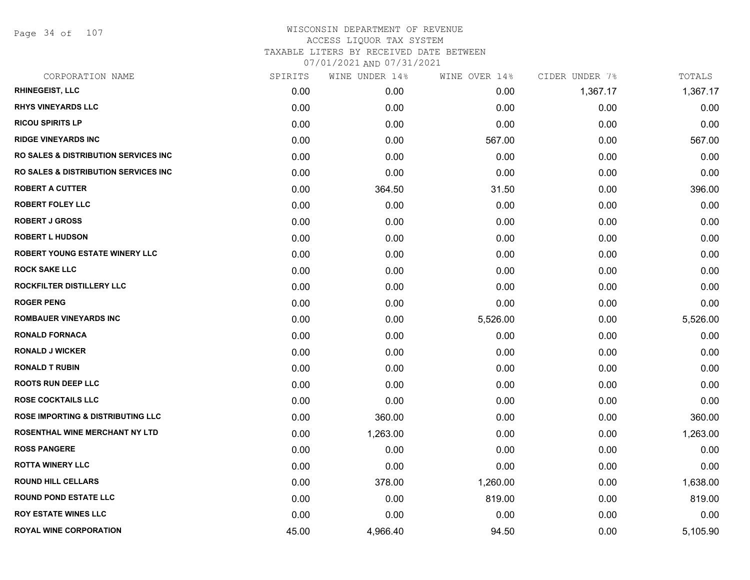# WISCONSIN DEPARTMENT OF REVENUE
## ACCESS LIQUOR TAX SYSTEM
## TAXABLE LITERS BY RECEIVED DATE BETWEEN 07/01/2021 AND 07/31/2021

| CORPORATION NAME | SPIRITS | WINE UNDER 14% | WINE OVER 14% | CIDER UNDER 7% | TOTALS |
|---|---|---|---|---|---|
| RHINEGEIST, LLC | 0.00 | 0.00 | 0.00 | 1,367.17 | 1,367.17 |
| RHYS VINEYARDS LLC | 0.00 | 0.00 | 0.00 | 0.00 | 0.00 |
| RICOU SPIRITS LP | 0.00 | 0.00 | 0.00 | 0.00 | 0.00 |
| RIDGE VINEYARDS INC | 0.00 | 0.00 | 567.00 | 0.00 | 567.00 |
| RO SALES & DISTRIBUTION SERVICES INC | 0.00 | 0.00 | 0.00 | 0.00 | 0.00 |
| RO SALES & DISTRIBUTION SERVICES INC | 0.00 | 0.00 | 0.00 | 0.00 | 0.00 |
| ROBERT A CUTTER | 0.00 | 364.50 | 31.50 | 0.00 | 396.00 |
| ROBERT FOLEY LLC | 0.00 | 0.00 | 0.00 | 0.00 | 0.00 |
| ROBERT J GROSS | 0.00 | 0.00 | 0.00 | 0.00 | 0.00 |
| ROBERT L HUDSON | 0.00 | 0.00 | 0.00 | 0.00 | 0.00 |
| ROBERT YOUNG ESTATE WINERY LLC | 0.00 | 0.00 | 0.00 | 0.00 | 0.00 |
| ROCK SAKE LLC | 0.00 | 0.00 | 0.00 | 0.00 | 0.00 |
| ROCKFILTER DISTILLERY LLC | 0.00 | 0.00 | 0.00 | 0.00 | 0.00 |
| ROGER PENG | 0.00 | 0.00 | 0.00 | 0.00 | 0.00 |
| ROMBAUER VINEYARDS INC | 0.00 | 0.00 | 5,526.00 | 0.00 | 5,526.00 |
| RONALD FORNACA | 0.00 | 0.00 | 0.00 | 0.00 | 0.00 |
| RONALD J WICKER | 0.00 | 0.00 | 0.00 | 0.00 | 0.00 |
| RONALD T RUBIN | 0.00 | 0.00 | 0.00 | 0.00 | 0.00 |
| ROOTS RUN DEEP LLC | 0.00 | 0.00 | 0.00 | 0.00 | 0.00 |
| ROSE COCKTAILS LLC | 0.00 | 0.00 | 0.00 | 0.00 | 0.00 |
| ROSE IMPORTING & DISTRIBUTING LLC | 0.00 | 360.00 | 0.00 | 0.00 | 360.00 |
| ROSENTHAL WINE MERCHANT NY LTD | 0.00 | 1,263.00 | 0.00 | 0.00 | 1,263.00 |
| ROSS PANGERE | 0.00 | 0.00 | 0.00 | 0.00 | 0.00 |
| ROTTA WINERY LLC | 0.00 | 0.00 | 0.00 | 0.00 | 0.00 |
| ROUND HILL CELLARS | 0.00 | 378.00 | 1,260.00 | 0.00 | 1,638.00 |
| ROUND POND ESTATE LLC | 0.00 | 0.00 | 819.00 | 0.00 | 819.00 |
| ROY ESTATE WINES LLC | 0.00 | 0.00 | 0.00 | 0.00 | 0.00 |
| ROYAL WINE CORPORATION | 45.00 | 4,966.40 | 94.50 | 0.00 | 5,105.90 |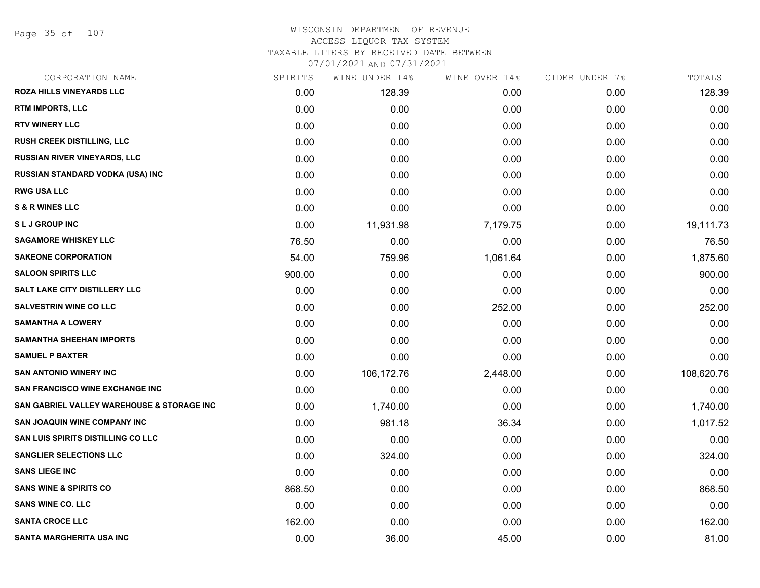# WISCONSIN DEPARTMENT OF REVENUE
## ACCESS LIQUOR TAX SYSTEM
### TAXABLE LITERS BY RECEIVED DATE BETWEEN 07/01/2021 AND 07/31/2021

| CORPORATION NAME | SPIRITS | WINE UNDER 14% | WINE OVER 14% | CIDER UNDER 7% | TOTALS |
|---|---|---|---|---|---|
| ROZA HILLS VINEYARDS LLC | 0.00 | 128.39 | 0.00 | 0.00 | 128.39 |
| RTM IMPORTS, LLC | 0.00 | 0.00 | 0.00 | 0.00 | 0.00 |
| RTV WINERY LLC | 0.00 | 0.00 | 0.00 | 0.00 | 0.00 |
| RUSH CREEK DISTILLING, LLC | 0.00 | 0.00 | 0.00 | 0.00 | 0.00 |
| RUSSIAN RIVER VINEYARDS, LLC | 0.00 | 0.00 | 0.00 | 0.00 | 0.00 |
| RUSSIAN STANDARD VODKA (USA) INC | 0.00 | 0.00 | 0.00 | 0.00 | 0.00 |
| RWG USA LLC | 0.00 | 0.00 | 0.00 | 0.00 | 0.00 |
| S & R WINES LLC | 0.00 | 0.00 | 0.00 | 0.00 | 0.00 |
| S L J GROUP INC | 0.00 | 11,931.98 | 7,179.75 | 0.00 | 19,111.73 |
| SAGAMORE WHISKEY LLC | 76.50 | 0.00 | 0.00 | 0.00 | 76.50 |
| SAKEONE CORPORATION | 54.00 | 759.96 | 1,061.64 | 0.00 | 1,875.60 |
| SALOON SPIRITS LLC | 900.00 | 0.00 | 0.00 | 0.00 | 900.00 |
| SALT LAKE CITY DISTILLERY LLC | 0.00 | 0.00 | 0.00 | 0.00 | 0.00 |
| SALVESTRIN WINE CO LLC | 0.00 | 0.00 | 252.00 | 0.00 | 252.00 |
| SAMANTHA A LOWERY | 0.00 | 0.00 | 0.00 | 0.00 | 0.00 |
| SAMANTHA SHEEHAN IMPORTS | 0.00 | 0.00 | 0.00 | 0.00 | 0.00 |
| SAMUEL P BAXTER | 0.00 | 0.00 | 0.00 | 0.00 | 0.00 |
| SAN ANTONIO WINERY INC | 0.00 | 106,172.76 | 2,448.00 | 0.00 | 108,620.76 |
| SAN FRANCISCO WINE EXCHANGE INC | 0.00 | 0.00 | 0.00 | 0.00 | 0.00 |
| SAN GABRIEL VALLEY WAREHOUSE & STORAGE INC | 0.00 | 1,740.00 | 0.00 | 0.00 | 1,740.00 |
| SAN JOAQUIN WINE COMPANY INC | 0.00 | 981.18 | 36.34 | 0.00 | 1,017.52 |
| SAN LUIS SPIRITS DISTILLING CO LLC | 0.00 | 0.00 | 0.00 | 0.00 | 0.00 |
| SANGLIER SELECTIONS LLC | 0.00 | 324.00 | 0.00 | 0.00 | 324.00 |
| SANS LIEGE INC | 0.00 | 0.00 | 0.00 | 0.00 | 0.00 |
| SANS WINE & SPIRITS CO | 868.50 | 0.00 | 0.00 | 0.00 | 868.50 |
| SANS WINE CO. LLC | 0.00 | 0.00 | 0.00 | 0.00 | 0.00 |
| SANTA CROCE LLC | 162.00 | 0.00 | 0.00 | 0.00 | 162.00 |
| SANTA MARGHERITA USA INC | 0.00 | 36.00 | 45.00 | 0.00 | 81.00 |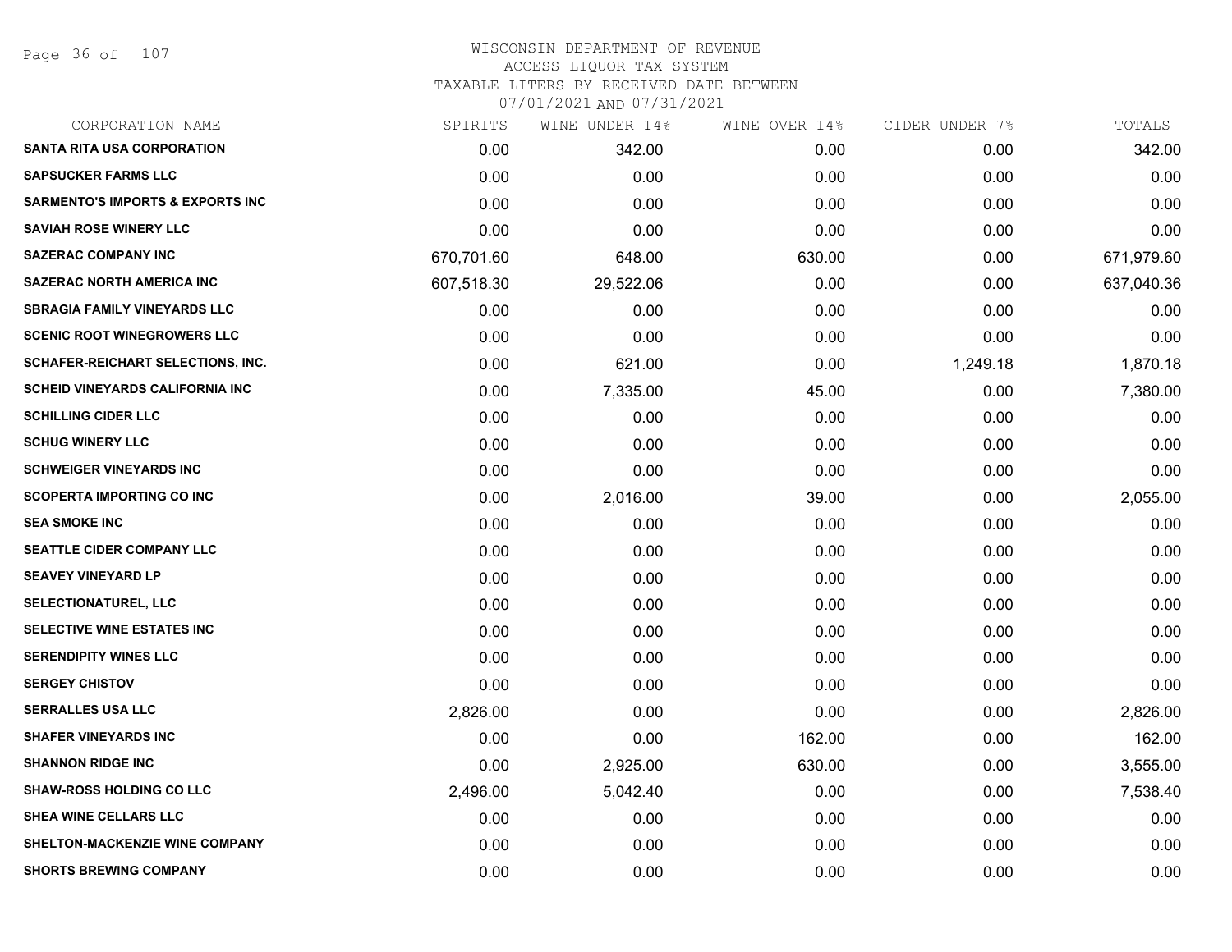WISCONSIN DEPARTMENT OF REVENUE
ACCESS LIQUOR TAX SYSTEM
TAXABLE LITERS BY RECEIVED DATE BETWEEN
07/01/2021 AND 07/31/2021

| CORPORATION NAME | SPIRITS | WINE UNDER 14% | WINE OVER 14% | CIDER UNDER 7% | TOTALS |
|---|---|---|---|---|---|
| SANTA RITA USA CORPORATION | 0.00 | 342.00 | 0.00 | 0.00 | 342.00 |
| SAPSUCKER FARMS LLC | 0.00 | 0.00 | 0.00 | 0.00 | 0.00 |
| SARMENTO'S IMPORTS & EXPORTS INC | 0.00 | 0.00 | 0.00 | 0.00 | 0.00 |
| SAVIAH ROSE WINERY LLC | 0.00 | 0.00 | 0.00 | 0.00 | 0.00 |
| SAZERAC COMPANY INC | 670,701.60 | 648.00 | 630.00 | 0.00 | 671,979.60 |
| SAZERAC NORTH AMERICA INC | 607,518.30 | 29,522.06 | 0.00 | 0.00 | 637,040.36 |
| SBRAGIA FAMILY VINEYARDS LLC | 0.00 | 0.00 | 0.00 | 0.00 | 0.00 |
| SCENIC ROOT WINEGROWERS LLC | 0.00 | 0.00 | 0.00 | 0.00 | 0.00 |
| SCHAFER-REICHART SELECTIONS, INC. | 0.00 | 621.00 | 0.00 | 1,249.18 | 1,870.18 |
| SCHEID VINEYARDS CALIFORNIA INC | 0.00 | 7,335.00 | 45.00 | 0.00 | 7,380.00 |
| SCHILLING CIDER LLC | 0.00 | 0.00 | 0.00 | 0.00 | 0.00 |
| SCHUG WINERY LLC | 0.00 | 0.00 | 0.00 | 0.00 | 0.00 |
| SCHWEIGER VINEYARDS INC | 0.00 | 0.00 | 0.00 | 0.00 | 0.00 |
| SCOPERTA IMPORTING CO INC | 0.00 | 2,016.00 | 39.00 | 0.00 | 2,055.00 |
| SEA SMOKE INC | 0.00 | 0.00 | 0.00 | 0.00 | 0.00 |
| SEATTLE CIDER COMPANY LLC | 0.00 | 0.00 | 0.00 | 0.00 | 0.00 |
| SEAVEY VINEYARD LP | 0.00 | 0.00 | 0.00 | 0.00 | 0.00 |
| SELECTIONATUREL, LLC | 0.00 | 0.00 | 0.00 | 0.00 | 0.00 |
| SELECTIVE WINE ESTATES INC | 0.00 | 0.00 | 0.00 | 0.00 | 0.00 |
| SERENDIPITY WINES LLC | 0.00 | 0.00 | 0.00 | 0.00 | 0.00 |
| SERGEY CHISTOV | 0.00 | 0.00 | 0.00 | 0.00 | 0.00 |
| SERRALLES USA LLC | 2,826.00 | 0.00 | 0.00 | 0.00 | 2,826.00 |
| SHAFER VINEYARDS INC | 0.00 | 0.00 | 162.00 | 0.00 | 162.00 |
| SHANNON RIDGE INC | 0.00 | 2,925.00 | 630.00 | 0.00 | 3,555.00 |
| SHAW-ROSS HOLDING CO LLC | 2,496.00 | 5,042.40 | 0.00 | 0.00 | 7,538.40 |
| SHEA WINE CELLARS LLC | 0.00 | 0.00 | 0.00 | 0.00 | 0.00 |
| SHELTON-MACKENZIE WINE COMPANY | 0.00 | 0.00 | 0.00 | 0.00 | 0.00 |
| SHORTS BREWING COMPANY | 0.00 | 0.00 | 0.00 | 0.00 | 0.00 |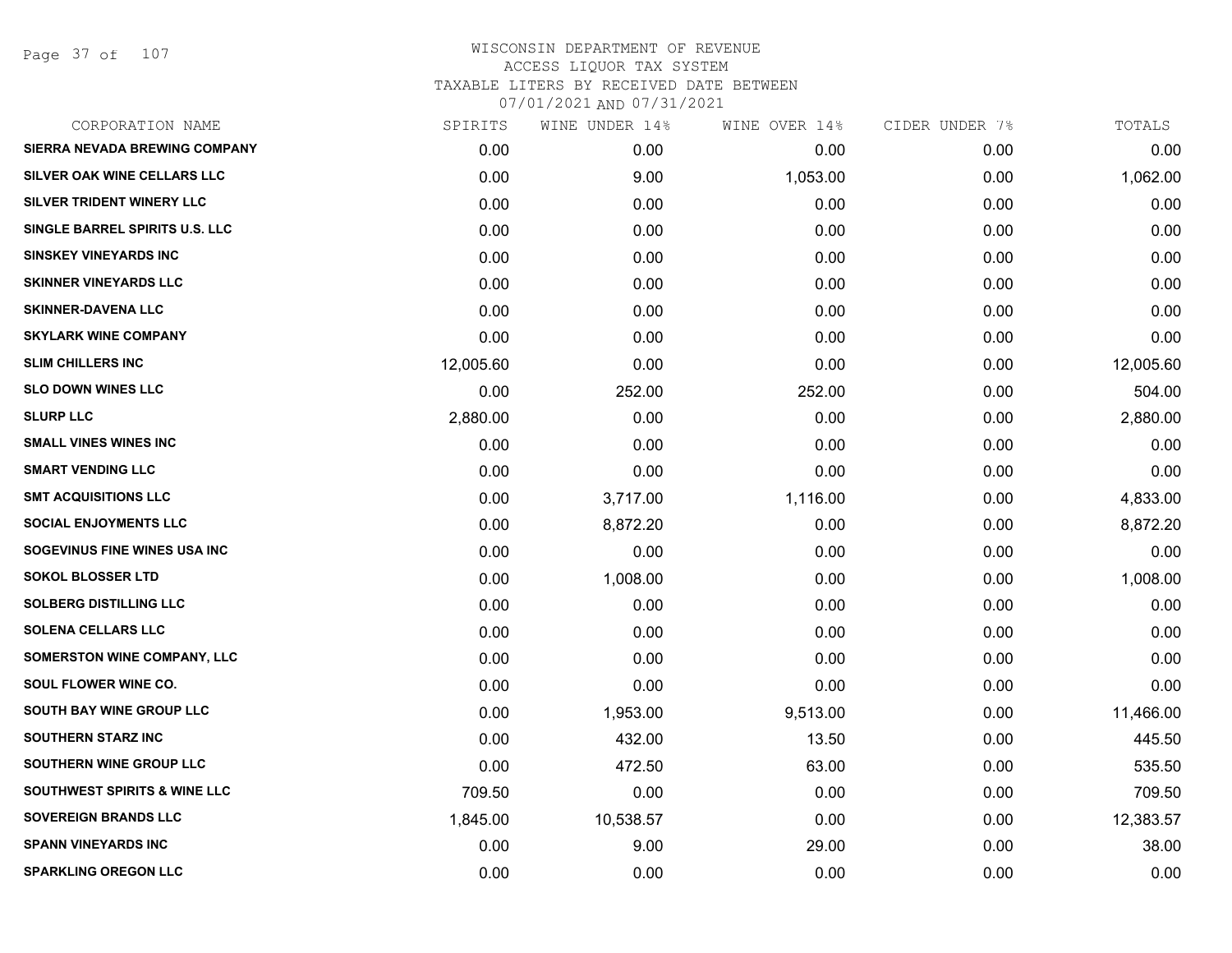WISCONSIN DEPARTMENT OF REVENUE
ACCESS LIQUOR TAX SYSTEM
TAXABLE LITERS BY RECEIVED DATE BETWEEN
07/01/2021 AND 07/31/2021

| CORPORATION NAME | SPIRITS | WINE UNDER 14% | WINE OVER 14% | CIDER UNDER 7% | TOTALS |
|---|---|---|---|---|---|
| SIERRA NEVADA BREWING COMPANY | 0.00 | 0.00 | 0.00 | 0.00 | 0.00 |
| SILVER OAK WINE CELLARS LLC | 0.00 | 9.00 | 1,053.00 | 0.00 | 1,062.00 |
| SILVER TRIDENT WINERY LLC | 0.00 | 0.00 | 0.00 | 0.00 | 0.00 |
| SINGLE BARREL SPIRITS U.S. LLC | 0.00 | 0.00 | 0.00 | 0.00 | 0.00 |
| SINSKEY VINEYARDS INC | 0.00 | 0.00 | 0.00 | 0.00 | 0.00 |
| SKINNER VINEYARDS LLC | 0.00 | 0.00 | 0.00 | 0.00 | 0.00 |
| SKINNER-DAVENA LLC | 0.00 | 0.00 | 0.00 | 0.00 | 0.00 |
| SKYLARK WINE COMPANY | 0.00 | 0.00 | 0.00 | 0.00 | 0.00 |
| SLIM CHILLERS INC | 12,005.60 | 0.00 | 0.00 | 0.00 | 12,005.60 |
| SLO DOWN WINES LLC | 0.00 | 252.00 | 252.00 | 0.00 | 504.00 |
| SLURP LLC | 2,880.00 | 0.00 | 0.00 | 0.00 | 2,880.00 |
| SMALL VINES WINES INC | 0.00 | 0.00 | 0.00 | 0.00 | 0.00 |
| SMART VENDING LLC | 0.00 | 0.00 | 0.00 | 0.00 | 0.00 |
| SMT ACQUISITIONS LLC | 0.00 | 3,717.00 | 1,116.00 | 0.00 | 4,833.00 |
| SOCIAL ENJOYMENTS LLC | 0.00 | 8,872.20 | 0.00 | 0.00 | 8,872.20 |
| SOGEVINUS FINE WINES USA INC | 0.00 | 0.00 | 0.00 | 0.00 | 0.00 |
| SOKOL BLOSSER LTD | 0.00 | 1,008.00 | 0.00 | 0.00 | 1,008.00 |
| SOLBERG DISTILLING LLC | 0.00 | 0.00 | 0.00 | 0.00 | 0.00 |
| SOLENA CELLARS LLC | 0.00 | 0.00 | 0.00 | 0.00 | 0.00 |
| SOMERSTON WINE COMPANY, LLC | 0.00 | 0.00 | 0.00 | 0.00 | 0.00 |
| SOUL FLOWER WINE CO. | 0.00 | 0.00 | 0.00 | 0.00 | 0.00 |
| SOUTH BAY WINE GROUP LLC | 0.00 | 1,953.00 | 9,513.00 | 0.00 | 11,466.00 |
| SOUTHERN STARZ INC | 0.00 | 432.00 | 13.50 | 0.00 | 445.50 |
| SOUTHERN WINE GROUP LLC | 0.00 | 472.50 | 63.00 | 0.00 | 535.50 |
| SOUTHWEST SPIRITS & WINE LLC | 709.50 | 0.00 | 0.00 | 0.00 | 709.50 |
| SOVEREIGN BRANDS LLC | 1,845.00 | 10,538.57 | 0.00 | 0.00 | 12,383.57 |
| SPANN VINEYARDS INC | 0.00 | 9.00 | 29.00 | 0.00 | 38.00 |
| SPARKLING OREGON LLC | 0.00 | 0.00 | 0.00 | 0.00 | 0.00 |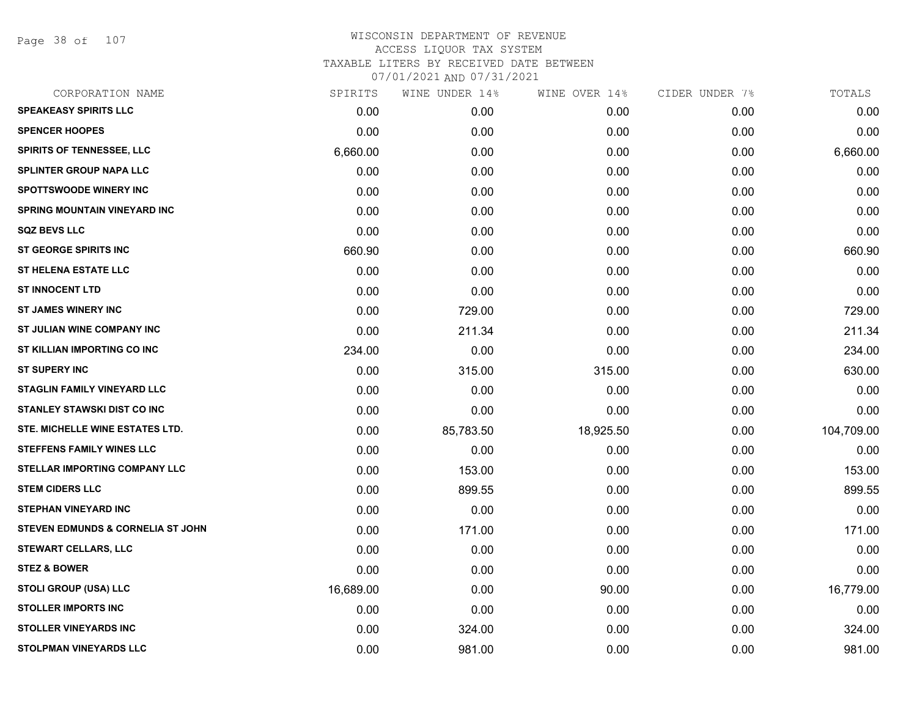# WISCONSIN DEPARTMENT OF REVENUE
## ACCESS LIQUOR TAX SYSTEM
### TAXABLE LITERS BY RECEIVED DATE BETWEEN 07/01/2021 AND 07/31/2021

| CORPORATION NAME | SPIRITS | WINE UNDER 14% | WINE OVER 14% | CIDER UNDER 7% | TOTALS |
|---|---|---|---|---|---|
| SPEAKEASY SPIRITS LLC | 0.00 | 0.00 | 0.00 | 0.00 | 0.00 |
| SPENCER HOOPES | 0.00 | 0.00 | 0.00 | 0.00 | 0.00 |
| SPIRITS OF TENNESSEE, LLC | 6,660.00 | 0.00 | 0.00 | 0.00 | 6,660.00 |
| SPLINTER GROUP NAPA LLC | 0.00 | 0.00 | 0.00 | 0.00 | 0.00 |
| SPOTTSWOODE WINERY INC | 0.00 | 0.00 | 0.00 | 0.00 | 0.00 |
| SPRING MOUNTAIN VINEYARD INC | 0.00 | 0.00 | 0.00 | 0.00 | 0.00 |
| SQZ BEVS LLC | 0.00 | 0.00 | 0.00 | 0.00 | 0.00 |
| ST GEORGE SPIRITS INC | 660.90 | 0.00 | 0.00 | 0.00 | 660.90 |
| ST HELENA ESTATE LLC | 0.00 | 0.00 | 0.00 | 0.00 | 0.00 |
| ST INNOCENT LTD | 0.00 | 0.00 | 0.00 | 0.00 | 0.00 |
| ST JAMES WINERY INC | 0.00 | 729.00 | 0.00 | 0.00 | 729.00 |
| ST JULIAN WINE COMPANY INC | 0.00 | 211.34 | 0.00 | 0.00 | 211.34 |
| ST KILLIAN IMPORTING CO INC | 234.00 | 0.00 | 0.00 | 0.00 | 234.00 |
| ST SUPERY INC | 0.00 | 315.00 | 315.00 | 0.00 | 630.00 |
| STAGLIN FAMILY VINEYARD LLC | 0.00 | 0.00 | 0.00 | 0.00 | 0.00 |
| STANLEY STAWSKI DIST CO INC | 0.00 | 0.00 | 0.00 | 0.00 | 0.00 |
| STE. MICHELLE WINE ESTATES LTD. | 0.00 | 85,783.50 | 18,925.50 | 0.00 | 104,709.00 |
| STEFFENS FAMILY WINES LLC | 0.00 | 0.00 | 0.00 | 0.00 | 0.00 |
| STELLAR IMPORTING COMPANY LLC | 0.00 | 153.00 | 0.00 | 0.00 | 153.00 |
| STEM CIDERS LLC | 0.00 | 899.55 | 0.00 | 0.00 | 899.55 |
| STEPHAN VINEYARD INC | 0.00 | 0.00 | 0.00 | 0.00 | 0.00 |
| STEVEN EDMUNDS & CORNELIA ST JOHN | 0.00 | 171.00 | 0.00 | 0.00 | 171.00 |
| STEWART CELLARS, LLC | 0.00 | 0.00 | 0.00 | 0.00 | 0.00 |
| STEZ & BOWER | 0.00 | 0.00 | 0.00 | 0.00 | 0.00 |
| STOLI GROUP (USA) LLC | 16,689.00 | 0.00 | 90.00 | 0.00 | 16,779.00 |
| STOLLER IMPORTS INC | 0.00 | 0.00 | 0.00 | 0.00 | 0.00 |
| STOLLER VINEYARDS INC | 0.00 | 324.00 | 0.00 | 0.00 | 324.00 |
| STOLPMAN VINEYARDS LLC | 0.00 | 981.00 | 0.00 | 0.00 | 981.00 |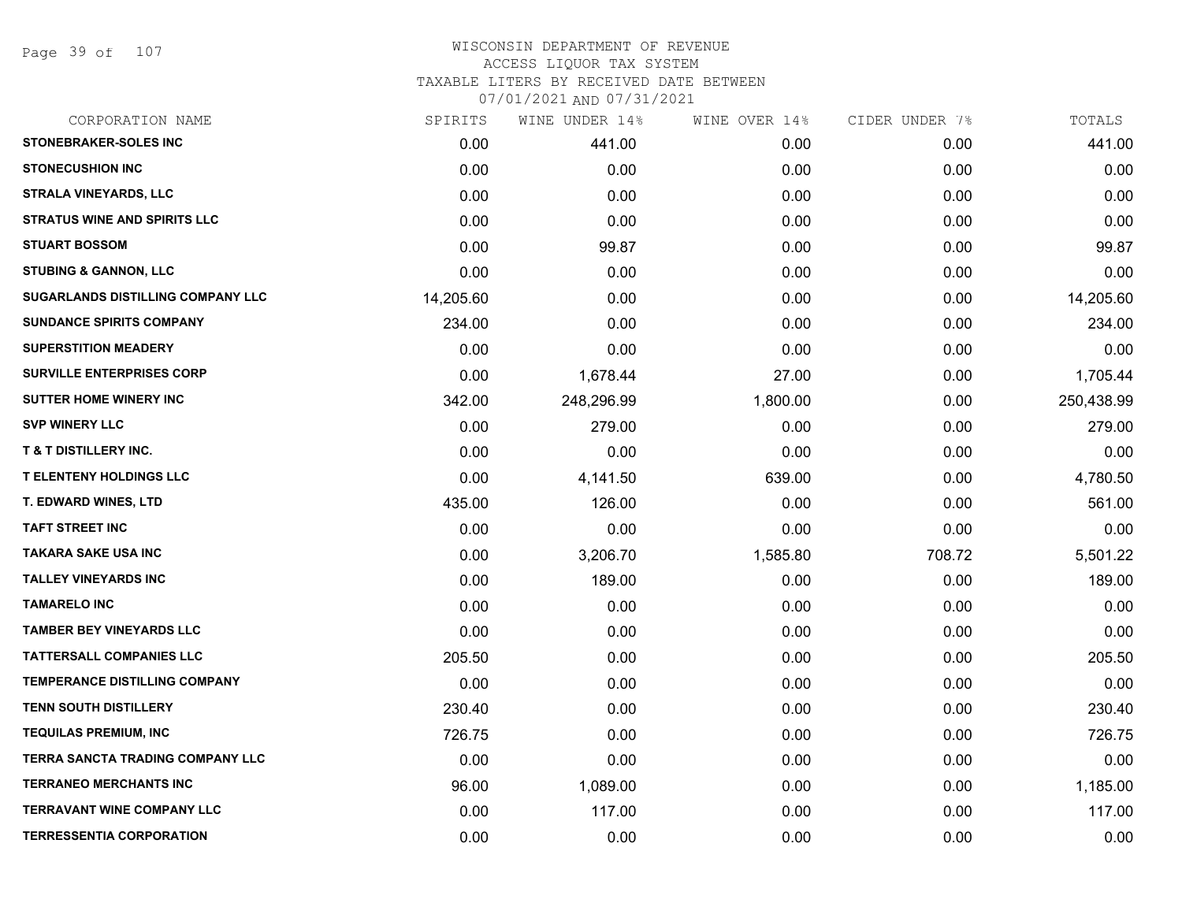# WISCONSIN DEPARTMENT OF REVENUE
## ACCESS LIQUOR TAX SYSTEM
### TAXABLE LITERS BY RECEIVED DATE BETWEEN 07/01/2021 AND 07/31/2021

| CORPORATION NAME | SPIRITS | WINE UNDER 14% | WINE OVER 14% | CIDER UNDER 7% | TOTALS |
|---|---|---|---|---|---|
| STONEBRAKER-SOLES INC | 0.00 | 441.00 | 0.00 | 0.00 | 441.00 |
| STONECUSHION INC | 0.00 | 0.00 | 0.00 | 0.00 | 0.00 |
| STRALA VINEYARDS, LLC | 0.00 | 0.00 | 0.00 | 0.00 | 0.00 |
| STRATUS WINE AND SPIRITS LLC | 0.00 | 0.00 | 0.00 | 0.00 | 0.00 |
| STUART BOSSOM | 0.00 | 99.87 | 0.00 | 0.00 | 99.87 |
| STUBING & GANNON, LLC | 0.00 | 0.00 | 0.00 | 0.00 | 0.00 |
| SUGARLANDS DISTILLING COMPANY LLC | 14,205.60 | 0.00 | 0.00 | 0.00 | 14,205.60 |
| SUNDANCE SPIRITS COMPANY | 234.00 | 0.00 | 0.00 | 0.00 | 234.00 |
| SUPERSTITION MEADERY | 0.00 | 0.00 | 0.00 | 0.00 | 0.00 |
| SURVILLE ENTERPRISES CORP | 0.00 | 1,678.44 | 27.00 | 0.00 | 1,705.44 |
| SUTTER HOME WINERY INC | 342.00 | 248,296.99 | 1,800.00 | 0.00 | 250,438.99 |
| SVP WINERY LLC | 0.00 | 279.00 | 0.00 | 0.00 | 279.00 |
| T & T DISTILLERY INC. | 0.00 | 0.00 | 0.00 | 0.00 | 0.00 |
| T ELENTENY HOLDINGS LLC | 0.00 | 4,141.50 | 639.00 | 0.00 | 4,780.50 |
| T. EDWARD WINES, LTD | 435.00 | 126.00 | 0.00 | 0.00 | 561.00 |
| TAFT STREET INC | 0.00 | 0.00 | 0.00 | 0.00 | 0.00 |
| TAKARA SAKE USA INC | 0.00 | 3,206.70 | 1,585.80 | 708.72 | 5,501.22 |
| TALLEY VINEYARDS INC | 0.00 | 189.00 | 0.00 | 0.00 | 189.00 |
| TAMARELO INC | 0.00 | 0.00 | 0.00 | 0.00 | 0.00 |
| TAMBER BEY VINEYARDS LLC | 0.00 | 0.00 | 0.00 | 0.00 | 0.00 |
| TATTERSALL COMPANIES LLC | 205.50 | 0.00 | 0.00 | 0.00 | 205.50 |
| TEMPERANCE DISTILLING COMPANY | 0.00 | 0.00 | 0.00 | 0.00 | 0.00 |
| TENN SOUTH DISTILLERY | 230.40 | 0.00 | 0.00 | 0.00 | 230.40 |
| TEQUILAS PREMIUM, INC | 726.75 | 0.00 | 0.00 | 0.00 | 726.75 |
| TERRA SANCTA TRADING COMPANY LLC | 0.00 | 0.00 | 0.00 | 0.00 | 0.00 |
| TERRANEO MERCHANTS INC | 96.00 | 1,089.00 | 0.00 | 0.00 | 1,185.00 |
| TERRAVANT WINE COMPANY LLC | 0.00 | 117.00 | 0.00 | 0.00 | 117.00 |
| TERRESSENTIA CORPORATION | 0.00 | 0.00 | 0.00 | 0.00 | 0.00 |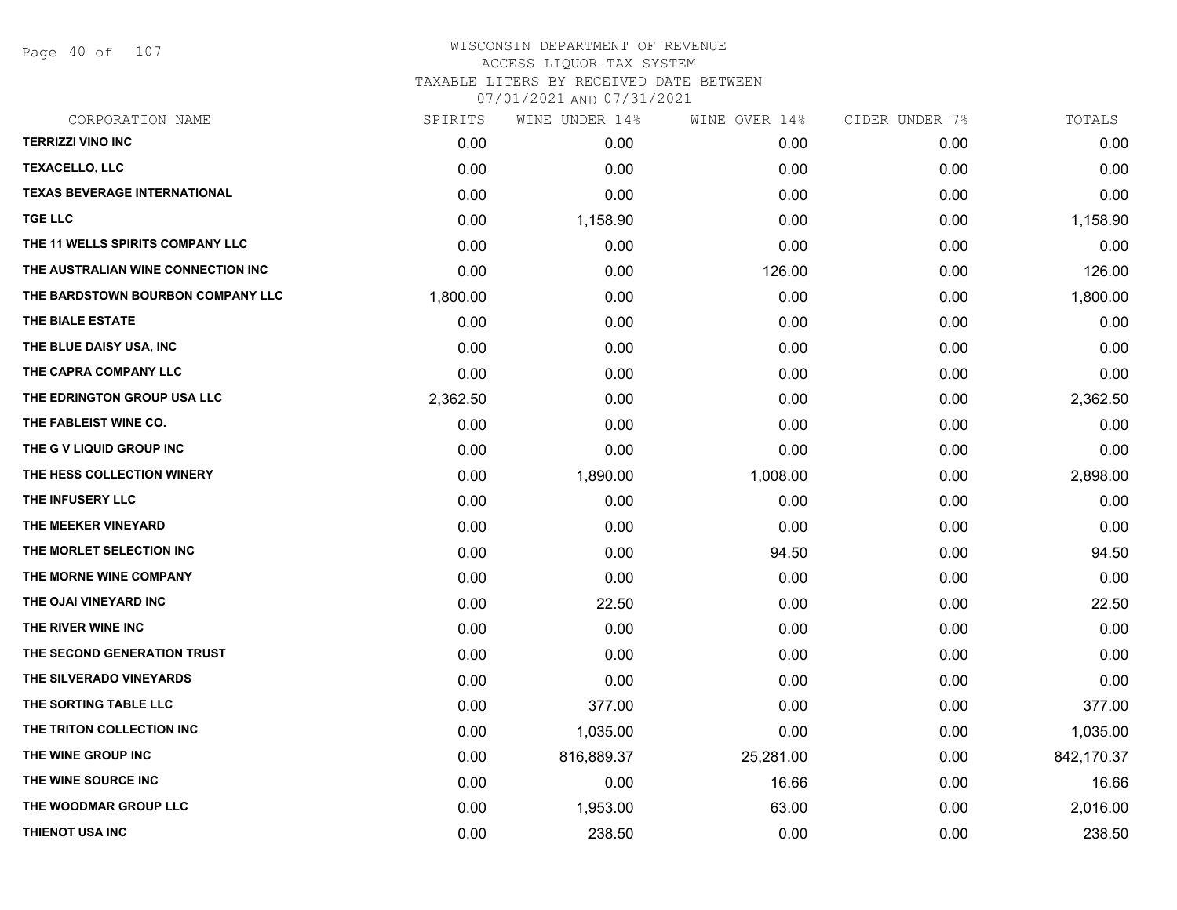# WISCONSIN DEPARTMENT OF REVENUE
## ACCESS LIQUOR TAX SYSTEM
### TAXABLE LITERS BY RECEIVED DATE BETWEEN 07/01/2021 AND 07/31/2021

| CORPORATION NAME | SPIRITS | WINE UNDER 14% | WINE OVER 14% | CIDER UNDER 7% | TOTALS |
|---|---|---|---|---|---|
| TERRIZZI VINO INC | 0.00 | 0.00 | 0.00 | 0.00 | 0.00 |
| TEXACELLO, LLC | 0.00 | 0.00 | 0.00 | 0.00 | 0.00 |
| TEXAS BEVERAGE INTERNATIONAL | 0.00 | 0.00 | 0.00 | 0.00 | 0.00 |
| TGE LLC | 0.00 | 1,158.90 | 0.00 | 0.00 | 1,158.90 |
| THE 11 WELLS SPIRITS COMPANY LLC | 0.00 | 0.00 | 0.00 | 0.00 | 0.00 |
| THE AUSTRALIAN WINE CONNECTION INC | 0.00 | 0.00 | 126.00 | 0.00 | 126.00 |
| THE BARDSTOWN BOURBON COMPANY LLC | 1,800.00 | 0.00 | 0.00 | 0.00 | 1,800.00 |
| THE BIALE ESTATE | 0.00 | 0.00 | 0.00 | 0.00 | 0.00 |
| THE BLUE DAISY USA, INC | 0.00 | 0.00 | 0.00 | 0.00 | 0.00 |
| THE CAPRA COMPANY LLC | 0.00 | 0.00 | 0.00 | 0.00 | 0.00 |
| THE EDRINGTON GROUP USA LLC | 2,362.50 | 0.00 | 0.00 | 0.00 | 2,362.50 |
| THE FABLEIST WINE CO. | 0.00 | 0.00 | 0.00 | 0.00 | 0.00 |
| THE G V LIQUID GROUP INC | 0.00 | 0.00 | 0.00 | 0.00 | 0.00 |
| THE HESS COLLECTION WINERY | 0.00 | 1,890.00 | 1,008.00 | 0.00 | 2,898.00 |
| THE INFUSERY LLC | 0.00 | 0.00 | 0.00 | 0.00 | 0.00 |
| THE MEEKER VINEYARD | 0.00 | 0.00 | 0.00 | 0.00 | 0.00 |
| THE MORLET SELECTION INC | 0.00 | 0.00 | 94.50 | 0.00 | 94.50 |
| THE MORNE WINE COMPANY | 0.00 | 0.00 | 0.00 | 0.00 | 0.00 |
| THE OJAI VINEYARD INC | 0.00 | 22.50 | 0.00 | 0.00 | 22.50 |
| THE RIVER WINE INC | 0.00 | 0.00 | 0.00 | 0.00 | 0.00 |
| THE SECOND GENERATION TRUST | 0.00 | 0.00 | 0.00 | 0.00 | 0.00 |
| THE SILVERADO VINEYARDS | 0.00 | 0.00 | 0.00 | 0.00 | 0.00 |
| THE SORTING TABLE LLC | 0.00 | 377.00 | 0.00 | 0.00 | 377.00 |
| THE TRITON COLLECTION INC | 0.00 | 1,035.00 | 0.00 | 0.00 | 1,035.00 |
| THE WINE GROUP INC | 0.00 | 816,889.37 | 25,281.00 | 0.00 | 842,170.37 |
| THE WINE SOURCE INC | 0.00 | 0.00 | 16.66 | 0.00 | 16.66 |
| THE WOODMAR GROUP LLC | 0.00 | 1,953.00 | 63.00 | 0.00 | 2,016.00 |
| THIENOT USA INC | 0.00 | 238.50 | 0.00 | 0.00 | 238.50 |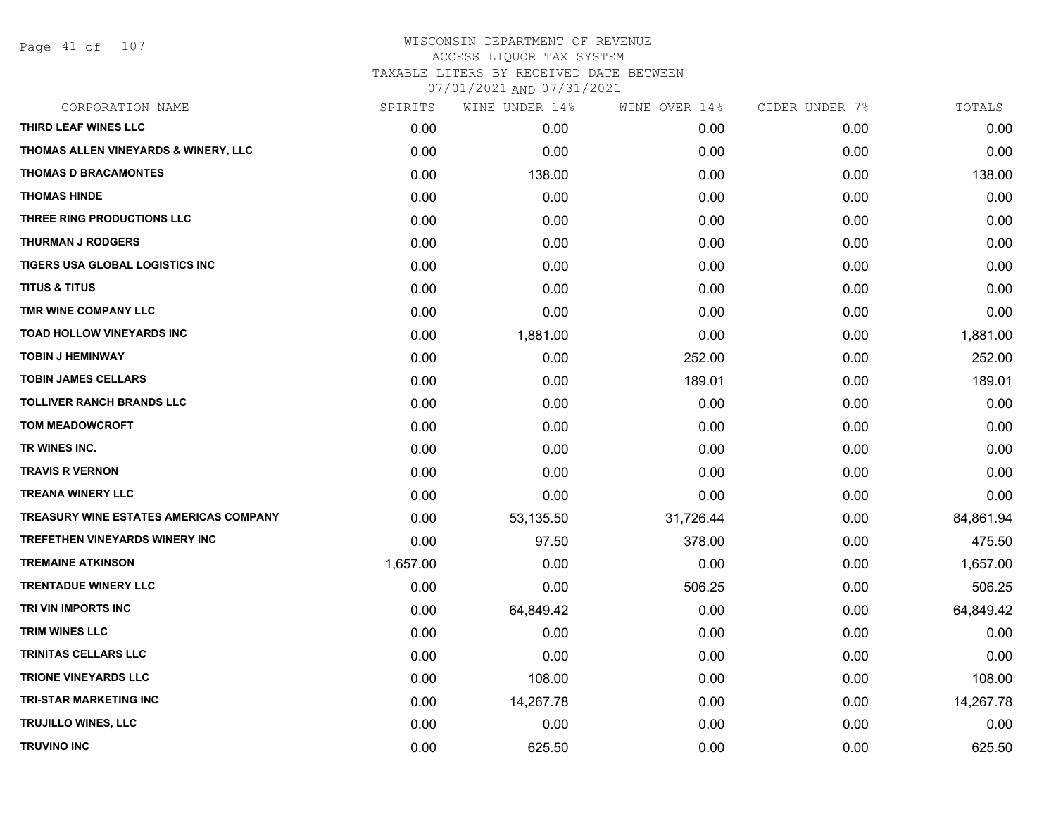WISCONSIN DEPARTMENT OF REVENUE
ACCESS LIQUOR TAX SYSTEM
TAXABLE LITERS BY RECEIVED DATE BETWEEN
07/01/2021 AND 07/31/2021

| CORPORATION NAME | SPIRITS | WINE UNDER 14% | WINE OVER 14% | CIDER UNDER 7% | TOTALS |
|---|---|---|---|---|---|
| THIRD LEAF WINES LLC | 0.00 | 0.00 | 0.00 | 0.00 | 0.00 |
| THOMAS ALLEN VINEYARDS & WINERY, LLC | 0.00 | 0.00 | 0.00 | 0.00 | 0.00 |
| THOMAS D BRACAMONTES | 0.00 | 138.00 | 0.00 | 0.00 | 138.00 |
| THOMAS HINDE | 0.00 | 0.00 | 0.00 | 0.00 | 0.00 |
| THREE RING PRODUCTIONS LLC | 0.00 | 0.00 | 0.00 | 0.00 | 0.00 |
| THURMAN J RODGERS | 0.00 | 0.00 | 0.00 | 0.00 | 0.00 |
| TIGERS USA GLOBAL LOGISTICS INC | 0.00 | 0.00 | 0.00 | 0.00 | 0.00 |
| TITUS & TITUS | 0.00 | 0.00 | 0.00 | 0.00 | 0.00 |
| TMR WINE COMPANY LLC | 0.00 | 0.00 | 0.00 | 0.00 | 0.00 |
| TOAD HOLLOW VINEYARDS INC | 0.00 | 1,881.00 | 0.00 | 0.00 | 1,881.00 |
| TOBIN J HEMINWAY | 0.00 | 0.00 | 252.00 | 0.00 | 252.00 |
| TOBIN JAMES CELLARS | 0.00 | 0.00 | 189.01 | 0.00 | 189.01 |
| TOLLIVER RANCH BRANDS LLC | 0.00 | 0.00 | 0.00 | 0.00 | 0.00 |
| TOM MEADOWCROFT | 0.00 | 0.00 | 0.00 | 0.00 | 0.00 |
| TR WINES INC. | 0.00 | 0.00 | 0.00 | 0.00 | 0.00 |
| TRAVIS R VERNON | 0.00 | 0.00 | 0.00 | 0.00 | 0.00 |
| TREANA WINERY LLC | 0.00 | 0.00 | 0.00 | 0.00 | 0.00 |
| TREASURY WINE ESTATES AMERICAS COMPANY | 0.00 | 53,135.50 | 31,726.44 | 0.00 | 84,861.94 |
| TREFETHEN VINEYARDS WINERY INC | 0.00 | 97.50 | 378.00 | 0.00 | 475.50 |
| TREMAINE ATKINSON | 1,657.00 | 0.00 | 0.00 | 0.00 | 1,657.00 |
| TRENTADUE WINERY LLC | 0.00 | 0.00 | 506.25 | 0.00 | 506.25 |
| TRI VIN IMPORTS INC | 0.00 | 64,849.42 | 0.00 | 0.00 | 64,849.42 |
| TRIM WINES LLC | 0.00 | 0.00 | 0.00 | 0.00 | 0.00 |
| TRINITAS CELLARS LLC | 0.00 | 0.00 | 0.00 | 0.00 | 0.00 |
| TRIONE VINEYARDS LLC | 0.00 | 108.00 | 0.00 | 0.00 | 108.00 |
| TRI-STAR MARKETING INC | 0.00 | 14,267.78 | 0.00 | 0.00 | 14,267.78 |
| TRUJILLO WINES, LLC | 0.00 | 0.00 | 0.00 | 0.00 | 0.00 |
| TRUVINO INC | 0.00 | 625.50 | 0.00 | 0.00 | 625.50 |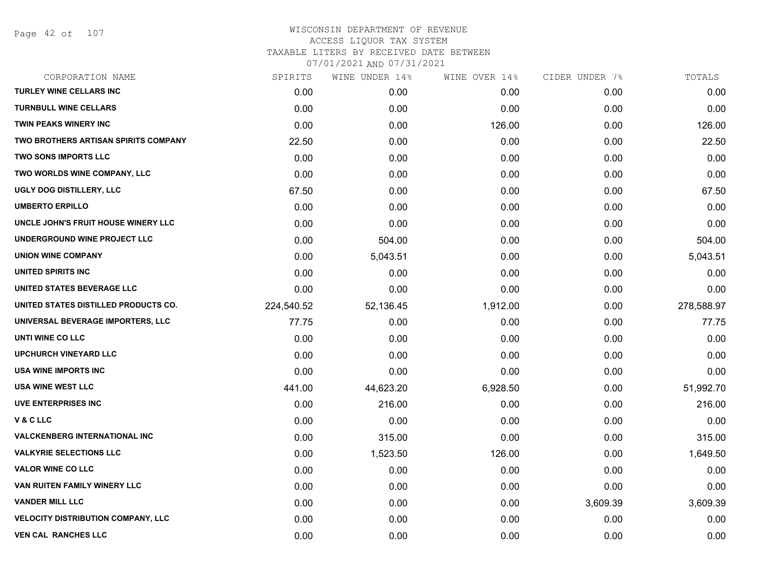WISCONSIN DEPARTMENT OF REVENUE
ACCESS LIQUOR TAX SYSTEM
TAXABLE LITERS BY RECEIVED DATE BETWEEN
07/01/2021 AND 07/31/2021

| CORPORATION NAME | SPIRITS | WINE UNDER 14% | WINE OVER 14% | CIDER UNDER 7% | TOTALS |
|---|---|---|---|---|---|
| TURLEY WINE CELLARS INC | 0.00 | 0.00 | 0.00 | 0.00 | 0.00 |
| TURNBULL WINE CELLARS | 0.00 | 0.00 | 0.00 | 0.00 | 0.00 |
| TWIN PEAKS WINERY INC | 0.00 | 0.00 | 126.00 | 0.00 | 126.00 |
| TWO BROTHERS ARTISAN SPIRITS COMPANY | 22.50 | 0.00 | 0.00 | 0.00 | 22.50 |
| TWO SONS IMPORTS LLC | 0.00 | 0.00 | 0.00 | 0.00 | 0.00 |
| TWO WORLDS WINE COMPANY, LLC | 0.00 | 0.00 | 0.00 | 0.00 | 0.00 |
| UGLY DOG DISTILLERY, LLC | 67.50 | 0.00 | 0.00 | 0.00 | 67.50 |
| UMBERTO ERPILLO | 0.00 | 0.00 | 0.00 | 0.00 | 0.00 |
| UNCLE JOHN'S FRUIT HOUSE WINERY LLC | 0.00 | 0.00 | 0.00 | 0.00 | 0.00 |
| UNDERGROUND WINE PROJECT LLC | 0.00 | 504.00 | 0.00 | 0.00 | 504.00 |
| UNION WINE COMPANY | 0.00 | 5,043.51 | 0.00 | 0.00 | 5,043.51 |
| UNITED SPIRITS INC | 0.00 | 0.00 | 0.00 | 0.00 | 0.00 |
| UNITED STATES BEVERAGE LLC | 0.00 | 0.00 | 0.00 | 0.00 | 0.00 |
| UNITED STATES DISTILLED PRODUCTS CO. | 224,540.52 | 52,136.45 | 1,912.00 | 0.00 | 278,588.97 |
| UNIVERSAL BEVERAGE IMPORTERS, LLC | 77.75 | 0.00 | 0.00 | 0.00 | 77.75 |
| UNTI WINE CO LLC | 0.00 | 0.00 | 0.00 | 0.00 | 0.00 |
| UPCHURCH VINEYARD LLC | 0.00 | 0.00 | 0.00 | 0.00 | 0.00 |
| USA WINE IMPORTS INC | 0.00 | 0.00 | 0.00 | 0.00 | 0.00 |
| USA WINE WEST LLC | 441.00 | 44,623.20 | 6,928.50 | 0.00 | 51,992.70 |
| UVE ENTERPRISES INC | 0.00 | 216.00 | 0.00 | 0.00 | 216.00 |
| V & C LLC | 0.00 | 0.00 | 0.00 | 0.00 | 0.00 |
| VALCKENBERG INTERNATIONAL INC | 0.00 | 315.00 | 0.00 | 0.00 | 315.00 |
| VALKYRIE SELECTIONS LLC | 0.00 | 1,523.50 | 126.00 | 0.00 | 1,649.50 |
| VALOR WINE CO LLC | 0.00 | 0.00 | 0.00 | 0.00 | 0.00 |
| VAN RUITEN FAMILY WINERY LLC | 0.00 | 0.00 | 0.00 | 0.00 | 0.00 |
| VANDER MILL LLC | 0.00 | 0.00 | 0.00 | 3,609.39 | 3,609.39 |
| VELOCITY DISTRIBUTION COMPANY, LLC | 0.00 | 0.00 | 0.00 | 0.00 | 0.00 |
| VEN CAL RANCHES LLC | 0.00 | 0.00 | 0.00 | 0.00 | 0.00 |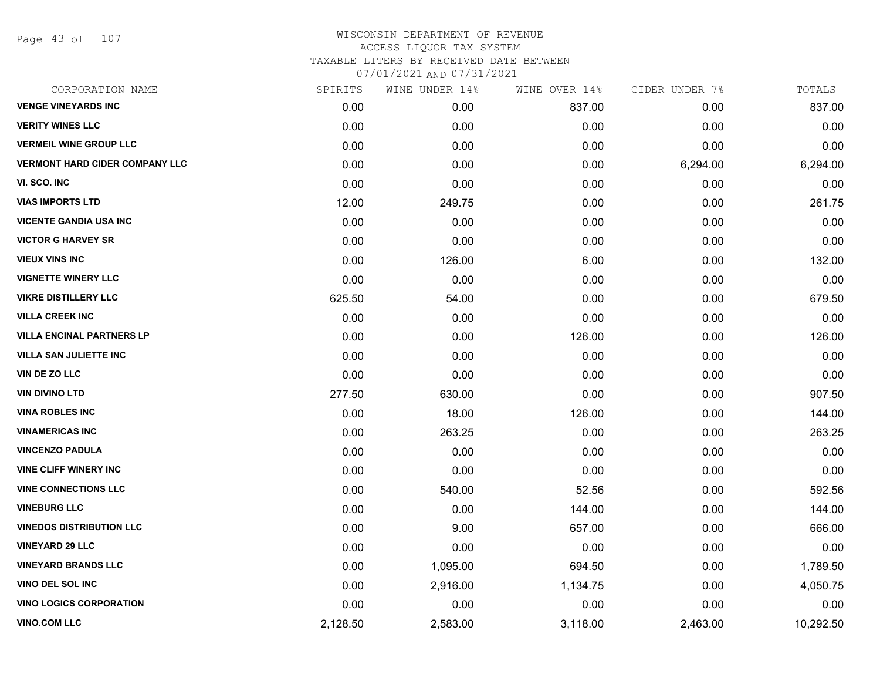# WISCONSIN DEPARTMENT OF REVENUE
ACCESS LIQUOR TAX SYSTEM
TAXABLE LITERS BY RECEIVED DATE BETWEEN
07/01/2021 AND 07/31/2021

| CORPORATION NAME | SPIRITS | WINE UNDER 14% | WINE OVER 14% | CIDER UNDER 7% | TOTALS |
|---|---|---|---|---|---|
| **VENGE VINEYARDS INC** | 0.00 | 0.00 | 837.00 | 0.00 | 837.00 |
| **VERITY WINES LLC** | 0.00 | 0.00 | 0.00 | 0.00 | 0.00 |
| **VERMEIL WINE GROUP LLC** | 0.00 | 0.00 | 0.00 | 0.00 | 0.00 |
| **VERMONT HARD CIDER COMPANY LLC** | 0.00 | 0.00 | 0.00 | 6,294.00 | 6,294.00 |
| **VI. SCO. INC** | 0.00 | 0.00 | 0.00 | 0.00 | 0.00 |
| **VIAS IMPORTS LTD** | 12.00 | 249.75 | 0.00 | 0.00 | 261.75 |
| **VICENTE GANDIA USA INC** | 0.00 | 0.00 | 0.00 | 0.00 | 0.00 |
| **VICTOR G HARVEY SR** | 0.00 | 0.00 | 0.00 | 0.00 | 0.00 |
| **VIEUX VINS INC** | 0.00 | 126.00 | 6.00 | 0.00 | 132.00 |
| **VIGNETTE WINERY LLC** | 0.00 | 0.00 | 0.00 | 0.00 | 0.00 |
| **VIKRE DISTILLERY LLC** | 625.50 | 54.00 | 0.00 | 0.00 | 679.50 |
| **VILLA CREEK INC** | 0.00 | 0.00 | 0.00 | 0.00 | 0.00 |
| **VILLA ENCINAL PARTNERS LP** | 0.00 | 0.00 | 126.00 | 0.00 | 126.00 |
| **VILLA SAN JULIETTE INC** | 0.00 | 0.00 | 0.00 | 0.00 | 0.00 |
| **VIN DE ZO LLC** | 0.00 | 0.00 | 0.00 | 0.00 | 0.00 |
| **VIN DIVINO LTD** | 277.50 | 630.00 | 0.00 | 0.00 | 907.50 |
| **VINA ROBLES INC** | 0.00 | 18.00 | 126.00 | 0.00 | 144.00 |
| **VINAMERICAS INC** | 0.00 | 263.25 | 0.00 | 0.00 | 263.25 |
| **VINCENZO PADULA** | 0.00 | 0.00 | 0.00 | 0.00 | 0.00 |
| **VINE CLIFF WINERY INC** | 0.00 | 0.00 | 0.00 | 0.00 | 0.00 |
| **VINE CONNECTIONS LLC** | 0.00 | 540.00 | 52.56 | 0.00 | 592.56 |
| **VINEBURG LLC** | 0.00 | 0.00 | 144.00 | 0.00 | 144.00 |
| **VINEDOS DISTRIBUTION LLC** | 0.00 | 9.00 | 657.00 | 0.00 | 666.00 |
| **VINEYARD 29 LLC** | 0.00 | 0.00 | 0.00 | 0.00 | 0.00 |
| **VINEYARD BRANDS LLC** | 0.00 | 1,095.00 | 694.50 | 0.00 | 1,789.50 |
| **VINO DEL SOL INC** | 0.00 | 2,916.00 | 1,134.75 | 0.00 | 4,050.75 |
| **VINO LOGICS CORPORATION** | 0.00 | 0.00 | 0.00 | 0.00 | 0.00 |
| **VINO.COM LLC** | 2,128.50 | 2,583.00 | 3,118.00 | 2,463.00 | 10,292.50 |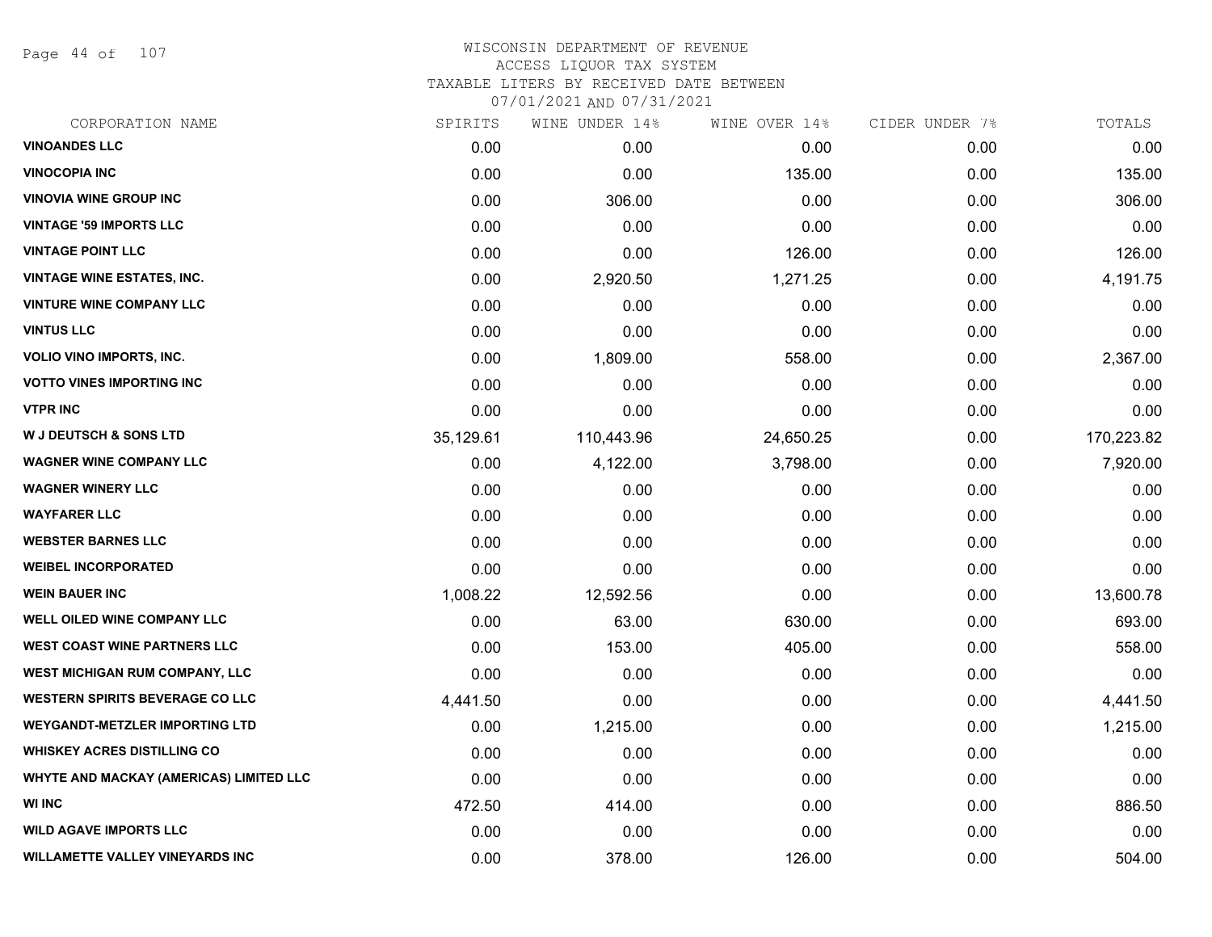# WISCONSIN DEPARTMENT OF REVENUE
## ACCESS LIQUOR TAX SYSTEM
### TAXABLE LITERS BY RECEIVED DATE BETWEEN 07/01/2021 AND 07/31/2021

| CORPORATION NAME | SPIRITS | WINE UNDER 14% | WINE OVER 14% | CIDER UNDER 7% | TOTALS |
|---|---|---|---|---|---|
| VINOANDES LLC | 0.00 | 0.00 | 0.00 | 0.00 | 0.00 |
| VINOCOPIA INC | 0.00 | 0.00 | 135.00 | 0.00 | 135.00 |
| VINOVIA WINE GROUP INC | 0.00 | 306.00 | 0.00 | 0.00 | 306.00 |
| VINTAGE '59 IMPORTS LLC | 0.00 | 0.00 | 0.00 | 0.00 | 0.00 |
| VINTAGE POINT LLC | 0.00 | 0.00 | 126.00 | 0.00 | 126.00 |
| VINTAGE WINE ESTATES, INC. | 0.00 | 2,920.50 | 1,271.25 | 0.00 | 4,191.75 |
| VINTURE WINE COMPANY LLC | 0.00 | 0.00 | 0.00 | 0.00 | 0.00 |
| VINTUS LLC | 0.00 | 0.00 | 0.00 | 0.00 | 0.00 |
| VOLIO VINO IMPORTS, INC. | 0.00 | 1,809.00 | 558.00 | 0.00 | 2,367.00 |
| VOTTO VINES IMPORTING INC | 0.00 | 0.00 | 0.00 | 0.00 | 0.00 |
| VTPR INC | 0.00 | 0.00 | 0.00 | 0.00 | 0.00 |
| W J DEUTSCH & SONS LTD | 35,129.61 | 110,443.96 | 24,650.25 | 0.00 | 170,223.82 |
| WAGNER WINE COMPANY LLC | 0.00 | 4,122.00 | 3,798.00 | 0.00 | 7,920.00 |
| WAGNER WINERY LLC | 0.00 | 0.00 | 0.00 | 0.00 | 0.00 |
| WAYFARER LLC | 0.00 | 0.00 | 0.00 | 0.00 | 0.00 |
| WEBSTER BARNES LLC | 0.00 | 0.00 | 0.00 | 0.00 | 0.00 |
| WEIBEL INCORPORATED | 0.00 | 0.00 | 0.00 | 0.00 | 0.00 |
| WEIN BAUER INC | 1,008.22 | 12,592.56 | 0.00 | 0.00 | 13,600.78 |
| WELL OILED WINE COMPANY LLC | 0.00 | 63.00 | 630.00 | 0.00 | 693.00 |
| WEST COAST WINE PARTNERS LLC | 0.00 | 153.00 | 405.00 | 0.00 | 558.00 |
| WEST MICHIGAN RUM COMPANY, LLC | 0.00 | 0.00 | 0.00 | 0.00 | 0.00 |
| WESTERN SPIRITS BEVERAGE CO LLC | 4,441.50 | 0.00 | 0.00 | 0.00 | 4,441.50 |
| WEYGANDT-METZLER IMPORTING LTD | 0.00 | 1,215.00 | 0.00 | 0.00 | 1,215.00 |
| WHISKEY ACRES DISTILLING CO | 0.00 | 0.00 | 0.00 | 0.00 | 0.00 |
| WHYTE AND MACKAY (AMERICAS) LIMITED LLC | 0.00 | 0.00 | 0.00 | 0.00 | 0.00 |
| WI INC | 472.50 | 414.00 | 0.00 | 0.00 | 886.50 |
| WILD AGAVE IMPORTS LLC | 0.00 | 0.00 | 0.00 | 0.00 | 0.00 |
| WILLAMETTE VALLEY VINEYARDS INC | 0.00 | 378.00 | 126.00 | 0.00 | 504.00 |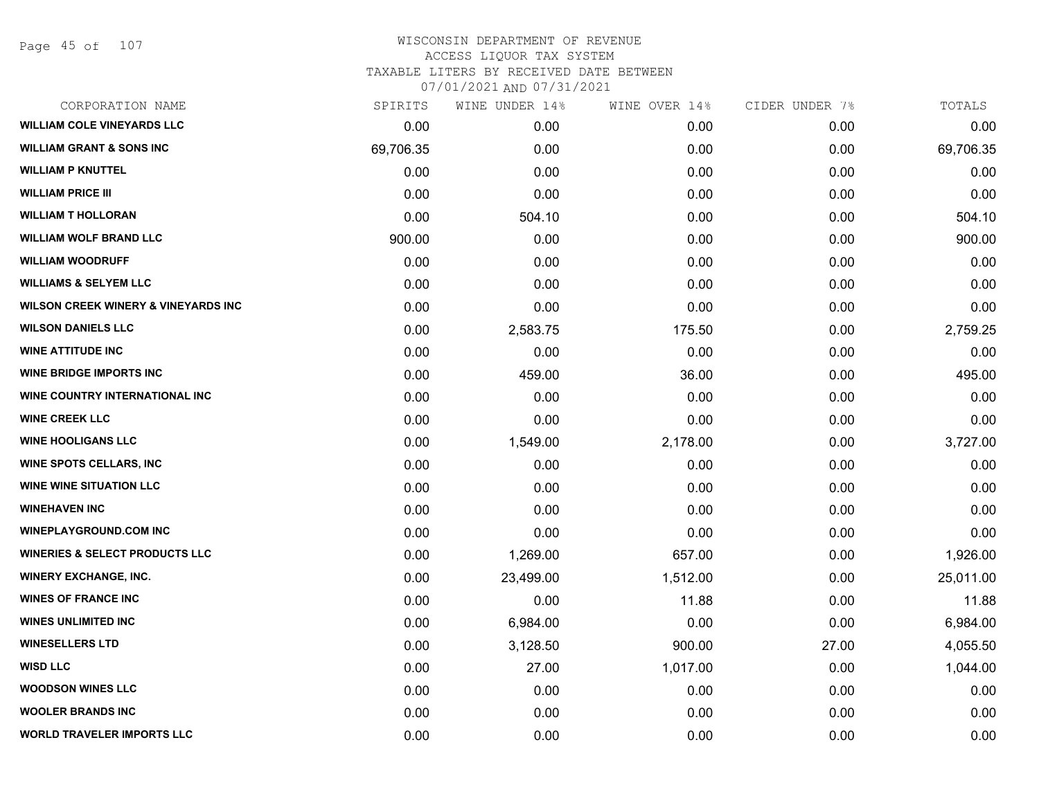# WISCONSIN DEPARTMENT OF REVENUE
## ACCESS LIQUOR TAX SYSTEM
### TAXABLE LITERS BY RECEIVED DATE BETWEEN 07/01/2021 AND 07/31/2021

| CORPORATION NAME | SPIRITS | WINE UNDER 14% | WINE OVER 14% | CIDER UNDER 7% | TOTALS |
|---|---|---|---|---|---|
| WILLIAM COLE VINEYARDS LLC | 0.00 | 0.00 | 0.00 | 0.00 | 0.00 |
| WILLIAM GRANT & SONS INC | 69,706.35 | 0.00 | 0.00 | 0.00 | 69,706.35 |
| WILLIAM P KNUTTEL | 0.00 | 0.00 | 0.00 | 0.00 | 0.00 |
| WILLIAM PRICE III | 0.00 | 0.00 | 0.00 | 0.00 | 0.00 |
| WILLIAM T HOLLORAN | 0.00 | 504.10 | 0.00 | 0.00 | 504.10 |
| WILLIAM WOLF BRAND LLC | 900.00 | 0.00 | 0.00 | 0.00 | 900.00 |
| WILLIAM WOODRUFF | 0.00 | 0.00 | 0.00 | 0.00 | 0.00 |
| WILLIAMS & SELYEM LLC | 0.00 | 0.00 | 0.00 | 0.00 | 0.00 |
| WILSON CREEK WINERY & VINEYARDS INC | 0.00 | 0.00 | 0.00 | 0.00 | 0.00 |
| WILSON DANIELS LLC | 0.00 | 2,583.75 | 175.50 | 0.00 | 2,759.25 |
| WINE ATTITUDE INC | 0.00 | 0.00 | 0.00 | 0.00 | 0.00 |
| WINE BRIDGE IMPORTS INC | 0.00 | 459.00 | 36.00 | 0.00 | 495.00 |
| WINE COUNTRY INTERNATIONAL INC | 0.00 | 0.00 | 0.00 | 0.00 | 0.00 |
| WINE CREEK LLC | 0.00 | 0.00 | 0.00 | 0.00 | 0.00 |
| WINE HOOLIGANS LLC | 0.00 | 1,549.00 | 2,178.00 | 0.00 | 3,727.00 |
| WINE SPOTS CELLARS, INC | 0.00 | 0.00 | 0.00 | 0.00 | 0.00 |
| WINE WINE SITUATION LLC | 0.00 | 0.00 | 0.00 | 0.00 | 0.00 |
| WINEHAVEN INC | 0.00 | 0.00 | 0.00 | 0.00 | 0.00 |
| WINEPLAYGROUND.COM INC | 0.00 | 0.00 | 0.00 | 0.00 | 0.00 |
| WINERIES & SELECT PRODUCTS LLC | 0.00 | 1,269.00 | 657.00 | 0.00 | 1,926.00 |
| WINERY EXCHANGE, INC. | 0.00 | 23,499.00 | 1,512.00 | 0.00 | 25,011.00 |
| WINES OF FRANCE INC | 0.00 | 0.00 | 11.88 | 0.00 | 11.88 |
| WINES UNLIMITED INC | 0.00 | 6,984.00 | 0.00 | 0.00 | 6,984.00 |
| WINESELLERS LTD | 0.00 | 3,128.50 | 900.00 | 27.00 | 4,055.50 |
| WISD LLC | 0.00 | 27.00 | 1,017.00 | 0.00 | 1,044.00 |
| WOODSON WINES LLC | 0.00 | 0.00 | 0.00 | 0.00 | 0.00 |
| WOOLER BRANDS INC | 0.00 | 0.00 | 0.00 | 0.00 | 0.00 |
| WORLD TRAVELER IMPORTS LLC | 0.00 | 0.00 | 0.00 | 0.00 | 0.00 |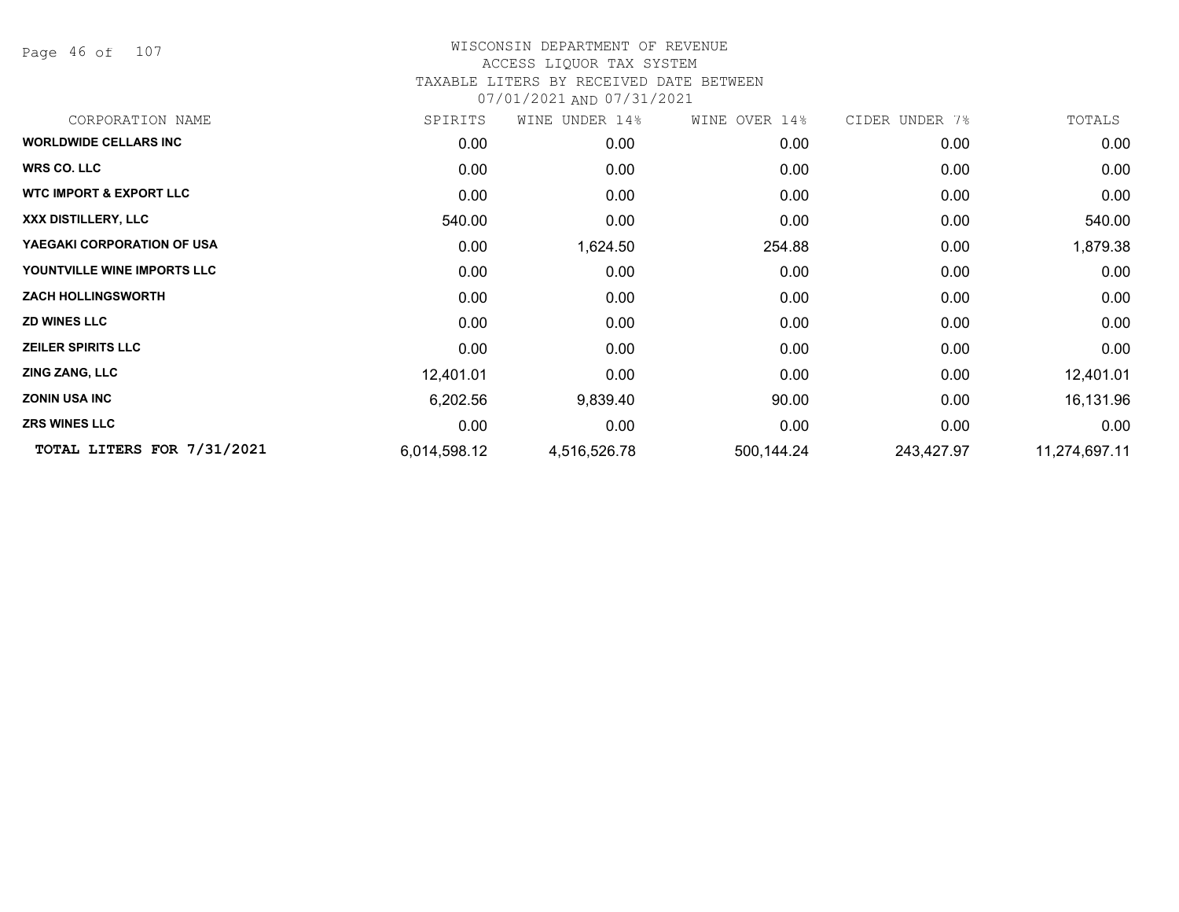WISCONSIN DEPARTMENT OF REVENUE
ACCESS LIQUOR TAX SYSTEM
TAXABLE LITERS BY RECEIVED DATE BETWEEN
07/01/2021 AND 07/31/2021

| CORPORATION NAME | SPIRITS | WINE UNDER 14% | WINE OVER 14% | CIDER UNDER 7% | TOTALS |
|---|---|---|---|---|---|
| **WORLDWIDE CELLARS INC** | 0.00 | 0.00 | 0.00 | 0.00 | 0.00 |
| **WRS CO. LLC** | 0.00 | 0.00 | 0.00 | 0.00 | 0.00 |
| **WTC IMPORT & EXPORT LLC** | 0.00 | 0.00 | 0.00 | 0.00 | 0.00 |
| **XXX DISTILLERY, LLC** | 540.00 | 0.00 | 0.00 | 0.00 | 540.00 |
| **YAEGAKI CORPORATION OF USA** | 0.00 | 1,624.50 | 254.88 | 0.00 | 1,879.38 |
| **YOUNTVILLE WINE IMPORTS LLC** | 0.00 | 0.00 | 0.00 | 0.00 | 0.00 |
| **ZACH HOLLINGSWORTH** | 0.00 | 0.00 | 0.00 | 0.00 | 0.00 |
| **ZD WINES LLC** | 0.00 | 0.00 | 0.00 | 0.00 | 0.00 |
| **ZEILER SPIRITS LLC** | 0.00 | 0.00 | 0.00 | 0.00 | 0.00 |
| **ZING ZANG, LLC** | 12,401.01 | 0.00 | 0.00 | 0.00 | 12,401.01 |
| **ZONIN USA INC** | 6,202.56 | 9,839.40 | 90.00 | 0.00 | 16,131.96 |
| **ZRS WINES LLC** | 0.00 | 0.00 | 0.00 | 0.00 | 0.00 |
| **TOTAL LITERS FOR 7/31/2021** | 6,014,598.12 | 4,516,526.78 | 500,144.24 | 243,427.97 | 11,274,697.11 |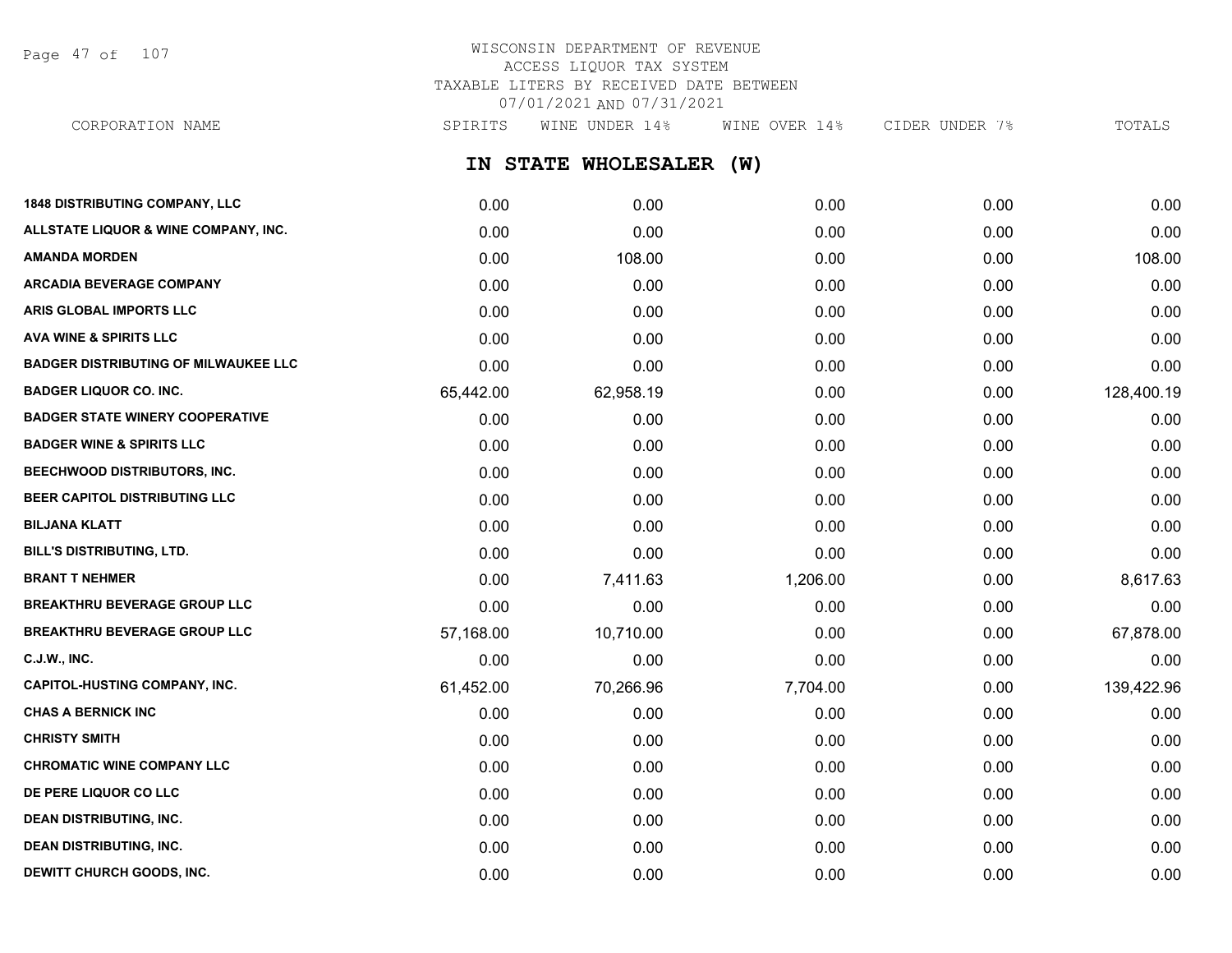WISCONSIN DEPARTMENT OF REVENUE
ACCESS LIQUOR TAX SYSTEM
TAXABLE LITERS BY RECEIVED DATE BETWEEN
07/01/2021 AND 07/31/2021

## IN STATE WHOLESALER (W)

| CORPORATION NAME | SPIRITS | WINE UNDER 14% | WINE OVER 14% | CIDER UNDER 7% | TOTALS |
|---|---|---|---|---|---|
| 1848 DISTRIBUTING COMPANY, LLC | 0.00 | 0.00 | 0.00 | 0.00 | 0.00 |
| ALLSTATE LIQUOR & WINE COMPANY, INC. | 0.00 | 0.00 | 0.00 | 0.00 | 0.00 |
| AMANDA MORDEN | 0.00 | 108.00 | 0.00 | 0.00 | 108.00 |
| ARCADIA BEVERAGE COMPANY | 0.00 | 0.00 | 0.00 | 0.00 | 0.00 |
| ARIS GLOBAL IMPORTS LLC | 0.00 | 0.00 | 0.00 | 0.00 | 0.00 |
| AVA WINE & SPIRITS LLC | 0.00 | 0.00 | 0.00 | 0.00 | 0.00 |
| BADGER DISTRIBUTING OF MILWAUKEE LLC | 0.00 | 0.00 | 0.00 | 0.00 | 0.00 |
| BADGER LIQUOR CO. INC. | 65,442.00 | 62,958.19 | 0.00 | 0.00 | 128,400.19 |
| BADGER STATE WINERY COOPERATIVE | 0.00 | 0.00 | 0.00 | 0.00 | 0.00 |
| BADGER WINE & SPIRITS LLC | 0.00 | 0.00 | 0.00 | 0.00 | 0.00 |
| BEECHWOOD DISTRIBUTORS, INC. | 0.00 | 0.00 | 0.00 | 0.00 | 0.00 |
| BEER CAPITOL DISTRIBUTING LLC | 0.00 | 0.00 | 0.00 | 0.00 | 0.00 |
| BILJANA KLATT | 0.00 | 0.00 | 0.00 | 0.00 | 0.00 |
| BILL'S DISTRIBUTING, LTD. | 0.00 | 0.00 | 0.00 | 0.00 | 0.00 |
| BRANT T NEHMER | 0.00 | 7,411.63 | 1,206.00 | 0.00 | 8,617.63 |
| BREAKTHRU BEVERAGE GROUP LLC | 0.00 | 0.00 | 0.00 | 0.00 | 0.00 |
| BREAKTHRU BEVERAGE GROUP LLC | 57,168.00 | 10,710.00 | 0.00 | 0.00 | 67,878.00 |
| C.J.W., INC. | 0.00 | 0.00 | 0.00 | 0.00 | 0.00 |
| CAPITOL-HUSTING COMPANY, INC. | 61,452.00 | 70,266.96 | 7,704.00 | 0.00 | 139,422.96 |
| CHAS A BERNICK INC | 0.00 | 0.00 | 0.00 | 0.00 | 0.00 |
| CHRISTY SMITH | 0.00 | 0.00 | 0.00 | 0.00 | 0.00 |
| CHROMATIC WINE COMPANY LLC | 0.00 | 0.00 | 0.00 | 0.00 | 0.00 |
| DE PERE LIQUOR CO LLC | 0.00 | 0.00 | 0.00 | 0.00 | 0.00 |
| DEAN DISTRIBUTING, INC. | 0.00 | 0.00 | 0.00 | 0.00 | 0.00 |
| DEAN DISTRIBUTING, INC. | 0.00 | 0.00 | 0.00 | 0.00 | 0.00 |
| DEWITT CHURCH GOODS, INC. | 0.00 | 0.00 | 0.00 | 0.00 | 0.00 |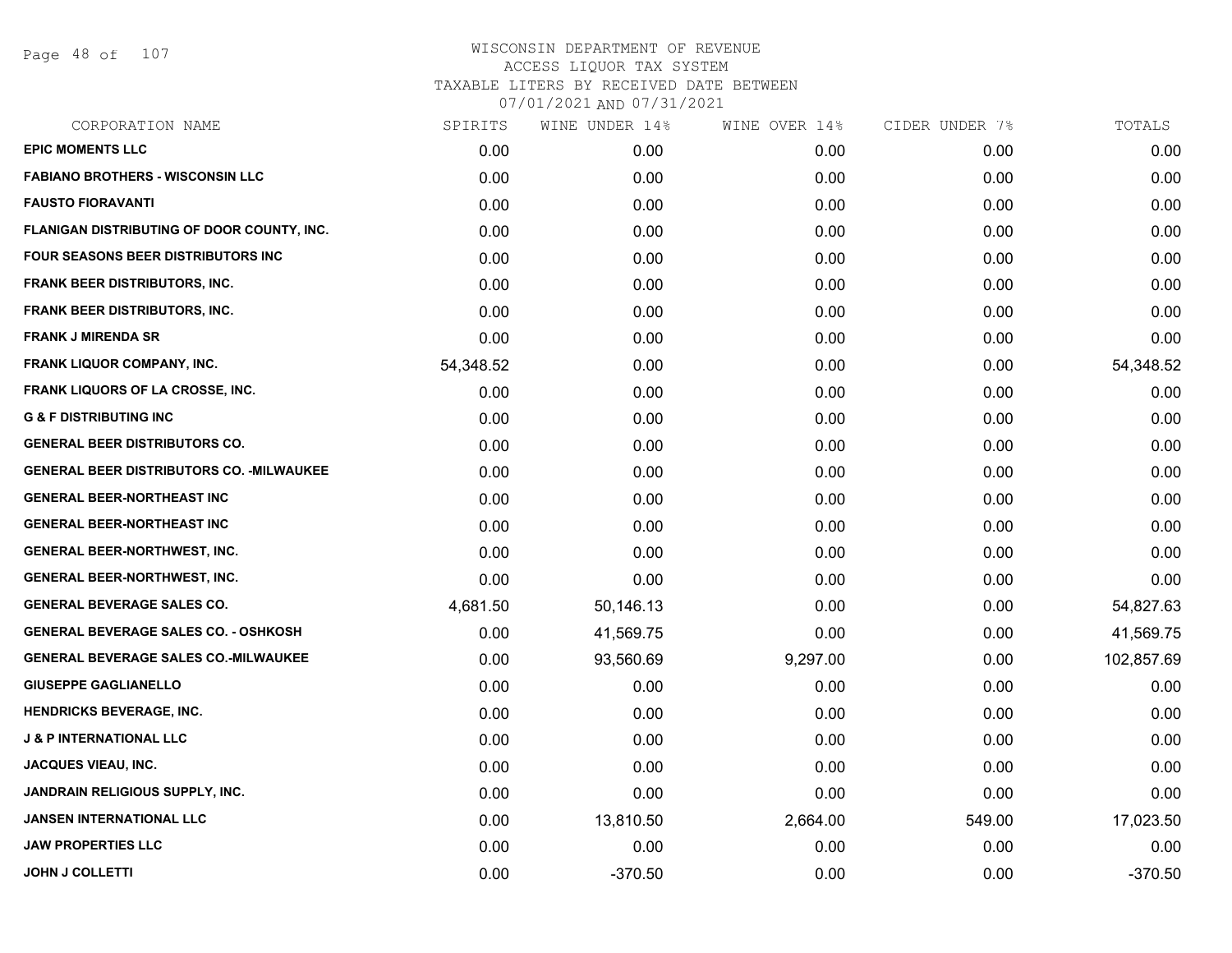# WISCONSIN DEPARTMENT OF REVENUE
## ACCESS LIQUOR TAX SYSTEM
## TAXABLE LITERS BY RECEIVED DATE BETWEEN 07/01/2021 AND 07/31/2021

| CORPORATION NAME | SPIRITS | WINE UNDER 14% | WINE OVER 14% | CIDER UNDER 7% | TOTALS |
|---|---|---|---|---|---|
| EPIC MOMENTS LLC | 0.00 | 0.00 | 0.00 | 0.00 | 0.00 |
| FABIANO BROTHERS - WISCONSIN LLC | 0.00 | 0.00 | 0.00 | 0.00 | 0.00 |
| FAUSTO FIORAVANTI | 0.00 | 0.00 | 0.00 | 0.00 | 0.00 |
| FLANIGAN DISTRIBUTING OF DOOR COUNTY, INC. | 0.00 | 0.00 | 0.00 | 0.00 | 0.00 |
| FOUR SEASONS BEER DISTRIBUTORS INC | 0.00 | 0.00 | 0.00 | 0.00 | 0.00 |
| FRANK BEER DISTRIBUTORS, INC. | 0.00 | 0.00 | 0.00 | 0.00 | 0.00 |
| FRANK BEER DISTRIBUTORS, INC. | 0.00 | 0.00 | 0.00 | 0.00 | 0.00 |
| FRANK J MIRENDA SR | 0.00 | 0.00 | 0.00 | 0.00 | 0.00 |
| FRANK LIQUOR COMPANY, INC. | 54,348.52 | 0.00 | 0.00 | 0.00 | 54,348.52 |
| FRANK LIQUORS OF LA CROSSE, INC. | 0.00 | 0.00 | 0.00 | 0.00 | 0.00 |
| G & F DISTRIBUTING INC | 0.00 | 0.00 | 0.00 | 0.00 | 0.00 |
| GENERAL BEER DISTRIBUTORS CO. | 0.00 | 0.00 | 0.00 | 0.00 | 0.00 |
| GENERAL BEER DISTRIBUTORS CO. -MILWAUKEE | 0.00 | 0.00 | 0.00 | 0.00 | 0.00 |
| GENERAL BEER-NORTHEAST INC | 0.00 | 0.00 | 0.00 | 0.00 | 0.00 |
| GENERAL BEER-NORTHEAST INC | 0.00 | 0.00 | 0.00 | 0.00 | 0.00 |
| GENERAL BEER-NORTHWEST, INC. | 0.00 | 0.00 | 0.00 | 0.00 | 0.00 |
| GENERAL BEER-NORTHWEST, INC. | 0.00 | 0.00 | 0.00 | 0.00 | 0.00 |
| GENERAL BEVERAGE SALES CO. | 4,681.50 | 50,146.13 | 0.00 | 0.00 | 54,827.63 |
| GENERAL BEVERAGE SALES CO. - OSHKOSH | 0.00 | 41,569.75 | 0.00 | 0.00 | 41,569.75 |
| GENERAL BEVERAGE SALES CO.-MILWAUKEE | 0.00 | 93,560.69 | 9,297.00 | 0.00 | 102,857.69 |
| GIUSEPPE GAGLIANELLO | 0.00 | 0.00 | 0.00 | 0.00 | 0.00 |
| HENDRICKS BEVERAGE, INC. | 0.00 | 0.00 | 0.00 | 0.00 | 0.00 |
| J & P INTERNATIONAL LLC | 0.00 | 0.00 | 0.00 | 0.00 | 0.00 |
| JACQUES VIEAU, INC. | 0.00 | 0.00 | 0.00 | 0.00 | 0.00 |
| JANDRAIN RELIGIOUS SUPPLY, INC. | 0.00 | 0.00 | 0.00 | 0.00 | 0.00 |
| JANSEN INTERNATIONAL LLC | 0.00 | 13,810.50 | 2,664.00 | 549.00 | 17,023.50 |
| JAW PROPERTIES LLC | 0.00 | 0.00 | 0.00 | 0.00 | 0.00 |
| JOHN J COLLETTI | 0.00 | -370.50 | 0.00 | 0.00 | -370.50 |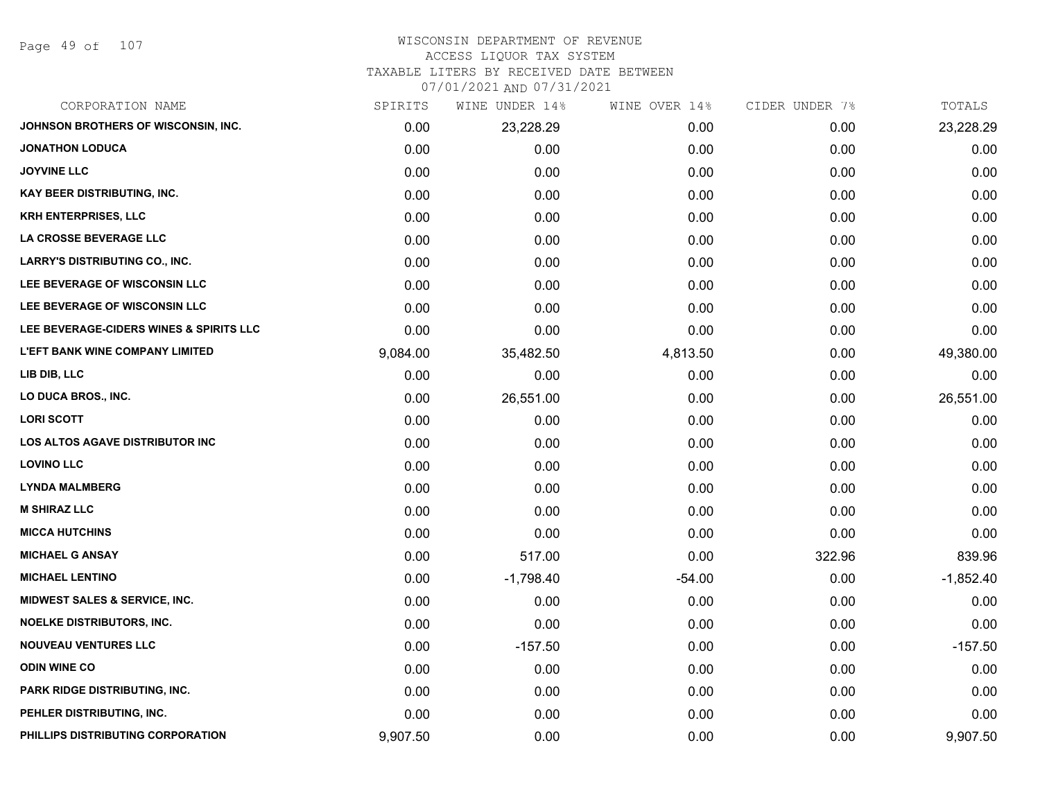WISCONSIN DEPARTMENT OF REVENUE
ACCESS LIQUOR TAX SYSTEM
TAXABLE LITERS BY RECEIVED DATE BETWEEN
07/01/2021 AND 07/31/2021

| CORPORATION NAME | SPIRITS | WINE UNDER 14% | WINE OVER 14% | CIDER UNDER 7% | TOTALS |
|---|---|---|---|---|---|
| JOHNSON BROTHERS OF WISCONSIN, INC. | 0.00 | 23,228.29 | 0.00 | 0.00 | 23,228.29 |
| JONATHON LODUCA | 0.00 | 0.00 | 0.00 | 0.00 | 0.00 |
| JOYVINE LLC | 0.00 | 0.00 | 0.00 | 0.00 | 0.00 |
| KAY BEER DISTRIBUTING, INC. | 0.00 | 0.00 | 0.00 | 0.00 | 0.00 |
| KRH ENTERPRISES, LLC | 0.00 | 0.00 | 0.00 | 0.00 | 0.00 |
| LA CROSSE BEVERAGE LLC | 0.00 | 0.00 | 0.00 | 0.00 | 0.00 |
| LARRY'S DISTRIBUTING CO., INC. | 0.00 | 0.00 | 0.00 | 0.00 | 0.00 |
| LEE BEVERAGE OF WISCONSIN LLC | 0.00 | 0.00 | 0.00 | 0.00 | 0.00 |
| LEE BEVERAGE OF WISCONSIN LLC | 0.00 | 0.00 | 0.00 | 0.00 | 0.00 |
| LEE BEVERAGE-CIDERS WINES & SPIRITS LLC | 0.00 | 0.00 | 0.00 | 0.00 | 0.00 |
| L'EFT BANK WINE COMPANY LIMITED | 9,084.00 | 35,482.50 | 4,813.50 | 0.00 | 49,380.00 |
| LIB DIB, LLC | 0.00 | 0.00 | 0.00 | 0.00 | 0.00 |
| LO DUCA BROS., INC. | 0.00 | 26,551.00 | 0.00 | 0.00 | 26,551.00 |
| LORI SCOTT | 0.00 | 0.00 | 0.00 | 0.00 | 0.00 |
| LOS ALTOS AGAVE DISTRIBUTOR INC | 0.00 | 0.00 | 0.00 | 0.00 | 0.00 |
| LOVINO LLC | 0.00 | 0.00 | 0.00 | 0.00 | 0.00 |
| LYNDA MALMBERG | 0.00 | 0.00 | 0.00 | 0.00 | 0.00 |
| M SHIRAZ LLC | 0.00 | 0.00 | 0.00 | 0.00 | 0.00 |
| MICCA HUTCHINS | 0.00 | 0.00 | 0.00 | 0.00 | 0.00 |
| MICHAEL G ANSAY | 0.00 | 517.00 | 0.00 | 322.96 | 839.96 |
| MICHAEL LENTINO | 0.00 | -1,798.40 | -54.00 | 0.00 | -1,852.40 |
| MIDWEST SALES & SERVICE, INC. | 0.00 | 0.00 | 0.00 | 0.00 | 0.00 |
| NOELKE DISTRIBUTORS, INC. | 0.00 | 0.00 | 0.00 | 0.00 | 0.00 |
| NOUVEAU VENTURES LLC | 0.00 | -157.50 | 0.00 | 0.00 | -157.50 |
| ODIN WINE CO | 0.00 | 0.00 | 0.00 | 0.00 | 0.00 |
| PARK RIDGE DISTRIBUTING, INC. | 0.00 | 0.00 | 0.00 | 0.00 | 0.00 |
| PEHLER DISTRIBUTING, INC. | 0.00 | 0.00 | 0.00 | 0.00 | 0.00 |
| PHILLIPS DISTRIBUTING CORPORATION | 9,907.50 | 0.00 | 0.00 | 0.00 | 9,907.50 |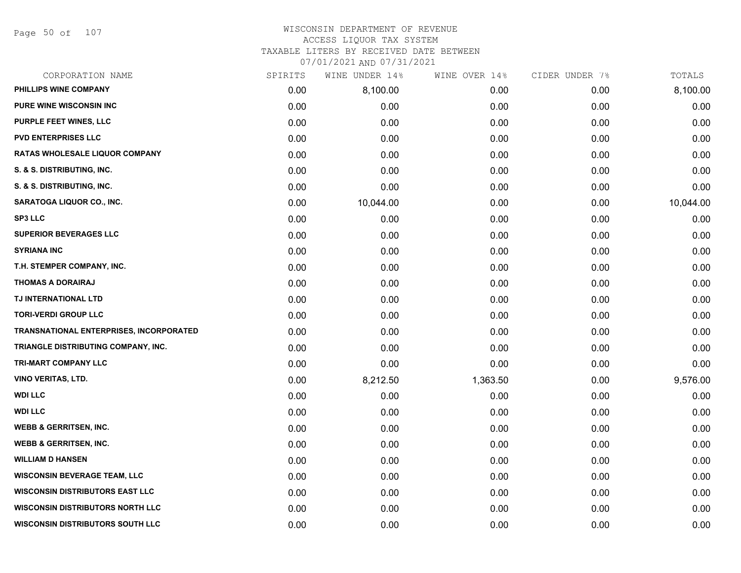WISCONSIN DEPARTMENT OF REVENUE
ACCESS LIQUOR TAX SYSTEM
TAXABLE LITERS BY RECEIVED DATE BETWEEN
07/01/2021 AND 07/31/2021

| CORPORATION NAME | SPIRITS | WINE UNDER 14% | WINE OVER 14% | CIDER UNDER 7% | TOTALS |
|---|---|---|---|---|---|
| PHILLIPS WINE COMPANY | 0.00 | 8,100.00 | 0.00 | 0.00 | 8,100.00 |
| PURE WINE WISCONSIN INC | 0.00 | 0.00 | 0.00 | 0.00 | 0.00 |
| PURPLE FEET WINES, LLC | 0.00 | 0.00 | 0.00 | 0.00 | 0.00 |
| PVD ENTERPRISES LLC | 0.00 | 0.00 | 0.00 | 0.00 | 0.00 |
| RATAS WHOLESALE LIQUOR COMPANY | 0.00 | 0.00 | 0.00 | 0.00 | 0.00 |
| S. & S. DISTRIBUTING, INC. | 0.00 | 0.00 | 0.00 | 0.00 | 0.00 |
| S. & S. DISTRIBUTING, INC. | 0.00 | 0.00 | 0.00 | 0.00 | 0.00 |
| SARATOGA LIQUOR CO., INC. | 0.00 | 10,044.00 | 0.00 | 0.00 | 10,044.00 |
| SP3 LLC | 0.00 | 0.00 | 0.00 | 0.00 | 0.00 |
| SUPERIOR BEVERAGES LLC | 0.00 | 0.00 | 0.00 | 0.00 | 0.00 |
| SYRIANA INC | 0.00 | 0.00 | 0.00 | 0.00 | 0.00 |
| T.H. STEMPER COMPANY, INC. | 0.00 | 0.00 | 0.00 | 0.00 | 0.00 |
| THOMAS A DORAIRAJ | 0.00 | 0.00 | 0.00 | 0.00 | 0.00 |
| TJ INTERNATIONAL LTD | 0.00 | 0.00 | 0.00 | 0.00 | 0.00 |
| TORI-VERDI GROUP LLC | 0.00 | 0.00 | 0.00 | 0.00 | 0.00 |
| TRANSNATIONAL ENTERPRISES, INCORPORATED | 0.00 | 0.00 | 0.00 | 0.00 | 0.00 |
| TRIANGLE DISTRIBUTING COMPANY, INC. | 0.00 | 0.00 | 0.00 | 0.00 | 0.00 |
| TRI-MART COMPANY LLC | 0.00 | 0.00 | 0.00 | 0.00 | 0.00 |
| VINO VERITAS, LTD. | 0.00 | 8,212.50 | 1,363.50 | 0.00 | 9,576.00 |
| WDI LLC | 0.00 | 0.00 | 0.00 | 0.00 | 0.00 |
| WDI LLC | 0.00 | 0.00 | 0.00 | 0.00 | 0.00 |
| WEBB & GERRITSEN, INC. | 0.00 | 0.00 | 0.00 | 0.00 | 0.00 |
| WEBB & GERRITSEN, INC. | 0.00 | 0.00 | 0.00 | 0.00 | 0.00 |
| WILLIAM D HANSEN | 0.00 | 0.00 | 0.00 | 0.00 | 0.00 |
| WISCONSIN BEVERAGE TEAM, LLC | 0.00 | 0.00 | 0.00 | 0.00 | 0.00 |
| WISCONSIN DISTRIBUTORS EAST LLC | 0.00 | 0.00 | 0.00 | 0.00 | 0.00 |
| WISCONSIN DISTRIBUTORS NORTH LLC | 0.00 | 0.00 | 0.00 | 0.00 | 0.00 |
| WISCONSIN DISTRIBUTORS SOUTH LLC | 0.00 | 0.00 | 0.00 | 0.00 | 0.00 |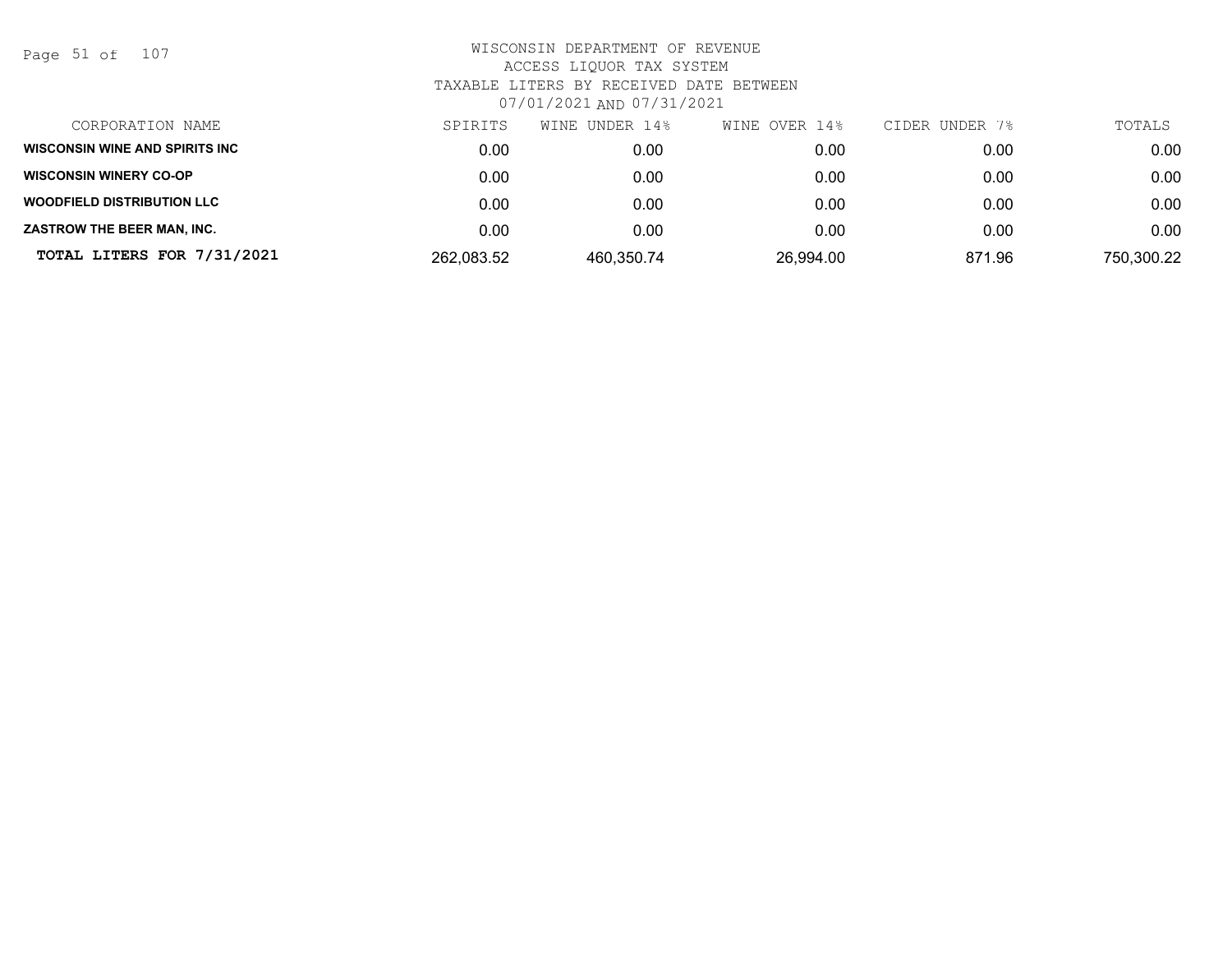WISCONSIN DEPARTMENT OF REVENUE
ACCESS LIQUOR TAX SYSTEM
TAXABLE LITERS BY RECEIVED DATE BETWEEN
07/01/2021 AND 07/31/2021

| CORPORATION NAME | SPIRITS | WINE UNDER 14% | WINE OVER 14% | CIDER UNDER 7% | TOTALS |
|---|---|---|---|---|---|
| **WISCONSIN WINE AND SPIRITS INC** | 0.00 | 0.00 | 0.00 | 0.00 | 0.00 |
| **WISCONSIN WINERY CO-OP** | 0.00 | 0.00 | 0.00 | 0.00 | 0.00 |
| **WOODFIELD DISTRIBUTION LLC** | 0.00 | 0.00 | 0.00 | 0.00 | 0.00 |
| **ZASTROW THE BEER MAN, INC.** | 0.00 | 0.00 | 0.00 | 0.00 | 0.00 |
| **TOTAL LITERS FOR 7/31/2021** | 262,083.52 | 460,350.74 | 26,994.00 | 871.96 | 750,300.22 |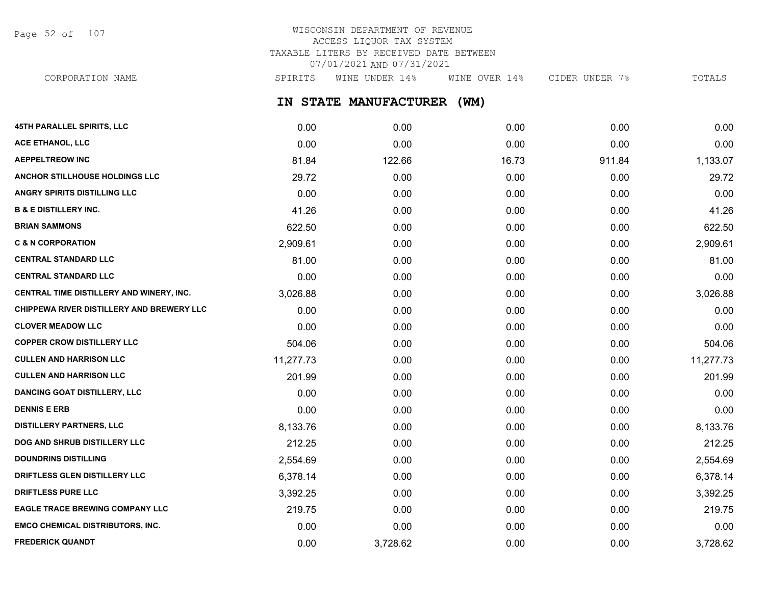# WISCONSIN DEPARTMENT OF REVENUE
## ACCESS LIQUOR TAX SYSTEM
## TAXABLE LITERS BY RECEIVED DATE BETWEEN 07/01/2021 AND 07/31/2021

## IN STATE MANUFACTURER (WM)

| CORPORATION NAME | SPIRITS | WINE UNDER 14% | WINE OVER 14% | CIDER UNDER 7% | TOTALS |
|---|---|---|---|---|---|
| 45TH PARALLEL SPIRITS, LLC | 0.00 | 0.00 | 0.00 | 0.00 | 0.00 |
| ACE ETHANOL, LLC | 0.00 | 0.00 | 0.00 | 0.00 | 0.00 |
| AEPPELTREOW INC | 81.84 | 122.66 | 16.73 | 911.84 | 1,133.07 |
| ANCHOR STILLHOUSE HOLDINGS LLC | 29.72 | 0.00 | 0.00 | 0.00 | 29.72 |
| ANGRY SPIRITS DISTILLING LLC | 0.00 | 0.00 | 0.00 | 0.00 | 0.00 |
| B & E DISTILLERY INC. | 41.26 | 0.00 | 0.00 | 0.00 | 41.26 |
| BRIAN SAMMONS | 622.50 | 0.00 | 0.00 | 0.00 | 622.50 |
| C & N CORPORATION | 2,909.61 | 0.00 | 0.00 | 0.00 | 2,909.61 |
| CENTRAL STANDARD LLC | 81.00 | 0.00 | 0.00 | 0.00 | 81.00 |
| CENTRAL STANDARD LLC | 0.00 | 0.00 | 0.00 | 0.00 | 0.00 |
| CENTRAL TIME DISTILLERY AND WINERY, INC. | 3,026.88 | 0.00 | 0.00 | 0.00 | 3,026.88 |
| CHIPPEWA RIVER DISTILLERY AND BREWERY LLC | 0.00 | 0.00 | 0.00 | 0.00 | 0.00 |
| CLOVER MEADOW LLC | 0.00 | 0.00 | 0.00 | 0.00 | 0.00 |
| COPPER CROW DISTILLERY LLC | 504.06 | 0.00 | 0.00 | 0.00 | 504.06 |
| CULLEN AND HARRISON LLC | 11,277.73 | 0.00 | 0.00 | 0.00 | 11,277.73 |
| CULLEN AND HARRISON LLC | 201.99 | 0.00 | 0.00 | 0.00 | 201.99 |
| DANCING GOAT DISTILLERY, LLC | 0.00 | 0.00 | 0.00 | 0.00 | 0.00 |
| DENNIS E ERB | 0.00 | 0.00 | 0.00 | 0.00 | 0.00 |
| DISTILLERY PARTNERS, LLC | 8,133.76 | 0.00 | 0.00 | 0.00 | 8,133.76 |
| DOG AND SHRUB DISTILLERY LLC | 212.25 | 0.00 | 0.00 | 0.00 | 212.25 |
| DOUNDRINS DISTILLING | 2,554.69 | 0.00 | 0.00 | 0.00 | 2,554.69 |
| DRIFTLESS GLEN DISTILLERY LLC | 6,378.14 | 0.00 | 0.00 | 0.00 | 6,378.14 |
| DRIFTLESS PURE LLC | 3,392.25 | 0.00 | 0.00 | 0.00 | 3,392.25 |
| EAGLE TRACE BREWING COMPANY LLC | 219.75 | 0.00 | 0.00 | 0.00 | 219.75 |
| EMCO CHEMICAL DISTRIBUTORS, INC. | 0.00 | 0.00 | 0.00 | 0.00 | 0.00 |
| FREDERICK QUANDT | 0.00 | 3,728.62 | 0.00 | 0.00 | 3,728.62 |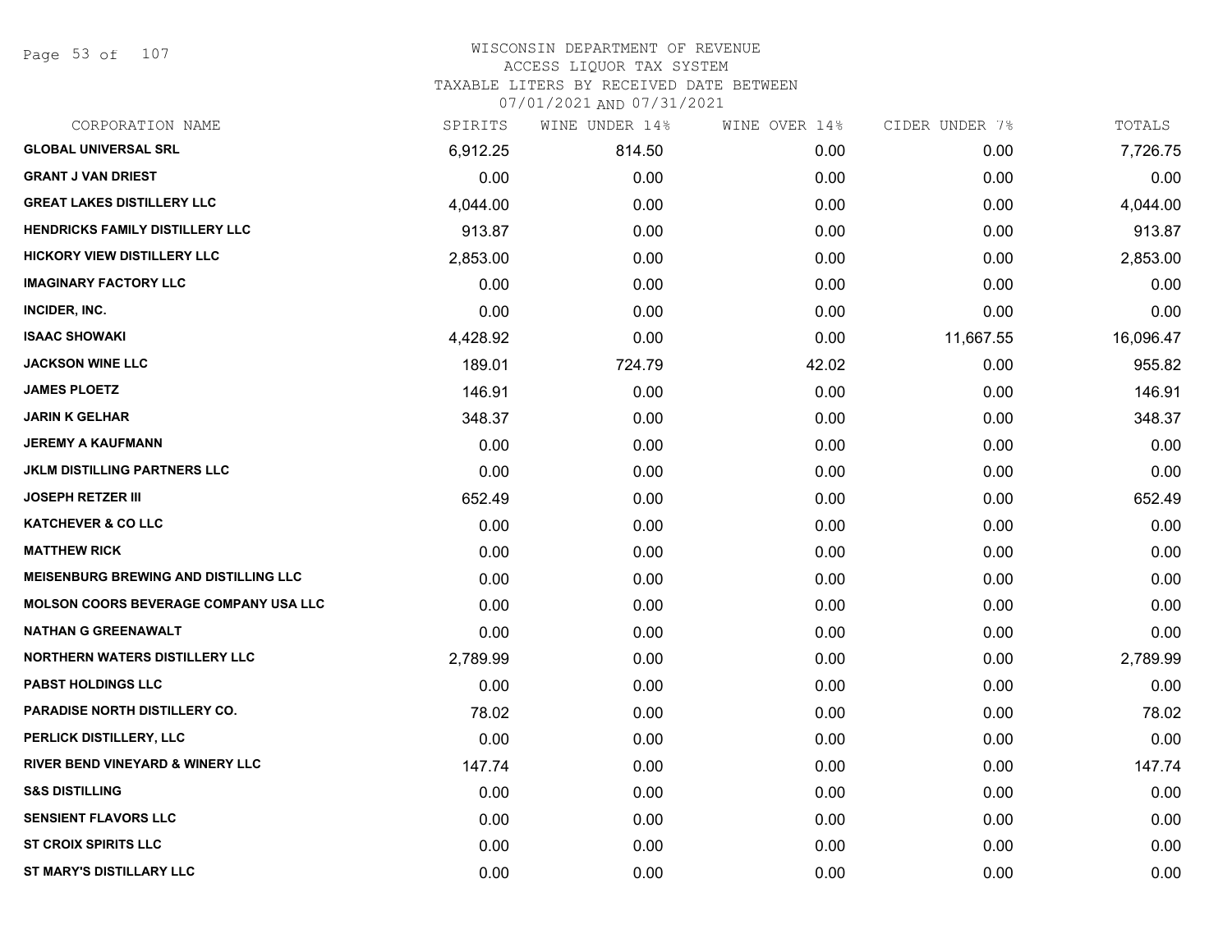# WISCONSIN DEPARTMENT OF REVENUE
## ACCESS LIQUOR TAX SYSTEM
### TAXABLE LITERS BY RECEIVED DATE BETWEEN 07/01/2021 AND 07/31/2021

| CORPORATION NAME | SPIRITS | WINE UNDER 14% | WINE OVER 14% | CIDER UNDER 7% | TOTALS |
|---|---|---|---|---|---|
| GLOBAL UNIVERSAL SRL | 6,912.25 | 814.50 | 0.00 | 0.00 | 7,726.75 |
| GRANT J VAN DRIEST | 0.00 | 0.00 | 0.00 | 0.00 | 0.00 |
| GREAT LAKES DISTILLERY LLC | 4,044.00 | 0.00 | 0.00 | 0.00 | 4,044.00 |
| HENDRICKS FAMILY DISTILLERY LLC | 913.87 | 0.00 | 0.00 | 0.00 | 913.87 |
| HICKORY VIEW DISTILLERY LLC | 2,853.00 | 0.00 | 0.00 | 0.00 | 2,853.00 |
| IMAGINARY FACTORY LLC | 0.00 | 0.00 | 0.00 | 0.00 | 0.00 |
| INCIDER, INC. | 0.00 | 0.00 | 0.00 | 0.00 | 0.00 |
| ISAAC SHOWAKI | 4,428.92 | 0.00 | 0.00 | 11,667.55 | 16,096.47 |
| JACKSON WINE LLC | 189.01 | 724.79 | 42.02 | 0.00 | 955.82 |
| JAMES PLOETZ | 146.91 | 0.00 | 0.00 | 0.00 | 146.91 |
| JARIN K GELHAR | 348.37 | 0.00 | 0.00 | 0.00 | 348.37 |
| JEREMY A KAUFMANN | 0.00 | 0.00 | 0.00 | 0.00 | 0.00 |
| JKLM DISTILLING PARTNERS LLC | 0.00 | 0.00 | 0.00 | 0.00 | 0.00 |
| JOSEPH RETZER III | 652.49 | 0.00 | 0.00 | 0.00 | 652.49 |
| KATCHEVER & CO LLC | 0.00 | 0.00 | 0.00 | 0.00 | 0.00 |
| MATTHEW RICK | 0.00 | 0.00 | 0.00 | 0.00 | 0.00 |
| MEISENBURG BREWING AND DISTILLING LLC | 0.00 | 0.00 | 0.00 | 0.00 | 0.00 |
| MOLSON COORS BEVERAGE COMPANY USA LLC | 0.00 | 0.00 | 0.00 | 0.00 | 0.00 |
| NATHAN G GREENAWALT | 0.00 | 0.00 | 0.00 | 0.00 | 0.00 |
| NORTHERN WATERS DISTILLERY LLC | 2,789.99 | 0.00 | 0.00 | 0.00 | 2,789.99 |
| PABST HOLDINGS LLC | 0.00 | 0.00 | 0.00 | 0.00 | 0.00 |
| PARADISE NORTH DISTILLERY CO. | 78.02 | 0.00 | 0.00 | 0.00 | 78.02 |
| PERLICK DISTILLERY, LLC | 0.00 | 0.00 | 0.00 | 0.00 | 0.00 |
| RIVER BEND VINEYARD & WINERY LLC | 147.74 | 0.00 | 0.00 | 0.00 | 147.74 |
| S&S DISTILLING | 0.00 | 0.00 | 0.00 | 0.00 | 0.00 |
| SENSIENT FLAVORS LLC | 0.00 | 0.00 | 0.00 | 0.00 | 0.00 |
| ST CROIX SPIRITS LLC | 0.00 | 0.00 | 0.00 | 0.00 | 0.00 |
| ST MARY'S DISTILLARY LLC | 0.00 | 0.00 | 0.00 | 0.00 | 0.00 |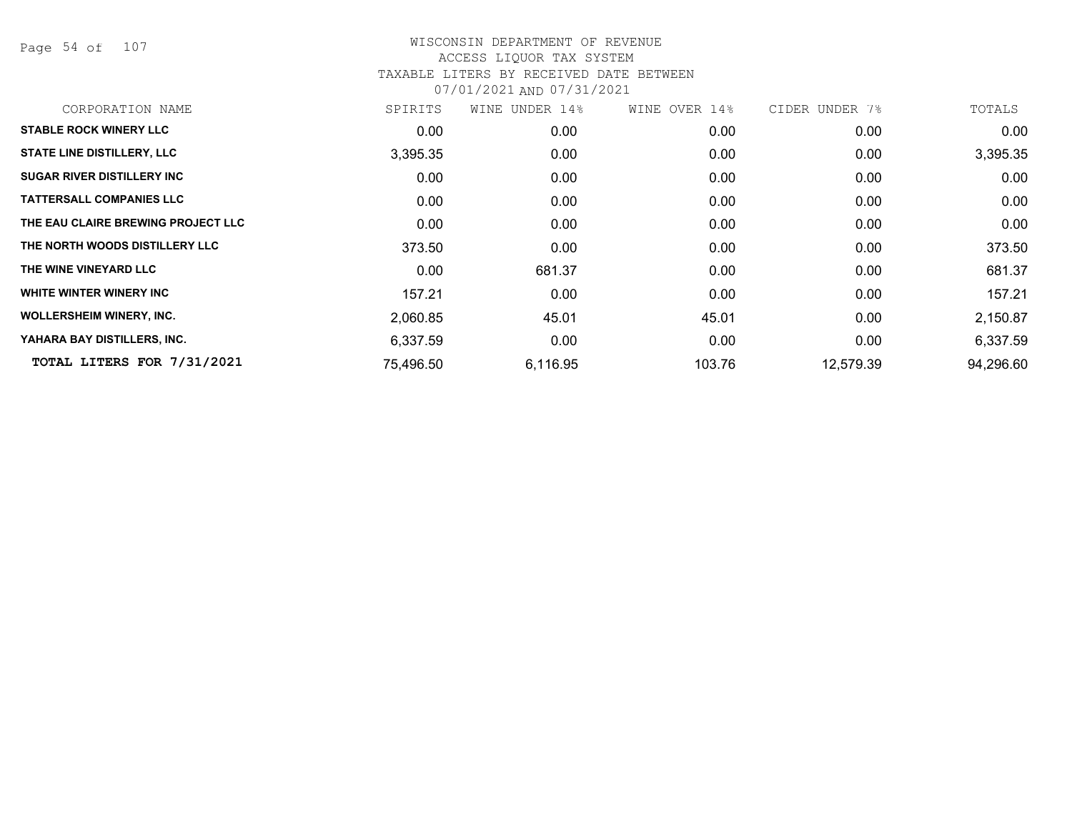WISCONSIN DEPARTMENT OF REVENUE
ACCESS LIQUOR TAX SYSTEM
TAXABLE LITERS BY RECEIVED DATE BETWEEN
07/01/2021 AND 07/31/2021

| CORPORATION NAME | SPIRITS | WINE UNDER 14% | WINE OVER 14% | CIDER UNDER 7% | TOTALS |
|---|---|---|---|---|---|
| STABLE ROCK WINERY LLC | 0.00 | 0.00 | 0.00 | 0.00 | 0.00 |
| STATE LINE DISTILLERY, LLC | 3,395.35 | 0.00 | 0.00 | 0.00 | 3,395.35 |
| SUGAR RIVER DISTILLERY INC | 0.00 | 0.00 | 0.00 | 0.00 | 0.00 |
| TATTERSALL COMPANIES LLC | 0.00 | 0.00 | 0.00 | 0.00 | 0.00 |
| THE EAU CLAIRE BREWING PROJECT LLC | 0.00 | 0.00 | 0.00 | 0.00 | 0.00 |
| THE NORTH WOODS DISTILLERY LLC | 373.50 | 0.00 | 0.00 | 0.00 | 373.50 |
| THE WINE VINEYARD LLC | 0.00 | 681.37 | 0.00 | 0.00 | 681.37 |
| WHITE WINTER WINERY INC | 157.21 | 0.00 | 0.00 | 0.00 | 157.21 |
| WOLLERSHEIM WINERY, INC. | 2,060.85 | 45.01 | 45.01 | 0.00 | 2,150.87 |
| YAHARA BAY DISTILLERS, INC. | 6,337.59 | 0.00 | 0.00 | 0.00 | 6,337.59 |
| **TOTAL LITERS FOR 7/31/2021** | 75,496.50 | 6,116.95 | 103.76 | 12,579.39 | 94,296.60 |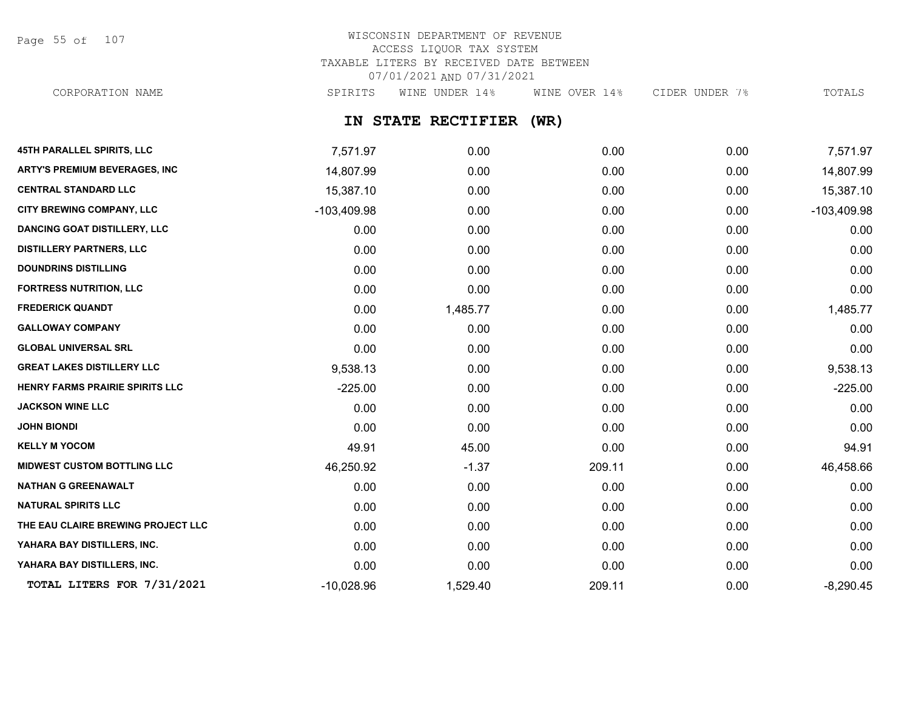WISCONSIN DEPARTMENT OF REVENUE
ACCESS LIQUOR TAX SYSTEM
TAXABLE LITERS BY RECEIVED DATE BETWEEN
07/01/2021 AND 07/31/2021

## IN STATE RECTIFIER (WR)

| CORPORATION NAME | SPIRITS | WINE UNDER 14% | WINE OVER 14% | CIDER UNDER 7% | TOTALS |
|---|---|---|---|---|---|
| 45TH PARALLEL SPIRITS, LLC | 7,571.97 | 0.00 | 0.00 | 0.00 | 7,571.97 |
| ARTY'S PREMIUM BEVERAGES, INC | 14,807.99 | 0.00 | 0.00 | 0.00 | 14,807.99 |
| CENTRAL STANDARD LLC | 15,387.10 | 0.00 | 0.00 | 0.00 | 15,387.10 |
| CITY BREWING COMPANY, LLC | -103,409.98 | 0.00 | 0.00 | 0.00 | -103,409.98 |
| DANCING GOAT DISTILLERY, LLC | 0.00 | 0.00 | 0.00 | 0.00 | 0.00 |
| DISTILLERY PARTNERS, LLC | 0.00 | 0.00 | 0.00 | 0.00 | 0.00 |
| DOUNDRINS DISTILLING | 0.00 | 0.00 | 0.00 | 0.00 | 0.00 |
| FORTRESS NUTRITION, LLC | 0.00 | 0.00 | 0.00 | 0.00 | 0.00 |
| FREDERICK QUANDT | 0.00 | 1,485.77 | 0.00 | 0.00 | 1,485.77 |
| GALLOWAY COMPANY | 0.00 | 0.00 | 0.00 | 0.00 | 0.00 |
| GLOBAL UNIVERSAL SRL | 0.00 | 0.00 | 0.00 | 0.00 | 0.00 |
| GREAT LAKES DISTILLERY LLC | 9,538.13 | 0.00 | 0.00 | 0.00 | 9,538.13 |
| HENRY FARMS PRAIRIE SPIRITS LLC | -225.00 | 0.00 | 0.00 | 0.00 | -225.00 |
| JACKSON WINE LLC | 0.00 | 0.00 | 0.00 | 0.00 | 0.00 |
| JOHN BIONDI | 0.00 | 0.00 | 0.00 | 0.00 | 0.00 |
| KELLY M YOCOM | 49.91 | 45.00 | 0.00 | 0.00 | 94.91 |
| MIDWEST CUSTOM BOTTLING LLC | 46,250.92 | -1.37 | 209.11 | 0.00 | 46,458.66 |
| NATHAN G GREENAWALT | 0.00 | 0.00 | 0.00 | 0.00 | 0.00 |
| NATURAL SPIRITS LLC | 0.00 | 0.00 | 0.00 | 0.00 | 0.00 |
| THE EAU CLAIRE BREWING PROJECT LLC | 0.00 | 0.00 | 0.00 | 0.00 | 0.00 |
| YAHARA BAY DISTILLERS, INC. | 0.00 | 0.00 | 0.00 | 0.00 | 0.00 |
| YAHARA BAY DISTILLERS, INC. | 0.00 | 0.00 | 0.00 | 0.00 | 0.00 |
| TOTAL LITERS FOR 7/31/2021 | -10,028.96 | 1,529.40 | 209.11 | 0.00 | -8,290.45 |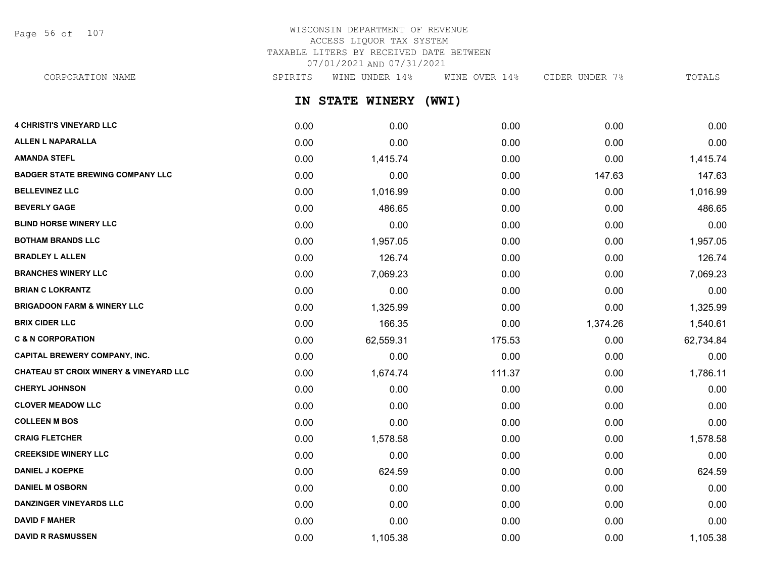# WISCONSIN DEPARTMENT OF REVENUE
## ACCESS LIQUOR TAX SYSTEM
## TAXABLE LITERS BY RECEIVED DATE BETWEEN 07/01/2021 AND 07/31/2021

## IN STATE WINERY (WWI)

| CORPORATION NAME | SPIRITS | WINE UNDER 14% | WINE OVER 14% | CIDER UNDER 7% | TOTALS |
|---|---|---|---|---|---|
| 4 CHRISTI'S VINEYARD LLC | 0.00 | 0.00 | 0.00 | 0.00 | 0.00 |
| ALLEN L NAPARALLA | 0.00 | 0.00 | 0.00 | 0.00 | 0.00 |
| AMANDA STEFL | 0.00 | 1,415.74 | 0.00 | 0.00 | 1,415.74 |
| BADGER STATE BREWING COMPANY LLC | 0.00 | 0.00 | 0.00 | 147.63 | 147.63 |
| BELLEVINEZ LLC | 0.00 | 1,016.99 | 0.00 | 0.00 | 1,016.99 |
| BEVERLY GAGE | 0.00 | 486.65 | 0.00 | 0.00 | 486.65 |
| BLIND HORSE WINERY LLC | 0.00 | 0.00 | 0.00 | 0.00 | 0.00 |
| BOTHAM BRANDS LLC | 0.00 | 1,957.05 | 0.00 | 0.00 | 1,957.05 |
| BRADLEY L ALLEN | 0.00 | 126.74 | 0.00 | 0.00 | 126.74 |
| BRANCHES WINERY LLC | 0.00 | 7,069.23 | 0.00 | 0.00 | 7,069.23 |
| BRIAN C LOKRANTZ | 0.00 | 0.00 | 0.00 | 0.00 | 0.00 |
| BRIGADOON FARM & WINERY LLC | 0.00 | 1,325.99 | 0.00 | 0.00 | 1,325.99 |
| BRIX CIDER LLC | 0.00 | 166.35 | 0.00 | 1,374.26 | 1,540.61 |
| C & N CORPORATION | 0.00 | 62,559.31 | 175.53 | 0.00 | 62,734.84 |
| CAPITAL BREWERY COMPANY, INC. | 0.00 | 0.00 | 0.00 | 0.00 | 0.00 |
| CHATEAU ST CROIX WINERY & VINEYARD LLC | 0.00 | 1,674.74 | 111.37 | 0.00 | 1,786.11 |
| CHERYL JOHNSON | 0.00 | 0.00 | 0.00 | 0.00 | 0.00 |
| CLOVER MEADOW LLC | 0.00 | 0.00 | 0.00 | 0.00 | 0.00 |
| COLLEEN M BOS | 0.00 | 0.00 | 0.00 | 0.00 | 0.00 |
| CRAIG FLETCHER | 0.00 | 1,578.58 | 0.00 | 0.00 | 1,578.58 |
| CREEKSIDE WINERY LLC | 0.00 | 0.00 | 0.00 | 0.00 | 0.00 |
| DANIEL J KOEPKE | 0.00 | 624.59 | 0.00 | 0.00 | 624.59 |
| DANIEL M OSBORN | 0.00 | 0.00 | 0.00 | 0.00 | 0.00 |
| DANZINGER VINEYARDS LLC | 0.00 | 0.00 | 0.00 | 0.00 | 0.00 |
| DAVID F MAHER | 0.00 | 0.00 | 0.00 | 0.00 | 0.00 |
| DAVID R RASMUSSEN | 0.00 | 1,105.38 | 0.00 | 0.00 | 1,105.38 |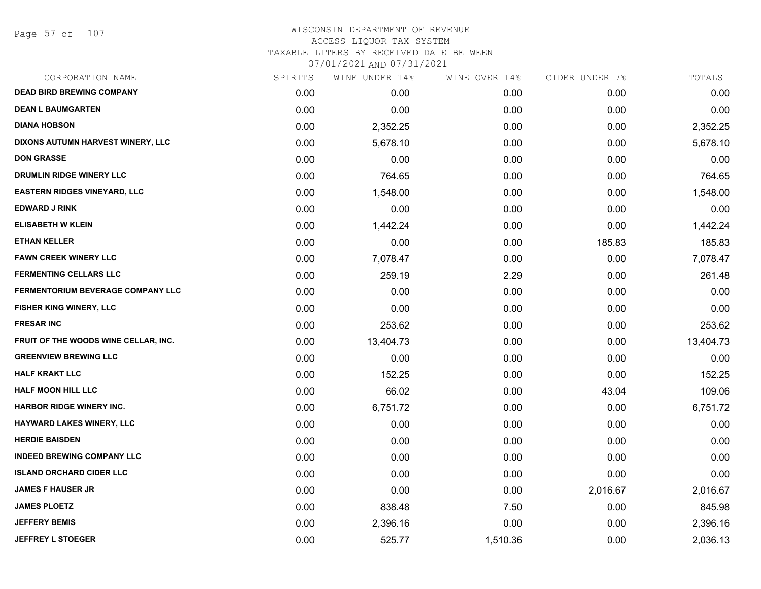WISCONSIN DEPARTMENT OF REVENUE
ACCESS LIQUOR TAX SYSTEM
TAXABLE LITERS BY RECEIVED DATE BETWEEN
07/01/2021 AND 07/31/2021

| CORPORATION NAME | SPIRITS | WINE UNDER 14% | WINE OVER 14% | CIDER UNDER 7% | TOTALS |
|---|---|---|---|---|---|
| DEAD BIRD BREWING COMPANY | 0.00 | 0.00 | 0.00 | 0.00 | 0.00 |
| DEAN L BAUMGARTEN | 0.00 | 0.00 | 0.00 | 0.00 | 0.00 |
| DIANA HOBSON | 0.00 | 2,352.25 | 0.00 | 0.00 | 2,352.25 |
| DIXONS AUTUMN HARVEST WINERY, LLC | 0.00 | 5,678.10 | 0.00 | 0.00 | 5,678.10 |
| DON GRASSE | 0.00 | 0.00 | 0.00 | 0.00 | 0.00 |
| DRUMLIN RIDGE WINERY LLC | 0.00 | 764.65 | 0.00 | 0.00 | 764.65 |
| EASTERN RIDGES VINEYARD, LLC | 0.00 | 1,548.00 | 0.00 | 0.00 | 1,548.00 |
| EDWARD J RINK | 0.00 | 0.00 | 0.00 | 0.00 | 0.00 |
| ELISABETH W KLEIN | 0.00 | 1,442.24 | 0.00 | 0.00 | 1,442.24 |
| ETHAN KELLER | 0.00 | 0.00 | 0.00 | 185.83 | 185.83 |
| FAWN CREEK WINERY LLC | 0.00 | 7,078.47 | 0.00 | 0.00 | 7,078.47 |
| FERMENTING CELLARS LLC | 0.00 | 259.19 | 2.29 | 0.00 | 261.48 |
| FERMENTORIUM BEVERAGE COMPANY LLC | 0.00 | 0.00 | 0.00 | 0.00 | 0.00 |
| FISHER KING WINERY, LLC | 0.00 | 0.00 | 0.00 | 0.00 | 0.00 |
| FRESAR INC | 0.00 | 253.62 | 0.00 | 0.00 | 253.62 |
| FRUIT OF THE WOODS WINE CELLAR, INC. | 0.00 | 13,404.73 | 0.00 | 0.00 | 13,404.73 |
| GREENVIEW BREWING LLC | 0.00 | 0.00 | 0.00 | 0.00 | 0.00 |
| HALF KRAKT LLC | 0.00 | 152.25 | 0.00 | 0.00 | 152.25 |
| HALF MOON HILL LLC | 0.00 | 66.02 | 0.00 | 43.04 | 109.06 |
| HARBOR RIDGE WINERY INC. | 0.00 | 6,751.72 | 0.00 | 0.00 | 6,751.72 |
| HAYWARD LAKES WINERY, LLC | 0.00 | 0.00 | 0.00 | 0.00 | 0.00 |
| HERDIE BAISDEN | 0.00 | 0.00 | 0.00 | 0.00 | 0.00 |
| INDEED BREWING COMPANY LLC | 0.00 | 0.00 | 0.00 | 0.00 | 0.00 |
| ISLAND ORCHARD CIDER LLC | 0.00 | 0.00 | 0.00 | 0.00 | 0.00 |
| JAMES F HAUSER JR | 0.00 | 0.00 | 0.00 | 2,016.67 | 2,016.67 |
| JAMES PLOETZ | 0.00 | 838.48 | 7.50 | 0.00 | 845.98 |
| JEFFERY BEMIS | 0.00 | 2,396.16 | 0.00 | 0.00 | 2,396.16 |
| JEFFREY L STOEGER | 0.00 | 525.77 | 1,510.36 | 0.00 | 2,036.13 |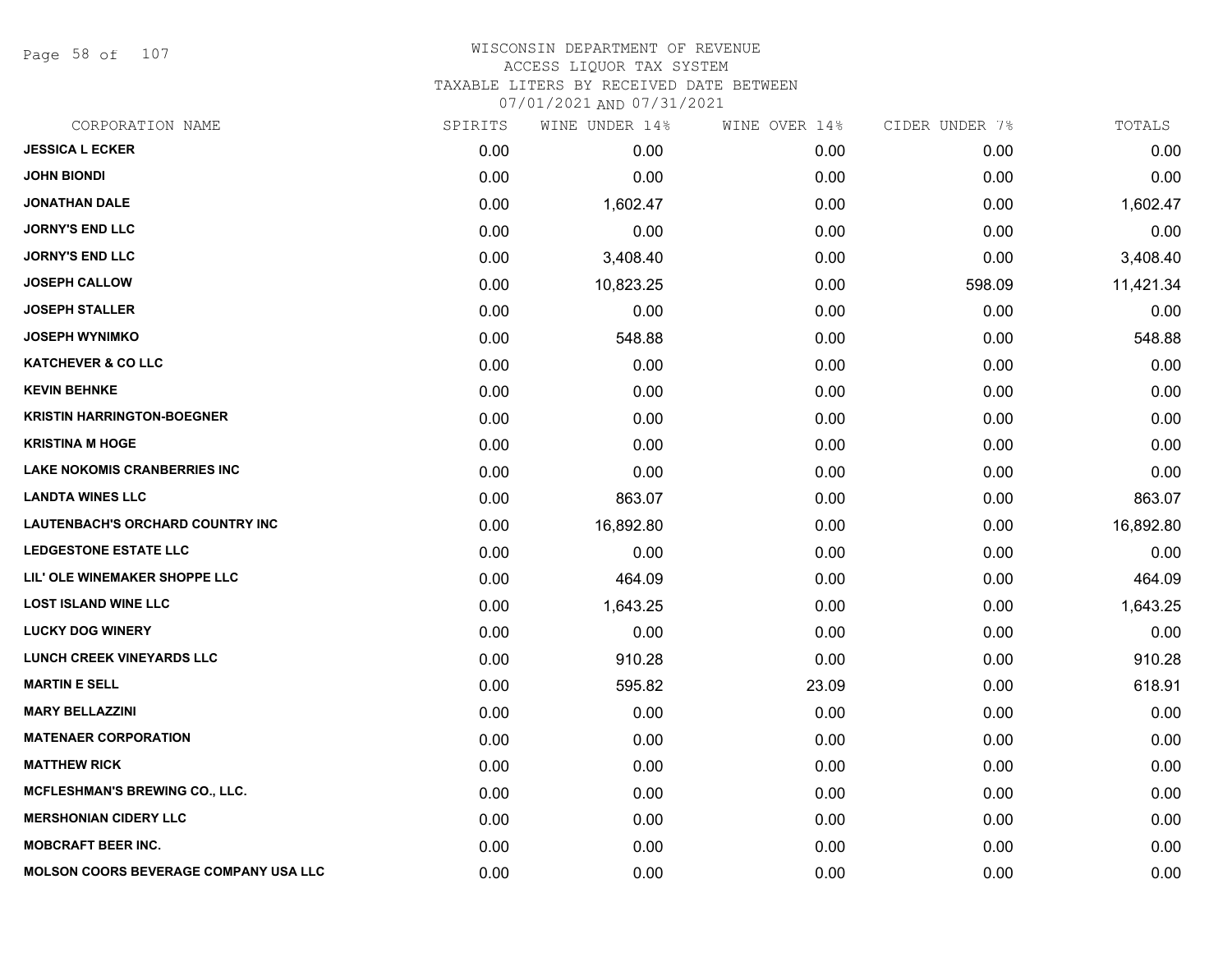# WISCONSIN DEPARTMENT OF REVENUE
## ACCESS LIQUOR TAX SYSTEM
### TAXABLE LITERS BY RECEIVED DATE BETWEEN 07/01/2021 AND 07/31/2021

| CORPORATION NAME | SPIRITS | WINE UNDER 14% | WINE OVER 14% | CIDER UNDER 7% | TOTALS |
|---|---|---|---|---|---|
| JESSICA L ECKER | 0.00 | 0.00 | 0.00 | 0.00 | 0.00 |
| JOHN BIONDI | 0.00 | 0.00 | 0.00 | 0.00 | 0.00 |
| JONATHAN DALE | 0.00 | 1,602.47 | 0.00 | 0.00 | 1,602.47 |
| JORNY'S END LLC | 0.00 | 0.00 | 0.00 | 0.00 | 0.00 |
| JORNY'S END LLC | 0.00 | 3,408.40 | 0.00 | 0.00 | 3,408.40 |
| JOSEPH CALLOW | 0.00 | 10,823.25 | 0.00 | 598.09 | 11,421.34 |
| JOSEPH STALLER | 0.00 | 0.00 | 0.00 | 0.00 | 0.00 |
| JOSEPH WYNIMKO | 0.00 | 548.88 | 0.00 | 0.00 | 548.88 |
| KATCHEVER & CO LLC | 0.00 | 0.00 | 0.00 | 0.00 | 0.00 |
| KEVIN BEHNKE | 0.00 | 0.00 | 0.00 | 0.00 | 0.00 |
| KRISTIN HARRINGTON-BOEGNER | 0.00 | 0.00 | 0.00 | 0.00 | 0.00 |
| KRISTINA M HOGE | 0.00 | 0.00 | 0.00 | 0.00 | 0.00 |
| LAKE NOKOMIS CRANBERRIES INC | 0.00 | 0.00 | 0.00 | 0.00 | 0.00 |
| LANDTA WINES LLC | 0.00 | 863.07 | 0.00 | 0.00 | 863.07 |
| LAUTENBACH'S ORCHARD COUNTRY INC | 0.00 | 16,892.80 | 0.00 | 0.00 | 16,892.80 |
| LEDGESTONE ESTATE LLC | 0.00 | 0.00 | 0.00 | 0.00 | 0.00 |
| LIL' OLE WINEMAKER SHOPPE LLC | 0.00 | 464.09 | 0.00 | 0.00 | 464.09 |
| LOST ISLAND WINE LLC | 0.00 | 1,643.25 | 0.00 | 0.00 | 1,643.25 |
| LUCKY DOG WINERY | 0.00 | 0.00 | 0.00 | 0.00 | 0.00 |
| LUNCH CREEK VINEYARDS LLC | 0.00 | 910.28 | 0.00 | 0.00 | 910.28 |
| MARTIN E SELL | 0.00 | 595.82 | 23.09 | 0.00 | 618.91 |
| MARY BELLAZZINI | 0.00 | 0.00 | 0.00 | 0.00 | 0.00 |
| MATENAER CORPORATION | 0.00 | 0.00 | 0.00 | 0.00 | 0.00 |
| MATTHEW RICK | 0.00 | 0.00 | 0.00 | 0.00 | 0.00 |
| MCFLESHMAN'S BREWING CO., LLC. | 0.00 | 0.00 | 0.00 | 0.00 | 0.00 |
| MERSHONIAN CIDERY LLC | 0.00 | 0.00 | 0.00 | 0.00 | 0.00 |
| MOBCRAFT BEER INC. | 0.00 | 0.00 | 0.00 | 0.00 | 0.00 |
| MOLSON COORS BEVERAGE COMPANY USA LLC | 0.00 | 0.00 | 0.00 | 0.00 | 0.00 |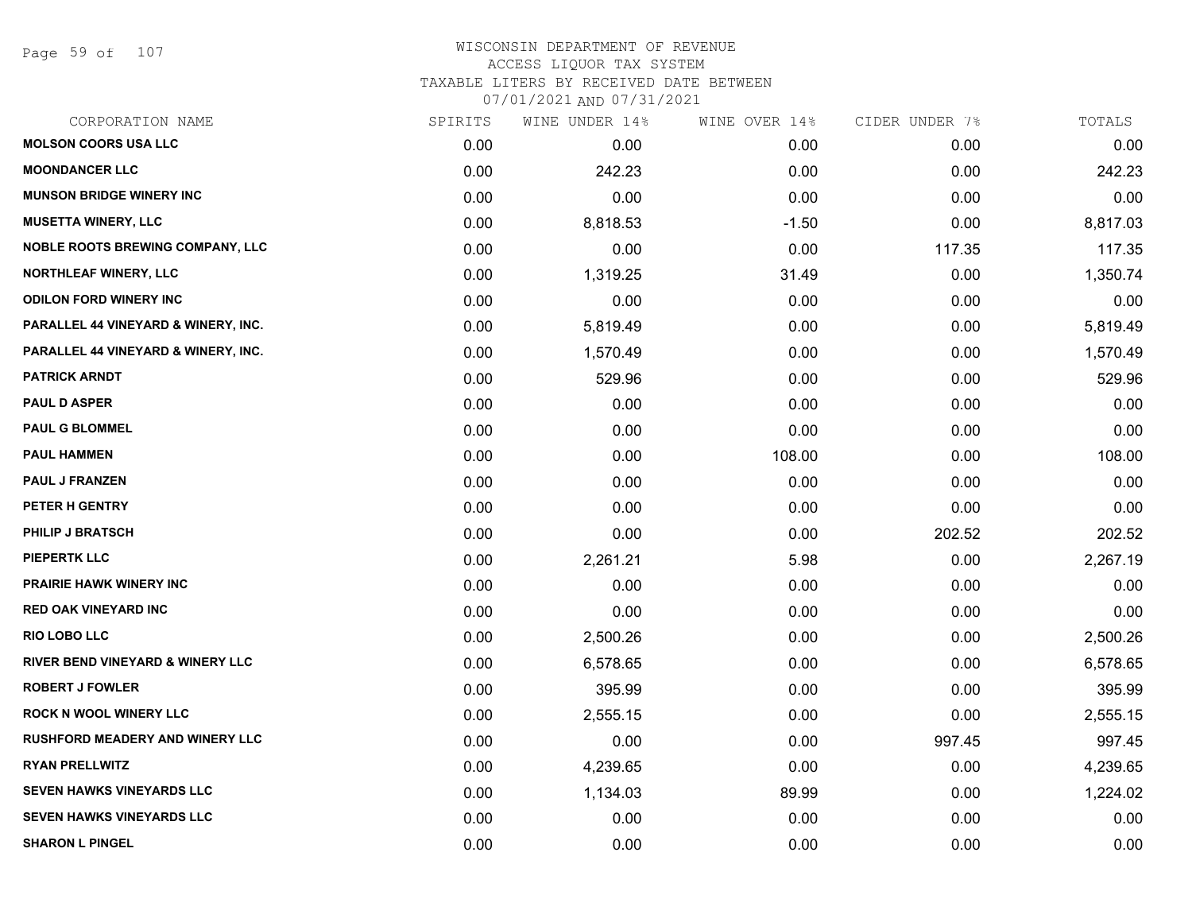WISCONSIN DEPARTMENT OF REVENUE
ACCESS LIQUOR TAX SYSTEM
TAXABLE LITERS BY RECEIVED DATE BETWEEN
07/01/2021 AND 07/31/2021

| CORPORATION NAME | SPIRITS | WINE UNDER 14% | WINE OVER 14% | CIDER UNDER 7% | TOTALS |
|---|---|---|---|---|---|
| MOLSON COORS USA LLC | 0.00 | 0.00 | 0.00 | 0.00 | 0.00 |
| MOONDANCER LLC | 0.00 | 242.23 | 0.00 | 0.00 | 242.23 |
| MUNSON BRIDGE WINERY INC | 0.00 | 0.00 | 0.00 | 0.00 | 0.00 |
| MUSETTA WINERY, LLC | 0.00 | 8,818.53 | -1.50 | 0.00 | 8,817.03 |
| NOBLE ROOTS BREWING COMPANY, LLC | 0.00 | 0.00 | 0.00 | 117.35 | 117.35 |
| NORTHLEAF WINERY, LLC | 0.00 | 1,319.25 | 31.49 | 0.00 | 1,350.74 |
| ODILON FORD WINERY INC | 0.00 | 0.00 | 0.00 | 0.00 | 0.00 |
| PARALLEL 44 VINEYARD & WINERY, INC. | 0.00 | 5,819.49 | 0.00 | 0.00 | 5,819.49 |
| PARALLEL 44 VINEYARD & WINERY, INC. | 0.00 | 1,570.49 | 0.00 | 0.00 | 1,570.49 |
| PATRICK ARNDT | 0.00 | 529.96 | 0.00 | 0.00 | 529.96 |
| PAUL D ASPER | 0.00 | 0.00 | 0.00 | 0.00 | 0.00 |
| PAUL G BLOMMEL | 0.00 | 0.00 | 0.00 | 0.00 | 0.00 |
| PAUL HAMMEN | 0.00 | 0.00 | 108.00 | 0.00 | 108.00 |
| PAUL J FRANZEN | 0.00 | 0.00 | 0.00 | 0.00 | 0.00 |
| PETER H GENTRY | 0.00 | 0.00 | 0.00 | 0.00 | 0.00 |
| PHILIP J BRATSCH | 0.00 | 0.00 | 0.00 | 202.52 | 202.52 |
| PIEPERTK LLC | 0.00 | 2,261.21 | 5.98 | 0.00 | 2,267.19 |
| PRAIRIE HAWK WINERY INC | 0.00 | 0.00 | 0.00 | 0.00 | 0.00 |
| RED OAK VINEYARD INC | 0.00 | 0.00 | 0.00 | 0.00 | 0.00 |
| RIO LOBO LLC | 0.00 | 2,500.26 | 0.00 | 0.00 | 2,500.26 |
| RIVER BEND VINEYARD & WINERY LLC | 0.00 | 6,578.65 | 0.00 | 0.00 | 6,578.65 |
| ROBERT J FOWLER | 0.00 | 395.99 | 0.00 | 0.00 | 395.99 |
| ROCK N WOOL WINERY LLC | 0.00 | 2,555.15 | 0.00 | 0.00 | 2,555.15 |
| RUSHFORD MEADERY AND WINERY LLC | 0.00 | 0.00 | 0.00 | 997.45 | 997.45 |
| RYAN PRELLWITZ | 0.00 | 4,239.65 | 0.00 | 0.00 | 4,239.65 |
| SEVEN HAWKS VINEYARDS LLC | 0.00 | 1,134.03 | 89.99 | 0.00 | 1,224.02 |
| SEVEN HAWKS VINEYARDS LLC | 0.00 | 0.00 | 0.00 | 0.00 | 0.00 |
| SHARON L PINGEL | 0.00 | 0.00 | 0.00 | 0.00 | 0.00 |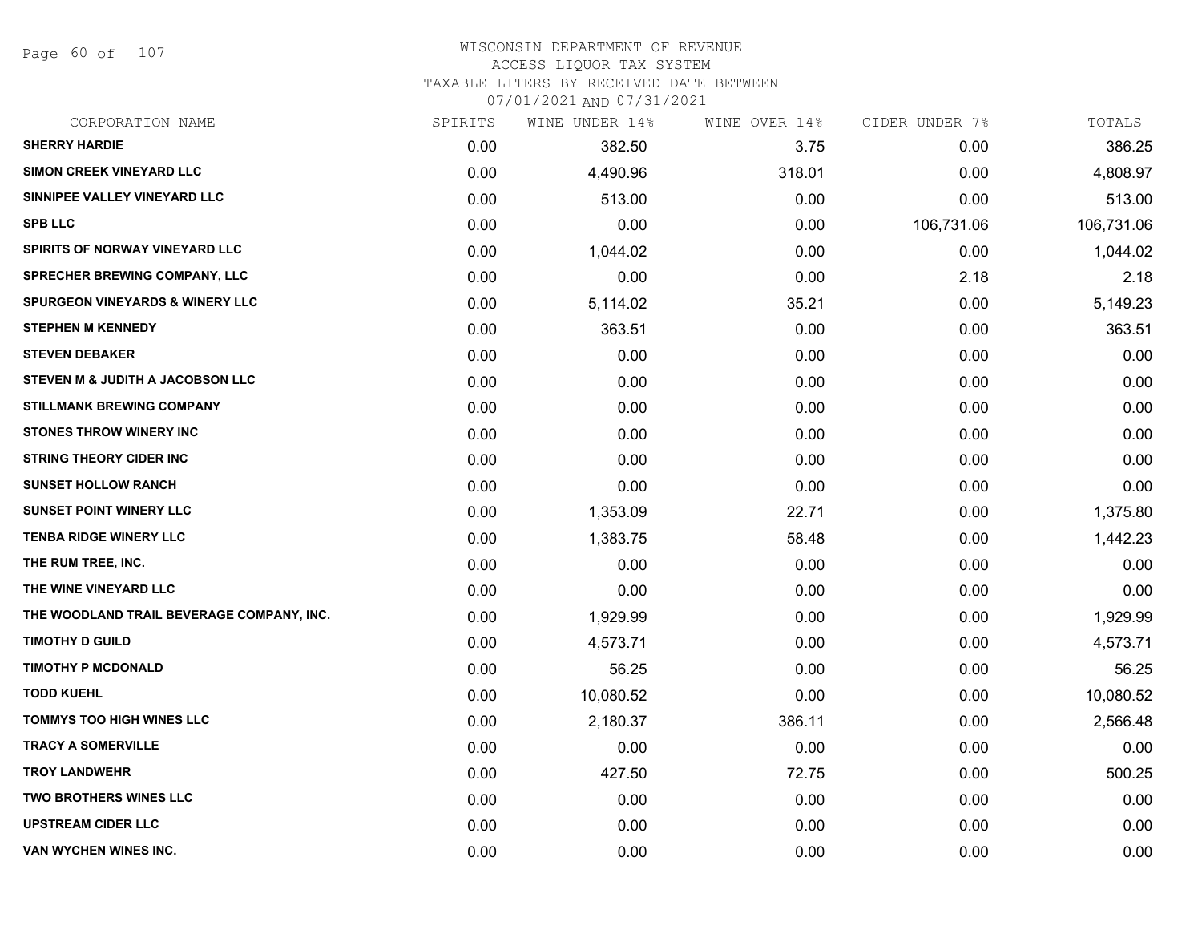WISCONSIN DEPARTMENT OF REVENUE
ACCESS LIQUOR TAX SYSTEM
TAXABLE LITERS BY RECEIVED DATE BETWEEN
07/01/2021 AND 07/31/2021

| CORPORATION NAME | SPIRITS | WINE UNDER 14% | WINE OVER 14% | CIDER UNDER 7% | TOTALS |
|---|---|---|---|---|---|
| SHERRY HARDIE | 0.00 | 382.50 | 3.75 | 0.00 | 386.25 |
| SIMON CREEK VINEYARD LLC | 0.00 | 4,490.96 | 318.01 | 0.00 | 4,808.97 |
| SINNIPEE VALLEY VINEYARD LLC | 0.00 | 513.00 | 0.00 | 0.00 | 513.00 |
| SPB LLC | 0.00 | 0.00 | 0.00 | 106,731.06 | 106,731.06 |
| SPIRITS OF NORWAY VINEYARD LLC | 0.00 | 1,044.02 | 0.00 | 0.00 | 1,044.02 |
| SPRECHER BREWING COMPANY, LLC | 0.00 | 0.00 | 0.00 | 2.18 | 2.18 |
| SPURGEON VINEYARDS & WINERY LLC | 0.00 | 5,114.02 | 35.21 | 0.00 | 5,149.23 |
| STEPHEN M KENNEDY | 0.00 | 363.51 | 0.00 | 0.00 | 363.51 |
| STEVEN DEBAKER | 0.00 | 0.00 | 0.00 | 0.00 | 0.00 |
| STEVEN M & JUDITH A JACOBSON LLC | 0.00 | 0.00 | 0.00 | 0.00 | 0.00 |
| STILLMANK BREWING COMPANY | 0.00 | 0.00 | 0.00 | 0.00 | 0.00 |
| STONES THROW WINERY INC | 0.00 | 0.00 | 0.00 | 0.00 | 0.00 |
| STRING THEORY CIDER INC | 0.00 | 0.00 | 0.00 | 0.00 | 0.00 |
| SUNSET HOLLOW RANCH | 0.00 | 0.00 | 0.00 | 0.00 | 0.00 |
| SUNSET POINT WINERY LLC | 0.00 | 1,353.09 | 22.71 | 0.00 | 1,375.80 |
| TENBA RIDGE WINERY LLC | 0.00 | 1,383.75 | 58.48 | 0.00 | 1,442.23 |
| THE RUM TREE, INC. | 0.00 | 0.00 | 0.00 | 0.00 | 0.00 |
| THE WINE VINEYARD LLC | 0.00 | 0.00 | 0.00 | 0.00 | 0.00 |
| THE WOODLAND TRAIL BEVERAGE COMPANY, INC. | 0.00 | 1,929.99 | 0.00 | 0.00 | 1,929.99 |
| TIMOTHY D GUILD | 0.00 | 4,573.71 | 0.00 | 0.00 | 4,573.71 |
| TIMOTHY P MCDONALD | 0.00 | 56.25 | 0.00 | 0.00 | 56.25 |
| TODD KUEHL | 0.00 | 10,080.52 | 0.00 | 0.00 | 10,080.52 |
| TOMMYS TOO HIGH WINES LLC | 0.00 | 2,180.37 | 386.11 | 0.00 | 2,566.48 |
| TRACY A SOMERVILLE | 0.00 | 0.00 | 0.00 | 0.00 | 0.00 |
| TROY LANDWEHR | 0.00 | 427.50 | 72.75 | 0.00 | 500.25 |
| TWO BROTHERS WINES LLC | 0.00 | 0.00 | 0.00 | 0.00 | 0.00 |
| UPSTREAM CIDER LLC | 0.00 | 0.00 | 0.00 | 0.00 | 0.00 |
| VAN WYCHEN WINES INC. | 0.00 | 0.00 | 0.00 | 0.00 | 0.00 |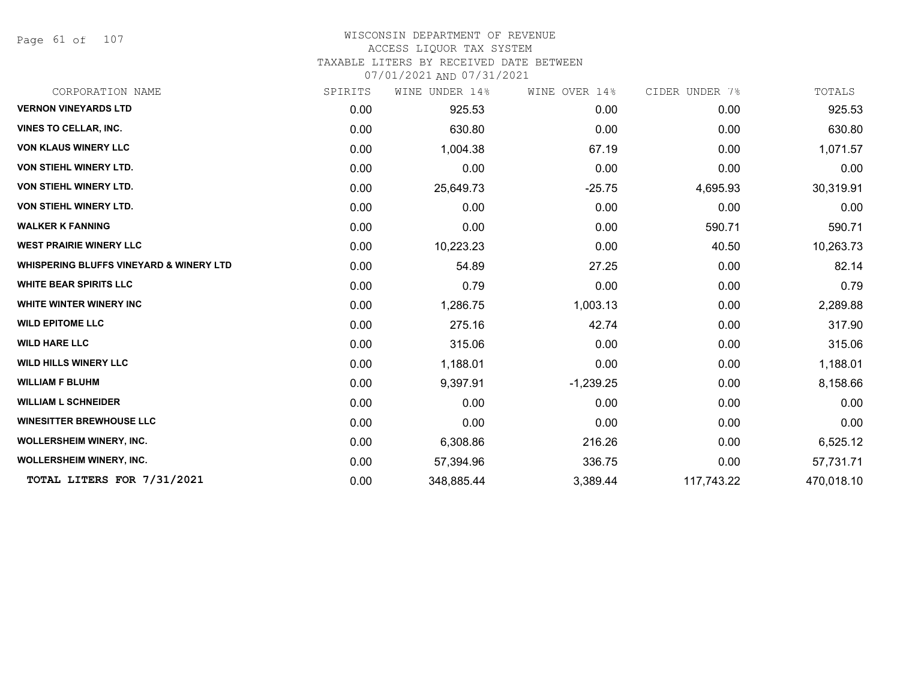# WISCONSIN DEPARTMENT OF REVENUE
## ACCESS LIQUOR TAX SYSTEM
### TAXABLE LITERS BY RECEIVED DATE BETWEEN 07/01/2021 AND 07/31/2021

| CORPORATION NAME | SPIRITS | WINE UNDER 14% | WINE OVER 14% | CIDER UNDER 7% | TOTALS |
|---|---|---|---|---|---|
| **VERNON VINEYARDS LTD** | 0.00 | 925.53 | 0.00 | 0.00 | 925.53 |
| **VINES TO CELLAR, INC.** | 0.00 | 630.80 | 0.00 | 0.00 | 630.80 |
| **VON KLAUS WINERY LLC** | 0.00 | 1,004.38 | 67.19 | 0.00 | 1,071.57 |
| **VON STIEHL WINERY LTD.** | 0.00 | 0.00 | 0.00 | 0.00 | 0.00 |
| **VON STIEHL WINERY LTD.** | 0.00 | 25,649.73 | -25.75 | 4,695.93 | 30,319.91 |
| **VON STIEHL WINERY LTD.** | 0.00 | 0.00 | 0.00 | 0.00 | 0.00 |
| **WALKER K FANNING** | 0.00 | 0.00 | 0.00 | 590.71 | 590.71 |
| **WEST PRAIRIE WINERY LLC** | 0.00 | 10,223.23 | 0.00 | 40.50 | 10,263.73 |
| **WHISPERING BLUFFS VINEYARD & WINERY LTD** | 0.00 | 54.89 | 27.25 | 0.00 | 82.14 |
| **WHITE BEAR SPIRITS LLC** | 0.00 | 0.79 | 0.00 | 0.00 | 0.79 |
| **WHITE WINTER WINERY INC** | 0.00 | 1,286.75 | 1,003.13 | 0.00 | 2,289.88 |
| **WILD EPITOME LLC** | 0.00 | 275.16 | 42.74 | 0.00 | 317.90 |
| **WILD HARE LLC** | 0.00 | 315.06 | 0.00 | 0.00 | 315.06 |
| **WILD HILLS WINERY LLC** | 0.00 | 1,188.01 | 0.00 | 0.00 | 1,188.01 |
| **WILLIAM F BLUHM** | 0.00 | 9,397.91 | -1,239.25 | 0.00 | 8,158.66 |
| **WILLIAM L SCHNEIDER** | 0.00 | 0.00 | 0.00 | 0.00 | 0.00 |
| **WINESITTER BREWHOUSE LLC** | 0.00 | 0.00 | 0.00 | 0.00 | 0.00 |
| **WOLLERSHEIM WINERY, INC.** | 0.00 | 6,308.86 | 216.26 | 0.00 | 6,525.12 |
| **WOLLERSHEIM WINERY, INC.** | 0.00 | 57,394.96 | 336.75 | 0.00 | 57,731.71 |
| **TOTAL LITERS FOR 7/31/2021** | 0.00 | 348,885.44 | 3,389.44 | 117,743.22 | 470,018.10 |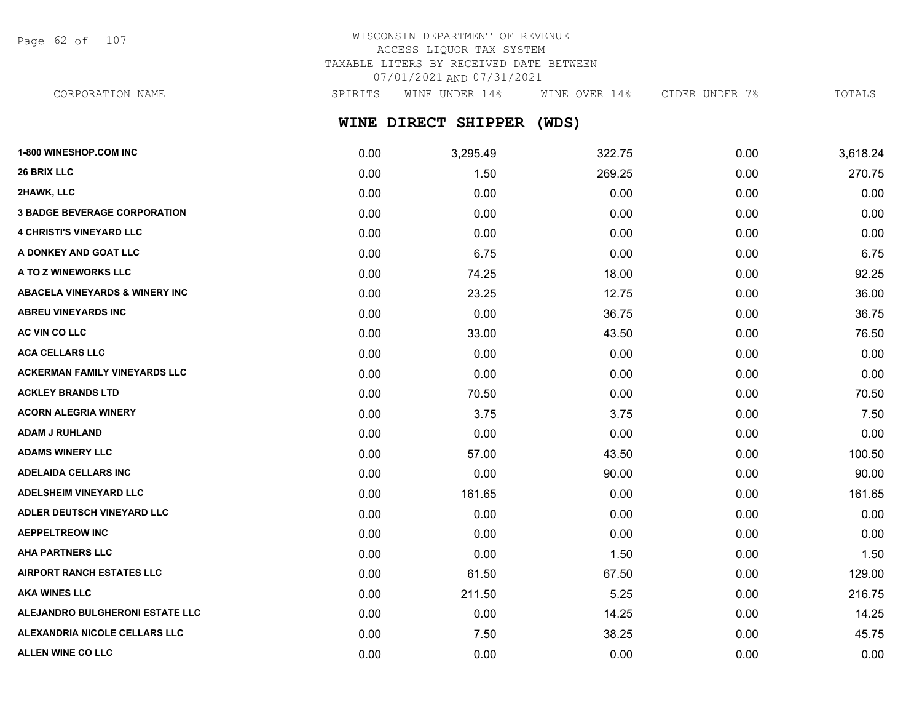WISCONSIN DEPARTMENT OF REVENUE
ACCESS LIQUOR TAX SYSTEM
TAXABLE LITERS BY RECEIVED DATE BETWEEN
07/01/2021 AND 07/31/2021

## WINE DIRECT SHIPPER (WDS)

| CORPORATION NAME | SPIRITS | WINE UNDER 14% | WINE OVER 14% | CIDER UNDER 7% | TOTALS |
|---|---|---|---|---|---|
| 1-800 WINESHOP.COM INC | 0.00 | 3,295.49 | 322.75 | 0.00 | 3,618.24 |
| 26 BRIX LLC | 0.00 | 1.50 | 269.25 | 0.00 | 270.75 |
| 2HAWK, LLC | 0.00 | 0.00 | 0.00 | 0.00 | 0.00 |
| 3 BADGE BEVERAGE CORPORATION | 0.00 | 0.00 | 0.00 | 0.00 | 0.00 |
| 4 CHRISTI'S VINEYARD LLC | 0.00 | 0.00 | 0.00 | 0.00 | 0.00 |
| A DONKEY AND GOAT LLC | 0.00 | 6.75 | 0.00 | 0.00 | 6.75 |
| A TO Z WINEWORKS LLC | 0.00 | 74.25 | 18.00 | 0.00 | 92.25 |
| ABACELA VINEYARDS & WINERY INC | 0.00 | 23.25 | 12.75 | 0.00 | 36.00 |
| ABREU VINEYARDS INC | 0.00 | 0.00 | 36.75 | 0.00 | 36.75 |
| AC VIN CO LLC | 0.00 | 33.00 | 43.50 | 0.00 | 76.50 |
| ACA CELLARS LLC | 0.00 | 0.00 | 0.00 | 0.00 | 0.00 |
| ACKERMAN FAMILY VINEYARDS LLC | 0.00 | 0.00 | 0.00 | 0.00 | 0.00 |
| ACKLEY BRANDS LTD | 0.00 | 70.50 | 0.00 | 0.00 | 70.50 |
| ACORN ALEGRIA WINERY | 0.00 | 3.75 | 3.75 | 0.00 | 7.50 |
| ADAM J RUHLAND | 0.00 | 0.00 | 0.00 | 0.00 | 0.00 |
| ADAMS WINERY LLC | 0.00 | 57.00 | 43.50 | 0.00 | 100.50 |
| ADELAIDA CELLARS INC | 0.00 | 0.00 | 90.00 | 0.00 | 90.00 |
| ADELSHEIM VINEYARD LLC | 0.00 | 161.65 | 0.00 | 0.00 | 161.65 |
| ADLER DEUTSCH VINEYARD LLC | 0.00 | 0.00 | 0.00 | 0.00 | 0.00 |
| AEPPELTREOW INC | 0.00 | 0.00 | 0.00 | 0.00 | 0.00 |
| AHA PARTNERS LLC | 0.00 | 0.00 | 1.50 | 0.00 | 1.50 |
| AIRPORT RANCH ESTATES LLC | 0.00 | 61.50 | 67.50 | 0.00 | 129.00 |
| AKA WINES LLC | 0.00 | 211.50 | 5.25 | 0.00 | 216.75 |
| ALEJANDRO BULGHERONI ESTATE LLC | 0.00 | 0.00 | 14.25 | 0.00 | 14.25 |
| ALEXANDRIA NICOLE CELLARS LLC | 0.00 | 7.50 | 38.25 | 0.00 | 45.75 |
| ALLEN WINE CO LLC | 0.00 | 0.00 | 0.00 | 0.00 | 0.00 |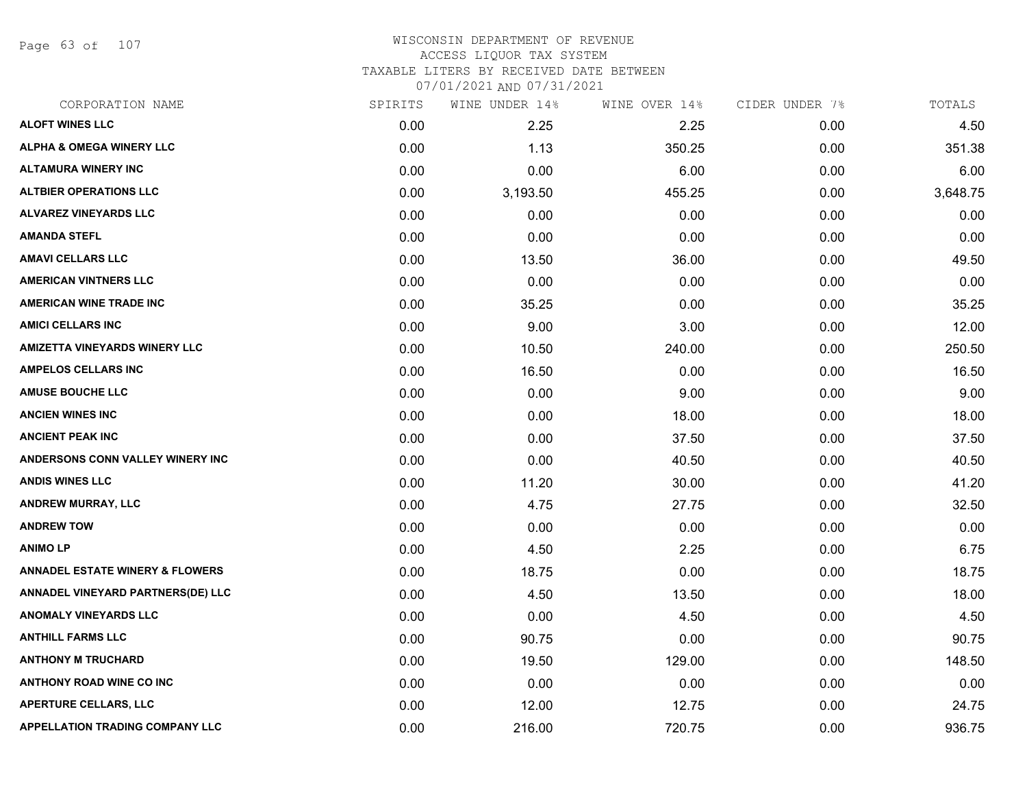# WISCONSIN DEPARTMENT OF REVENUE
## ACCESS LIQUOR TAX SYSTEM
### TAXABLE LITERS BY RECEIVED DATE BETWEEN 07/01/2021 AND 07/31/2021

| CORPORATION NAME | SPIRITS | WINE UNDER 14% | WINE OVER 14% | CIDER UNDER 7% | TOTALS |
|---|---|---|---|---|---|
| ALOFT WINES LLC | 0.00 | 2.25 | 2.25 | 0.00 | 4.50 |
| ALPHA & OMEGA WINERY LLC | 0.00 | 1.13 | 350.25 | 0.00 | 351.38 |
| ALTAMURA WINERY INC | 0.00 | 0.00 | 6.00 | 0.00 | 6.00 |
| ALTBIER OPERATIONS LLC | 0.00 | 3,193.50 | 455.25 | 0.00 | 3,648.75 |
| ALVAREZ VINEYARDS LLC | 0.00 | 0.00 | 0.00 | 0.00 | 0.00 |
| AMANDA STEFL | 0.00 | 0.00 | 0.00 | 0.00 | 0.00 |
| AMAVI CELLARS LLC | 0.00 | 13.50 | 36.00 | 0.00 | 49.50 |
| AMERICAN VINTNERS LLC | 0.00 | 0.00 | 0.00 | 0.00 | 0.00 |
| AMERICAN WINE TRADE INC | 0.00 | 35.25 | 0.00 | 0.00 | 35.25 |
| AMICI CELLARS INC | 0.00 | 9.00 | 3.00 | 0.00 | 12.00 |
| AMIZETTA VINEYARDS WINERY LLC | 0.00 | 10.50 | 240.00 | 0.00 | 250.50 |
| AMPELOS CELLARS INC | 0.00 | 16.50 | 0.00 | 0.00 | 16.50 |
| AMUSE BOUCHE LLC | 0.00 | 0.00 | 9.00 | 0.00 | 9.00 |
| ANCIEN WINES INC | 0.00 | 0.00 | 18.00 | 0.00 | 18.00 |
| ANCIENT PEAK INC | 0.00 | 0.00 | 37.50 | 0.00 | 37.50 |
| ANDERSONS CONN VALLEY WINERY INC | 0.00 | 0.00 | 40.50 | 0.00 | 40.50 |
| ANDIS WINES LLC | 0.00 | 11.20 | 30.00 | 0.00 | 41.20 |
| ANDREW MURRAY, LLC | 0.00 | 4.75 | 27.75 | 0.00 | 32.50 |
| ANDREW TOW | 0.00 | 0.00 | 0.00 | 0.00 | 0.00 |
| ANIMO LP | 0.00 | 4.50 | 2.25 | 0.00 | 6.75 |
| ANNADEL ESTATE WINERY & FLOWERS | 0.00 | 18.75 | 0.00 | 0.00 | 18.75 |
| ANNADEL VINEYARD PARTNERS(DE) LLC | 0.00 | 4.50 | 13.50 | 0.00 | 18.00 |
| ANOMALY VINEYARDS LLC | 0.00 | 0.00 | 4.50 | 0.00 | 4.50 |
| ANTHILL FARMS LLC | 0.00 | 90.75 | 0.00 | 0.00 | 90.75 |
| ANTHONY M TRUCHARD | 0.00 | 19.50 | 129.00 | 0.00 | 148.50 |
| ANTHONY ROAD WINE CO INC | 0.00 | 0.00 | 0.00 | 0.00 | 0.00 |
| APERTURE CELLARS, LLC | 0.00 | 12.00 | 12.75 | 0.00 | 24.75 |
| APPELLATION TRADING COMPANY LLC | 0.00 | 216.00 | 720.75 | 0.00 | 936.75 |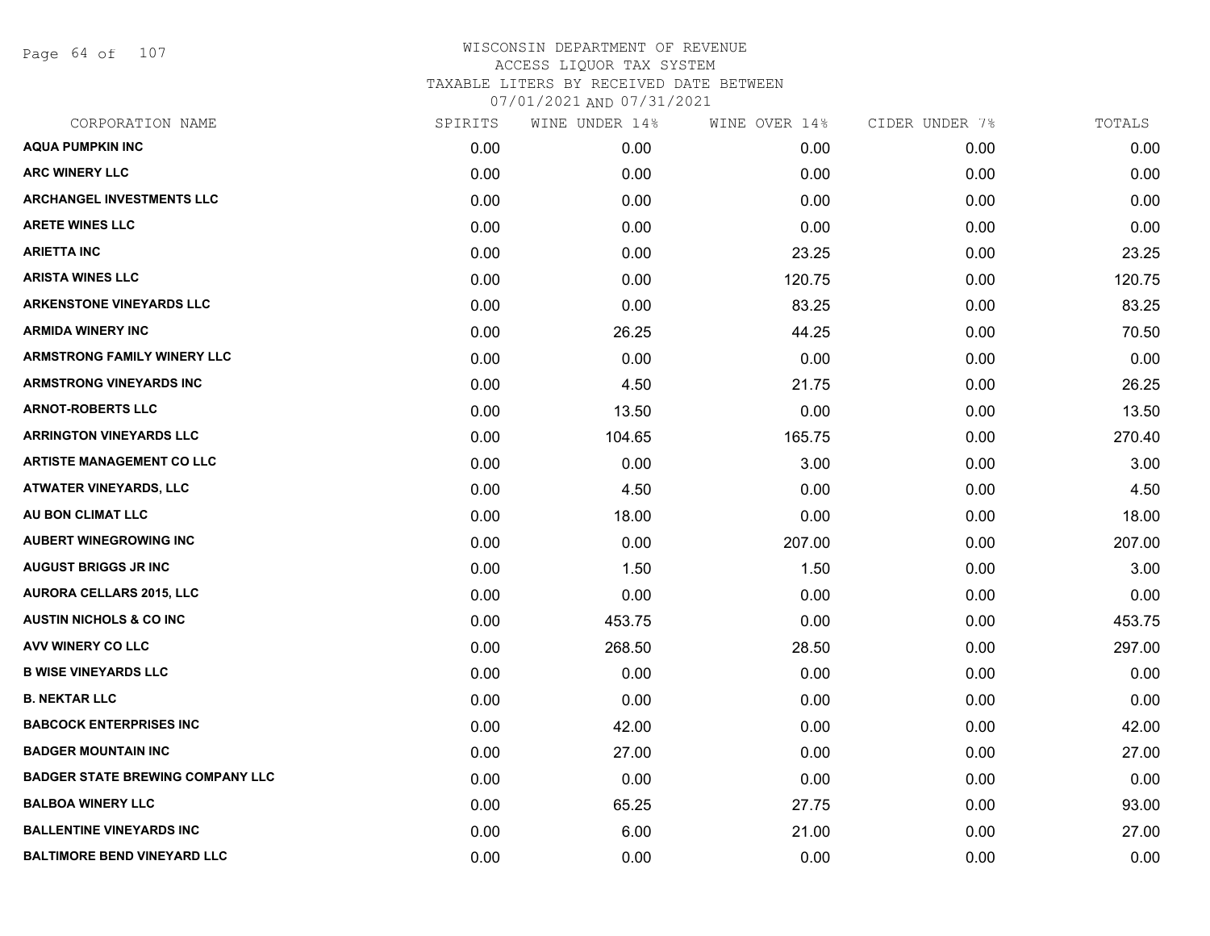WISCONSIN DEPARTMENT OF REVENUE
ACCESS LIQUOR TAX SYSTEM
TAXABLE LITERS BY RECEIVED DATE BETWEEN
07/01/2021 AND 07/31/2021

| CORPORATION NAME | SPIRITS | WINE UNDER 14% | WINE OVER 14% | CIDER UNDER 7% | TOTALS |
|---|---|---|---|---|---|
| AQUA PUMPKIN INC | 0.00 | 0.00 | 0.00 | 0.00 | 0.00 |
| ARC WINERY LLC | 0.00 | 0.00 | 0.00 | 0.00 | 0.00 |
| ARCHANGEL INVESTMENTS LLC | 0.00 | 0.00 | 0.00 | 0.00 | 0.00 |
| ARETE WINES LLC | 0.00 | 0.00 | 0.00 | 0.00 | 0.00 |
| ARIETTA INC | 0.00 | 0.00 | 23.25 | 0.00 | 23.25 |
| ARISTA WINES LLC | 0.00 | 0.00 | 120.75 | 0.00 | 120.75 |
| ARKENSTONE VINEYARDS LLC | 0.00 | 0.00 | 83.25 | 0.00 | 83.25 |
| ARMIDA WINERY INC | 0.00 | 26.25 | 44.25 | 0.00 | 70.50 |
| ARMSTRONG FAMILY WINERY LLC | 0.00 | 0.00 | 0.00 | 0.00 | 0.00 |
| ARMSTRONG VINEYARDS INC | 0.00 | 4.50 | 21.75 | 0.00 | 26.25 |
| ARNOT-ROBERTS LLC | 0.00 | 13.50 | 0.00 | 0.00 | 13.50 |
| ARRINGTON VINEYARDS LLC | 0.00 | 104.65 | 165.75 | 0.00 | 270.40 |
| ARTISTE MANAGEMENT CO LLC | 0.00 | 0.00 | 3.00 | 0.00 | 3.00 |
| ATWATER VINEYARDS, LLC | 0.00 | 4.50 | 0.00 | 0.00 | 4.50 |
| AU BON CLIMAT LLC | 0.00 | 18.00 | 0.00 | 0.00 | 18.00 |
| AUBERT WINEGROWING INC | 0.00 | 0.00 | 207.00 | 0.00 | 207.00 |
| AUGUST BRIGGS JR INC | 0.00 | 1.50 | 1.50 | 0.00 | 3.00 |
| AURORA CELLARS 2015, LLC | 0.00 | 0.00 | 0.00 | 0.00 | 0.00 |
| AUSTIN NICHOLS & CO INC | 0.00 | 453.75 | 0.00 | 0.00 | 453.75 |
| AVV WINERY CO LLC | 0.00 | 268.50 | 28.50 | 0.00 | 297.00 |
| B WISE VINEYARDS LLC | 0.00 | 0.00 | 0.00 | 0.00 | 0.00 |
| B. NEKTAR LLC | 0.00 | 0.00 | 0.00 | 0.00 | 0.00 |
| BABCOCK ENTERPRISES INC | 0.00 | 42.00 | 0.00 | 0.00 | 42.00 |
| BADGER MOUNTAIN INC | 0.00 | 27.00 | 0.00 | 0.00 | 27.00 |
| BADGER STATE BREWING COMPANY LLC | 0.00 | 0.00 | 0.00 | 0.00 | 0.00 |
| BALBOA WINERY LLC | 0.00 | 65.25 | 27.75 | 0.00 | 93.00 |
| BALLENTINE VINEYARDS INC | 0.00 | 6.00 | 21.00 | 0.00 | 27.00 |
| BALTIMORE BEND VINEYARD LLC | 0.00 | 0.00 | 0.00 | 0.00 | 0.00 |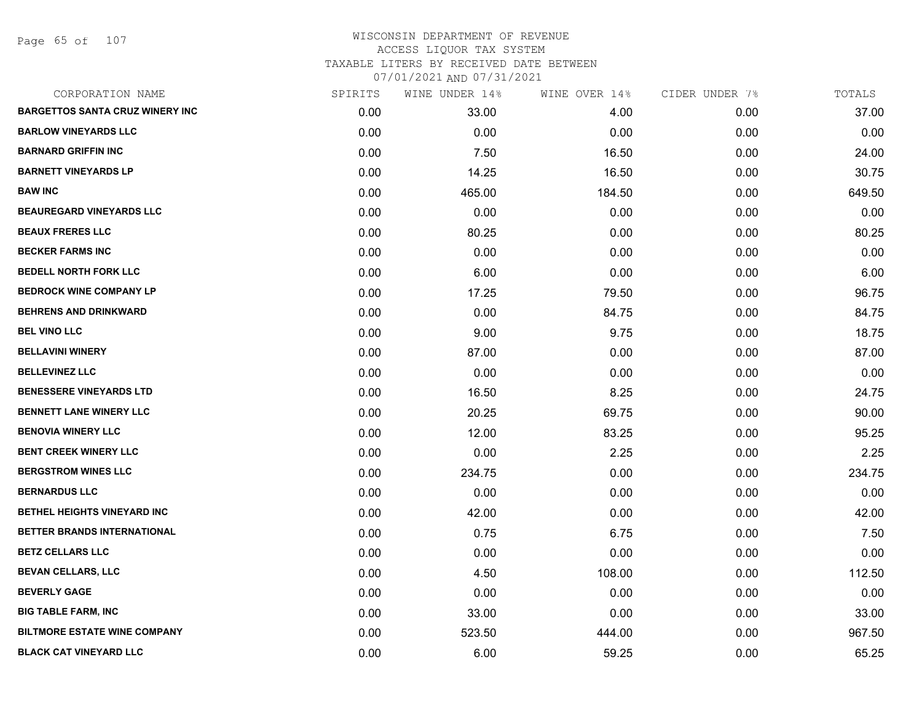WISCONSIN DEPARTMENT OF REVENUE
ACCESS LIQUOR TAX SYSTEM
TAXABLE LITERS BY RECEIVED DATE BETWEEN
07/01/2021 AND 07/31/2021

| CORPORATION NAME | SPIRITS | WINE UNDER 14% | WINE OVER 14% | CIDER UNDER 7% | TOTALS |
|---|---|---|---|---|---|
| BARGETTOS SANTA CRUZ WINERY INC | 0.00 | 33.00 | 4.00 | 0.00 | 37.00 |
| BARLOW VINEYARDS LLC | 0.00 | 0.00 | 0.00 | 0.00 | 0.00 |
| BARNARD GRIFFIN INC | 0.00 | 7.50 | 16.50 | 0.00 | 24.00 |
| BARNETT VINEYARDS LP | 0.00 | 14.25 | 16.50 | 0.00 | 30.75 |
| BAW INC | 0.00 | 465.00 | 184.50 | 0.00 | 649.50 |
| BEAUREGARD VINEYARDS LLC | 0.00 | 0.00 | 0.00 | 0.00 | 0.00 |
| BEAUX FRERES LLC | 0.00 | 80.25 | 0.00 | 0.00 | 80.25 |
| BECKER FARMS INC | 0.00 | 0.00 | 0.00 | 0.00 | 0.00 |
| BEDELL NORTH FORK LLC | 0.00 | 6.00 | 0.00 | 0.00 | 6.00 |
| BEDROCK WINE COMPANY LP | 0.00 | 17.25 | 79.50 | 0.00 | 96.75 |
| BEHRENS AND DRINKWARD | 0.00 | 0.00 | 84.75 | 0.00 | 84.75 |
| BEL VINO LLC | 0.00 | 9.00 | 9.75 | 0.00 | 18.75 |
| BELLAVINI WINERY | 0.00 | 87.00 | 0.00 | 0.00 | 87.00 |
| BELLEVINEZ LLC | 0.00 | 0.00 | 0.00 | 0.00 | 0.00 |
| BENESSERE VINEYARDS LTD | 0.00 | 16.50 | 8.25 | 0.00 | 24.75 |
| BENNETT LANE WINERY LLC | 0.00 | 20.25 | 69.75 | 0.00 | 90.00 |
| BENOVIA WINERY LLC | 0.00 | 12.00 | 83.25 | 0.00 | 95.25 |
| BENT CREEK WINERY LLC | 0.00 | 0.00 | 2.25 | 0.00 | 2.25 |
| BERGSTROM WINES LLC | 0.00 | 234.75 | 0.00 | 0.00 | 234.75 |
| BERNARDUS LLC | 0.00 | 0.00 | 0.00 | 0.00 | 0.00 |
| BETHEL HEIGHTS VINEYARD INC | 0.00 | 42.00 | 0.00 | 0.00 | 42.00 |
| BETTER BRANDS INTERNATIONAL | 0.00 | 0.75 | 6.75 | 0.00 | 7.50 |
| BETZ CELLARS LLC | 0.00 | 0.00 | 0.00 | 0.00 | 0.00 |
| BEVAN CELLARS, LLC | 0.00 | 4.50 | 108.00 | 0.00 | 112.50 |
| BEVERLY GAGE | 0.00 | 0.00 | 0.00 | 0.00 | 0.00 |
| BIG TABLE FARM, INC | 0.00 | 33.00 | 0.00 | 0.00 | 33.00 |
| BILTMORE ESTATE WINE COMPANY | 0.00 | 523.50 | 444.00 | 0.00 | 967.50 |
| BLACK CAT VINEYARD LLC | 0.00 | 6.00 | 59.25 | 0.00 | 65.25 |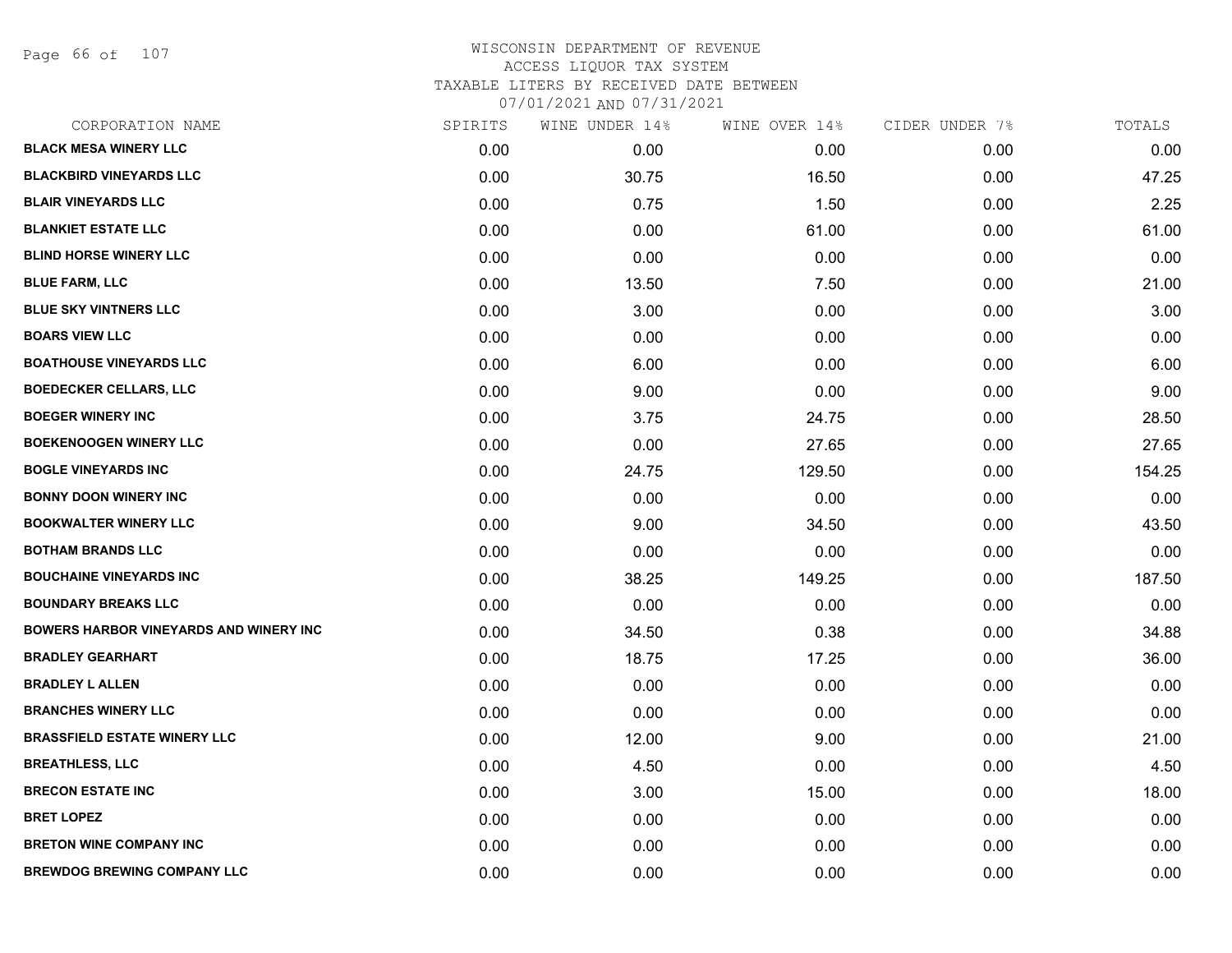# WISCONSIN DEPARTMENT OF REVENUE
## ACCESS LIQUOR TAX SYSTEM
### TAXABLE LITERS BY RECEIVED DATE BETWEEN 07/01/2021 AND 07/31/2021

| CORPORATION NAME | SPIRITS | WINE UNDER 14% | WINE OVER 14% | CIDER UNDER 7% | TOTALS |
|---|---|---|---|---|---|
| BLACK MESA WINERY LLC | 0.00 | 0.00 | 0.00 | 0.00 | 0.00 |
| BLACKBIRD VINEYARDS LLC | 0.00 | 30.75 | 16.50 | 0.00 | 47.25 |
| BLAIR VINEYARDS LLC | 0.00 | 0.75 | 1.50 | 0.00 | 2.25 |
| BLANKIET ESTATE LLC | 0.00 | 0.00 | 61.00 | 0.00 | 61.00 |
| BLIND HORSE WINERY LLC | 0.00 | 0.00 | 0.00 | 0.00 | 0.00 |
| BLUE FARM, LLC | 0.00 | 13.50 | 7.50 | 0.00 | 21.00 |
| BLUE SKY VINTNERS LLC | 0.00 | 3.00 | 0.00 | 0.00 | 3.00 |
| BOARS VIEW LLC | 0.00 | 0.00 | 0.00 | 0.00 | 0.00 |
| BOATHOUSE VINEYARDS LLC | 0.00 | 6.00 | 0.00 | 0.00 | 6.00 |
| BOEDECKER CELLARS, LLC | 0.00 | 9.00 | 0.00 | 0.00 | 9.00 |
| BOEGER WINERY INC | 0.00 | 3.75 | 24.75 | 0.00 | 28.50 |
| BOEKENOOGEN WINERY LLC | 0.00 | 0.00 | 27.65 | 0.00 | 27.65 |
| BOGLE VINEYARDS INC | 0.00 | 24.75 | 129.50 | 0.00 | 154.25 |
| BONNY DOON WINERY INC | 0.00 | 0.00 | 0.00 | 0.00 | 0.00 |
| BOOKWALTER WINERY LLC | 0.00 | 9.00 | 34.50 | 0.00 | 43.50 |
| BOTHAM BRANDS LLC | 0.00 | 0.00 | 0.00 | 0.00 | 0.00 |
| BOUCHAINE VINEYARDS INC | 0.00 | 38.25 | 149.25 | 0.00 | 187.50 |
| BOUNDARY BREAKS LLC | 0.00 | 0.00 | 0.00 | 0.00 | 0.00 |
| BOWERS HARBOR VINEYARDS AND WINERY INC | 0.00 | 34.50 | 0.38 | 0.00 | 34.88 |
| BRADLEY GEARHART | 0.00 | 18.75 | 17.25 | 0.00 | 36.00 |
| BRADLEY L ALLEN | 0.00 | 0.00 | 0.00 | 0.00 | 0.00 |
| BRANCHES WINERY LLC | 0.00 | 0.00 | 0.00 | 0.00 | 0.00 |
| BRASSFIELD ESTATE WINERY LLC | 0.00 | 12.00 | 9.00 | 0.00 | 21.00 |
| BREATHLESS, LLC | 0.00 | 4.50 | 0.00 | 0.00 | 4.50 |
| BRECON ESTATE INC | 0.00 | 3.00 | 15.00 | 0.00 | 18.00 |
| BRET LOPEZ | 0.00 | 0.00 | 0.00 | 0.00 | 0.00 |
| BRETON WINE COMPANY INC | 0.00 | 0.00 | 0.00 | 0.00 | 0.00 |
| BREWDOG BREWING COMPANY LLC | 0.00 | 0.00 | 0.00 | 0.00 | 0.00 |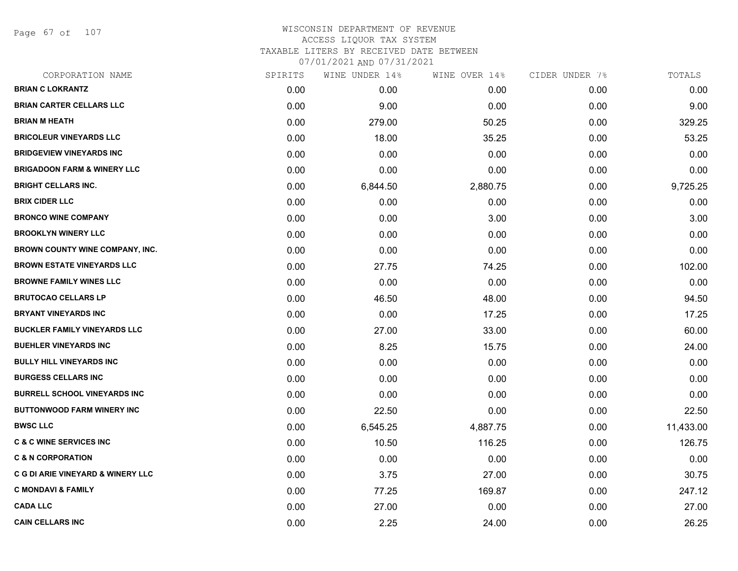WISCONSIN DEPARTMENT OF REVENUE
ACCESS LIQUOR TAX SYSTEM
TAXABLE LITERS BY RECEIVED DATE BETWEEN
07/01/2021 AND 07/31/2021

| CORPORATION NAME | SPIRITS | WINE UNDER 14% | WINE OVER 14% | CIDER UNDER 7% | TOTALS |
|---|---|---|---|---|---|
| **BRIAN C LOKRANTZ** | 0.00 | 0.00 | 0.00 | 0.00 | 0.00 |
| **BRIAN CARTER CELLARS LLC** | 0.00 | 9.00 | 0.00 | 0.00 | 9.00 |
| **BRIAN M HEATH** | 0.00 | 279.00 | 50.25 | 0.00 | 329.25 |
| **BRICOLEUR VINEYARDS LLC** | 0.00 | 18.00 | 35.25 | 0.00 | 53.25 |
| **BRIDGEVIEW VINEYARDS INC** | 0.00 | 0.00 | 0.00 | 0.00 | 0.00 |
| **BRIGADOON FARM & WINERY LLC** | 0.00 | 0.00 | 0.00 | 0.00 | 0.00 |
| **BRIGHT CELLARS INC.** | 0.00 | 6,844.50 | 2,880.75 | 0.00 | 9,725.25 |
| **BRIX CIDER LLC** | 0.00 | 0.00 | 0.00 | 0.00 | 0.00 |
| **BRONCO WINE COMPANY** | 0.00 | 0.00 | 3.00 | 0.00 | 3.00 |
| **BROOKLYN WINERY LLC** | 0.00 | 0.00 | 0.00 | 0.00 | 0.00 |
| **BROWN COUNTY WINE COMPANY, INC.** | 0.00 | 0.00 | 0.00 | 0.00 | 0.00 |
| **BROWN ESTATE VINEYARDS LLC** | 0.00 | 27.75 | 74.25 | 0.00 | 102.00 |
| **BROWNE FAMILY WINES LLC** | 0.00 | 0.00 | 0.00 | 0.00 | 0.00 |
| **BRUTOCAO CELLARS LP** | 0.00 | 46.50 | 48.00 | 0.00 | 94.50 |
| **BRYANT VINEYARDS INC** | 0.00 | 0.00 | 17.25 | 0.00 | 17.25 |
| **BUCKLER FAMILY VINEYARDS LLC** | 0.00 | 27.00 | 33.00 | 0.00 | 60.00 |
| **BUEHLER VINEYARDS INC** | 0.00 | 8.25 | 15.75 | 0.00 | 24.00 |
| **BULLY HILL VINEYARDS INC** | 0.00 | 0.00 | 0.00 | 0.00 | 0.00 |
| **BURGESS CELLARS INC** | 0.00 | 0.00 | 0.00 | 0.00 | 0.00 |
| **BURRELL SCHOOL VINEYARDS INC** | 0.00 | 0.00 | 0.00 | 0.00 | 0.00 |
| **BUTTONWOOD FARM WINERY INC** | 0.00 | 22.50 | 0.00 | 0.00 | 22.50 |
| **BWSC LLC** | 0.00 | 6,545.25 | 4,887.75 | 0.00 | 11,433.00 |
| **C & C WINE SERVICES INC** | 0.00 | 10.50 | 116.25 | 0.00 | 126.75 |
| **C & N CORPORATION** | 0.00 | 0.00 | 0.00 | 0.00 | 0.00 |
| **C G DI ARIE VINEYARD & WINERY LLC** | 0.00 | 3.75 | 27.00 | 0.00 | 30.75 |
| **C MONDAVI & FAMILY** | 0.00 | 77.25 | 169.87 | 0.00 | 247.12 |
| **CADA LLC** | 0.00 | 27.00 | 0.00 | 0.00 | 27.00 |
| **CAIN CELLARS INC** | 0.00 | 2.25 | 24.00 | 0.00 | 26.25 |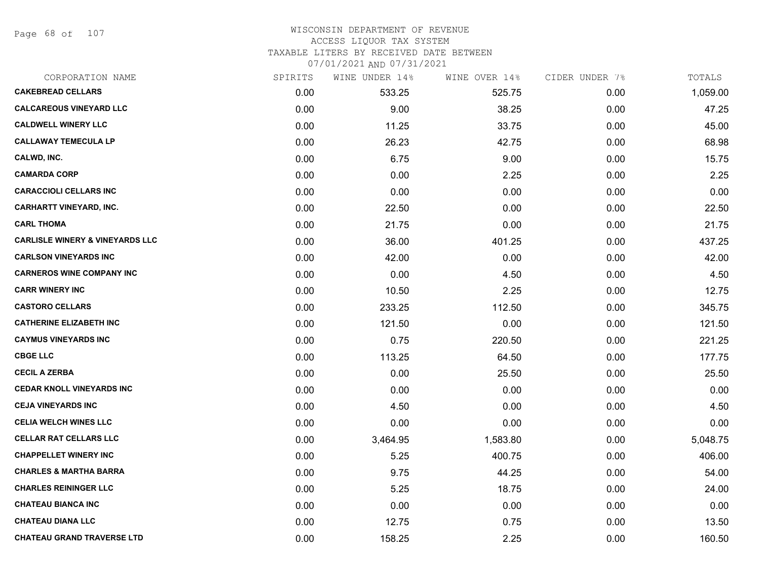WISCONSIN DEPARTMENT OF REVENUE
ACCESS LIQUOR TAX SYSTEM
TAXABLE LITERS BY RECEIVED DATE BETWEEN
07/01/2021 AND 07/31/2021

| CORPORATION NAME | SPIRITS | WINE UNDER 14% | WINE OVER 14% | CIDER UNDER 7% | TOTALS |
|---|---|---|---|---|---|
| **CAKEBREAD CELLARS** | 0.00 | 533.25 | 525.75 | 0.00 | 1,059.00 |
| **CALCAREOUS VINEYARD LLC** | 0.00 | 9.00 | 38.25 | 0.00 | 47.25 |
| **CALDWELL WINERY LLC** | 0.00 | 11.25 | 33.75 | 0.00 | 45.00 |
| **CALLAWAY TEMECULA LP** | 0.00 | 26.23 | 42.75 | 0.00 | 68.98 |
| **CALWD, INC.** | 0.00 | 6.75 | 9.00 | 0.00 | 15.75 |
| **CAMARDA CORP** | 0.00 | 0.00 | 2.25 | 0.00 | 2.25 |
| **CARACCIOLI CELLARS INC** | 0.00 | 0.00 | 0.00 | 0.00 | 0.00 |
| **CARHARTT VINEYARD, INC.** | 0.00 | 22.50 | 0.00 | 0.00 | 22.50 |
| **CARL THOMA** | 0.00 | 21.75 | 0.00 | 0.00 | 21.75 |
| **CARLISLE WINERY & VINEYARDS LLC** | 0.00 | 36.00 | 401.25 | 0.00 | 437.25 |
| **CARLSON VINEYARDS INC** | 0.00 | 42.00 | 0.00 | 0.00 | 42.00 |
| **CARNEROS WINE COMPANY INC** | 0.00 | 0.00 | 4.50 | 0.00 | 4.50 |
| **CARR WINERY INC** | 0.00 | 10.50 | 2.25 | 0.00 | 12.75 |
| **CASTORO CELLARS** | 0.00 | 233.25 | 112.50 | 0.00 | 345.75 |
| **CATHERINE ELIZABETH INC** | 0.00 | 121.50 | 0.00 | 0.00 | 121.50 |
| **CAYMUS VINEYARDS INC** | 0.00 | 0.75 | 220.50 | 0.00 | 221.25 |
| **CBGE LLC** | 0.00 | 113.25 | 64.50 | 0.00 | 177.75 |
| **CECIL A ZERBA** | 0.00 | 0.00 | 25.50 | 0.00 | 25.50 |
| **CEDAR KNOLL VINEYARDS INC** | 0.00 | 0.00 | 0.00 | 0.00 | 0.00 |
| **CEJA VINEYARDS INC** | 0.00 | 4.50 | 0.00 | 0.00 | 4.50 |
| **CELIA WELCH WINES LLC** | 0.00 | 0.00 | 0.00 | 0.00 | 0.00 |
| **CELLAR RAT CELLARS LLC** | 0.00 | 3,464.95 | 1,583.80 | 0.00 | 5,048.75 |
| **CHAPPELLET WINERY INC** | 0.00 | 5.25 | 400.75 | 0.00 | 406.00 |
| **CHARLES & MARTHA BARRA** | 0.00 | 9.75 | 44.25 | 0.00 | 54.00 |
| **CHARLES REININGER LLC** | 0.00 | 5.25 | 18.75 | 0.00 | 24.00 |
| **CHATEAU BIANCA INC** | 0.00 | 0.00 | 0.00 | 0.00 | 0.00 |
| **CHATEAU DIANA LLC** | 0.00 | 12.75 | 0.75 | 0.00 | 13.50 |
| **CHATEAU GRAND TRAVERSE LTD** | 0.00 | 158.25 | 2.25 | 0.00 | 160.50 |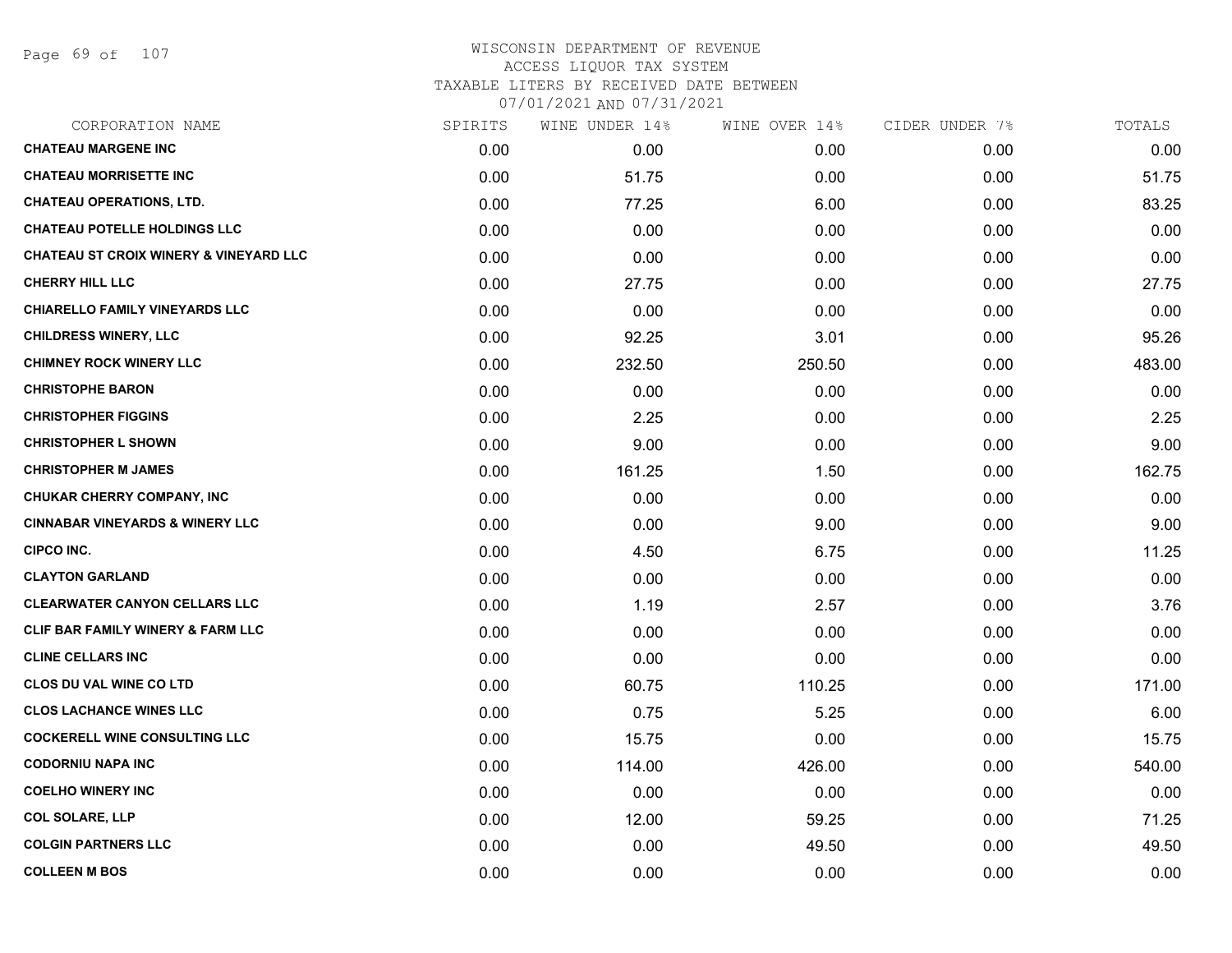WISCONSIN DEPARTMENT OF REVENUE
ACCESS LIQUOR TAX SYSTEM
TAXABLE LITERS BY RECEIVED DATE BETWEEN
07/01/2021 AND 07/31/2021

| CORPORATION NAME | SPIRITS | WINE UNDER 14% | WINE OVER 14% | CIDER UNDER 7% | TOTALS |
|---|---|---|---|---|---|
| **CHATEAU MARGENE INC** | 0.00 | 0.00 | 0.00 | 0.00 | 0.00 |
| **CHATEAU MORRISETTE INC** | 0.00 | 51.75 | 0.00 | 0.00 | 51.75 |
| **CHATEAU OPERATIONS, LTD.** | 0.00 | 77.25 | 6.00 | 0.00 | 83.25 |
| **CHATEAU POTELLE HOLDINGS LLC** | 0.00 | 0.00 | 0.00 | 0.00 | 0.00 |
| **CHATEAU ST CROIX WINERY & VINEYARD LLC** | 0.00 | 0.00 | 0.00 | 0.00 | 0.00 |
| **CHERRY HILL LLC** | 0.00 | 27.75 | 0.00 | 0.00 | 27.75 |
| **CHIARELLO FAMILY VINEYARDS LLC** | 0.00 | 0.00 | 0.00 | 0.00 | 0.00 |
| **CHILDRESS WINERY, LLC** | 0.00 | 92.25 | 3.01 | 0.00 | 95.26 |
| **CHIMNEY ROCK WINERY LLC** | 0.00 | 232.50 | 250.50 | 0.00 | 483.00 |
| **CHRISTOPHE BARON** | 0.00 | 0.00 | 0.00 | 0.00 | 0.00 |
| **CHRISTOPHER FIGGINS** | 0.00 | 2.25 | 0.00 | 0.00 | 2.25 |
| **CHRISTOPHER L SHOWN** | 0.00 | 9.00 | 0.00 | 0.00 | 9.00 |
| **CHRISTOPHER M JAMES** | 0.00 | 161.25 | 1.50 | 0.00 | 162.75 |
| **CHUKAR CHERRY COMPANY, INC** | 0.00 | 0.00 | 0.00 | 0.00 | 0.00 |
| **CINNABAR VINEYARDS & WINERY LLC** | 0.00 | 0.00 | 9.00 | 0.00 | 9.00 |
| **CIPCO INC.** | 0.00 | 4.50 | 6.75 | 0.00 | 11.25 |
| **CLAYTON GARLAND** | 0.00 | 0.00 | 0.00 | 0.00 | 0.00 |
| **CLEARWATER CANYON CELLARS LLC** | 0.00 | 1.19 | 2.57 | 0.00 | 3.76 |
| **CLIF BAR FAMILY WINERY & FARM LLC** | 0.00 | 0.00 | 0.00 | 0.00 | 0.00 |
| **CLINE CELLARS INC** | 0.00 | 0.00 | 0.00 | 0.00 | 0.00 |
| **CLOS DU VAL WINE CO LTD** | 0.00 | 60.75 | 110.25 | 0.00 | 171.00 |
| **CLOS LACHANCE WINES LLC** | 0.00 | 0.75 | 5.25 | 0.00 | 6.00 |
| **COCKERELL WINE CONSULTING LLC** | 0.00 | 15.75 | 0.00 | 0.00 | 15.75 |
| **CODORNIU NAPA INC** | 0.00 | 114.00 | 426.00 | 0.00 | 540.00 |
| **COELHO WINERY INC** | 0.00 | 0.00 | 0.00 | 0.00 | 0.00 |
| **COL SOLARE, LLP** | 0.00 | 12.00 | 59.25 | 0.00 | 71.25 |
| **COLGIN PARTNERS LLC** | 0.00 | 0.00 | 49.50 | 0.00 | 49.50 |
| **COLLEEN M BOS** | 0.00 | 0.00 | 0.00 | 0.00 | 0.00 |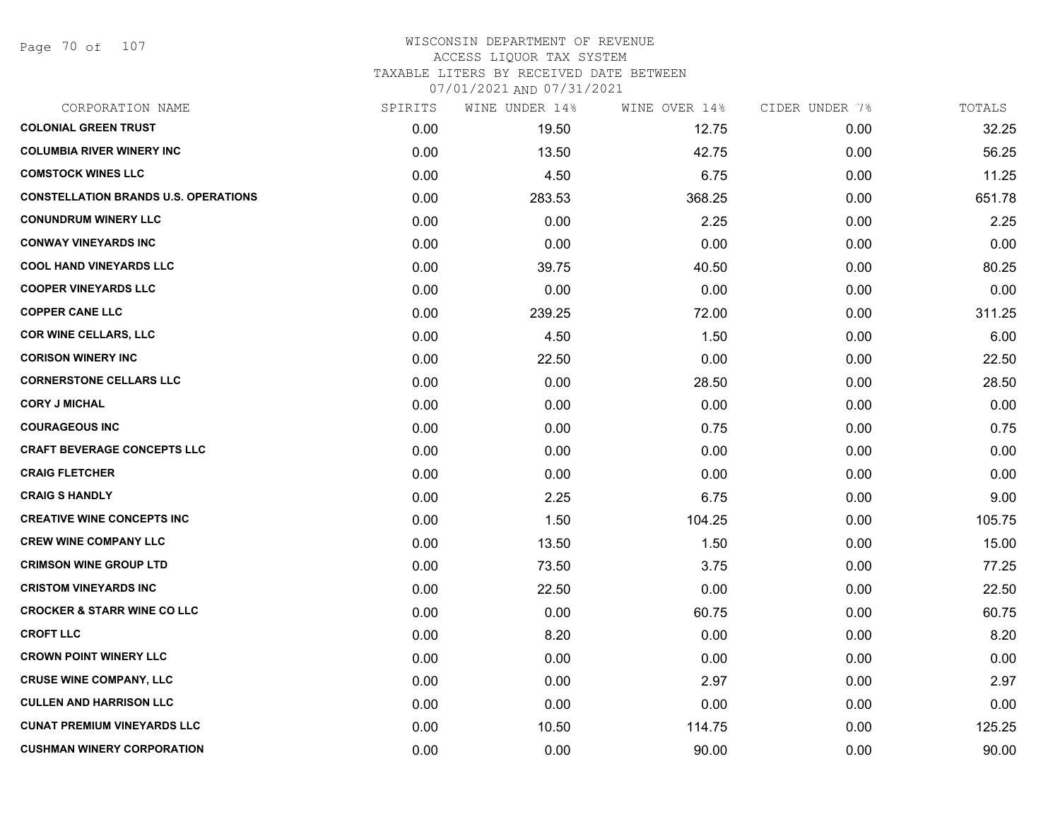WISCONSIN DEPARTMENT OF REVENUE
ACCESS LIQUOR TAX SYSTEM
TAXABLE LITERS BY RECEIVED DATE BETWEEN
07/01/2021 AND 07/31/2021

| CORPORATION NAME | SPIRITS | WINE UNDER 14% | WINE OVER 14% | CIDER UNDER 7% | TOTALS |
|---|---|---|---|---|---|
| **COLONIAL GREEN TRUST** | 0.00 | 19.50 | 12.75 | 0.00 | 32.25 |
| **COLUMBIA RIVER WINERY INC** | 0.00 | 13.50 | 42.75 | 0.00 | 56.25 |
| **COMSTOCK WINES LLC** | 0.00 | 4.50 | 6.75 | 0.00 | 11.25 |
| **CONSTELLATION BRANDS U.S. OPERATIONS** | 0.00 | 283.53 | 368.25 | 0.00 | 651.78 |
| **CONUNDRUM WINERY LLC** | 0.00 | 0.00 | 2.25 | 0.00 | 2.25 |
| **CONWAY VINEYARDS INC** | 0.00 | 0.00 | 0.00 | 0.00 | 0.00 |
| **COOL HAND VINEYARDS LLC** | 0.00 | 39.75 | 40.50 | 0.00 | 80.25 |
| **COOPER VINEYARDS LLC** | 0.00 | 0.00 | 0.00 | 0.00 | 0.00 |
| **COPPER CANE LLC** | 0.00 | 239.25 | 72.00 | 0.00 | 311.25 |
| **COR WINE CELLARS, LLC** | 0.00 | 4.50 | 1.50 | 0.00 | 6.00 |
| **CORISON WINERY INC** | 0.00 | 22.50 | 0.00 | 0.00 | 22.50 |
| **CORNERSTONE CELLARS LLC** | 0.00 | 0.00 | 28.50 | 0.00 | 28.50 |
| **CORY J MICHAL** | 0.00 | 0.00 | 0.00 | 0.00 | 0.00 |
| **COURAGEOUS INC** | 0.00 | 0.00 | 0.75 | 0.00 | 0.75 |
| **CRAFT BEVERAGE CONCEPTS LLC** | 0.00 | 0.00 | 0.00 | 0.00 | 0.00 |
| **CRAIG FLETCHER** | 0.00 | 0.00 | 0.00 | 0.00 | 0.00 |
| **CRAIG S HANDLY** | 0.00 | 2.25 | 6.75 | 0.00 | 9.00 |
| **CREATIVE WINE CONCEPTS INC** | 0.00 | 1.50 | 104.25 | 0.00 | 105.75 |
| **CREW WINE COMPANY LLC** | 0.00 | 13.50 | 1.50 | 0.00 | 15.00 |
| **CRIMSON WINE GROUP LTD** | 0.00 | 73.50 | 3.75 | 0.00 | 77.25 |
| **CRISTOM VINEYARDS INC** | 0.00 | 22.50 | 0.00 | 0.00 | 22.50 |
| **CROCKER & STARR WINE CO LLC** | 0.00 | 0.00 | 60.75 | 0.00 | 60.75 |
| **CROFT LLC** | 0.00 | 8.20 | 0.00 | 0.00 | 8.20 |
| **CROWN POINT WINERY LLC** | 0.00 | 0.00 | 0.00 | 0.00 | 0.00 |
| **CRUSE WINE COMPANY, LLC** | 0.00 | 0.00 | 2.97 | 0.00 | 2.97 |
| **CULLEN AND HARRISON LLC** | 0.00 | 0.00 | 0.00 | 0.00 | 0.00 |
| **CUNAT PREMIUM VINEYARDS LLC** | 0.00 | 10.50 | 114.75 | 0.00 | 125.25 |
| **CUSHMAN WINERY CORPORATION** | 0.00 | 0.00 | 90.00 | 0.00 | 90.00 |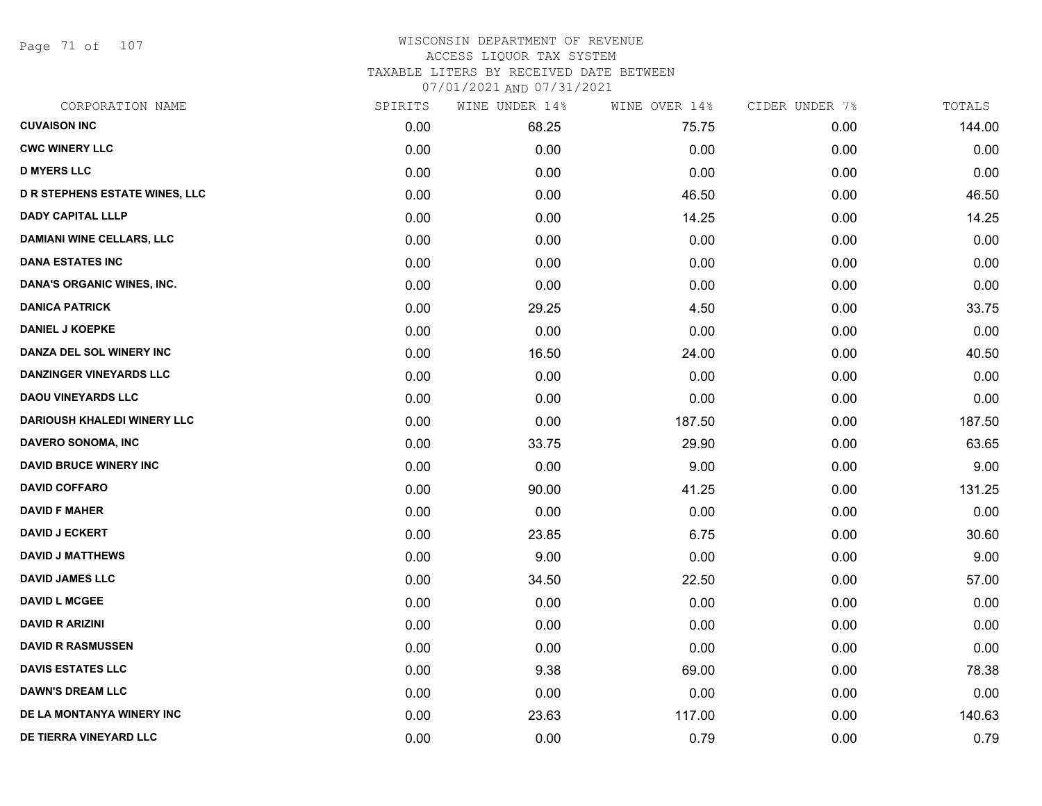WISCONSIN DEPARTMENT OF REVENUE
ACCESS LIQUOR TAX SYSTEM
TAXABLE LITERS BY RECEIVED DATE BETWEEN
07/01/2021 AND 07/31/2021

| CORPORATION NAME | SPIRITS | WINE UNDER 14% | WINE OVER 14% | CIDER UNDER 7% | TOTALS |
|---|---|---|---|---|---|
| CUVAISON INC | 0.00 | 68.25 | 75.75 | 0.00 | 144.00 |
| CWC WINERY LLC | 0.00 | 0.00 | 0.00 | 0.00 | 0.00 |
| D MYERS LLC | 0.00 | 0.00 | 0.00 | 0.00 | 0.00 |
| D R STEPHENS ESTATE WINES, LLC | 0.00 | 0.00 | 46.50 | 0.00 | 46.50 |
| DADY CAPITAL LLLP | 0.00 | 0.00 | 14.25 | 0.00 | 14.25 |
| DAMIANI WINE CELLARS, LLC | 0.00 | 0.00 | 0.00 | 0.00 | 0.00 |
| DANA ESTATES INC | 0.00 | 0.00 | 0.00 | 0.00 | 0.00 |
| DANA'S ORGANIC WINES, INC. | 0.00 | 0.00 | 0.00 | 0.00 | 0.00 |
| DANICA PATRICK | 0.00 | 29.25 | 4.50 | 0.00 | 33.75 |
| DANIEL J KOEPKE | 0.00 | 0.00 | 0.00 | 0.00 | 0.00 |
| DANZA DEL SOL WINERY INC | 0.00 | 16.50 | 24.00 | 0.00 | 40.50 |
| DANZINGER VINEYARDS LLC | 0.00 | 0.00 | 0.00 | 0.00 | 0.00 |
| DAOU VINEYARDS LLC | 0.00 | 0.00 | 0.00 | 0.00 | 0.00 |
| DARIOUSH KHALEDI WINERY LLC | 0.00 | 0.00 | 187.50 | 0.00 | 187.50 |
| DAVERO SONOMA, INC | 0.00 | 33.75 | 29.90 | 0.00 | 63.65 |
| DAVID BRUCE WINERY INC | 0.00 | 0.00 | 9.00 | 0.00 | 9.00 |
| DAVID COFFARO | 0.00 | 90.00 | 41.25 | 0.00 | 131.25 |
| DAVID F MAHER | 0.00 | 0.00 | 0.00 | 0.00 | 0.00 |
| DAVID J ECKERT | 0.00 | 23.85 | 6.75 | 0.00 | 30.60 |
| DAVID J MATTHEWS | 0.00 | 9.00 | 0.00 | 0.00 | 9.00 |
| DAVID JAMES LLC | 0.00 | 34.50 | 22.50 | 0.00 | 57.00 |
| DAVID L MCGEE | 0.00 | 0.00 | 0.00 | 0.00 | 0.00 |
| DAVID R ARIZINI | 0.00 | 0.00 | 0.00 | 0.00 | 0.00 |
| DAVID R RASMUSSEN | 0.00 | 0.00 | 0.00 | 0.00 | 0.00 |
| DAVIS ESTATES LLC | 0.00 | 9.38 | 69.00 | 0.00 | 78.38 |
| DAWN'S DREAM LLC | 0.00 | 0.00 | 0.00 | 0.00 | 0.00 |
| DE LA MONTANYA WINERY INC | 0.00 | 23.63 | 117.00 | 0.00 | 140.63 |
| DE TIERRA VINEYARD LLC | 0.00 | 0.00 | 0.79 | 0.00 | 0.79 |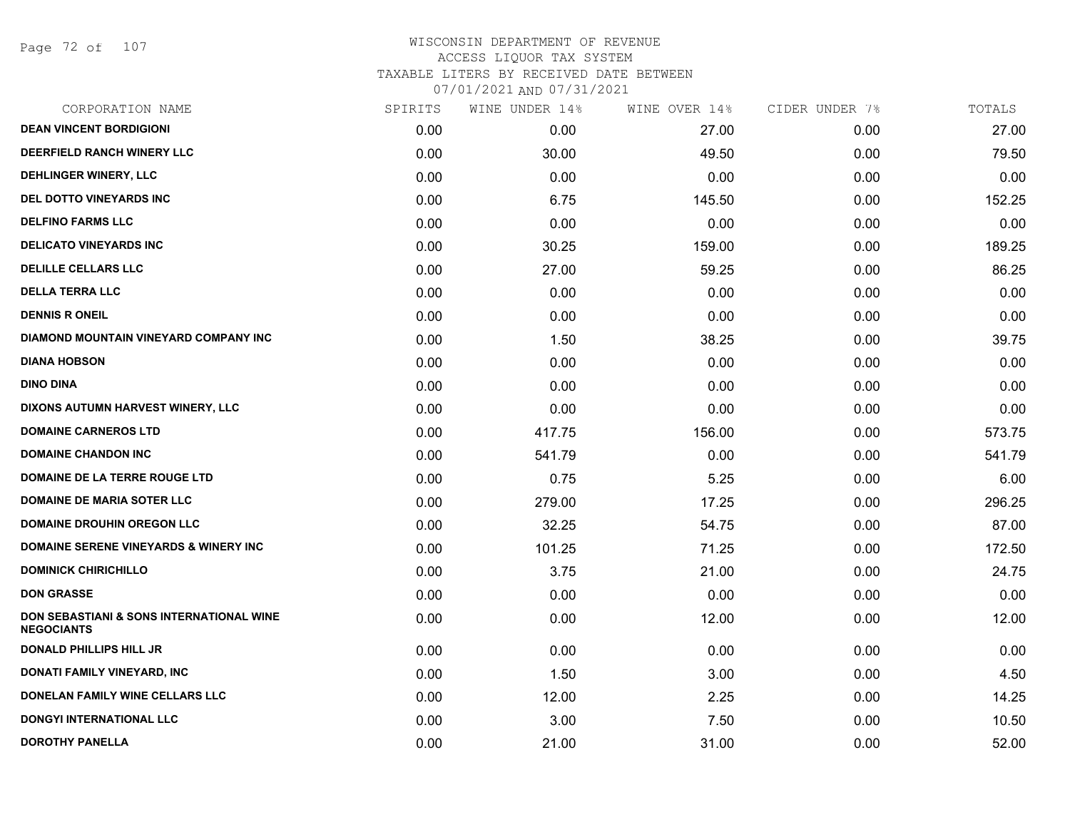WISCONSIN DEPARTMENT OF REVENUE
ACCESS LIQUOR TAX SYSTEM
TAXABLE LITERS BY RECEIVED DATE BETWEEN
07/01/2021 AND 07/31/2021

| CORPORATION NAME | SPIRITS | WINE UNDER 14% | WINE OVER 14% | CIDER UNDER 7% | TOTALS |
|---|---|---|---|---|---|
| DEAN VINCENT BORDIGIONI | 0.00 | 0.00 | 27.00 | 0.00 | 27.00 |
| DEERFIELD RANCH WINERY LLC | 0.00 | 30.00 | 49.50 | 0.00 | 79.50 |
| DEHLINGER WINERY, LLC | 0.00 | 0.00 | 0.00 | 0.00 | 0.00 |
| DEL DOTTO VINEYARDS INC | 0.00 | 6.75 | 145.50 | 0.00 | 152.25 |
| DELFINO FARMS LLC | 0.00 | 0.00 | 0.00 | 0.00 | 0.00 |
| DELICATO VINEYARDS INC | 0.00 | 30.25 | 159.00 | 0.00 | 189.25 |
| DELILLE CELLARS LLC | 0.00 | 27.00 | 59.25 | 0.00 | 86.25 |
| DELLA TERRA LLC | 0.00 | 0.00 | 0.00 | 0.00 | 0.00 |
| DENNIS R ONEIL | 0.00 | 0.00 | 0.00 | 0.00 | 0.00 |
| DIAMOND MOUNTAIN VINEYARD COMPANY INC | 0.00 | 1.50 | 38.25 | 0.00 | 39.75 |
| DIANA HOBSON | 0.00 | 0.00 | 0.00 | 0.00 | 0.00 |
| DINO DINA | 0.00 | 0.00 | 0.00 | 0.00 | 0.00 |
| DIXONS AUTUMN HARVEST WINERY, LLC | 0.00 | 0.00 | 0.00 | 0.00 | 0.00 |
| DOMAINE CARNEROS LTD | 0.00 | 417.75 | 156.00 | 0.00 | 573.75 |
| DOMAINE CHANDON INC | 0.00 | 541.79 | 0.00 | 0.00 | 541.79 |
| DOMAINE DE LA TERRE ROUGE LTD | 0.00 | 0.75 | 5.25 | 0.00 | 6.00 |
| DOMAINE DE MARIA SOTER LLC | 0.00 | 279.00 | 17.25 | 0.00 | 296.25 |
| DOMAINE DROUHIN OREGON LLC | 0.00 | 32.25 | 54.75 | 0.00 | 87.00 |
| DOMAINE SERENE VINEYARDS & WINERY INC | 0.00 | 101.25 | 71.25 | 0.00 | 172.50 |
| DOMINICK CHIRICHILLO | 0.00 | 3.75 | 21.00 | 0.00 | 24.75 |
| DON GRASSE | 0.00 | 0.00 | 0.00 | 0.00 | 0.00 |
| DON SEBASTIANI & SONS INTERNATIONAL WINE NEGOCIANTS | 0.00 | 0.00 | 12.00 | 0.00 | 12.00 |
| DONALD PHILLIPS HILL JR | 0.00 | 0.00 | 0.00 | 0.00 | 0.00 |
| DONATI FAMILY VINEYARD, INC | 0.00 | 1.50 | 3.00 | 0.00 | 4.50 |
| DONELAN FAMILY WINE CELLARS LLC | 0.00 | 12.00 | 2.25 | 0.00 | 14.25 |
| DONGYI INTERNATIONAL LLC | 0.00 | 3.00 | 7.50 | 0.00 | 10.50 |
| DOROTHY PANELLA | 0.00 | 21.00 | 31.00 | 0.00 | 52.00 |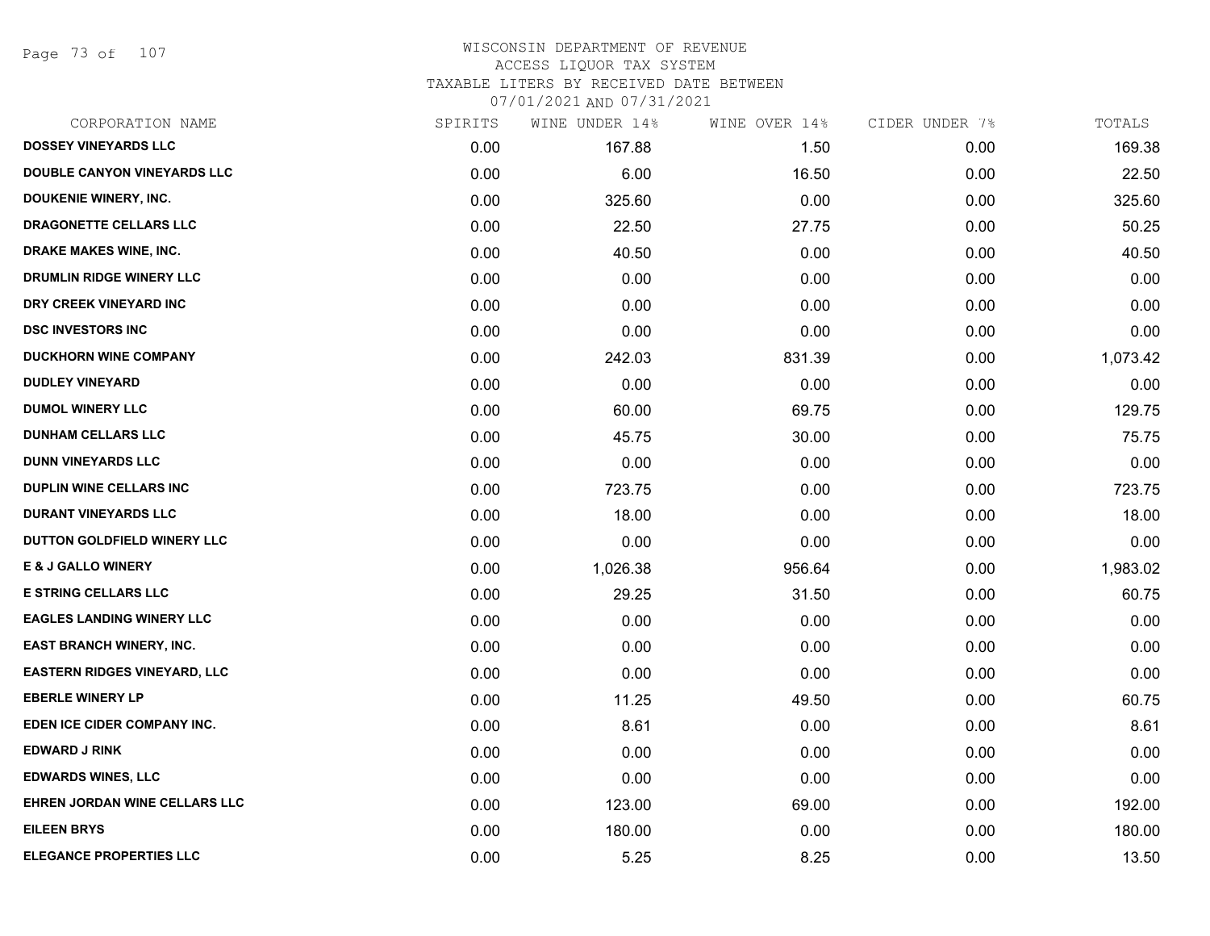# WISCONSIN DEPARTMENT OF REVENUE
## ACCESS LIQUOR TAX SYSTEM
### TAXABLE LITERS BY RECEIVED DATE BETWEEN 07/01/2021 AND 07/31/2021

| CORPORATION NAME | SPIRITS | WINE UNDER 14% | WINE OVER 14% | CIDER UNDER 7% | TOTALS |
|---|---|---|---|---|---|
| DOSSEY VINEYARDS LLC | 0.00 | 167.88 | 1.50 | 0.00 | 169.38 |
| DOUBLE CANYON VINEYARDS LLC | 0.00 | 6.00 | 16.50 | 0.00 | 22.50 |
| DOUKENIE WINERY, INC. | 0.00 | 325.60 | 0.00 | 0.00 | 325.60 |
| DRAGONETTE CELLARS LLC | 0.00 | 22.50 | 27.75 | 0.00 | 50.25 |
| DRAKE MAKES WINE, INC. | 0.00 | 40.50 | 0.00 | 0.00 | 40.50 |
| DRUMLIN RIDGE WINERY LLC | 0.00 | 0.00 | 0.00 | 0.00 | 0.00 |
| DRY CREEK VINEYARD INC | 0.00 | 0.00 | 0.00 | 0.00 | 0.00 |
| DSC INVESTORS INC | 0.00 | 0.00 | 0.00 | 0.00 | 0.00 |
| DUCKHORN WINE COMPANY | 0.00 | 242.03 | 831.39 | 0.00 | 1,073.42 |
| DUDLEY VINEYARD | 0.00 | 0.00 | 0.00 | 0.00 | 0.00 |
| DUMOL WINERY LLC | 0.00 | 60.00 | 69.75 | 0.00 | 129.75 |
| DUNHAM CELLARS LLC | 0.00 | 45.75 | 30.00 | 0.00 | 75.75 |
| DUNN VINEYARDS LLC | 0.00 | 0.00 | 0.00 | 0.00 | 0.00 |
| DUPLIN WINE CELLARS INC | 0.00 | 723.75 | 0.00 | 0.00 | 723.75 |
| DURANT VINEYARDS LLC | 0.00 | 18.00 | 0.00 | 0.00 | 18.00 |
| DUTTON GOLDFIELD WINERY LLC | 0.00 | 0.00 | 0.00 | 0.00 | 0.00 |
| E & J GALLO WINERY | 0.00 | 1,026.38 | 956.64 | 0.00 | 1,983.02 |
| E STRING CELLARS LLC | 0.00 | 29.25 | 31.50 | 0.00 | 60.75 |
| EAGLES LANDING WINERY LLC | 0.00 | 0.00 | 0.00 | 0.00 | 0.00 |
| EAST BRANCH WINERY, INC. | 0.00 | 0.00 | 0.00 | 0.00 | 0.00 |
| EASTERN RIDGES VINEYARD, LLC | 0.00 | 0.00 | 0.00 | 0.00 | 0.00 |
| EBERLE WINERY LP | 0.00 | 11.25 | 49.50 | 0.00 | 60.75 |
| EDEN ICE CIDER COMPANY INC. | 0.00 | 8.61 | 0.00 | 0.00 | 8.61 |
| EDWARD J RINK | 0.00 | 0.00 | 0.00 | 0.00 | 0.00 |
| EDWARDS WINES, LLC | 0.00 | 0.00 | 0.00 | 0.00 | 0.00 |
| EHREN JORDAN WINE CELLARS LLC | 0.00 | 123.00 | 69.00 | 0.00 | 192.00 |
| EILEEN BRYS | 0.00 | 180.00 | 0.00 | 0.00 | 180.00 |
| ELEGANCE PROPERTIES LLC | 0.00 | 5.25 | 8.25 | 0.00 | 13.50 |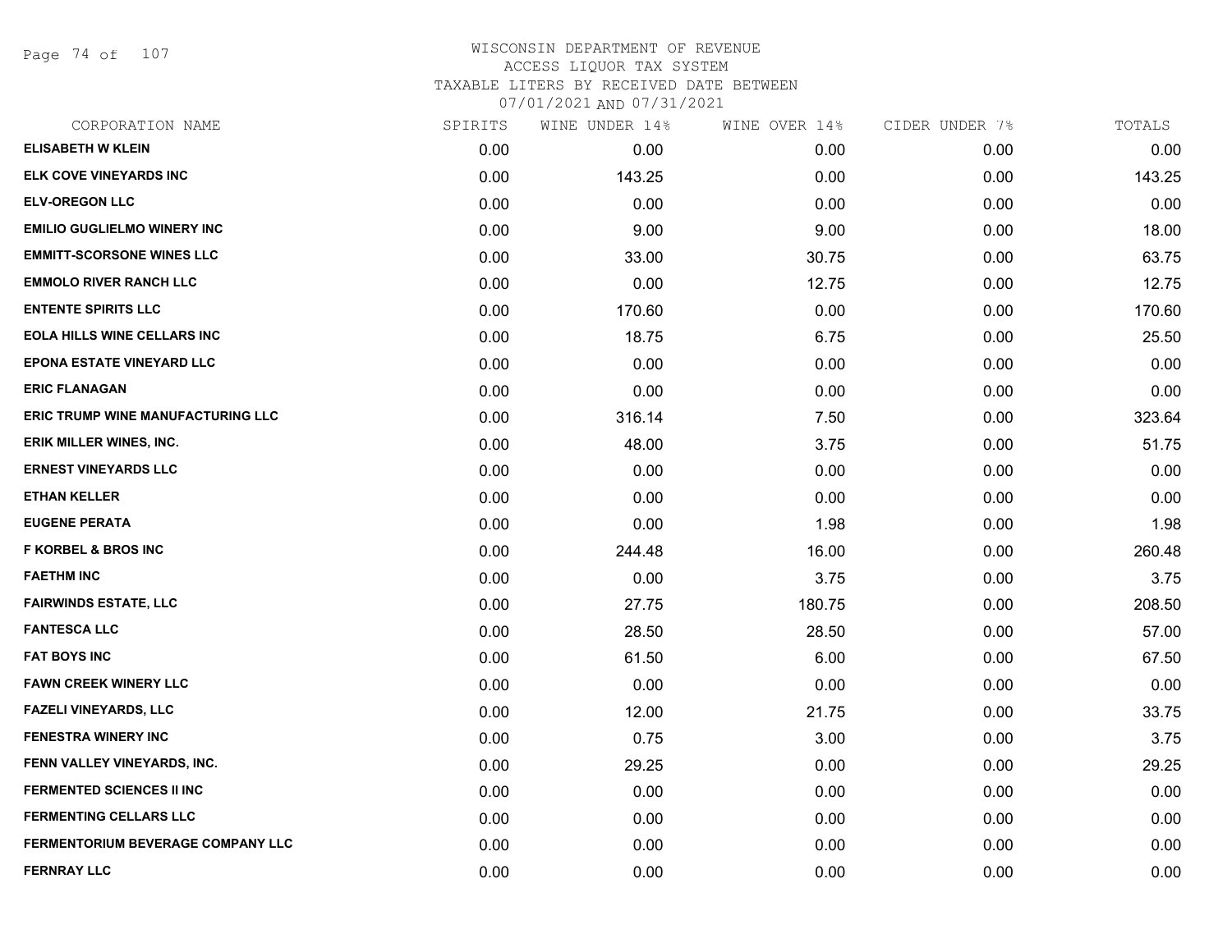# WISCONSIN DEPARTMENT OF REVENUE
## ACCESS LIQUOR TAX SYSTEM
### TAXABLE LITERS BY RECEIVED DATE BETWEEN 07/01/2021 AND 07/31/2021

| CORPORATION NAME | SPIRITS | WINE UNDER 14% | WINE OVER 14% | CIDER UNDER 7% | TOTALS |
|---|---|---|---|---|---|
| ELISABETH W KLEIN | 0.00 | 0.00 | 0.00 | 0.00 | 0.00 |
| ELK COVE VINEYARDS INC | 0.00 | 143.25 | 0.00 | 0.00 | 143.25 |
| ELV-OREGON LLC | 0.00 | 0.00 | 0.00 | 0.00 | 0.00 |
| EMILIO GUGLIELMO WINERY INC | 0.00 | 9.00 | 9.00 | 0.00 | 18.00 |
| EMMITT-SCORSONE WINES LLC | 0.00 | 33.00 | 30.75 | 0.00 | 63.75 |
| EMMOLO RIVER RANCH LLC | 0.00 | 0.00 | 12.75 | 0.00 | 12.75 |
| ENTENTE SPIRITS LLC | 0.00 | 170.60 | 0.00 | 0.00 | 170.60 |
| EOLA HILLS WINE CELLARS INC | 0.00 | 18.75 | 6.75 | 0.00 | 25.50 |
| EPONA ESTATE VINEYARD LLC | 0.00 | 0.00 | 0.00 | 0.00 | 0.00 |
| ERIC FLANAGAN | 0.00 | 0.00 | 0.00 | 0.00 | 0.00 |
| ERIC TRUMP WINE MANUFACTURING LLC | 0.00 | 316.14 | 7.50 | 0.00 | 323.64 |
| ERIK MILLER WINES, INC. | 0.00 | 48.00 | 3.75 | 0.00 | 51.75 |
| ERNEST VINEYARDS LLC | 0.00 | 0.00 | 0.00 | 0.00 | 0.00 |
| ETHAN KELLER | 0.00 | 0.00 | 0.00 | 0.00 | 0.00 |
| EUGENE PERATA | 0.00 | 0.00 | 1.98 | 0.00 | 1.98 |
| F KORBEL & BROS INC | 0.00 | 244.48 | 16.00 | 0.00 | 260.48 |
| FAETHM INC | 0.00 | 0.00 | 3.75 | 0.00 | 3.75 |
| FAIRWINDS ESTATE, LLC | 0.00 | 27.75 | 180.75 | 0.00 | 208.50 |
| FANTESCA LLC | 0.00 | 28.50 | 28.50 | 0.00 | 57.00 |
| FAT BOYS INC | 0.00 | 61.50 | 6.00 | 0.00 | 67.50 |
| FAWN CREEK WINERY LLC | 0.00 | 0.00 | 0.00 | 0.00 | 0.00 |
| FAZELI VINEYARDS, LLC | 0.00 | 12.00 | 21.75 | 0.00 | 33.75 |
| FENESTRA WINERY INC | 0.00 | 0.75 | 3.00 | 0.00 | 3.75 |
| FENN VALLEY VINEYARDS, INC. | 0.00 | 29.25 | 0.00 | 0.00 | 29.25 |
| FERMENTED SCIENCES II INC | 0.00 | 0.00 | 0.00 | 0.00 | 0.00 |
| FERMENTING CELLARS LLC | 0.00 | 0.00 | 0.00 | 0.00 | 0.00 |
| FERMENTORIUM BEVERAGE COMPANY LLC | 0.00 | 0.00 | 0.00 | 0.00 | 0.00 |
| FERNRAY LLC | 0.00 | 0.00 | 0.00 | 0.00 | 0.00 |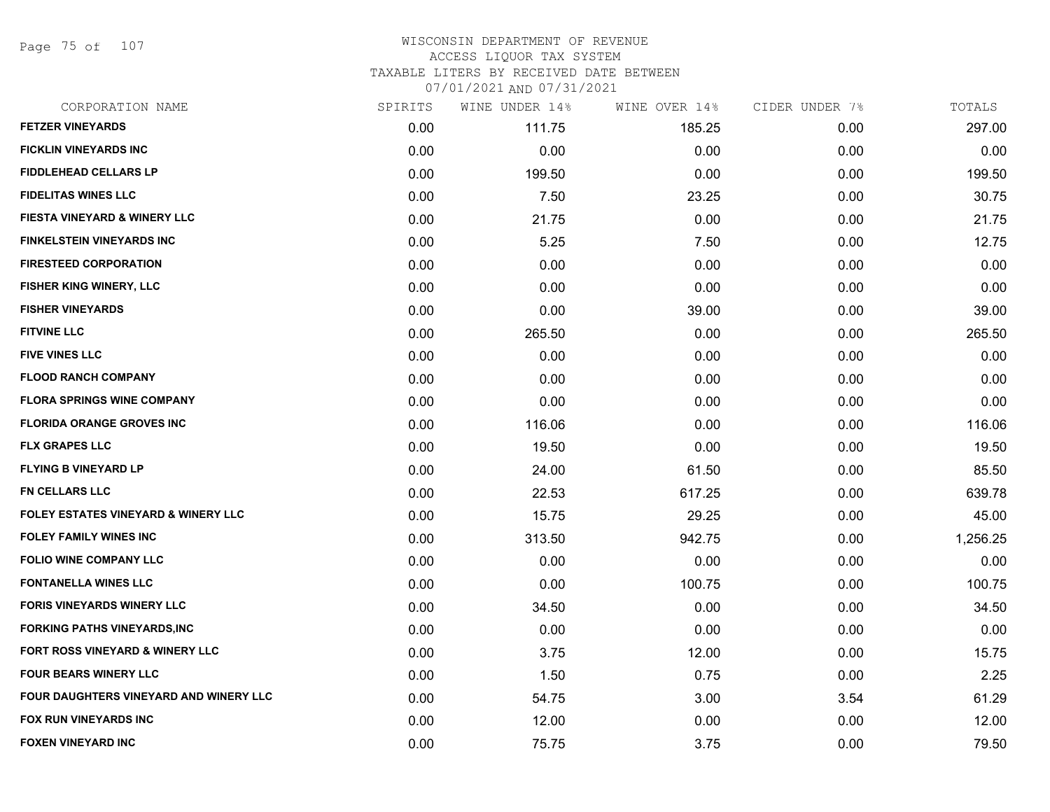# WISCONSIN DEPARTMENT OF REVENUE
ACCESS LIQUOR TAX SYSTEM
TAXABLE LITERS BY RECEIVED DATE BETWEEN
07/01/2021 AND 07/31/2021

| CORPORATION NAME | SPIRITS | WINE UNDER 14% | WINE OVER 14% | CIDER UNDER 7% | TOTALS |
|---|---|---|---|---|---|
| FETZER VINEYARDS | 0.00 | 111.75 | 185.25 | 0.00 | 297.00 |
| FICKLIN VINEYARDS INC | 0.00 | 0.00 | 0.00 | 0.00 | 0.00 |
| FIDDLEHEAD CELLARS LP | 0.00 | 199.50 | 0.00 | 0.00 | 199.50 |
| FIDELITAS WINES LLC | 0.00 | 7.50 | 23.25 | 0.00 | 30.75 |
| FIESTA VINEYARD & WINERY LLC | 0.00 | 21.75 | 0.00 | 0.00 | 21.75 |
| FINKELSTEIN VINEYARDS INC | 0.00 | 5.25 | 7.50 | 0.00 | 12.75 |
| FIRESTEED CORPORATION | 0.00 | 0.00 | 0.00 | 0.00 | 0.00 |
| FISHER KING WINERY, LLC | 0.00 | 0.00 | 0.00 | 0.00 | 0.00 |
| FISHER VINEYARDS | 0.00 | 0.00 | 39.00 | 0.00 | 39.00 |
| FITVINE LLC | 0.00 | 265.50 | 0.00 | 0.00 | 265.50 |
| FIVE VINES LLC | 0.00 | 0.00 | 0.00 | 0.00 | 0.00 |
| FLOOD RANCH COMPANY | 0.00 | 0.00 | 0.00 | 0.00 | 0.00 |
| FLORA SPRINGS WINE COMPANY | 0.00 | 0.00 | 0.00 | 0.00 | 0.00 |
| FLORIDA ORANGE GROVES INC | 0.00 | 116.06 | 0.00 | 0.00 | 116.06 |
| FLX GRAPES LLC | 0.00 | 19.50 | 0.00 | 0.00 | 19.50 |
| FLYING B VINEYARD LP | 0.00 | 24.00 | 61.50 | 0.00 | 85.50 |
| FN CELLARS LLC | 0.00 | 22.53 | 617.25 | 0.00 | 639.78 |
| FOLEY ESTATES VINEYARD & WINERY LLC | 0.00 | 15.75 | 29.25 | 0.00 | 45.00 |
| FOLEY FAMILY WINES INC | 0.00 | 313.50 | 942.75 | 0.00 | 1,256.25 |
| FOLIO WINE COMPANY LLC | 0.00 | 0.00 | 0.00 | 0.00 | 0.00 |
| FONTANELLA WINES LLC | 0.00 | 0.00 | 100.75 | 0.00 | 100.75 |
| FORIS VINEYARDS WINERY LLC | 0.00 | 34.50 | 0.00 | 0.00 | 34.50 |
| FORKING PATHS VINEYARDS,INC | 0.00 | 0.00 | 0.00 | 0.00 | 0.00 |
| FORT ROSS VINEYARD & WINERY LLC | 0.00 | 3.75 | 12.00 | 0.00 | 15.75 |
| FOUR BEARS WINERY LLC | 0.00 | 1.50 | 0.75 | 0.00 | 2.25 |
| FOUR DAUGHTERS VINEYARD AND WINERY LLC | 0.00 | 54.75 | 3.00 | 3.54 | 61.29 |
| FOX RUN VINEYARDS INC | 0.00 | 12.00 | 0.00 | 0.00 | 12.00 |
| FOXEN VINEYARD INC | 0.00 | 75.75 | 3.75 | 0.00 | 79.50 |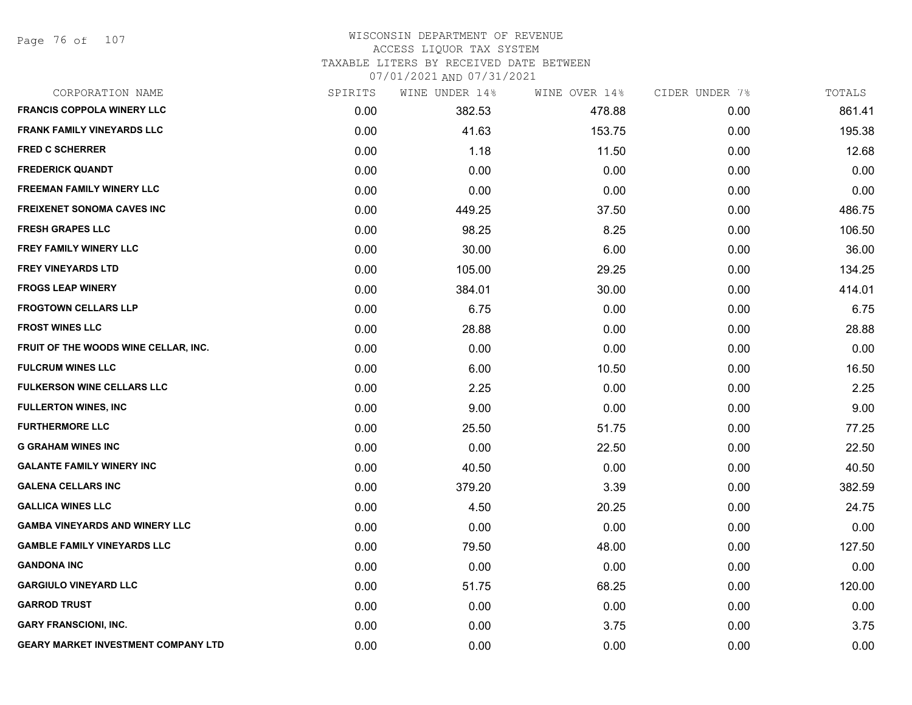WISCONSIN DEPARTMENT OF REVENUE
ACCESS LIQUOR TAX SYSTEM
TAXABLE LITERS BY RECEIVED DATE BETWEEN
07/01/2021 AND 07/31/2021

| CORPORATION NAME | SPIRITS | WINE UNDER 14% | WINE OVER 14% | CIDER UNDER 7% | TOTALS |
|---|---|---|---|---|---|
| FRANCIS COPPOLA WINERY LLC | 0.00 | 382.53 | 478.88 | 0.00 | 861.41 |
| FRANK FAMILY VINEYARDS LLC | 0.00 | 41.63 | 153.75 | 0.00 | 195.38 |
| FRED C SCHERRER | 0.00 | 1.18 | 11.50 | 0.00 | 12.68 |
| FREDERICK QUANDT | 0.00 | 0.00 | 0.00 | 0.00 | 0.00 |
| FREEMAN FAMILY WINERY LLC | 0.00 | 0.00 | 0.00 | 0.00 | 0.00 |
| FREIXENET SONOMA CAVES INC | 0.00 | 449.25 | 37.50 | 0.00 | 486.75 |
| FRESH GRAPES LLC | 0.00 | 98.25 | 8.25 | 0.00 | 106.50 |
| FREY FAMILY WINERY LLC | 0.00 | 30.00 | 6.00 | 0.00 | 36.00 |
| FREY VINEYARDS LTD | 0.00 | 105.00 | 29.25 | 0.00 | 134.25 |
| FROGS LEAP WINERY | 0.00 | 384.01 | 30.00 | 0.00 | 414.01 |
| FROGTOWN CELLARS LLP | 0.00 | 6.75 | 0.00 | 0.00 | 6.75 |
| FROST WINES LLC | 0.00 | 28.88 | 0.00 | 0.00 | 28.88 |
| FRUIT OF THE WOODS WINE CELLAR, INC. | 0.00 | 0.00 | 0.00 | 0.00 | 0.00 |
| FULCRUM WINES LLC | 0.00 | 6.00 | 10.50 | 0.00 | 16.50 |
| FULKERSON WINE CELLARS LLC | 0.00 | 2.25 | 0.00 | 0.00 | 2.25 |
| FULLERTON WINES, INC | 0.00 | 9.00 | 0.00 | 0.00 | 9.00 |
| FURTHERMORE LLC | 0.00 | 25.50 | 51.75 | 0.00 | 77.25 |
| G GRAHAM WINES INC | 0.00 | 0.00 | 22.50 | 0.00 | 22.50 |
| GALANTE FAMILY WINERY INC | 0.00 | 40.50 | 0.00 | 0.00 | 40.50 |
| GALENA CELLARS INC | 0.00 | 379.20 | 3.39 | 0.00 | 382.59 |
| GALLICA WINES LLC | 0.00 | 4.50 | 20.25 | 0.00 | 24.75 |
| GAMBA VINEYARDS AND WINERY LLC | 0.00 | 0.00 | 0.00 | 0.00 | 0.00 |
| GAMBLE FAMILY VINEYARDS LLC | 0.00 | 79.50 | 48.00 | 0.00 | 127.50 |
| GANDONA INC | 0.00 | 0.00 | 0.00 | 0.00 | 0.00 |
| GARGIULO VINEYARD LLC | 0.00 | 51.75 | 68.25 | 0.00 | 120.00 |
| GARROD TRUST | 0.00 | 0.00 | 0.00 | 0.00 | 0.00 |
| GARY FRANSCIONI, INC. | 0.00 | 0.00 | 3.75 | 0.00 | 3.75 |
| GEARY MARKET INVESTMENT COMPANY LTD | 0.00 | 0.00 | 0.00 | 0.00 | 0.00 |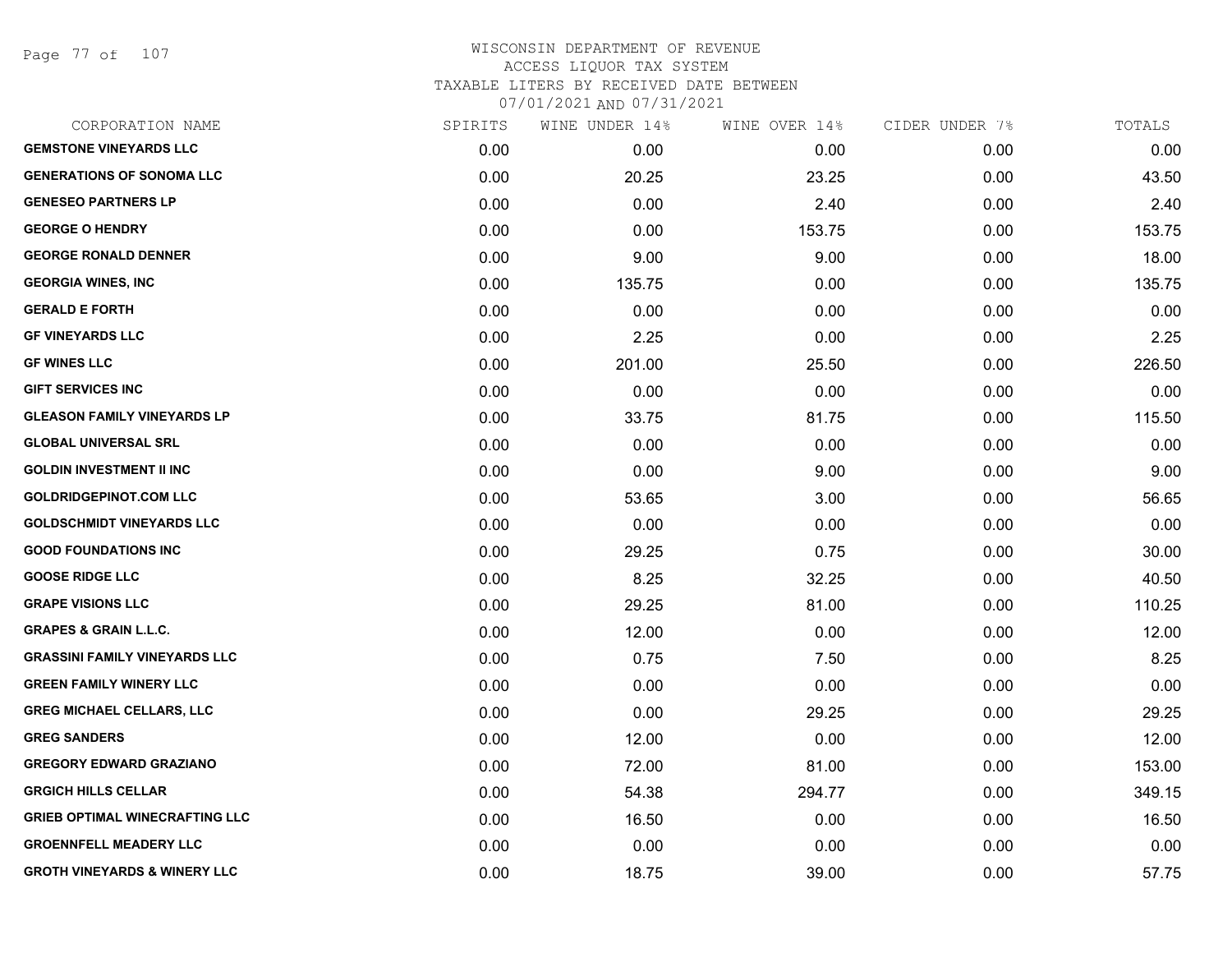WISCONSIN DEPARTMENT OF REVENUE
ACCESS LIQUOR TAX SYSTEM
TAXABLE LITERS BY RECEIVED DATE BETWEEN
07/01/2021 AND 07/31/2021

| CORPORATION NAME | SPIRITS | WINE UNDER 14% | WINE OVER 14% | CIDER UNDER 7% | TOTALS |
|---|---|---|---|---|---|
| GEMSTONE VINEYARDS LLC | 0.00 | 0.00 | 0.00 | 0.00 | 0.00 |
| GENERATIONS OF SONOMA LLC | 0.00 | 20.25 | 23.25 | 0.00 | 43.50 |
| GENESEO PARTNERS LP | 0.00 | 0.00 | 2.40 | 0.00 | 2.40 |
| GEORGE O HENDRY | 0.00 | 0.00 | 153.75 | 0.00 | 153.75 |
| GEORGE RONALD DENNER | 0.00 | 9.00 | 9.00 | 0.00 | 18.00 |
| GEORGIA WINES, INC | 0.00 | 135.75 | 0.00 | 0.00 | 135.75 |
| GERALD E FORTH | 0.00 | 0.00 | 0.00 | 0.00 | 0.00 |
| GF VINEYARDS LLC | 0.00 | 2.25 | 0.00 | 0.00 | 2.25 |
| GF WINES LLC | 0.00 | 201.00 | 25.50 | 0.00 | 226.50 |
| GIFT SERVICES INC | 0.00 | 0.00 | 0.00 | 0.00 | 0.00 |
| GLEASON FAMILY VINEYARDS LP | 0.00 | 33.75 | 81.75 | 0.00 | 115.50 |
| GLOBAL UNIVERSAL SRL | 0.00 | 0.00 | 0.00 | 0.00 | 0.00 |
| GOLDIN INVESTMENT II INC | 0.00 | 0.00 | 9.00 | 0.00 | 9.00 |
| GOLDRIDGEPINOT.COM LLC | 0.00 | 53.65 | 3.00 | 0.00 | 56.65 |
| GOLDSCHMIDT VINEYARDS LLC | 0.00 | 0.00 | 0.00 | 0.00 | 0.00 |
| GOOD FOUNDATIONS INC | 0.00 | 29.25 | 0.75 | 0.00 | 30.00 |
| GOOSE RIDGE LLC | 0.00 | 8.25 | 32.25 | 0.00 | 40.50 |
| GRAPE VISIONS LLC | 0.00 | 29.25 | 81.00 | 0.00 | 110.25 |
| GRAPES & GRAIN L.L.C. | 0.00 | 12.00 | 0.00 | 0.00 | 12.00 |
| GRASSINI FAMILY VINEYARDS LLC | 0.00 | 0.75 | 7.50 | 0.00 | 8.25 |
| GREEN FAMILY WINERY LLC | 0.00 | 0.00 | 0.00 | 0.00 | 0.00 |
| GREG MICHAEL CELLARS, LLC | 0.00 | 0.00 | 29.25 | 0.00 | 29.25 |
| GREG SANDERS | 0.00 | 12.00 | 0.00 | 0.00 | 12.00 |
| GREGORY EDWARD GRAZIANO | 0.00 | 72.00 | 81.00 | 0.00 | 153.00 |
| GRGICH HILLS CELLAR | 0.00 | 54.38 | 294.77 | 0.00 | 349.15 |
| GRIEB OPTIMAL WINECRAFTING LLC | 0.00 | 16.50 | 0.00 | 0.00 | 16.50 |
| GROENNFELL MEADERY LLC | 0.00 | 0.00 | 0.00 | 0.00 | 0.00 |
| GROTH VINEYARDS & WINERY LLC | 0.00 | 18.75 | 39.00 | 0.00 | 57.75 |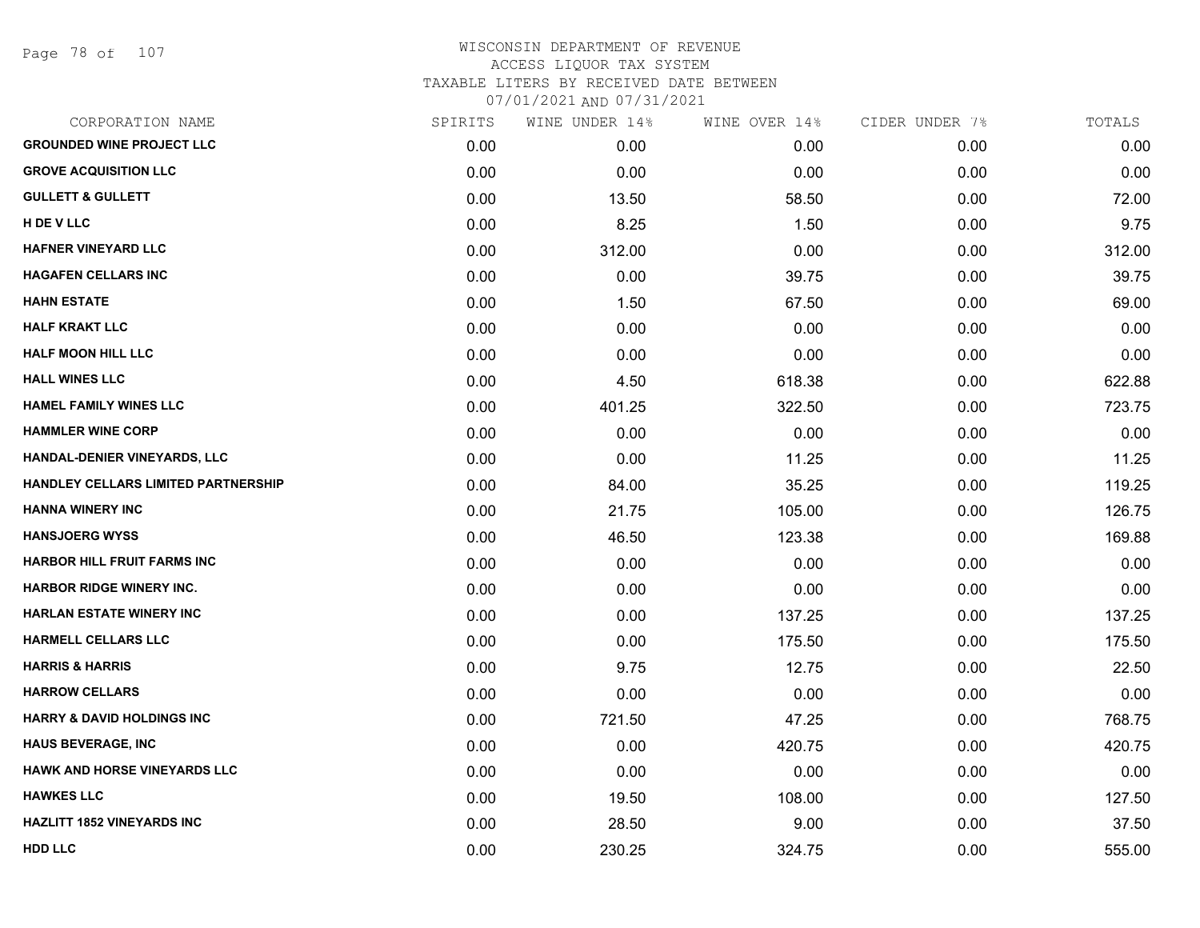WISCONSIN DEPARTMENT OF REVENUE
ACCESS LIQUOR TAX SYSTEM
TAXABLE LITERS BY RECEIVED DATE BETWEEN
07/01/2021 AND 07/31/2021

| CORPORATION NAME | SPIRITS | WINE UNDER 14% | WINE OVER 14% | CIDER UNDER 7% | TOTALS |
|---|---|---|---|---|---|
| GROUNDED WINE PROJECT LLC | 0.00 | 0.00 | 0.00 | 0.00 | 0.00 |
| GROVE ACQUISITION LLC | 0.00 | 0.00 | 0.00 | 0.00 | 0.00 |
| GULLETT & GULLETT | 0.00 | 13.50 | 58.50 | 0.00 | 72.00 |
| H DE V LLC | 0.00 | 8.25 | 1.50 | 0.00 | 9.75 |
| HAFNER VINEYARD LLC | 0.00 | 312.00 | 0.00 | 0.00 | 312.00 |
| HAGAFEN CELLARS INC | 0.00 | 0.00 | 39.75 | 0.00 | 39.75 |
| HAHN ESTATE | 0.00 | 1.50 | 67.50 | 0.00 | 69.00 |
| HALF KRAKT LLC | 0.00 | 0.00 | 0.00 | 0.00 | 0.00 |
| HALF MOON HILL LLC | 0.00 | 0.00 | 0.00 | 0.00 | 0.00 |
| HALL WINES LLC | 0.00 | 4.50 | 618.38 | 0.00 | 622.88 |
| HAMEL FAMILY WINES LLC | 0.00 | 401.25 | 322.50 | 0.00 | 723.75 |
| HAMMLER WINE CORP | 0.00 | 0.00 | 0.00 | 0.00 | 0.00 |
| HANDAL-DENIER VINEYARDS, LLC | 0.00 | 0.00 | 11.25 | 0.00 | 11.25 |
| HANDLEY CELLARS LIMITED PARTNERSHIP | 0.00 | 84.00 | 35.25 | 0.00 | 119.25 |
| HANNA WINERY INC | 0.00 | 21.75 | 105.00 | 0.00 | 126.75 |
| HANSJOERG WYSS | 0.00 | 46.50 | 123.38 | 0.00 | 169.88 |
| HARBOR HILL FRUIT FARMS INC | 0.00 | 0.00 | 0.00 | 0.00 | 0.00 |
| HARBOR RIDGE WINERY INC. | 0.00 | 0.00 | 0.00 | 0.00 | 0.00 |
| HARLAN ESTATE WINERY INC | 0.00 | 0.00 | 137.25 | 0.00 | 137.25 |
| HARMELL CELLARS LLC | 0.00 | 0.00 | 175.50 | 0.00 | 175.50 |
| HARRIS & HARRIS | 0.00 | 9.75 | 12.75 | 0.00 | 22.50 |
| HARROW CELLARS | 0.00 | 0.00 | 0.00 | 0.00 | 0.00 |
| HARRY & DAVID HOLDINGS INC | 0.00 | 721.50 | 47.25 | 0.00 | 768.75 |
| HAUS BEVERAGE, INC | 0.00 | 0.00 | 420.75 | 0.00 | 420.75 |
| HAWK AND HORSE VINEYARDS LLC | 0.00 | 0.00 | 0.00 | 0.00 | 0.00 |
| HAWKES LLC | 0.00 | 19.50 | 108.00 | 0.00 | 127.50 |
| HAZLITT 1852 VINEYARDS INC | 0.00 | 28.50 | 9.00 | 0.00 | 37.50 |
| HDD LLC | 0.00 | 230.25 | 324.75 | 0.00 | 555.00 |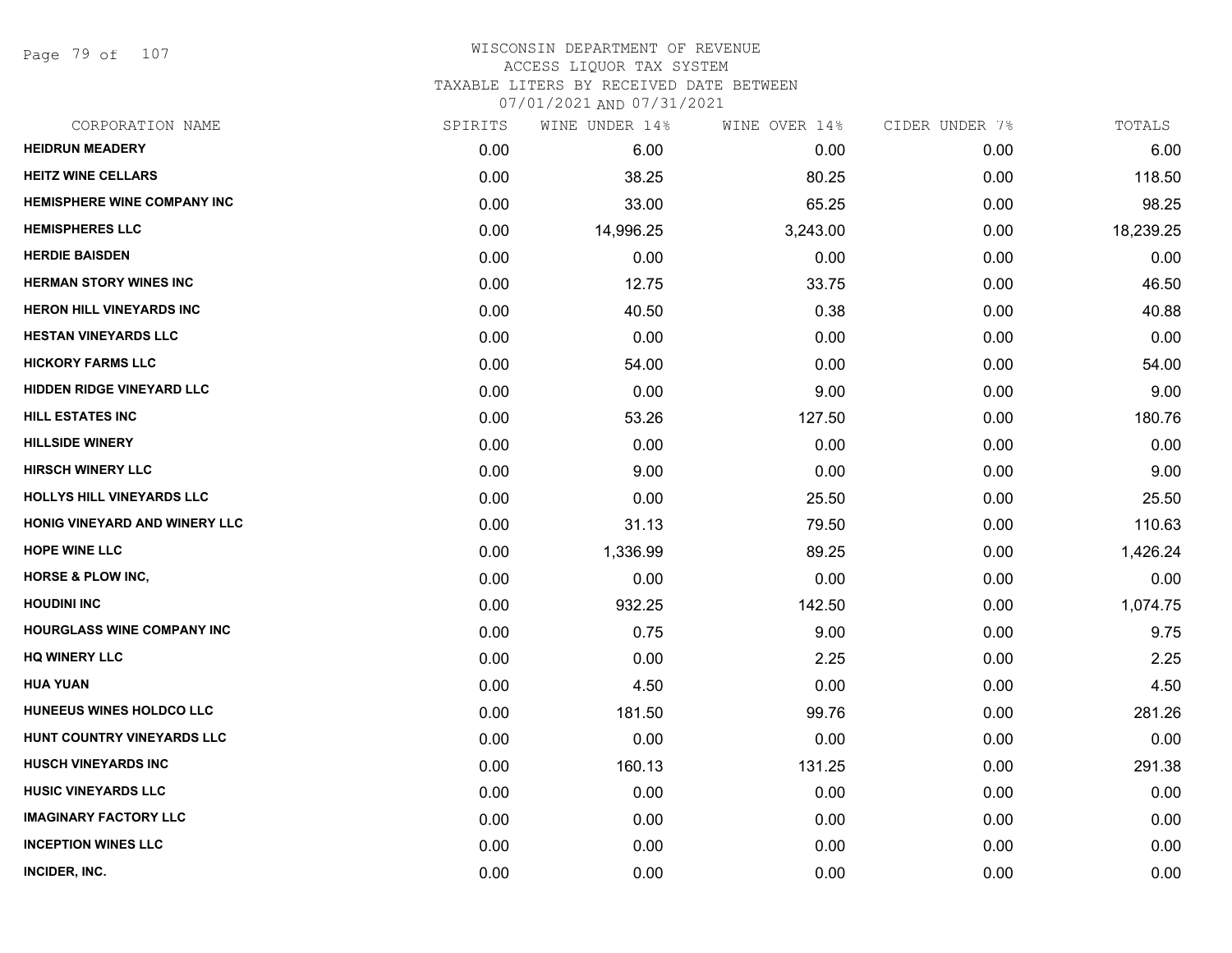WISCONSIN DEPARTMENT OF REVENUE
ACCESS LIQUOR TAX SYSTEM
TAXABLE LITERS BY RECEIVED DATE BETWEEN
07/01/2021 AND 07/31/2021

| CORPORATION NAME | SPIRITS | WINE UNDER 14% | WINE OVER 14% | CIDER UNDER 7% | TOTALS |
|---|---|---|---|---|---|
| HEIDRUN MEADERY | 0.00 | 6.00 | 0.00 | 0.00 | 6.00 |
| HEITZ WINE CELLARS | 0.00 | 38.25 | 80.25 | 0.00 | 118.50 |
| HEMISPHERE WINE COMPANY INC | 0.00 | 33.00 | 65.25 | 0.00 | 98.25 |
| HEMISPHERES LLC | 0.00 | 14,996.25 | 3,243.00 | 0.00 | 18,239.25 |
| HERDIE BAISDEN | 0.00 | 0.00 | 0.00 | 0.00 | 0.00 |
| HERMAN STORY WINES INC | 0.00 | 12.75 | 33.75 | 0.00 | 46.50 |
| HERON HILL VINEYARDS INC | 0.00 | 40.50 | 0.38 | 0.00 | 40.88 |
| HESTAN VINEYARDS LLC | 0.00 | 0.00 | 0.00 | 0.00 | 0.00 |
| HICKORY FARMS LLC | 0.00 | 54.00 | 0.00 | 0.00 | 54.00 |
| HIDDEN RIDGE VINEYARD LLC | 0.00 | 0.00 | 9.00 | 0.00 | 9.00 |
| HILL ESTATES INC | 0.00 | 53.26 | 127.50 | 0.00 | 180.76 |
| HILLSIDE WINERY | 0.00 | 0.00 | 0.00 | 0.00 | 0.00 |
| HIRSCH WINERY LLC | 0.00 | 9.00 | 0.00 | 0.00 | 9.00 |
| HOLLYS HILL VINEYARDS LLC | 0.00 | 0.00 | 25.50 | 0.00 | 25.50 |
| HONIG VINEYARD AND WINERY LLC | 0.00 | 31.13 | 79.50 | 0.00 | 110.63 |
| HOPE WINE LLC | 0.00 | 1,336.99 | 89.25 | 0.00 | 1,426.24 |
| HORSE & PLOW INC, | 0.00 | 0.00 | 0.00 | 0.00 | 0.00 |
| HOUDINI INC | 0.00 | 932.25 | 142.50 | 0.00 | 1,074.75 |
| HOURGLASS WINE COMPANY INC | 0.00 | 0.75 | 9.00 | 0.00 | 9.75 |
| HQ WINERY LLC | 0.00 | 0.00 | 2.25 | 0.00 | 2.25 |
| HUA YUAN | 0.00 | 4.50 | 0.00 | 0.00 | 4.50 |
| HUNEEUS WINES HOLDCO LLC | 0.00 | 181.50 | 99.76 | 0.00 | 281.26 |
| HUNT COUNTRY VINEYARDS LLC | 0.00 | 0.00 | 0.00 | 0.00 | 0.00 |
| HUSCH VINEYARDS INC | 0.00 | 160.13 | 131.25 | 0.00 | 291.38 |
| HUSIC VINEYARDS LLC | 0.00 | 0.00 | 0.00 | 0.00 | 0.00 |
| IMAGINARY FACTORY LLC | 0.00 | 0.00 | 0.00 | 0.00 | 0.00 |
| INCEPTION WINES LLC | 0.00 | 0.00 | 0.00 | 0.00 | 0.00 |
| INCIDER, INC. | 0.00 | 0.00 | 0.00 | 0.00 | 0.00 |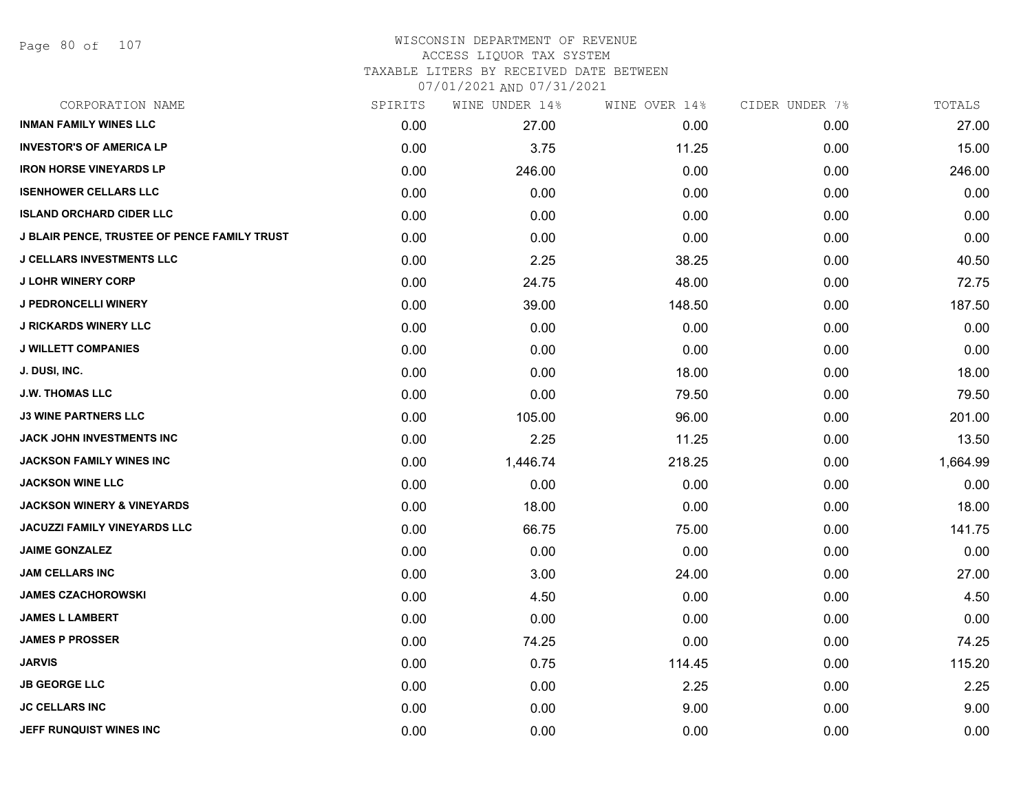# WISCONSIN DEPARTMENT OF REVENUE
ACCESS LIQUOR TAX SYSTEM
TAXABLE LITERS BY RECEIVED DATE BETWEEN
07/01/2021 AND 07/31/2021

| CORPORATION NAME | SPIRITS | WINE UNDER 14% | WINE OVER 14% | CIDER UNDER 7% | TOTALS |
|---|---|---|---|---|---|
| INMAN FAMILY WINES LLC | 0.00 | 27.00 | 0.00 | 0.00 | 27.00 |
| INVESTOR'S OF AMERICA LP | 0.00 | 3.75 | 11.25 | 0.00 | 15.00 |
| IRON HORSE VINEYARDS LP | 0.00 | 246.00 | 0.00 | 0.00 | 246.00 |
| ISENHOWER CELLARS LLC | 0.00 | 0.00 | 0.00 | 0.00 | 0.00 |
| ISLAND ORCHARD CIDER LLC | 0.00 | 0.00 | 0.00 | 0.00 | 0.00 |
| J BLAIR PENCE, TRUSTEE OF PENCE FAMILY TRUST | 0.00 | 0.00 | 0.00 | 0.00 | 0.00 |
| J CELLARS INVESTMENTS LLC | 0.00 | 2.25 | 38.25 | 0.00 | 40.50 |
| J LOHR WINERY CORP | 0.00 | 24.75 | 48.00 | 0.00 | 72.75 |
| J PEDRONCELLI WINERY | 0.00 | 39.00 | 148.50 | 0.00 | 187.50 |
| J RICKARDS WINERY LLC | 0.00 | 0.00 | 0.00 | 0.00 | 0.00 |
| J WILLETT COMPANIES | 0.00 | 0.00 | 0.00 | 0.00 | 0.00 |
| J. DUSI, INC. | 0.00 | 0.00 | 18.00 | 0.00 | 18.00 |
| J.W. THOMAS LLC | 0.00 | 0.00 | 79.50 | 0.00 | 79.50 |
| J3 WINE PARTNERS LLC | 0.00 | 105.00 | 96.00 | 0.00 | 201.00 |
| JACK JOHN INVESTMENTS INC | 0.00 | 2.25 | 11.25 | 0.00 | 13.50 |
| JACKSON FAMILY WINES INC | 0.00 | 1,446.74 | 218.25 | 0.00 | 1,664.99 |
| JACKSON WINE LLC | 0.00 | 0.00 | 0.00 | 0.00 | 0.00 |
| JACKSON WINERY & VINEYARDS | 0.00 | 18.00 | 0.00 | 0.00 | 18.00 |
| JACUZZI FAMILY VINEYARDS LLC | 0.00 | 66.75 | 75.00 | 0.00 | 141.75 |
| JAIME GONZALEZ | 0.00 | 0.00 | 0.00 | 0.00 | 0.00 |
| JAM CELLARS INC | 0.00 | 3.00 | 24.00 | 0.00 | 27.00 |
| JAMES CZACHOROWSKI | 0.00 | 4.50 | 0.00 | 0.00 | 4.50 |
| JAMES L LAMBERT | 0.00 | 0.00 | 0.00 | 0.00 | 0.00 |
| JAMES P PROSSER | 0.00 | 74.25 | 0.00 | 0.00 | 74.25 |
| JARVIS | 0.00 | 0.75 | 114.45 | 0.00 | 115.20 |
| JB GEORGE LLC | 0.00 | 0.00 | 2.25 | 0.00 | 2.25 |
| JC CELLARS INC | 0.00 | 0.00 | 9.00 | 0.00 | 9.00 |
| JEFF RUNQUIST WINES INC | 0.00 | 0.00 | 0.00 | 0.00 | 0.00 |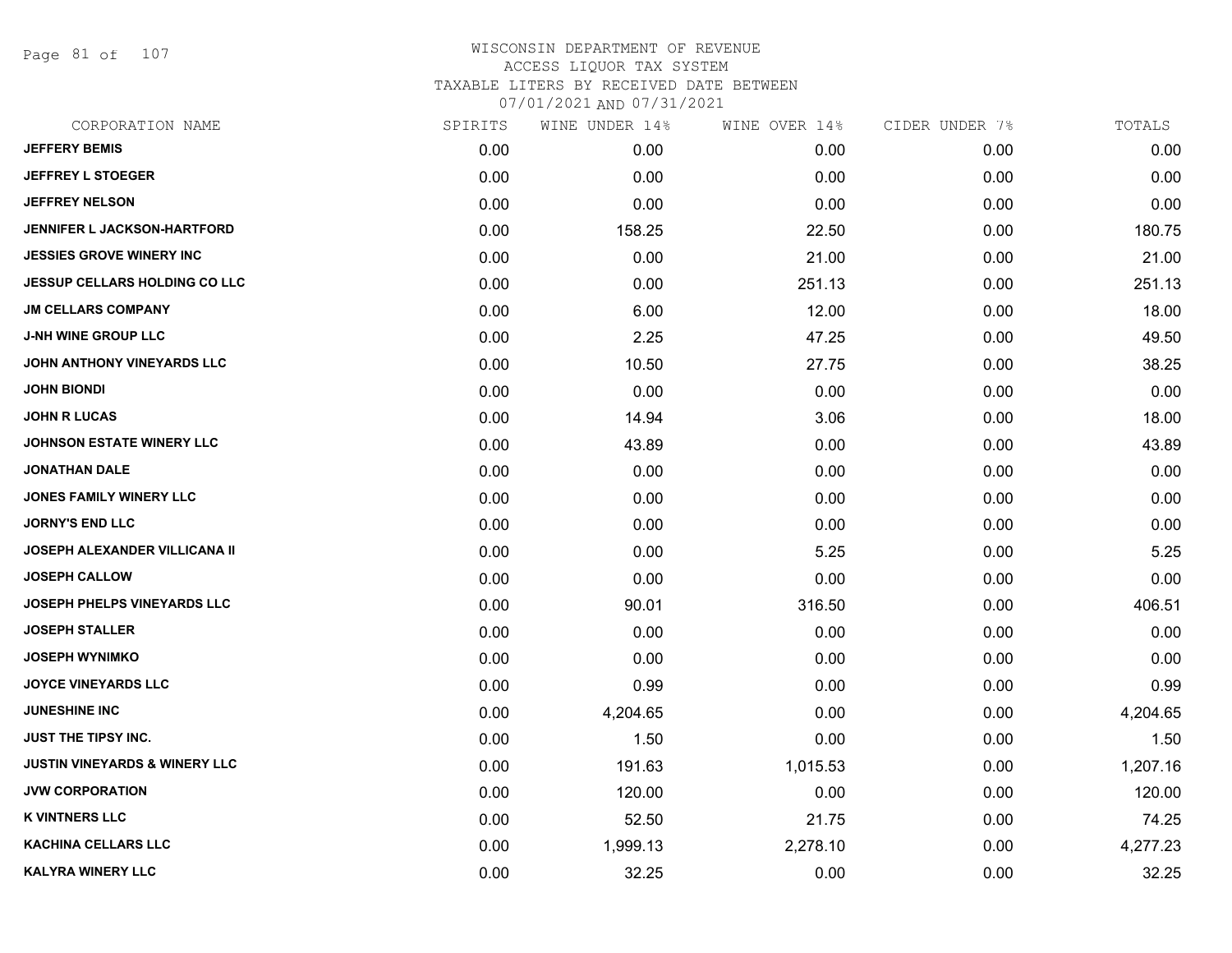# WISCONSIN DEPARTMENT OF REVENUE
ACCESS LIQUOR TAX SYSTEM
TAXABLE LITERS BY RECEIVED DATE BETWEEN
07/01/2021 AND 07/31/2021

| CORPORATION NAME | SPIRITS | WINE UNDER 14% | WINE OVER 14% | CIDER UNDER 7% | TOTALS |
|---|---|---|---|---|---|
| JEFFERY BEMIS | 0.00 | 0.00 | 0.00 | 0.00 | 0.00 |
| JEFFREY L STOEGER | 0.00 | 0.00 | 0.00 | 0.00 | 0.00 |
| JEFFREY NELSON | 0.00 | 0.00 | 0.00 | 0.00 | 0.00 |
| JENNIFER L JACKSON-HARTFORD | 0.00 | 158.25 | 22.50 | 0.00 | 180.75 |
| JESSIES GROVE WINERY INC | 0.00 | 0.00 | 21.00 | 0.00 | 21.00 |
| JESSUP CELLARS HOLDING CO LLC | 0.00 | 0.00 | 251.13 | 0.00 | 251.13 |
| JM CELLARS COMPANY | 0.00 | 6.00 | 12.00 | 0.00 | 18.00 |
| J-NH WINE GROUP LLC | 0.00 | 2.25 | 47.25 | 0.00 | 49.50 |
| JOHN ANTHONY VINEYARDS LLC | 0.00 | 10.50 | 27.75 | 0.00 | 38.25 |
| JOHN BIONDI | 0.00 | 0.00 | 0.00 | 0.00 | 0.00 |
| JOHN R LUCAS | 0.00 | 14.94 | 3.06 | 0.00 | 18.00 |
| JOHNSON ESTATE WINERY LLC | 0.00 | 43.89 | 0.00 | 0.00 | 43.89 |
| JONATHAN DALE | 0.00 | 0.00 | 0.00 | 0.00 | 0.00 |
| JONES FAMILY WINERY LLC | 0.00 | 0.00 | 0.00 | 0.00 | 0.00 |
| JORNY'S END LLC | 0.00 | 0.00 | 0.00 | 0.00 | 0.00 |
| JOSEPH ALEXANDER VILLICANA II | 0.00 | 0.00 | 5.25 | 0.00 | 5.25 |
| JOSEPH CALLOW | 0.00 | 0.00 | 0.00 | 0.00 | 0.00 |
| JOSEPH PHELPS VINEYARDS LLC | 0.00 | 90.01 | 316.50 | 0.00 | 406.51 |
| JOSEPH STALLER | 0.00 | 0.00 | 0.00 | 0.00 | 0.00 |
| JOSEPH WYNIMKO | 0.00 | 0.00 | 0.00 | 0.00 | 0.00 |
| JOYCE VINEYARDS LLC | 0.00 | 0.99 | 0.00 | 0.00 | 0.99 |
| JUNESHINE INC | 0.00 | 4,204.65 | 0.00 | 0.00 | 4,204.65 |
| JUST THE TIPSY INC. | 0.00 | 1.50 | 0.00 | 0.00 | 1.50 |
| JUSTIN VINEYARDS & WINERY LLC | 0.00 | 191.63 | 1,015.53 | 0.00 | 1,207.16 |
| JVW CORPORATION | 0.00 | 120.00 | 0.00 | 0.00 | 120.00 |
| K VINTNERS LLC | 0.00 | 52.50 | 21.75 | 0.00 | 74.25 |
| KACHINA CELLARS LLC | 0.00 | 1,999.13 | 2,278.10 | 0.00 | 4,277.23 |
| KALYRA WINERY LLC | 0.00 | 32.25 | 0.00 | 0.00 | 32.25 |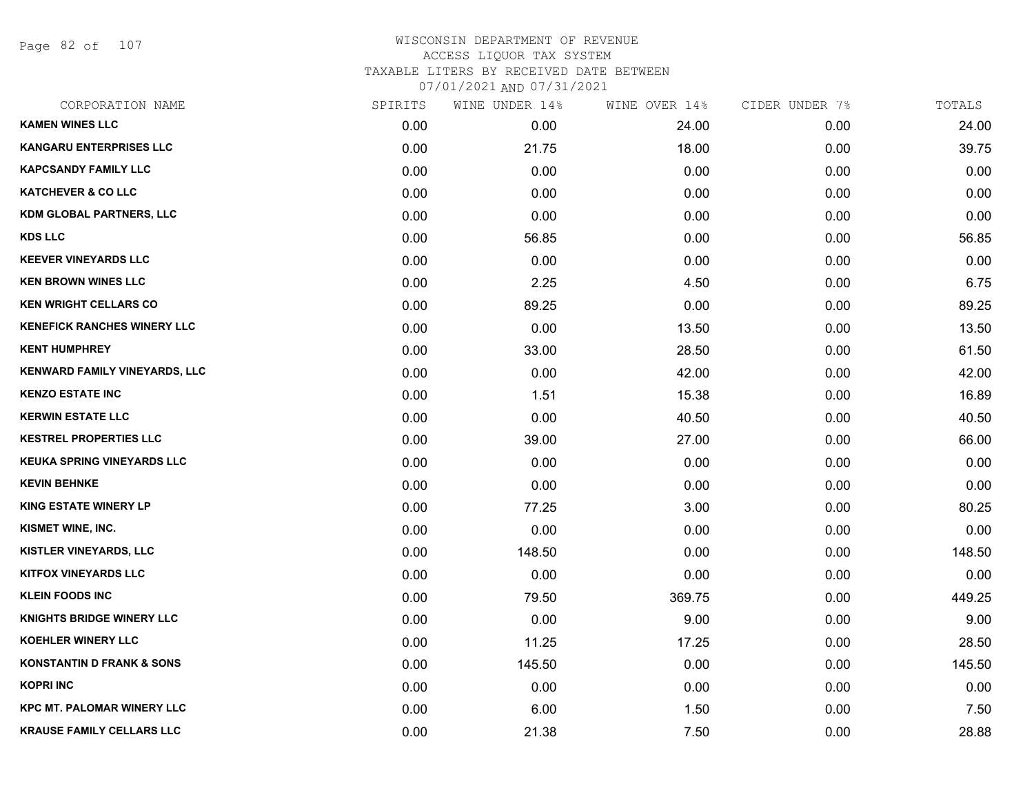# WISCONSIN DEPARTMENT OF REVENUE
## ACCESS LIQUOR TAX SYSTEM
## TAXABLE LITERS BY RECEIVED DATE BETWEEN 07/01/2021 AND 07/31/2021

| CORPORATION NAME | SPIRITS | WINE UNDER 14% | WINE OVER 14% | CIDER UNDER 7% | TOTALS |
|---|---|---|---|---|---|
| KAMEN WINES LLC | 0.00 | 0.00 | 24.00 | 0.00 | 24.00 |
| KANGARU ENTERPRISES LLC | 0.00 | 21.75 | 18.00 | 0.00 | 39.75 |
| KAPCSANDY FAMILY LLC | 0.00 | 0.00 | 0.00 | 0.00 | 0.00 |
| KATCHEVER & CO LLC | 0.00 | 0.00 | 0.00 | 0.00 | 0.00 |
| KDM GLOBAL PARTNERS, LLC | 0.00 | 0.00 | 0.00 | 0.00 | 0.00 |
| KDS LLC | 0.00 | 56.85 | 0.00 | 0.00 | 56.85 |
| KEEVER VINEYARDS LLC | 0.00 | 0.00 | 0.00 | 0.00 | 0.00 |
| KEN BROWN WINES LLC | 0.00 | 2.25 | 4.50 | 0.00 | 6.75 |
| KEN WRIGHT CELLARS CO | 0.00 | 89.25 | 0.00 | 0.00 | 89.25 |
| KENEFICK RANCHES WINERY LLC | 0.00 | 0.00 | 13.50 | 0.00 | 13.50 |
| KENT HUMPHREY | 0.00 | 33.00 | 28.50 | 0.00 | 61.50 |
| KENWARD FAMILY VINEYARDS, LLC | 0.00 | 0.00 | 42.00 | 0.00 | 42.00 |
| KENZO ESTATE INC | 0.00 | 1.51 | 15.38 | 0.00 | 16.89 |
| KERWIN ESTATE LLC | 0.00 | 0.00 | 40.50 | 0.00 | 40.50 |
| KESTREL PROPERTIES LLC | 0.00 | 39.00 | 27.00 | 0.00 | 66.00 |
| KEUKA SPRING VINEYARDS LLC | 0.00 | 0.00 | 0.00 | 0.00 | 0.00 |
| KEVIN BEHNKE | 0.00 | 0.00 | 0.00 | 0.00 | 0.00 |
| KING ESTATE WINERY LP | 0.00 | 77.25 | 3.00 | 0.00 | 80.25 |
| KISMET WINE, INC. | 0.00 | 0.00 | 0.00 | 0.00 | 0.00 |
| KISTLER VINEYARDS, LLC | 0.00 | 148.50 | 0.00 | 0.00 | 148.50 |
| KITFOX VINEYARDS LLC | 0.00 | 0.00 | 0.00 | 0.00 | 0.00 |
| KLEIN FOODS INC | 0.00 | 79.50 | 369.75 | 0.00 | 449.25 |
| KNIGHTS BRIDGE WINERY LLC | 0.00 | 0.00 | 9.00 | 0.00 | 9.00 |
| KOEHLER WINERY LLC | 0.00 | 11.25 | 17.25 | 0.00 | 28.50 |
| KONSTANTIN D FRANK & SONS | 0.00 | 145.50 | 0.00 | 0.00 | 145.50 |
| KOPRI INC | 0.00 | 0.00 | 0.00 | 0.00 | 0.00 |
| KPC MT. PALOMAR WINERY LLC | 0.00 | 6.00 | 1.50 | 0.00 | 7.50 |
| KRAUSE FAMILY CELLARS LLC | 0.00 | 21.38 | 7.50 | 0.00 | 28.88 |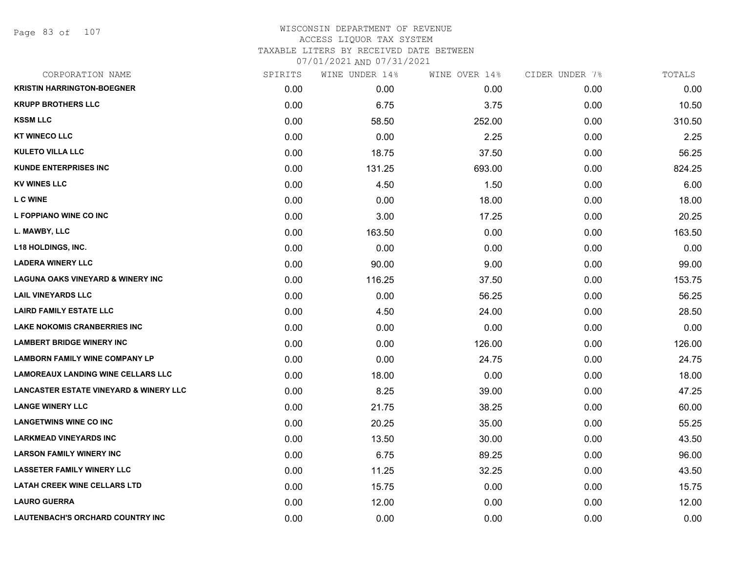WISCONSIN DEPARTMENT OF REVENUE
ACCESS LIQUOR TAX SYSTEM
TAXABLE LITERS BY RECEIVED DATE BETWEEN
07/01/2021 AND 07/31/2021

| CORPORATION NAME | SPIRITS | WINE UNDER 14% | WINE OVER 14% | CIDER UNDER 7% | TOTALS |
|---|---|---|---|---|---|
| **KRISTIN HARRINGTON-BOEGNER** | 0.00 | 0.00 | 0.00 | 0.00 | 0.00 |
| **KRUPP BROTHERS LLC** | 0.00 | 6.75 | 3.75 | 0.00 | 10.50 |
| **KSSM LLC** | 0.00 | 58.50 | 252.00 | 0.00 | 310.50 |
| **KT WINECO LLC** | 0.00 | 0.00 | 2.25 | 0.00 | 2.25 |
| **KULETO VILLA LLC** | 0.00 | 18.75 | 37.50 | 0.00 | 56.25 |
| **KUNDE ENTERPRISES INC** | 0.00 | 131.25 | 693.00 | 0.00 | 824.25 |
| **KV WINES LLC** | 0.00 | 4.50 | 1.50 | 0.00 | 6.00 |
| **L C WINE** | 0.00 | 0.00 | 18.00 | 0.00 | 18.00 |
| **L FOPPIANO WINE CO INC** | 0.00 | 3.00 | 17.25 | 0.00 | 20.25 |
| **L. MAWBY, LLC** | 0.00 | 163.50 | 0.00 | 0.00 | 163.50 |
| **L18 HOLDINGS, INC.** | 0.00 | 0.00 | 0.00 | 0.00 | 0.00 |
| **LADERA WINERY LLC** | 0.00 | 90.00 | 9.00 | 0.00 | 99.00 |
| **LAGUNA OAKS VINEYARD & WINERY INC** | 0.00 | 116.25 | 37.50 | 0.00 | 153.75 |
| **LAIL VINEYARDS LLC** | 0.00 | 0.00 | 56.25 | 0.00 | 56.25 |
| **LAIRD FAMILY ESTATE LLC** | 0.00 | 4.50 | 24.00 | 0.00 | 28.50 |
| **LAKE NOKOMIS CRANBERRIES INC** | 0.00 | 0.00 | 0.00 | 0.00 | 0.00 |
| **LAMBERT BRIDGE WINERY INC** | 0.00 | 0.00 | 126.00 | 0.00 | 126.00 |
| **LAMBORN FAMILY WINE COMPANY LP** | 0.00 | 0.00 | 24.75 | 0.00 | 24.75 |
| **LAMOREAUX LANDING WINE CELLARS LLC** | 0.00 | 18.00 | 0.00 | 0.00 | 18.00 |
| **LANCASTER ESTATE VINEYARD & WINERY LLC** | 0.00 | 8.25 | 39.00 | 0.00 | 47.25 |
| **LANGE WINERY LLC** | 0.00 | 21.75 | 38.25 | 0.00 | 60.00 |
| **LANGETWINS WINE CO INC** | 0.00 | 20.25 | 35.00 | 0.00 | 55.25 |
| **LARKMEAD VINEYARDS INC** | 0.00 | 13.50 | 30.00 | 0.00 | 43.50 |
| **LARSON FAMILY WINERY INC** | 0.00 | 6.75 | 89.25 | 0.00 | 96.00 |
| **LASSETER FAMILY WINERY LLC** | 0.00 | 11.25 | 32.25 | 0.00 | 43.50 |
| **LATAH CREEK WINE CELLARS LTD** | 0.00 | 15.75 | 0.00 | 0.00 | 15.75 |
| **LAURO GUERRA** | 0.00 | 12.00 | 0.00 | 0.00 | 12.00 |
| **LAUTENBACH'S ORCHARD COUNTRY INC** | 0.00 | 0.00 | 0.00 | 0.00 | 0.00 |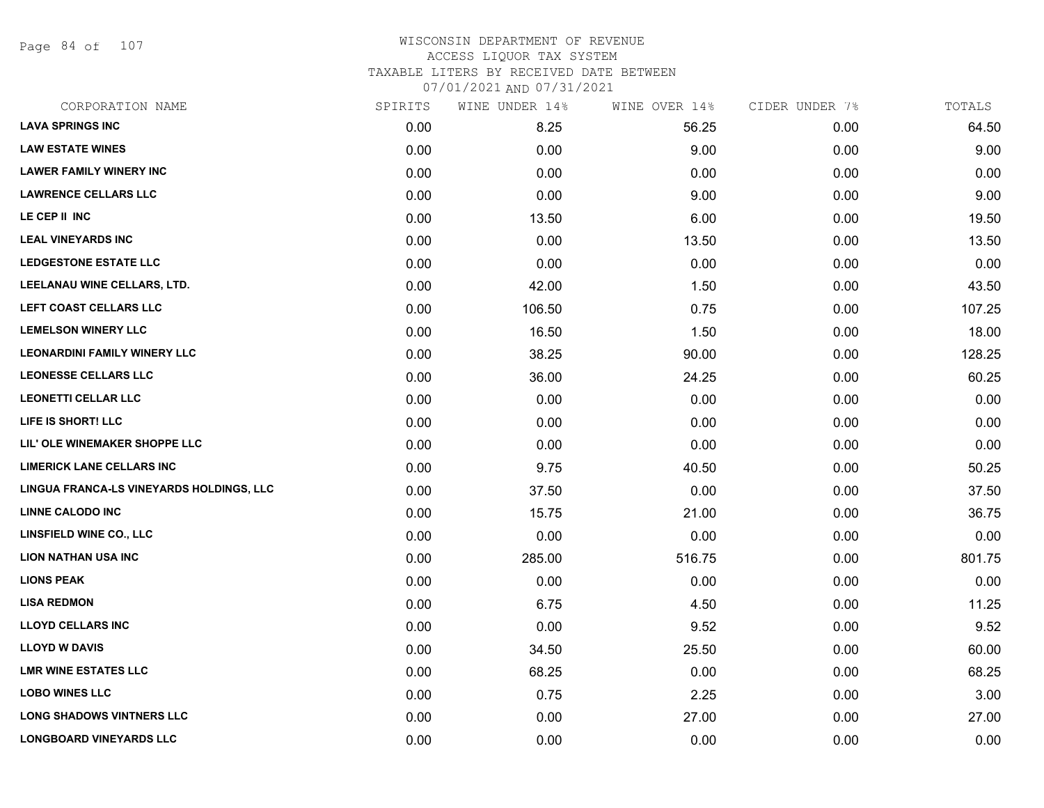WISCONSIN DEPARTMENT OF REVENUE
ACCESS LIQUOR TAX SYSTEM
TAXABLE LITERS BY RECEIVED DATE BETWEEN
07/01/2021 AND 07/31/2021

| CORPORATION NAME | SPIRITS | WINE UNDER 14% | WINE OVER 14% | CIDER UNDER 7% | TOTALS |
|---|---|---|---|---|---|
| **LAVA SPRINGS INC** | 0.00 | 8.25 | 56.25 | 0.00 | 64.50 |
| **LAW ESTATE WINES** | 0.00 | 0.00 | 9.00 | 0.00 | 9.00 |
| **LAWER FAMILY WINERY INC** | 0.00 | 0.00 | 0.00 | 0.00 | 0.00 |
| **LAWRENCE CELLARS LLC** | 0.00 | 0.00 | 9.00 | 0.00 | 9.00 |
| **LE CEP II INC** | 0.00 | 13.50 | 6.00 | 0.00 | 19.50 |
| **LEAL VINEYARDS INC** | 0.00 | 0.00 | 13.50 | 0.00 | 13.50 |
| **LEDGESTONE ESTATE LLC** | 0.00 | 0.00 | 0.00 | 0.00 | 0.00 |
| **LEELANAU WINE CELLARS, LTD.** | 0.00 | 42.00 | 1.50 | 0.00 | 43.50 |
| **LEFT COAST CELLARS LLC** | 0.00 | 106.50 | 0.75 | 0.00 | 107.25 |
| **LEMELSON WINERY LLC** | 0.00 | 16.50 | 1.50 | 0.00 | 18.00 |
| **LEONARDINI FAMILY WINERY LLC** | 0.00 | 38.25 | 90.00 | 0.00 | 128.25 |
| **LEONESSE CELLARS LLC** | 0.00 | 36.00 | 24.25 | 0.00 | 60.25 |
| **LEONETTI CELLAR LLC** | 0.00 | 0.00 | 0.00 | 0.00 | 0.00 |
| **LIFE IS SHORT! LLC** | 0.00 | 0.00 | 0.00 | 0.00 | 0.00 |
| **LIL' OLE WINEMAKER SHOPPE LLC** | 0.00 | 0.00 | 0.00 | 0.00 | 0.00 |
| **LIMERICK LANE CELLARS INC** | 0.00 | 9.75 | 40.50 | 0.00 | 50.25 |
| **LINGUA FRANCA-LS VINEYARDS HOLDINGS, LLC** | 0.00 | 37.50 | 0.00 | 0.00 | 37.50 |
| **LINNE CALODO INC** | 0.00 | 15.75 | 21.00 | 0.00 | 36.75 |
| **LINSFIELD WINE CO., LLC** | 0.00 | 0.00 | 0.00 | 0.00 | 0.00 |
| **LION NATHAN USA INC** | 0.00 | 285.00 | 516.75 | 0.00 | 801.75 |
| **LIONS PEAK** | 0.00 | 0.00 | 0.00 | 0.00 | 0.00 |
| **LISA REDMON** | 0.00 | 6.75 | 4.50 | 0.00 | 11.25 |
| **LLOYD CELLARS INC** | 0.00 | 0.00 | 9.52 | 0.00 | 9.52 |
| **LLOYD W DAVIS** | 0.00 | 34.50 | 25.50 | 0.00 | 60.00 |
| **LMR WINE ESTATES LLC** | 0.00 | 68.25 | 0.00 | 0.00 | 68.25 |
| **LOBO WINES LLC** | 0.00 | 0.75 | 2.25 | 0.00 | 3.00 |
| **LONG SHADOWS VINTNERS LLC** | 0.00 | 0.00 | 27.00 | 0.00 | 27.00 |
| **LONGBOARD VINEYARDS LLC** | 0.00 | 0.00 | 0.00 | 0.00 | 0.00 |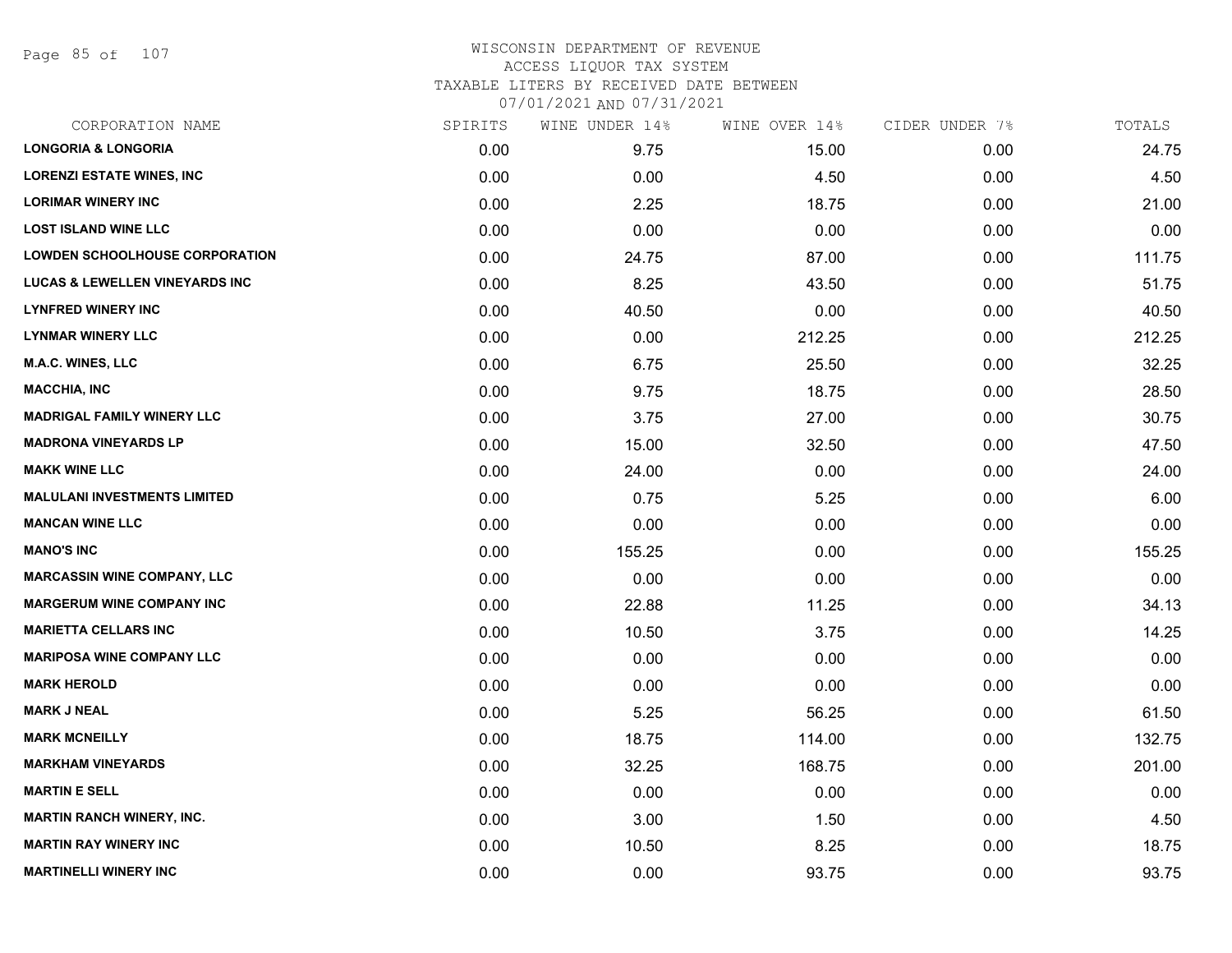# WISCONSIN DEPARTMENT OF REVENUE
## ACCESS LIQUOR TAX SYSTEM
### TAXABLE LITERS BY RECEIVED DATE BETWEEN 07/01/2021 AND 07/31/2021

| CORPORATION NAME | SPIRITS | WINE UNDER 14% | WINE OVER 14% | CIDER UNDER 7% | TOTALS |
|---|---|---|---|---|---|
| LONGORIA & LONGORIA | 0.00 | 9.75 | 15.00 | 0.00 | 24.75 |
| LORENZI ESTATE WINES, INC | 0.00 | 0.00 | 4.50 | 0.00 | 4.50 |
| LORIMAR WINERY INC | 0.00 | 2.25 | 18.75 | 0.00 | 21.00 |
| LOST ISLAND WINE LLC | 0.00 | 0.00 | 0.00 | 0.00 | 0.00 |
| LOWDEN SCHOOLHOUSE CORPORATION | 0.00 | 24.75 | 87.00 | 0.00 | 111.75 |
| LUCAS & LEWELLEN VINEYARDS INC | 0.00 | 8.25 | 43.50 | 0.00 | 51.75 |
| LYNFRED WINERY INC | 0.00 | 40.50 | 0.00 | 0.00 | 40.50 |
| LYNMAR WINERY LLC | 0.00 | 0.00 | 212.25 | 0.00 | 212.25 |
| M.A.C. WINES, LLC | 0.00 | 6.75 | 25.50 | 0.00 | 32.25 |
| MACCHIA, INC | 0.00 | 9.75 | 18.75 | 0.00 | 28.50 |
| MADRIGAL FAMILY WINERY LLC | 0.00 | 3.75 | 27.00 | 0.00 | 30.75 |
| MADRONA VINEYARDS LP | 0.00 | 15.00 | 32.50 | 0.00 | 47.50 |
| MAKK WINE LLC | 0.00 | 24.00 | 0.00 | 0.00 | 24.00 |
| MALULANI INVESTMENTS LIMITED | 0.00 | 0.75 | 5.25 | 0.00 | 6.00 |
| MANCAN WINE LLC | 0.00 | 0.00 | 0.00 | 0.00 | 0.00 |
| MANO'S INC | 0.00 | 155.25 | 0.00 | 0.00 | 155.25 |
| MARCASSIN WINE COMPANY, LLC | 0.00 | 0.00 | 0.00 | 0.00 | 0.00 |
| MARGERUM WINE COMPANY INC | 0.00 | 22.88 | 11.25 | 0.00 | 34.13 |
| MARIETTA CELLARS INC | 0.00 | 10.50 | 3.75 | 0.00 | 14.25 |
| MARIPOSA WINE COMPANY LLC | 0.00 | 0.00 | 0.00 | 0.00 | 0.00 |
| MARK HEROLD | 0.00 | 0.00 | 0.00 | 0.00 | 0.00 |
| MARK J NEAL | 0.00 | 5.25 | 56.25 | 0.00 | 61.50 |
| MARK MCNEILLY | 0.00 | 18.75 | 114.00 | 0.00 | 132.75 |
| MARKHAM VINEYARDS | 0.00 | 32.25 | 168.75 | 0.00 | 201.00 |
| MARTIN E SELL | 0.00 | 0.00 | 0.00 | 0.00 | 0.00 |
| MARTIN RANCH WINERY, INC. | 0.00 | 3.00 | 1.50 | 0.00 | 4.50 |
| MARTIN RAY WINERY INC | 0.00 | 10.50 | 8.25 | 0.00 | 18.75 |
| MARTINELLI WINERY INC | 0.00 | 0.00 | 93.75 | 0.00 | 93.75 |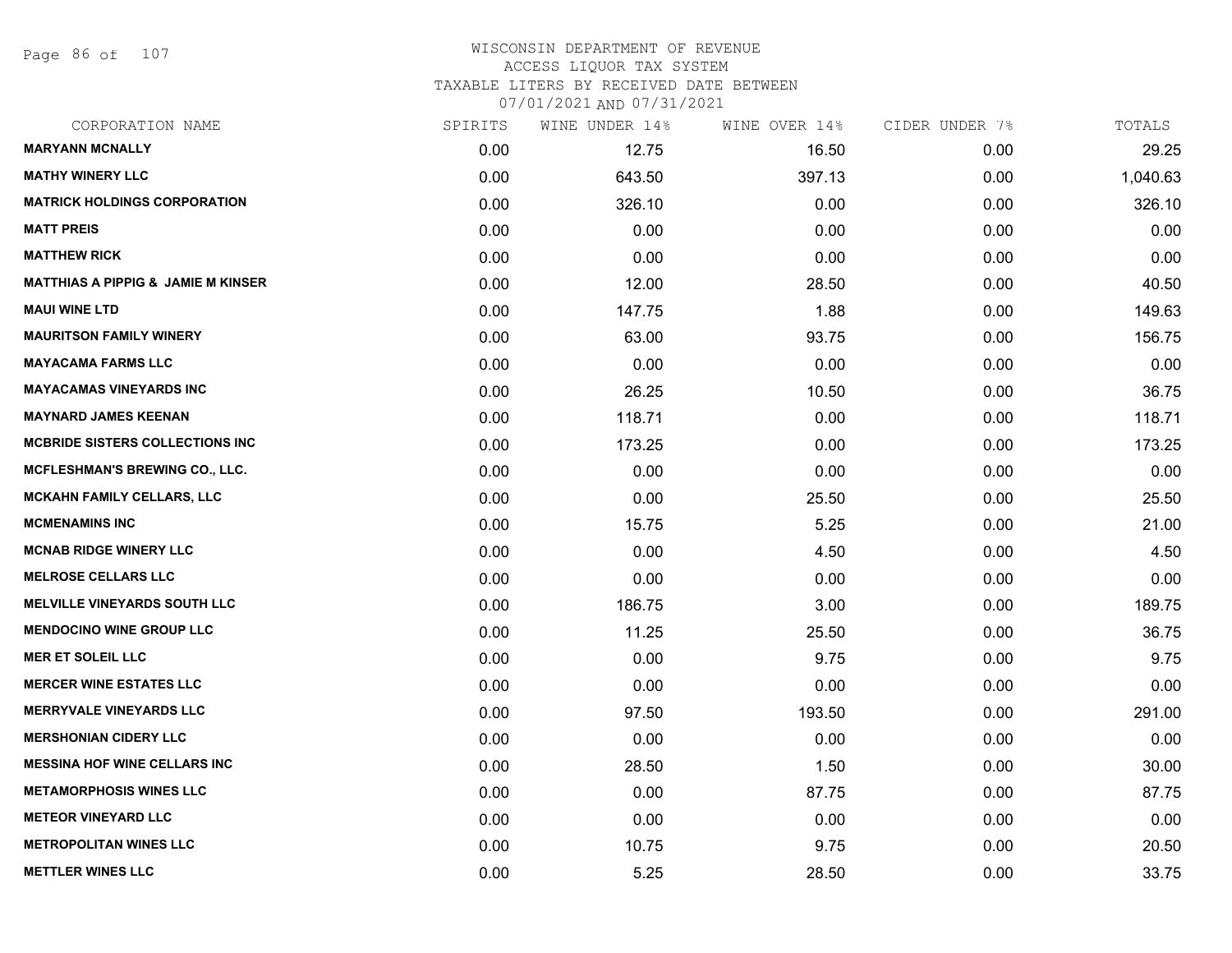# WISCONSIN DEPARTMENT OF REVENUE
## ACCESS LIQUOR TAX SYSTEM
## TAXABLE LITERS BY RECEIVED DATE BETWEEN 07/01/2021 AND 07/31/2021

| CORPORATION NAME | SPIRITS | WINE UNDER 14% | WINE OVER 14% | CIDER UNDER 7% | TOTALS |
|---|---|---|---|---|---|
| **MARYANN MCNALLY** | 0.00 | 12.75 | 16.50 | 0.00 | 29.25 |
| **MATHY WINERY LLC** | 0.00 | 643.50 | 397.13 | 0.00 | 1,040.63 |
| **MATRICK HOLDINGS CORPORATION** | 0.00 | 326.10 | 0.00 | 0.00 | 326.10 |
| **MATT PREIS** | 0.00 | 0.00 | 0.00 | 0.00 | 0.00 |
| **MATTHEW RICK** | 0.00 | 0.00 | 0.00 | 0.00 | 0.00 |
| **MATTHIAS A PIPPIG & JAMIE M KINSER** | 0.00 | 12.00 | 28.50 | 0.00 | 40.50 |
| **MAUI WINE LTD** | 0.00 | 147.75 | 1.88 | 0.00 | 149.63 |
| **MAURITSON FAMILY WINERY** | 0.00 | 63.00 | 93.75 | 0.00 | 156.75 |
| **MAYACAMA FARMS LLC** | 0.00 | 0.00 | 0.00 | 0.00 | 0.00 |
| **MAYACAMAS VINEYARDS INC** | 0.00 | 26.25 | 10.50 | 0.00 | 36.75 |
| **MAYNARD JAMES KEENAN** | 0.00 | 118.71 | 0.00 | 0.00 | 118.71 |
| **MCBRIDE SISTERS COLLECTIONS INC** | 0.00 | 173.25 | 0.00 | 0.00 | 173.25 |
| **MCFLESHMAN'S BREWING CO., LLC.** | 0.00 | 0.00 | 0.00 | 0.00 | 0.00 |
| **MCKAHN FAMILY CELLARS, LLC** | 0.00 | 0.00 | 25.50 | 0.00 | 25.50 |
| **MCMENAMINS INC** | 0.00 | 15.75 | 5.25 | 0.00 | 21.00 |
| **MCNAB RIDGE WINERY LLC** | 0.00 | 0.00 | 4.50 | 0.00 | 4.50 |
| **MELROSE CELLARS LLC** | 0.00 | 0.00 | 0.00 | 0.00 | 0.00 |
| **MELVILLE VINEYARDS SOUTH LLC** | 0.00 | 186.75 | 3.00 | 0.00 | 189.75 |
| **MENDOCINO WINE GROUP LLC** | 0.00 | 11.25 | 25.50 | 0.00 | 36.75 |
| **MER ET SOLEIL LLC** | 0.00 | 0.00 | 9.75 | 0.00 | 9.75 |
| **MERCER WINE ESTATES LLC** | 0.00 | 0.00 | 0.00 | 0.00 | 0.00 |
| **MERRYVALE VINEYARDS LLC** | 0.00 | 97.50 | 193.50 | 0.00 | 291.00 |
| **MERSHONIAN CIDERY LLC** | 0.00 | 0.00 | 0.00 | 0.00 | 0.00 |
| **MESSINA HOF WINE CELLARS INC** | 0.00 | 28.50 | 1.50 | 0.00 | 30.00 |
| **METAMORPHOSIS WINES LLC** | 0.00 | 0.00 | 87.75 | 0.00 | 87.75 |
| **METEOR VINEYARD LLC** | 0.00 | 0.00 | 0.00 | 0.00 | 0.00 |
| **METROPOLITAN WINES LLC** | 0.00 | 10.75 | 9.75 | 0.00 | 20.50 |
| **METTLER WINES LLC** | 0.00 | 5.25 | 28.50 | 0.00 | 33.75 |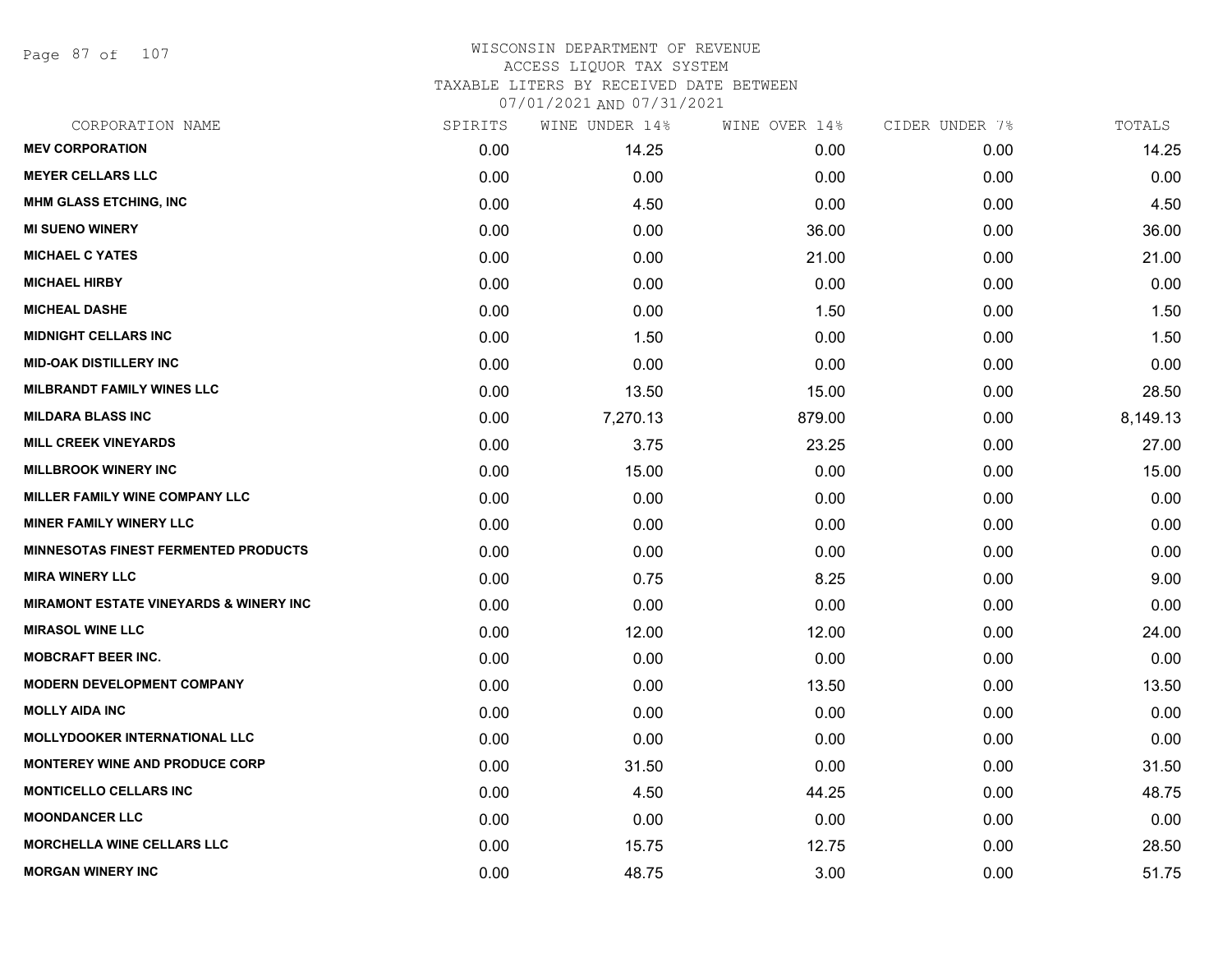WISCONSIN DEPARTMENT OF REVENUE
ACCESS LIQUOR TAX SYSTEM
TAXABLE LITERS BY RECEIVED DATE BETWEEN
07/01/2021 AND 07/31/2021

| CORPORATION NAME | SPIRITS | WINE UNDER 14% | WINE OVER 14% | CIDER UNDER 7% | TOTALS |
|---|---|---|---|---|---|
| MEV CORPORATION | 0.00 | 14.25 | 0.00 | 0.00 | 14.25 |
| MEYER CELLARS LLC | 0.00 | 0.00 | 0.00 | 0.00 | 0.00 |
| MHM GLASS ETCHING, INC | 0.00 | 4.50 | 0.00 | 0.00 | 4.50 |
| MI SUENO WINERY | 0.00 | 0.00 | 36.00 | 0.00 | 36.00 |
| MICHAEL C YATES | 0.00 | 0.00 | 21.00 | 0.00 | 21.00 |
| MICHAEL HIRBY | 0.00 | 0.00 | 0.00 | 0.00 | 0.00 |
| MICHEAL DASHE | 0.00 | 0.00 | 1.50 | 0.00 | 1.50 |
| MIDNIGHT CELLARS INC | 0.00 | 1.50 | 0.00 | 0.00 | 1.50 |
| MID-OAK DISTILLERY INC | 0.00 | 0.00 | 0.00 | 0.00 | 0.00 |
| MILBRANDT FAMILY WINES LLC | 0.00 | 13.50 | 15.00 | 0.00 | 28.50 |
| MILDARA BLASS INC | 0.00 | 7,270.13 | 879.00 | 0.00 | 8,149.13 |
| MILL CREEK VINEYARDS | 0.00 | 3.75 | 23.25 | 0.00 | 27.00 |
| MILLBROOK WINERY INC | 0.00 | 15.00 | 0.00 | 0.00 | 15.00 |
| MILLER FAMILY WINE COMPANY LLC | 0.00 | 0.00 | 0.00 | 0.00 | 0.00 |
| MINER FAMILY WINERY LLC | 0.00 | 0.00 | 0.00 | 0.00 | 0.00 |
| MINNESOTAS FINEST FERMENTED PRODUCTS | 0.00 | 0.00 | 0.00 | 0.00 | 0.00 |
| MIRA WINERY LLC | 0.00 | 0.75 | 8.25 | 0.00 | 9.00 |
| MIRAMONT ESTATE VINEYARDS & WINERY INC | 0.00 | 0.00 | 0.00 | 0.00 | 0.00 |
| MIRASOL WINE LLC | 0.00 | 12.00 | 12.00 | 0.00 | 24.00 |
| MOBCRAFT BEER INC. | 0.00 | 0.00 | 0.00 | 0.00 | 0.00 |
| MODERN DEVELOPMENT COMPANY | 0.00 | 0.00 | 13.50 | 0.00 | 13.50 |
| MOLLY AIDA INC | 0.00 | 0.00 | 0.00 | 0.00 | 0.00 |
| MOLLYDOOKER INTERNATIONAL LLC | 0.00 | 0.00 | 0.00 | 0.00 | 0.00 |
| MONTEREY WINE AND PRODUCE CORP | 0.00 | 31.50 | 0.00 | 0.00 | 31.50 |
| MONTICELLO CELLARS INC | 0.00 | 4.50 | 44.25 | 0.00 | 48.75 |
| MOONDANCER LLC | 0.00 | 0.00 | 0.00 | 0.00 | 0.00 |
| MORCHELLA WINE CELLARS LLC | 0.00 | 15.75 | 12.75 | 0.00 | 28.50 |
| MORGAN WINERY INC | 0.00 | 48.75 | 3.00 | 0.00 | 51.75 |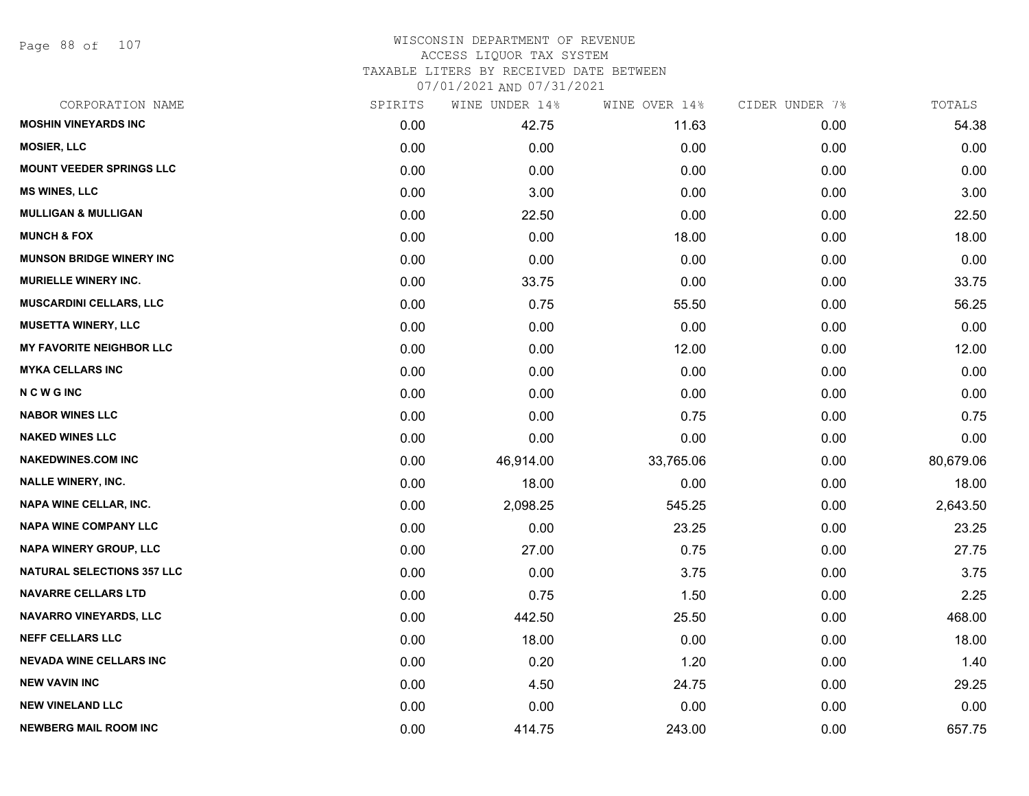# WISCONSIN DEPARTMENT OF REVENUE
ACCESS LIQUOR TAX SYSTEM
TAXABLE LITERS BY RECEIVED DATE BETWEEN
07/01/2021 AND 07/31/2021

| CORPORATION NAME | SPIRITS | WINE UNDER 14% | WINE OVER 14% | CIDER UNDER 7% | TOTALS |
|---|---|---|---|---|---|
| **MOSHIN VINEYARDS INC** | 0.00 | 42.75 | 11.63 | 0.00 | 54.38 |
| **MOSIER, LLC** | 0.00 | 0.00 | 0.00 | 0.00 | 0.00 |
| **MOUNT VEEDER SPRINGS LLC** | 0.00 | 0.00 | 0.00 | 0.00 | 0.00 |
| **MS WINES, LLC** | 0.00 | 3.00 | 0.00 | 0.00 | 3.00 |
| **MULLIGAN & MULLIGAN** | 0.00 | 22.50 | 0.00 | 0.00 | 22.50 |
| **MUNCH & FOX** | 0.00 | 0.00 | 18.00 | 0.00 | 18.00 |
| **MUNSON BRIDGE WINERY INC** | 0.00 | 0.00 | 0.00 | 0.00 | 0.00 |
| **MURIELLE WINERY INC.** | 0.00 | 33.75 | 0.00 | 0.00 | 33.75 |
| **MUSCARDINI CELLARS, LLC** | 0.00 | 0.75 | 55.50 | 0.00 | 56.25 |
| **MUSETTA WINERY, LLC** | 0.00 | 0.00 | 0.00 | 0.00 | 0.00 |
| **MY FAVORITE NEIGHBOR LLC** | 0.00 | 0.00 | 12.00 | 0.00 | 12.00 |
| **MYKA CELLARS INC** | 0.00 | 0.00 | 0.00 | 0.00 | 0.00 |
| **N C W G INC** | 0.00 | 0.00 | 0.00 | 0.00 | 0.00 |
| **NABOR WINES LLC** | 0.00 | 0.00 | 0.75 | 0.00 | 0.75 |
| **NAKED WINES LLC** | 0.00 | 0.00 | 0.00 | 0.00 | 0.00 |
| **NAKEDWINES.COM INC** | 0.00 | 46,914.00 | 33,765.06 | 0.00 | 80,679.06 |
| **NALLE WINERY, INC.** | 0.00 | 18.00 | 0.00 | 0.00 | 18.00 |
| **NAPA WINE CELLAR, INC.** | 0.00 | 2,098.25 | 545.25 | 0.00 | 2,643.50 |
| **NAPA WINE COMPANY LLC** | 0.00 | 0.00 | 23.25 | 0.00 | 23.25 |
| **NAPA WINERY GROUP, LLC** | 0.00 | 27.00 | 0.75 | 0.00 | 27.75 |
| **NATURAL SELECTIONS 357 LLC** | 0.00 | 0.00 | 3.75 | 0.00 | 3.75 |
| **NAVARRE CELLARS LTD** | 0.00 | 0.75 | 1.50 | 0.00 | 2.25 |
| **NAVARRO VINEYARDS, LLC** | 0.00 | 442.50 | 25.50 | 0.00 | 468.00 |
| **NEFF CELLARS LLC** | 0.00 | 18.00 | 0.00 | 0.00 | 18.00 |
| **NEVADA WINE CELLARS INC** | 0.00 | 0.20 | 1.20 | 0.00 | 1.40 |
| **NEW VAVIN INC** | 0.00 | 4.50 | 24.75 | 0.00 | 29.25 |
| **NEW VINELAND LLC** | 0.00 | 0.00 | 0.00 | 0.00 | 0.00 |
| **NEWBERG MAIL ROOM INC** | 0.00 | 414.75 | 243.00 | 0.00 | 657.75 |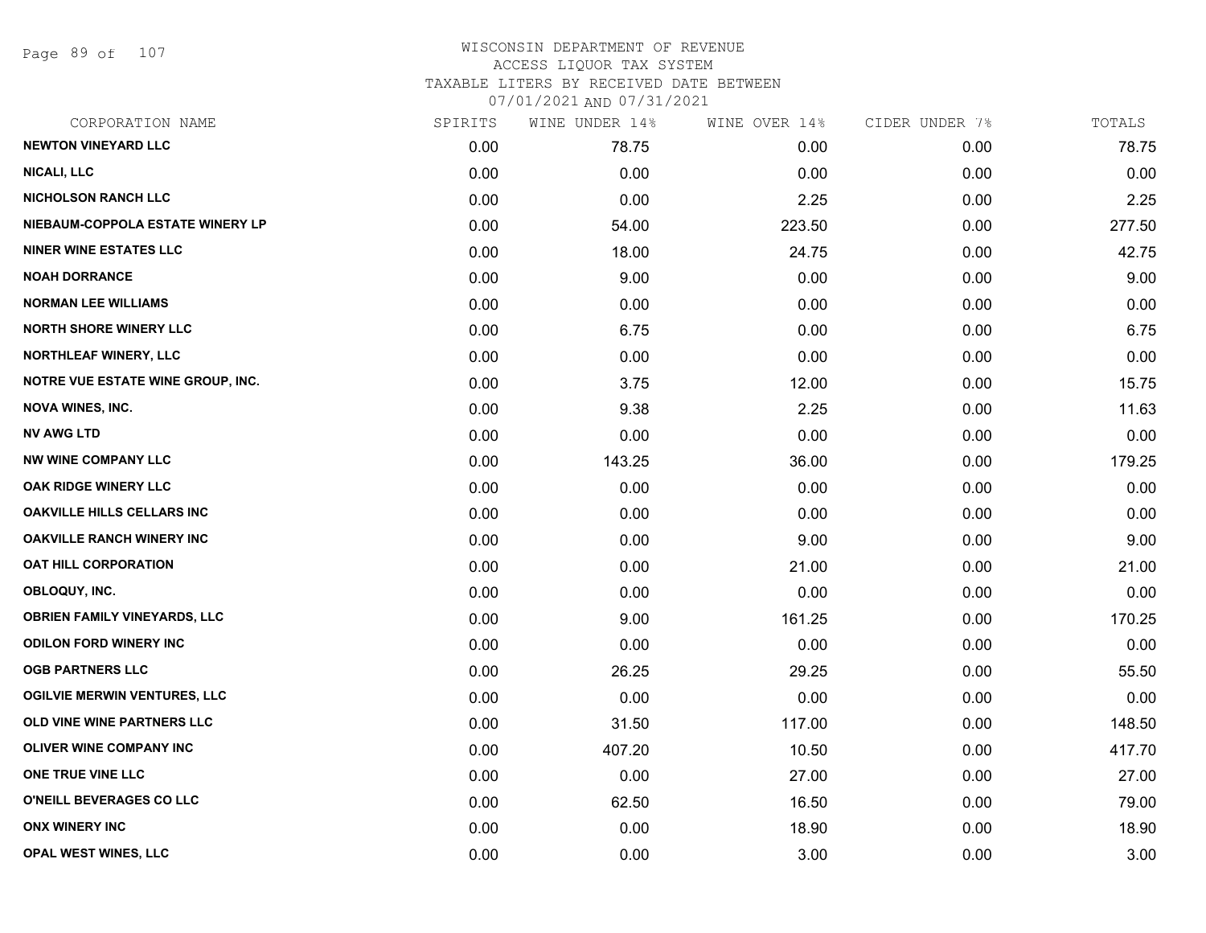WISCONSIN DEPARTMENT OF REVENUE
ACCESS LIQUOR TAX SYSTEM
TAXABLE LITERS BY RECEIVED DATE BETWEEN
07/01/2021 AND 07/31/2021

| CORPORATION NAME | SPIRITS | WINE UNDER 14% | WINE OVER 14% | CIDER UNDER 7% | TOTALS |
|---|---|---|---|---|---|
| NEWTON VINEYARD LLC | 0.00 | 78.75 | 0.00 | 0.00 | 78.75 |
| NICALI, LLC | 0.00 | 0.00 | 0.00 | 0.00 | 0.00 |
| NICHOLSON RANCH LLC | 0.00 | 0.00 | 2.25 | 0.00 | 2.25 |
| NIEBAUM-COPPOLA ESTATE WINERY LP | 0.00 | 54.00 | 223.50 | 0.00 | 277.50 |
| NINER WINE ESTATES LLC | 0.00 | 18.00 | 24.75 | 0.00 | 42.75 |
| NOAH DORRANCE | 0.00 | 9.00 | 0.00 | 0.00 | 9.00 |
| NORMAN LEE WILLIAMS | 0.00 | 0.00 | 0.00 | 0.00 | 0.00 |
| NORTH SHORE WINERY LLC | 0.00 | 6.75 | 0.00 | 0.00 | 6.75 |
| NORTHLEAF WINERY, LLC | 0.00 | 0.00 | 0.00 | 0.00 | 0.00 |
| NOTRE VUE ESTATE WINE GROUP, INC. | 0.00 | 3.75 | 12.00 | 0.00 | 15.75 |
| NOVA WINES, INC. | 0.00 | 9.38 | 2.25 | 0.00 | 11.63 |
| NV AWG LTD | 0.00 | 0.00 | 0.00 | 0.00 | 0.00 |
| NW WINE COMPANY LLC | 0.00 | 143.25 | 36.00 | 0.00 | 179.25 |
| OAK RIDGE WINERY LLC | 0.00 | 0.00 | 0.00 | 0.00 | 0.00 |
| OAKVILLE HILLS CELLARS INC | 0.00 | 0.00 | 0.00 | 0.00 | 0.00 |
| OAKVILLE RANCH WINERY INC | 0.00 | 0.00 | 9.00 | 0.00 | 9.00 |
| OAT HILL CORPORATION | 0.00 | 0.00 | 21.00 | 0.00 | 21.00 |
| OBLOQUY, INC. | 0.00 | 0.00 | 0.00 | 0.00 | 0.00 |
| OBRIEN FAMILY VINEYARDS, LLC | 0.00 | 9.00 | 161.25 | 0.00 | 170.25 |
| ODILON FORD WINERY INC | 0.00 | 0.00 | 0.00 | 0.00 | 0.00 |
| OGB PARTNERS LLC | 0.00 | 26.25 | 29.25 | 0.00 | 55.50 |
| OGILVIE MERWIN VENTURES, LLC | 0.00 | 0.00 | 0.00 | 0.00 | 0.00 |
| OLD VINE WINE PARTNERS LLC | 0.00 | 31.50 | 117.00 | 0.00 | 148.50 |
| OLIVER WINE COMPANY INC | 0.00 | 407.20 | 10.50 | 0.00 | 417.70 |
| ONE TRUE VINE LLC | 0.00 | 0.00 | 27.00 | 0.00 | 27.00 |
| O'NEILL BEVERAGES CO LLC | 0.00 | 62.50 | 16.50 | 0.00 | 79.00 |
| ONX WINERY INC | 0.00 | 0.00 | 18.90 | 0.00 | 18.90 |
| OPAL WEST WINES, LLC | 0.00 | 0.00 | 3.00 | 0.00 | 3.00 |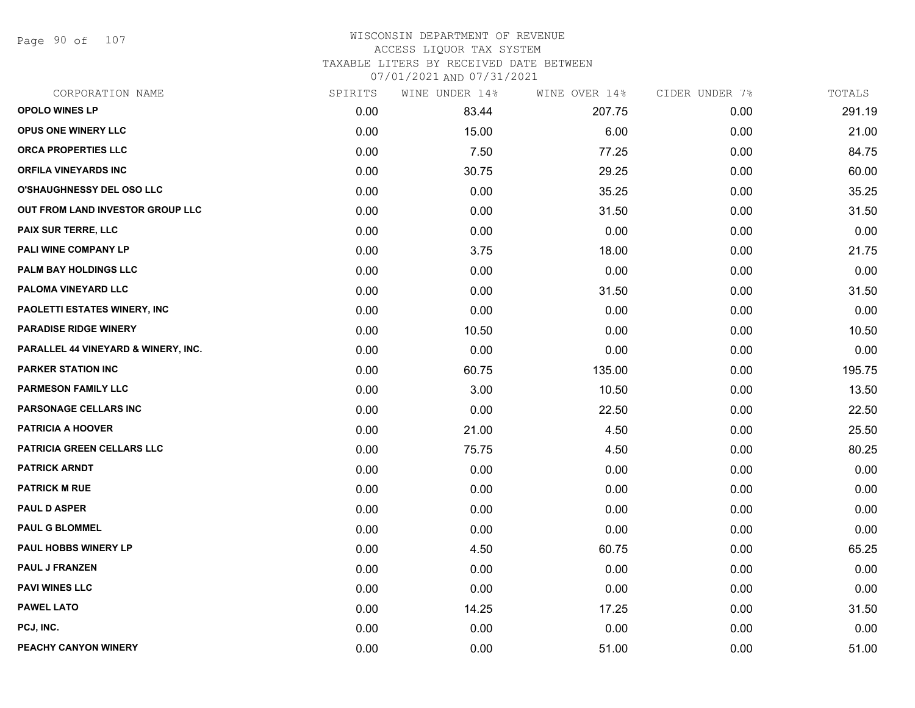# WISCONSIN DEPARTMENT OF REVENUE
ACCESS LIQUOR TAX SYSTEM
TAXABLE LITERS BY RECEIVED DATE BETWEEN
07/01/2021 AND 07/31/2021

| CORPORATION NAME | SPIRITS | WINE UNDER 14% | WINE OVER 14% | CIDER UNDER 7% | TOTALS |
|---|---|---|---|---|---|
| OPOLO WINES LP | 0.00 | 83.44 | 207.75 | 0.00 | 291.19 |
| OPUS ONE WINERY LLC | 0.00 | 15.00 | 6.00 | 0.00 | 21.00 |
| ORCA PROPERTIES LLC | 0.00 | 7.50 | 77.25 | 0.00 | 84.75 |
| ORFILA VINEYARDS INC | 0.00 | 30.75 | 29.25 | 0.00 | 60.00 |
| O'SHAUGHNESSY DEL OSO LLC | 0.00 | 0.00 | 35.25 | 0.00 | 35.25 |
| OUT FROM LAND INVESTOR GROUP LLC | 0.00 | 0.00 | 31.50 | 0.00 | 31.50 |
| PAIX SUR TERRE, LLC | 0.00 | 0.00 | 0.00 | 0.00 | 0.00 |
| PALI WINE COMPANY LP | 0.00 | 3.75 | 18.00 | 0.00 | 21.75 |
| PALM BAY HOLDINGS LLC | 0.00 | 0.00 | 0.00 | 0.00 | 0.00 |
| PALOMA VINEYARD LLC | 0.00 | 0.00 | 31.50 | 0.00 | 31.50 |
| PAOLETTI ESTATES WINERY, INC | 0.00 | 0.00 | 0.00 | 0.00 | 0.00 |
| PARADISE RIDGE WINERY | 0.00 | 10.50 | 0.00 | 0.00 | 10.50 |
| PARALLEL 44 VINEYARD & WINERY, INC. | 0.00 | 0.00 | 0.00 | 0.00 | 0.00 |
| PARKER STATION INC | 0.00 | 60.75 | 135.00 | 0.00 | 195.75 |
| PARMESON FAMILY LLC | 0.00 | 3.00 | 10.50 | 0.00 | 13.50 |
| PARSONAGE CELLARS INC | 0.00 | 0.00 | 22.50 | 0.00 | 22.50 |
| PATRICIA A HOOVER | 0.00 | 21.00 | 4.50 | 0.00 | 25.50 |
| PATRICIA GREEN CELLARS LLC | 0.00 | 75.75 | 4.50 | 0.00 | 80.25 |
| PATRICK ARNDT | 0.00 | 0.00 | 0.00 | 0.00 | 0.00 |
| PATRICK M RUE | 0.00 | 0.00 | 0.00 | 0.00 | 0.00 |
| PAUL D ASPER | 0.00 | 0.00 | 0.00 | 0.00 | 0.00 |
| PAUL G BLOMMEL | 0.00 | 0.00 | 0.00 | 0.00 | 0.00 |
| PAUL HOBBS WINERY LP | 0.00 | 4.50 | 60.75 | 0.00 | 65.25 |
| PAUL J FRANZEN | 0.00 | 0.00 | 0.00 | 0.00 | 0.00 |
| PAVI WINES LLC | 0.00 | 0.00 | 0.00 | 0.00 | 0.00 |
| PAWEL LATO | 0.00 | 14.25 | 17.25 | 0.00 | 31.50 |
| PCJ, INC. | 0.00 | 0.00 | 0.00 | 0.00 | 0.00 |
| PEACHY CANYON WINERY | 0.00 | 0.00 | 51.00 | 0.00 | 51.00 |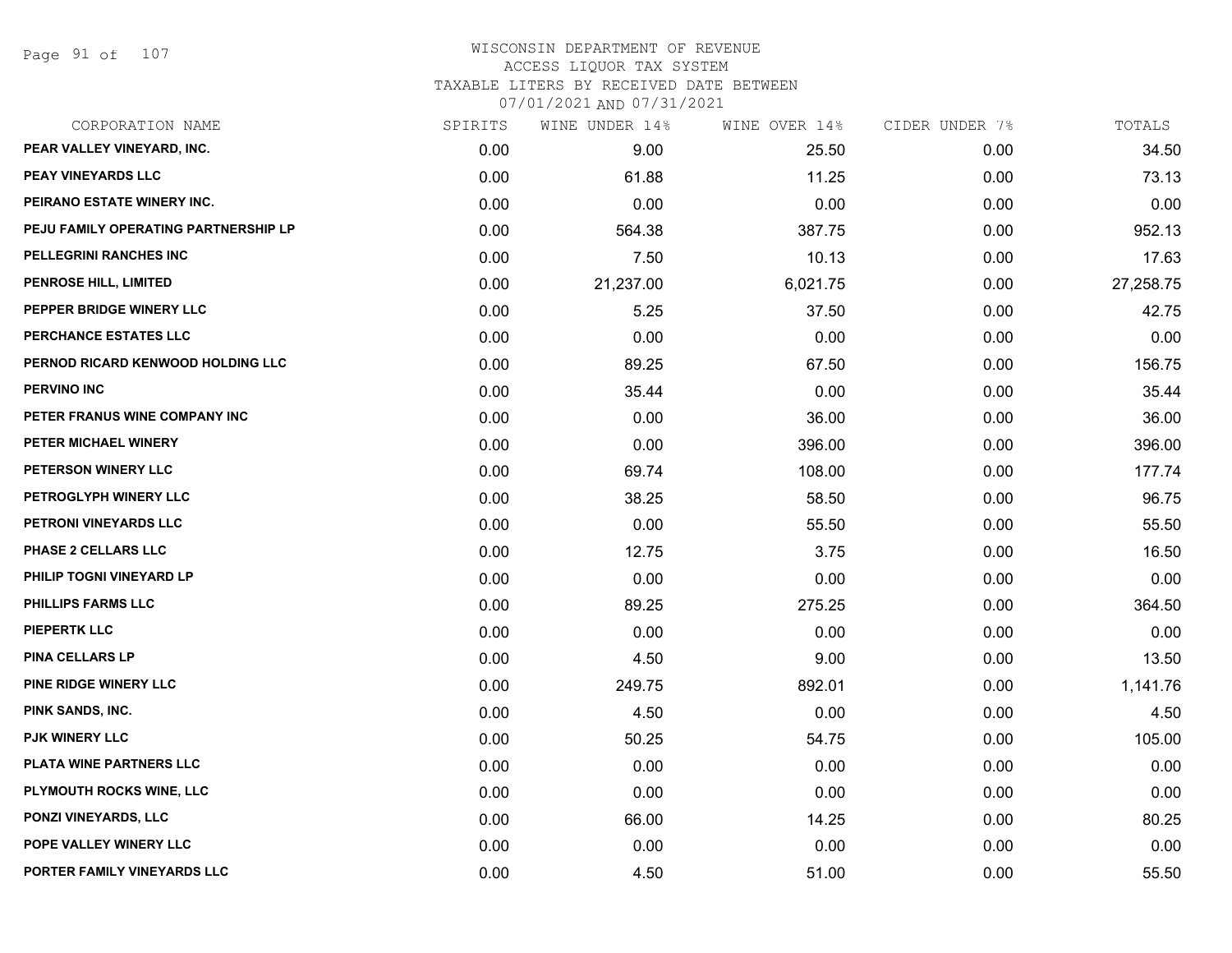WISCONSIN DEPARTMENT OF REVENUE
ACCESS LIQUOR TAX SYSTEM
TAXABLE LITERS BY RECEIVED DATE BETWEEN
07/01/2021 AND 07/31/2021

| CORPORATION NAME | SPIRITS | WINE UNDER 14% | WINE OVER 14% | CIDER UNDER 7% | TOTALS |
|---|---|---|---|---|---|
| PEAR VALLEY VINEYARD, INC. | 0.00 | 9.00 | 25.50 | 0.00 | 34.50 |
| PEAY VINEYARDS LLC | 0.00 | 61.88 | 11.25 | 0.00 | 73.13 |
| PEIRANO ESTATE WINERY INC. | 0.00 | 0.00 | 0.00 | 0.00 | 0.00 |
| PEJU FAMILY OPERATING PARTNERSHIP LP | 0.00 | 564.38 | 387.75 | 0.00 | 952.13 |
| PELLEGRINI RANCHES INC | 0.00 | 7.50 | 10.13 | 0.00 | 17.63 |
| PENROSE HILL, LIMITED | 0.00 | 21,237.00 | 6,021.75 | 0.00 | 27,258.75 |
| PEPPER BRIDGE WINERY LLC | 0.00 | 5.25 | 37.50 | 0.00 | 42.75 |
| PERCHANCE ESTATES LLC | 0.00 | 0.00 | 0.00 | 0.00 | 0.00 |
| PERNOD RICARD KENWOOD HOLDING LLC | 0.00 | 89.25 | 67.50 | 0.00 | 156.75 |
| PERVINO INC | 0.00 | 35.44 | 0.00 | 0.00 | 35.44 |
| PETER FRANUS WINE COMPANY INC | 0.00 | 0.00 | 36.00 | 0.00 | 36.00 |
| PETER MICHAEL WINERY | 0.00 | 0.00 | 396.00 | 0.00 | 396.00 |
| PETERSON WINERY LLC | 0.00 | 69.74 | 108.00 | 0.00 | 177.74 |
| PETROGLYPH WINERY LLC | 0.00 | 38.25 | 58.50 | 0.00 | 96.75 |
| PETRONI VINEYARDS LLC | 0.00 | 0.00 | 55.50 | 0.00 | 55.50 |
| PHASE 2 CELLARS LLC | 0.00 | 12.75 | 3.75 | 0.00 | 16.50 |
| PHILIP TOGNI VINEYARD LP | 0.00 | 0.00 | 0.00 | 0.00 | 0.00 |
| PHILLIPS FARMS LLC | 0.00 | 89.25 | 275.25 | 0.00 | 364.50 |
| PIEPERTK LLC | 0.00 | 0.00 | 0.00 | 0.00 | 0.00 |
| PINA CELLARS LP | 0.00 | 4.50 | 9.00 | 0.00 | 13.50 |
| PINE RIDGE WINERY LLC | 0.00 | 249.75 | 892.01 | 0.00 | 1,141.76 |
| PINK SANDS, INC. | 0.00 | 4.50 | 0.00 | 0.00 | 4.50 |
| PJK WINERY LLC | 0.00 | 50.25 | 54.75 | 0.00 | 105.00 |
| PLATA WINE PARTNERS LLC | 0.00 | 0.00 | 0.00 | 0.00 | 0.00 |
| PLYMOUTH ROCKS WINE, LLC | 0.00 | 0.00 | 0.00 | 0.00 | 0.00 |
| PONZI VINEYARDS, LLC | 0.00 | 66.00 | 14.25 | 0.00 | 80.25 |
| POPE VALLEY WINERY LLC | 0.00 | 0.00 | 0.00 | 0.00 | 0.00 |
| PORTER FAMILY VINEYARDS LLC | 0.00 | 4.50 | 51.00 | 0.00 | 55.50 |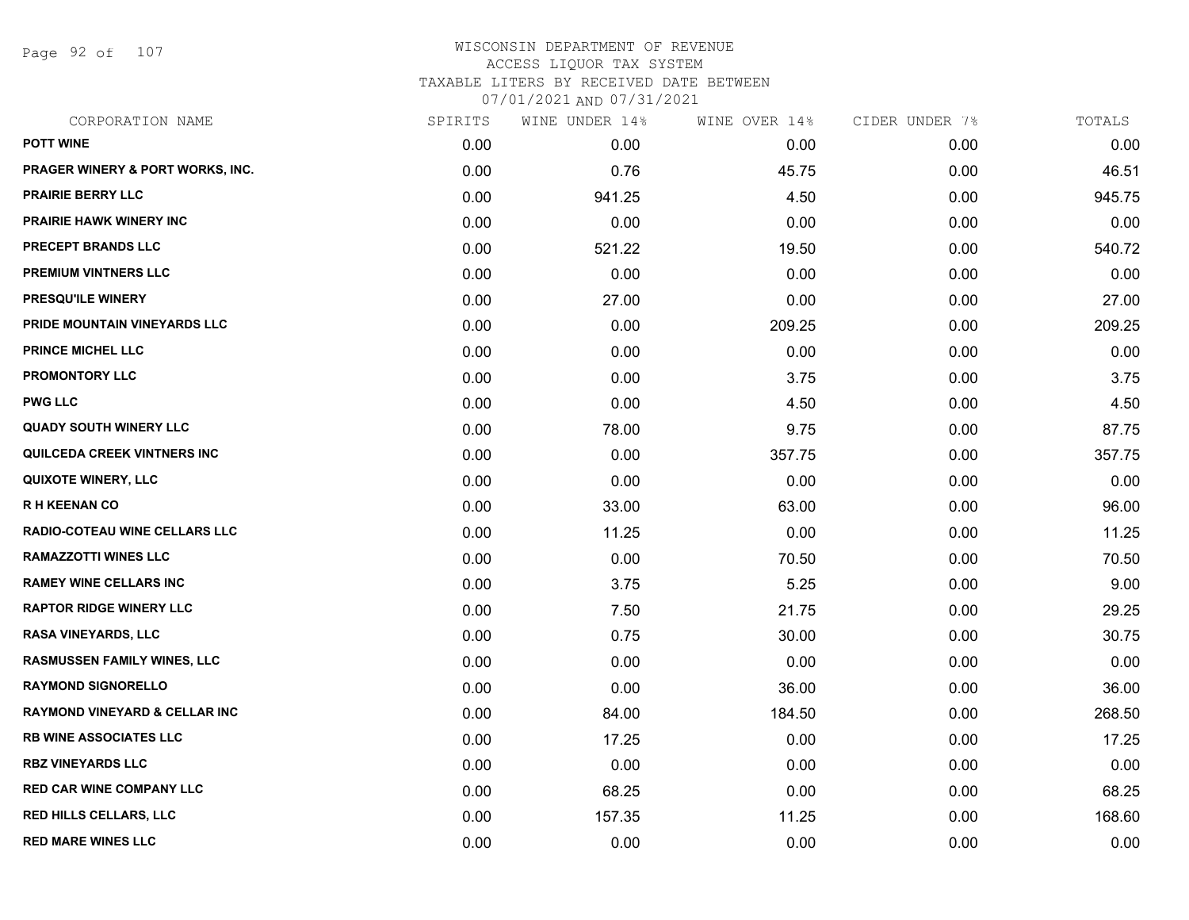WISCONSIN DEPARTMENT OF REVENUE
ACCESS LIQUOR TAX SYSTEM
TAXABLE LITERS BY RECEIVED DATE BETWEEN
07/01/2021 AND 07/31/2021

| CORPORATION NAME | SPIRITS | WINE UNDER 14% | WINE OVER 14% | CIDER UNDER 7% | TOTALS |
|---|---|---|---|---|---|
| POTT WINE | 0.00 | 0.00 | 0.00 | 0.00 | 0.00 |
| PRAGER WINERY & PORT WORKS, INC. | 0.00 | 0.76 | 45.75 | 0.00 | 46.51 |
| PRAIRIE BERRY LLC | 0.00 | 941.25 | 4.50 | 0.00 | 945.75 |
| PRAIRIE HAWK WINERY INC | 0.00 | 0.00 | 0.00 | 0.00 | 0.00 |
| PRECEPT BRANDS LLC | 0.00 | 521.22 | 19.50 | 0.00 | 540.72 |
| PREMIUM VINTNERS LLC | 0.00 | 0.00 | 0.00 | 0.00 | 0.00 |
| PRESQU'ILE WINERY | 0.00 | 27.00 | 0.00 | 0.00 | 27.00 |
| PRIDE MOUNTAIN VINEYARDS LLC | 0.00 | 0.00 | 209.25 | 0.00 | 209.25 |
| PRINCE MICHEL LLC | 0.00 | 0.00 | 0.00 | 0.00 | 0.00 |
| PROMONTORY LLC | 0.00 | 0.00 | 3.75 | 0.00 | 3.75 |
| PWG LLC | 0.00 | 0.00 | 4.50 | 0.00 | 4.50 |
| QUADY SOUTH WINERY LLC | 0.00 | 78.00 | 9.75 | 0.00 | 87.75 |
| QUILCEDA CREEK VINTNERS INC | 0.00 | 0.00 | 357.75 | 0.00 | 357.75 |
| QUIXOTE WINERY, LLC | 0.00 | 0.00 | 0.00 | 0.00 | 0.00 |
| R H KEENAN CO | 0.00 | 33.00 | 63.00 | 0.00 | 96.00 |
| RADIO-COTEAU WINE CELLARS LLC | 0.00 | 11.25 | 0.00 | 0.00 | 11.25 |
| RAMAZZOTTI WINES LLC | 0.00 | 0.00 | 70.50 | 0.00 | 70.50 |
| RAMEY WINE CELLARS INC | 0.00 | 3.75 | 5.25 | 0.00 | 9.00 |
| RAPTOR RIDGE WINERY LLC | 0.00 | 7.50 | 21.75 | 0.00 | 29.25 |
| RASA VINEYARDS, LLC | 0.00 | 0.75 | 30.00 | 0.00 | 30.75 |
| RASMUSSEN FAMILY WINES, LLC | 0.00 | 0.00 | 0.00 | 0.00 | 0.00 |
| RAYMOND SIGNORELLO | 0.00 | 0.00 | 36.00 | 0.00 | 36.00 |
| RAYMOND VINEYARD & CELLAR INC | 0.00 | 84.00 | 184.50 | 0.00 | 268.50 |
| RB WINE ASSOCIATES LLC | 0.00 | 17.25 | 0.00 | 0.00 | 17.25 |
| RBZ VINEYARDS LLC | 0.00 | 0.00 | 0.00 | 0.00 | 0.00 |
| RED CAR WINE COMPANY LLC | 0.00 | 68.25 | 0.00 | 0.00 | 68.25 |
| RED HILLS CELLARS, LLC | 0.00 | 157.35 | 11.25 | 0.00 | 168.60 |
| RED MARE WINES LLC | 0.00 | 0.00 | 0.00 | 0.00 | 0.00 |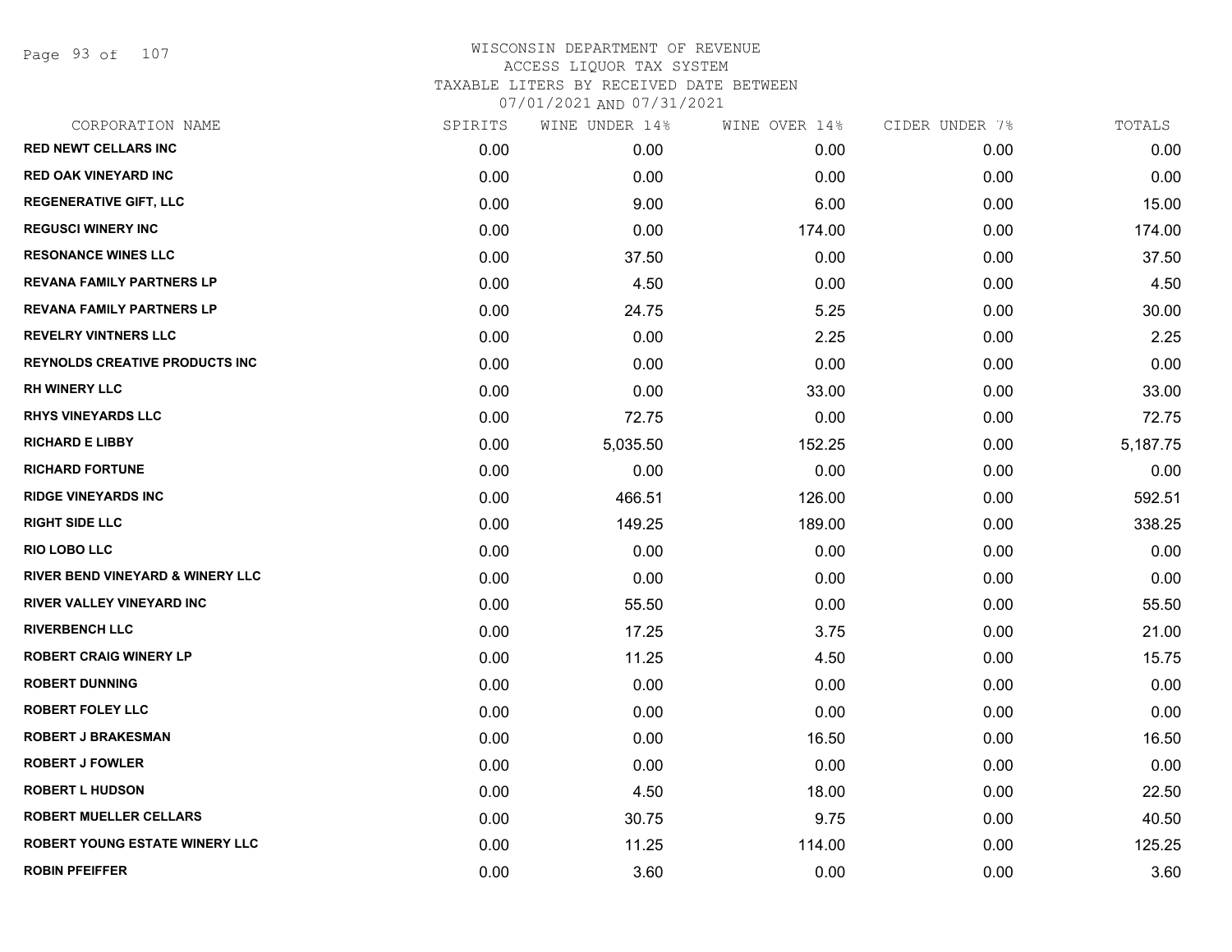# WISCONSIN DEPARTMENT OF REVENUE
## ACCESS LIQUOR TAX SYSTEM
### TAXABLE LITERS BY RECEIVED DATE BETWEEN 07/01/2021 AND 07/31/2021

| CORPORATION NAME | SPIRITS | WINE UNDER 14% | WINE OVER 14% | CIDER UNDER 7% | TOTALS |
|---|---|---|---|---|---|
| RED NEWT CELLARS INC | 0.00 | 0.00 | 0.00 | 0.00 | 0.00 |
| RED OAK VINEYARD INC | 0.00 | 0.00 | 0.00 | 0.00 | 0.00 |
| REGENERATIVE GIFT, LLC | 0.00 | 9.00 | 6.00 | 0.00 | 15.00 |
| REGUSCI WINERY INC | 0.00 | 0.00 | 174.00 | 0.00 | 174.00 |
| RESONANCE WINES LLC | 0.00 | 37.50 | 0.00 | 0.00 | 37.50 |
| REVANA FAMILY PARTNERS LP | 0.00 | 4.50 | 0.00 | 0.00 | 4.50 |
| REVANA FAMILY PARTNERS LP | 0.00 | 24.75 | 5.25 | 0.00 | 30.00 |
| REVELRY VINTNERS LLC | 0.00 | 0.00 | 2.25 | 0.00 | 2.25 |
| REYNOLDS CREATIVE PRODUCTS INC | 0.00 | 0.00 | 0.00 | 0.00 | 0.00 |
| RH WINERY LLC | 0.00 | 0.00 | 33.00 | 0.00 | 33.00 |
| RHYS VINEYARDS LLC | 0.00 | 72.75 | 0.00 | 0.00 | 72.75 |
| RICHARD E LIBBY | 0.00 | 5,035.50 | 152.25 | 0.00 | 5,187.75 |
| RICHARD FORTUNE | 0.00 | 0.00 | 0.00 | 0.00 | 0.00 |
| RIDGE VINEYARDS INC | 0.00 | 466.51 | 126.00 | 0.00 | 592.51 |
| RIGHT SIDE LLC | 0.00 | 149.25 | 189.00 | 0.00 | 338.25 |
| RIO LOBO LLC | 0.00 | 0.00 | 0.00 | 0.00 | 0.00 |
| RIVER BEND VINEYARD & WINERY LLC | 0.00 | 0.00 | 0.00 | 0.00 | 0.00 |
| RIVER VALLEY VINEYARD INC | 0.00 | 55.50 | 0.00 | 0.00 | 55.50 |
| RIVERBENCH LLC | 0.00 | 17.25 | 3.75 | 0.00 | 21.00 |
| ROBERT CRAIG WINERY LP | 0.00 | 11.25 | 4.50 | 0.00 | 15.75 |
| ROBERT DUNNING | 0.00 | 0.00 | 0.00 | 0.00 | 0.00 |
| ROBERT FOLEY LLC | 0.00 | 0.00 | 0.00 | 0.00 | 0.00 |
| ROBERT J BRAKESMAN | 0.00 | 0.00 | 16.50 | 0.00 | 16.50 |
| ROBERT J FOWLER | 0.00 | 0.00 | 0.00 | 0.00 | 0.00 |
| ROBERT L HUDSON | 0.00 | 4.50 | 18.00 | 0.00 | 22.50 |
| ROBERT MUELLER CELLARS | 0.00 | 30.75 | 9.75 | 0.00 | 40.50 |
| ROBERT YOUNG ESTATE WINERY LLC | 0.00 | 11.25 | 114.00 | 0.00 | 125.25 |
| ROBIN PFEIFFER | 0.00 | 3.60 | 0.00 | 0.00 | 3.60 |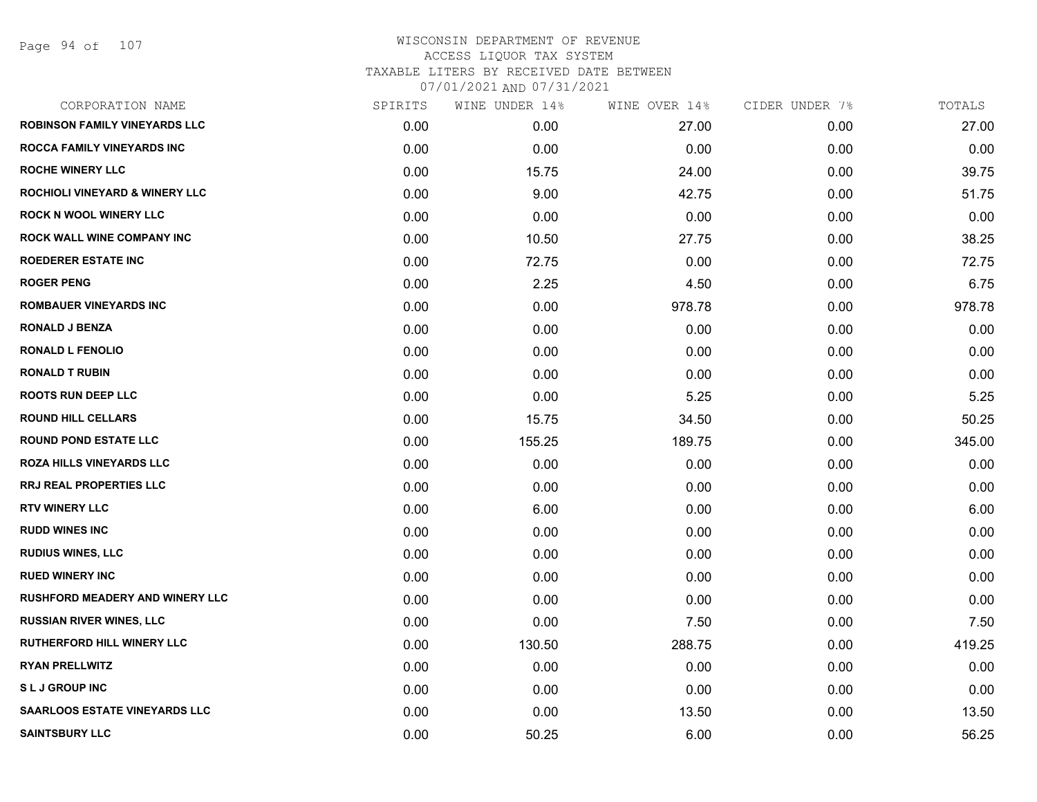# WISCONSIN DEPARTMENT OF REVENUE
ACCESS LIQUOR TAX SYSTEM
TAXABLE LITERS BY RECEIVED DATE BETWEEN
07/01/2021 AND 07/31/2021

| CORPORATION NAME | SPIRITS | WINE UNDER 14% | WINE OVER 14% | CIDER UNDER 7% | TOTALS |
|---|---|---|---|---|---|
| ROBINSON FAMILY VINEYARDS LLC | 0.00 | 0.00 | 27.00 | 0.00 | 27.00 |
| ROCCA FAMILY VINEYARDS INC | 0.00 | 0.00 | 0.00 | 0.00 | 0.00 |
| ROCHE WINERY LLC | 0.00 | 15.75 | 24.00 | 0.00 | 39.75 |
| ROCHIOLI VINEYARD & WINERY LLC | 0.00 | 9.00 | 42.75 | 0.00 | 51.75 |
| ROCK N WOOL WINERY LLC | 0.00 | 0.00 | 0.00 | 0.00 | 0.00 |
| ROCK WALL WINE COMPANY INC | 0.00 | 10.50 | 27.75 | 0.00 | 38.25 |
| ROEDERER ESTATE INC | 0.00 | 72.75 | 0.00 | 0.00 | 72.75 |
| ROGER PENG | 0.00 | 2.25 | 4.50 | 0.00 | 6.75 |
| ROMBAUER VINEYARDS INC | 0.00 | 0.00 | 978.78 | 0.00 | 978.78 |
| RONALD J BENZA | 0.00 | 0.00 | 0.00 | 0.00 | 0.00 |
| RONALD L FENOLIO | 0.00 | 0.00 | 0.00 | 0.00 | 0.00 |
| RONALD T RUBIN | 0.00 | 0.00 | 0.00 | 0.00 | 0.00 |
| ROOTS RUN DEEP LLC | 0.00 | 0.00 | 5.25 | 0.00 | 5.25 |
| ROUND HILL CELLARS | 0.00 | 15.75 | 34.50 | 0.00 | 50.25 |
| ROUND POND ESTATE LLC | 0.00 | 155.25 | 189.75 | 0.00 | 345.00 |
| ROZA HILLS VINEYARDS LLC | 0.00 | 0.00 | 0.00 | 0.00 | 0.00 |
| RRJ REAL PROPERTIES LLC | 0.00 | 0.00 | 0.00 | 0.00 | 0.00 |
| RTV WINERY LLC | 0.00 | 6.00 | 0.00 | 0.00 | 6.00 |
| RUDD WINES INC | 0.00 | 0.00 | 0.00 | 0.00 | 0.00 |
| RUDIUS WINES, LLC | 0.00 | 0.00 | 0.00 | 0.00 | 0.00 |
| RUED WINERY INC | 0.00 | 0.00 | 0.00 | 0.00 | 0.00 |
| RUSHFORD MEADERY AND WINERY LLC | 0.00 | 0.00 | 0.00 | 0.00 | 0.00 |
| RUSSIAN RIVER WINES, LLC | 0.00 | 0.00 | 7.50 | 0.00 | 7.50 |
| RUTHERFORD HILL WINERY LLC | 0.00 | 130.50 | 288.75 | 0.00 | 419.25 |
| RYAN PRELLWITZ | 0.00 | 0.00 | 0.00 | 0.00 | 0.00 |
| S L J GROUP INC | 0.00 | 0.00 | 0.00 | 0.00 | 0.00 |
| SAARLOOS ESTATE VINEYARDS LLC | 0.00 | 0.00 | 13.50 | 0.00 | 13.50 |
| SAINTSBURY LLC | 0.00 | 50.25 | 6.00 | 0.00 | 56.25 |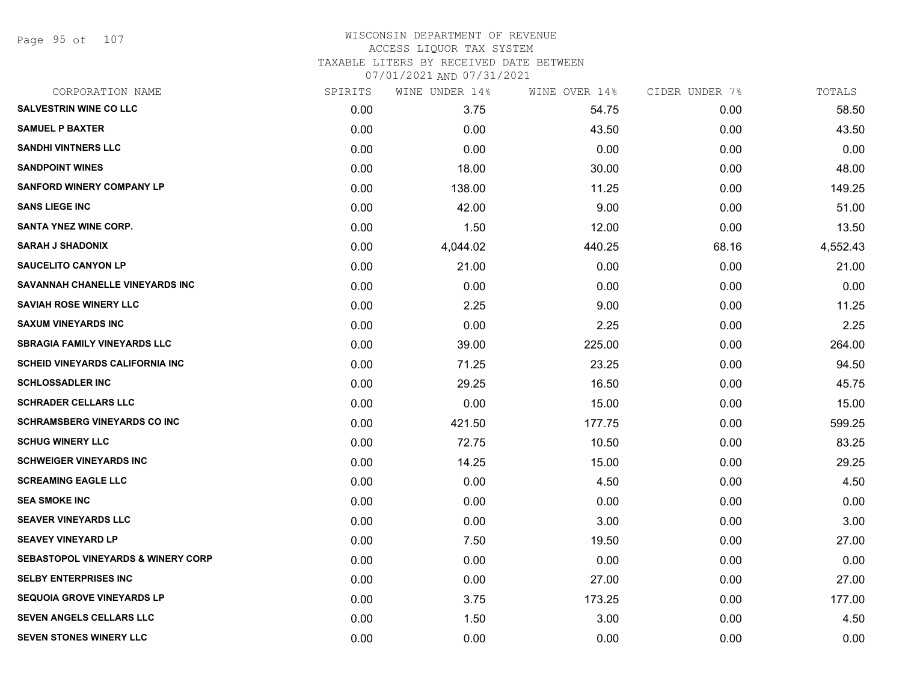WISCONSIN DEPARTMENT OF REVENUE
ACCESS LIQUOR TAX SYSTEM
TAXABLE LITERS BY RECEIVED DATE BETWEEN
07/01/2021 AND 07/31/2021

| CORPORATION NAME | SPIRITS | WINE UNDER 14% | WINE OVER 14% | CIDER UNDER 7% | TOTALS |
|---|---|---|---|---|---|
| SALVESTRIN WINE CO LLC | 0.00 | 3.75 | 54.75 | 0.00 | 58.50 |
| SAMUEL P BAXTER | 0.00 | 0.00 | 43.50 | 0.00 | 43.50 |
| SANDHI VINTNERS LLC | 0.00 | 0.00 | 0.00 | 0.00 | 0.00 |
| SANDPOINT WINES | 0.00 | 18.00 | 30.00 | 0.00 | 48.00 |
| SANFORD WINERY COMPANY LP | 0.00 | 138.00 | 11.25 | 0.00 | 149.25 |
| SANS LIEGE INC | 0.00 | 42.00 | 9.00 | 0.00 | 51.00 |
| SANTA YNEZ WINE CORP. | 0.00 | 1.50 | 12.00 | 0.00 | 13.50 |
| SARAH J SHADONIX | 0.00 | 4,044.02 | 440.25 | 68.16 | 4,552.43 |
| SAUCELITO CANYON LP | 0.00 | 21.00 | 0.00 | 0.00 | 21.00 |
| SAVANNAH CHANELLE VINEYARDS INC | 0.00 | 0.00 | 0.00 | 0.00 | 0.00 |
| SAVIAH ROSE WINERY LLC | 0.00 | 2.25 | 9.00 | 0.00 | 11.25 |
| SAXUM VINEYARDS INC | 0.00 | 0.00 | 2.25 | 0.00 | 2.25 |
| SBRAGIA FAMILY VINEYARDS LLC | 0.00 | 39.00 | 225.00 | 0.00 | 264.00 |
| SCHEID VINEYARDS CALIFORNIA INC | 0.00 | 71.25 | 23.25 | 0.00 | 94.50 |
| SCHLOSSADLER INC | 0.00 | 29.25 | 16.50 | 0.00 | 45.75 |
| SCHRADER CELLARS LLC | 0.00 | 0.00 | 15.00 | 0.00 | 15.00 |
| SCHRAMSBERG VINEYARDS CO INC | 0.00 | 421.50 | 177.75 | 0.00 | 599.25 |
| SCHUG WINERY LLC | 0.00 | 72.75 | 10.50 | 0.00 | 83.25 |
| SCHWEIGER VINEYARDS INC | 0.00 | 14.25 | 15.00 | 0.00 | 29.25 |
| SCREAMING EAGLE LLC | 0.00 | 0.00 | 4.50 | 0.00 | 4.50 |
| SEA SMOKE INC | 0.00 | 0.00 | 0.00 | 0.00 | 0.00 |
| SEAVER VINEYARDS LLC | 0.00 | 0.00 | 3.00 | 0.00 | 3.00 |
| SEAVEY VINEYARD LP | 0.00 | 7.50 | 19.50 | 0.00 | 27.00 |
| SEBASTOPOL VINEYARDS & WINERY CORP | 0.00 | 0.00 | 0.00 | 0.00 | 0.00 |
| SELBY ENTERPRISES INC | 0.00 | 0.00 | 27.00 | 0.00 | 27.00 |
| SEQUOIA GROVE VINEYARDS LP | 0.00 | 3.75 | 173.25 | 0.00 | 177.00 |
| SEVEN ANGELS CELLARS LLC | 0.00 | 1.50 | 3.00 | 0.00 | 4.50 |
| SEVEN STONES WINERY LLC | 0.00 | 0.00 | 0.00 | 0.00 | 0.00 |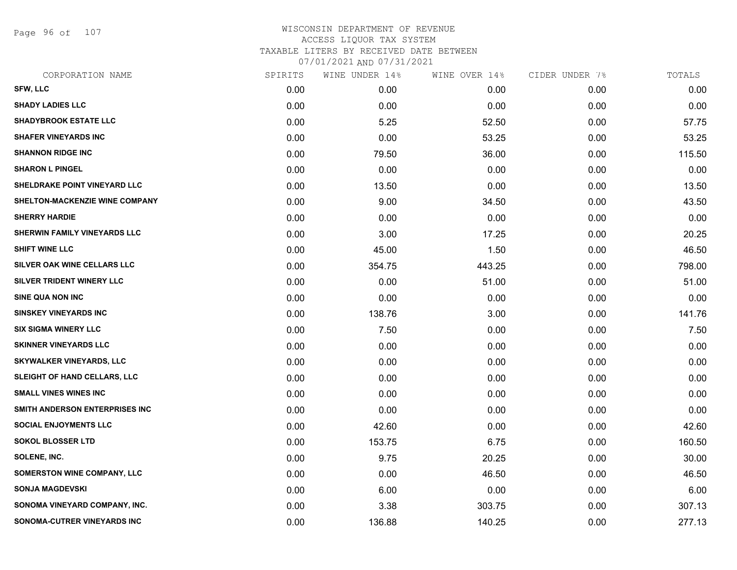WISCONSIN DEPARTMENT OF REVENUE
ACCESS LIQUOR TAX SYSTEM
TAXABLE LITERS BY RECEIVED DATE BETWEEN
07/01/2021 AND 07/31/2021

| CORPORATION NAME | SPIRITS | WINE UNDER 14% | WINE OVER 14% | CIDER UNDER 7% | TOTALS |
|---|---|---|---|---|---|
| SFW, LLC | 0.00 | 0.00 | 0.00 | 0.00 | 0.00 |
| SHADY LADIES LLC | 0.00 | 0.00 | 0.00 | 0.00 | 0.00 |
| SHADYBROOK ESTATE LLC | 0.00 | 5.25 | 52.50 | 0.00 | 57.75 |
| SHAFER VINEYARDS INC | 0.00 | 0.00 | 53.25 | 0.00 | 53.25 |
| SHANNON RIDGE INC | 0.00 | 79.50 | 36.00 | 0.00 | 115.50 |
| SHARON L PINGEL | 0.00 | 0.00 | 0.00 | 0.00 | 0.00 |
| SHELDRAKE POINT VINEYARD LLC | 0.00 | 13.50 | 0.00 | 0.00 | 13.50 |
| SHELTON-MACKENZIE WINE COMPANY | 0.00 | 9.00 | 34.50 | 0.00 | 43.50 |
| SHERRY HARDIE | 0.00 | 0.00 | 0.00 | 0.00 | 0.00 |
| SHERWIN FAMILY VINEYARDS LLC | 0.00 | 3.00 | 17.25 | 0.00 | 20.25 |
| SHIFT WINE LLC | 0.00 | 45.00 | 1.50 | 0.00 | 46.50 |
| SILVER OAK WINE CELLARS LLC | 0.00 | 354.75 | 443.25 | 0.00 | 798.00 |
| SILVER TRIDENT WINERY LLC | 0.00 | 0.00 | 51.00 | 0.00 | 51.00 |
| SINE QUA NON INC | 0.00 | 0.00 | 0.00 | 0.00 | 0.00 |
| SINSKEY VINEYARDS INC | 0.00 | 138.76 | 3.00 | 0.00 | 141.76 |
| SIX SIGMA WINERY LLC | 0.00 | 7.50 | 0.00 | 0.00 | 7.50 |
| SKINNER VINEYARDS LLC | 0.00 | 0.00 | 0.00 | 0.00 | 0.00 |
| SKYWALKER VINEYARDS, LLC | 0.00 | 0.00 | 0.00 | 0.00 | 0.00 |
| SLEIGHT OF HAND CELLARS, LLC | 0.00 | 0.00 | 0.00 | 0.00 | 0.00 |
| SMALL VINES WINES INC | 0.00 | 0.00 | 0.00 | 0.00 | 0.00 |
| SMITH ANDERSON ENTERPRISES INC | 0.00 | 0.00 | 0.00 | 0.00 | 0.00 |
| SOCIAL ENJOYMENTS LLC | 0.00 | 42.60 | 0.00 | 0.00 | 42.60 |
| SOKOL BLOSSER LTD | 0.00 | 153.75 | 6.75 | 0.00 | 160.50 |
| SOLENE, INC. | 0.00 | 9.75 | 20.25 | 0.00 | 30.00 |
| SOMERSTON WINE COMPANY, LLC | 0.00 | 0.00 | 46.50 | 0.00 | 46.50 |
| SONJA MAGDEVSKI | 0.00 | 6.00 | 0.00 | 0.00 | 6.00 |
| SONOMA VINEYARD COMPANY, INC. | 0.00 | 3.38 | 303.75 | 0.00 | 307.13 |
| SONOMA-CUTRER VINEYARDS INC | 0.00 | 136.88 | 140.25 | 0.00 | 277.13 |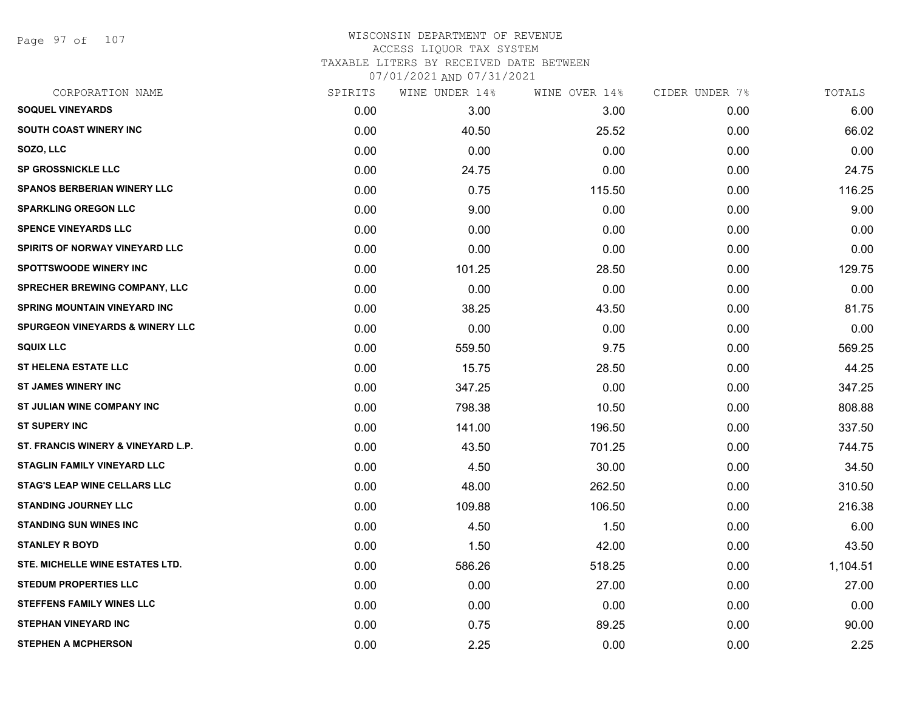# WISCONSIN DEPARTMENT OF REVENUE
## ACCESS LIQUOR TAX SYSTEM
### TAXABLE LITERS BY RECEIVED DATE BETWEEN 07/01/2021 AND 07/31/2021

| CORPORATION NAME | SPIRITS | WINE UNDER 14% | WINE OVER 14% | CIDER UNDER 7% | TOTALS |
|---|---|---|---|---|---|
| SOQUEL VINEYARDS | 0.00 | 3.00 | 3.00 | 0.00 | 6.00 |
| SOUTH COAST WINERY INC | 0.00 | 40.50 | 25.52 | 0.00 | 66.02 |
| SOZO, LLC | 0.00 | 0.00 | 0.00 | 0.00 | 0.00 |
| SP GROSSNICKLE LLC | 0.00 | 24.75 | 0.00 | 0.00 | 24.75 |
| SPANOS BERBERIAN WINERY LLC | 0.00 | 0.75 | 115.50 | 0.00 | 116.25 |
| SPARKLING OREGON LLC | 0.00 | 9.00 | 0.00 | 0.00 | 9.00 |
| SPENCE VINEYARDS LLC | 0.00 | 0.00 | 0.00 | 0.00 | 0.00 |
| SPIRITS OF NORWAY VINEYARD LLC | 0.00 | 0.00 | 0.00 | 0.00 | 0.00 |
| SPOTTSWOODE WINERY INC | 0.00 | 101.25 | 28.50 | 0.00 | 129.75 |
| SPRECHER BREWING COMPANY, LLC | 0.00 | 0.00 | 0.00 | 0.00 | 0.00 |
| SPRING MOUNTAIN VINEYARD INC | 0.00 | 38.25 | 43.50 | 0.00 | 81.75 |
| SPURGEON VINEYARDS & WINERY LLC | 0.00 | 0.00 | 0.00 | 0.00 | 0.00 |
| SQUIX LLC | 0.00 | 559.50 | 9.75 | 0.00 | 569.25 |
| ST HELENA ESTATE LLC | 0.00 | 15.75 | 28.50 | 0.00 | 44.25 |
| ST JAMES WINERY INC | 0.00 | 347.25 | 0.00 | 0.00 | 347.25 |
| ST JULIAN WINE COMPANY INC | 0.00 | 798.38 | 10.50 | 0.00 | 808.88 |
| ST SUPERY INC | 0.00 | 141.00 | 196.50 | 0.00 | 337.50 |
| ST. FRANCIS WINERY & VINEYARD L.P. | 0.00 | 43.50 | 701.25 | 0.00 | 744.75 |
| STAGLIN FAMILY VINEYARD LLC | 0.00 | 4.50 | 30.00 | 0.00 | 34.50 |
| STAG'S LEAP WINE CELLARS LLC | 0.00 | 48.00 | 262.50 | 0.00 | 310.50 |
| STANDING JOURNEY LLC | 0.00 | 109.88 | 106.50 | 0.00 | 216.38 |
| STANDING SUN WINES INC | 0.00 | 4.50 | 1.50 | 0.00 | 6.00 |
| STANLEY R BOYD | 0.00 | 1.50 | 42.00 | 0.00 | 43.50 |
| STE. MICHELLE WINE ESTATES LTD. | 0.00 | 586.26 | 518.25 | 0.00 | 1,104.51 |
| STEDUM PROPERTIES LLC | 0.00 | 0.00 | 27.00 | 0.00 | 27.00 |
| STEFFENS FAMILY WINES LLC | 0.00 | 0.00 | 0.00 | 0.00 | 0.00 |
| STEPHAN VINEYARD INC | 0.00 | 0.75 | 89.25 | 0.00 | 90.00 |
| STEPHEN A MCPHERSON | 0.00 | 2.25 | 0.00 | 0.00 | 2.25 |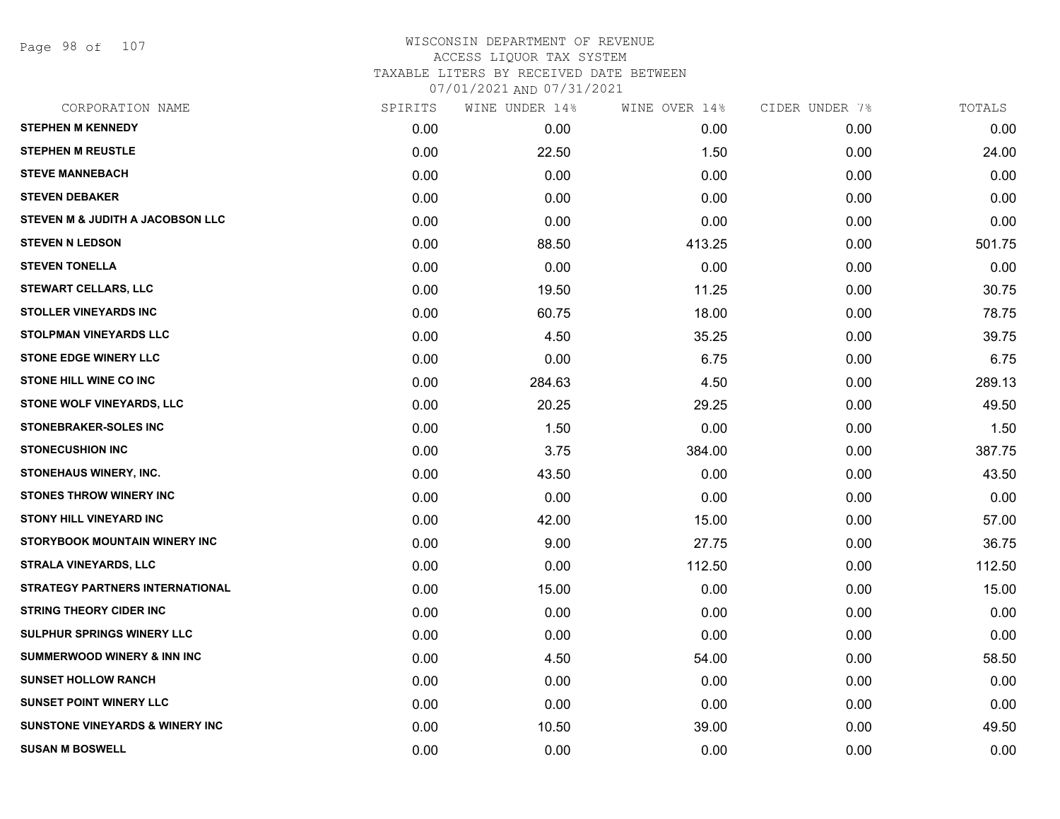WISCONSIN DEPARTMENT OF REVENUE
ACCESS LIQUOR TAX SYSTEM
TAXABLE LITERS BY RECEIVED DATE BETWEEN
07/01/2021 AND 07/31/2021

| CORPORATION NAME | SPIRITS | WINE UNDER 14% | WINE OVER 14% | CIDER UNDER 7% | TOTALS |
|---|---|---|---|---|---|
| **STEPHEN M KENNEDY** | 0.00 | 0.00 | 0.00 | 0.00 | 0.00 |
| **STEPHEN M REUSTLE** | 0.00 | 22.50 | 1.50 | 0.00 | 24.00 |
| **STEVE MANNEBACH** | 0.00 | 0.00 | 0.00 | 0.00 | 0.00 |
| **STEVEN DEBAKER** | 0.00 | 0.00 | 0.00 | 0.00 | 0.00 |
| **STEVEN M & JUDITH A JACOBSON LLC** | 0.00 | 0.00 | 0.00 | 0.00 | 0.00 |
| **STEVEN N LEDSON** | 0.00 | 88.50 | 413.25 | 0.00 | 501.75 |
| **STEVEN TONELLA** | 0.00 | 0.00 | 0.00 | 0.00 | 0.00 |
| **STEWART CELLARS, LLC** | 0.00 | 19.50 | 11.25 | 0.00 | 30.75 |
| **STOLLER VINEYARDS INC** | 0.00 | 60.75 | 18.00 | 0.00 | 78.75 |
| **STOLPMAN VINEYARDS LLC** | 0.00 | 4.50 | 35.25 | 0.00 | 39.75 |
| **STONE EDGE WINERY LLC** | 0.00 | 0.00 | 6.75 | 0.00 | 6.75 |
| **STONE HILL WINE CO INC** | 0.00 | 284.63 | 4.50 | 0.00 | 289.13 |
| **STONE WOLF VINEYARDS, LLC** | 0.00 | 20.25 | 29.25 | 0.00 | 49.50 |
| **STONEBRAKER-SOLES INC** | 0.00 | 1.50 | 0.00 | 0.00 | 1.50 |
| **STONECUSHION INC** | 0.00 | 3.75 | 384.00 | 0.00 | 387.75 |
| **STONEHAUS WINERY, INC.** | 0.00 | 43.50 | 0.00 | 0.00 | 43.50 |
| **STONES THROW WINERY INC** | 0.00 | 0.00 | 0.00 | 0.00 | 0.00 |
| **STONY HILL VINEYARD INC** | 0.00 | 42.00 | 15.00 | 0.00 | 57.00 |
| **STORYBOOK MOUNTAIN WINERY INC** | 0.00 | 9.00 | 27.75 | 0.00 | 36.75 |
| **STRALA VINEYARDS, LLC** | 0.00 | 0.00 | 112.50 | 0.00 | 112.50 |
| **STRATEGY PARTNERS INTERNATIONAL** | 0.00 | 15.00 | 0.00 | 0.00 | 15.00 |
| **STRING THEORY CIDER INC** | 0.00 | 0.00 | 0.00 | 0.00 | 0.00 |
| **SULPHUR SPRINGS WINERY LLC** | 0.00 | 0.00 | 0.00 | 0.00 | 0.00 |
| **SUMMERWOOD WINERY & INN INC** | 0.00 | 4.50 | 54.00 | 0.00 | 58.50 |
| **SUNSET HOLLOW RANCH** | 0.00 | 0.00 | 0.00 | 0.00 | 0.00 |
| **SUNSET POINT WINERY LLC** | 0.00 | 0.00 | 0.00 | 0.00 | 0.00 |
| **SUNSTONE VINEYARDS & WINERY INC** | 0.00 | 10.50 | 39.00 | 0.00 | 49.50 |
| **SUSAN M BOSWELL** | 0.00 | 0.00 | 0.00 | 0.00 | 0.00 |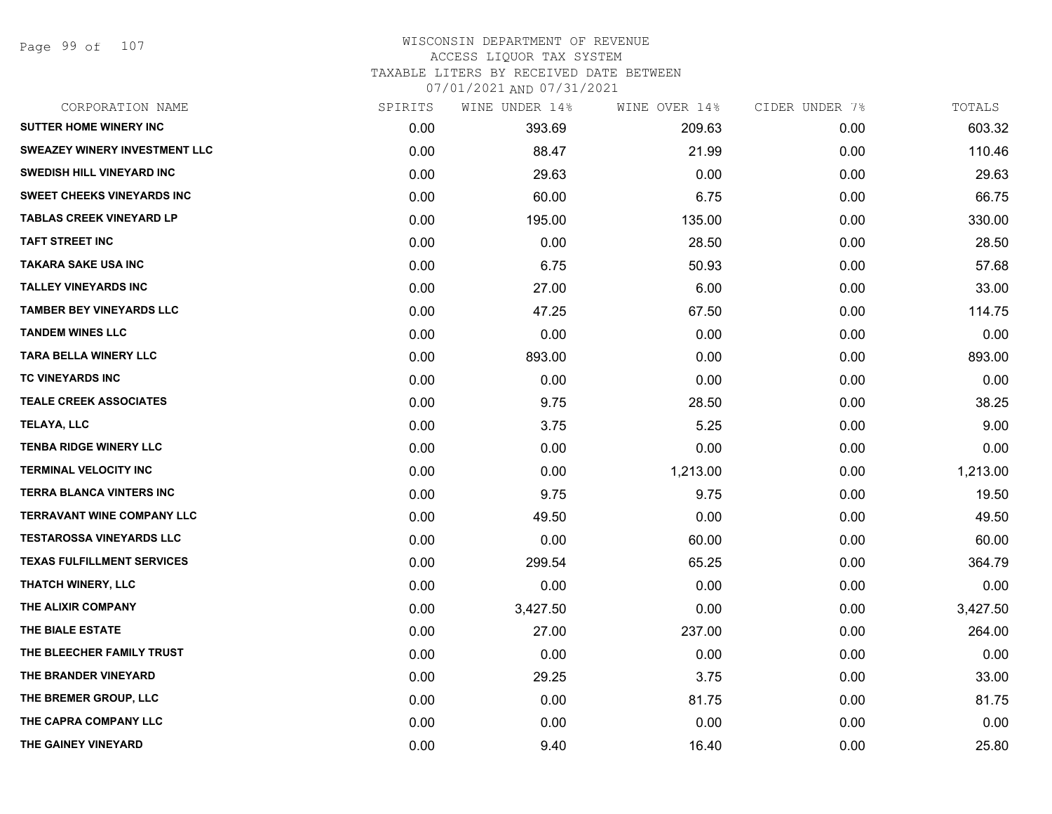WISCONSIN DEPARTMENT OF REVENUE
ACCESS LIQUOR TAX SYSTEM
TAXABLE LITERS BY RECEIVED DATE BETWEEN
07/01/2021 AND 07/31/2021

| CORPORATION NAME | SPIRITS | WINE UNDER 14% | WINE OVER 14% | CIDER UNDER 7% | TOTALS |
|---|---|---|---|---|---|
| SUTTER HOME WINERY INC | 0.00 | 393.69 | 209.63 | 0.00 | 603.32 |
| SWEAZEY WINERY INVESTMENT LLC | 0.00 | 88.47 | 21.99 | 0.00 | 110.46 |
| SWEDISH HILL VINEYARD INC | 0.00 | 29.63 | 0.00 | 0.00 | 29.63 |
| SWEET CHEEKS VINEYARDS INC | 0.00 | 60.00 | 6.75 | 0.00 | 66.75 |
| TABLAS CREEK VINEYARD LP | 0.00 | 195.00 | 135.00 | 0.00 | 330.00 |
| TAFT STREET INC | 0.00 | 0.00 | 28.50 | 0.00 | 28.50 |
| TAKARA SAKE USA INC | 0.00 | 6.75 | 50.93 | 0.00 | 57.68 |
| TALLEY VINEYARDS INC | 0.00 | 27.00 | 6.00 | 0.00 | 33.00 |
| TAMBER BEY VINEYARDS LLC | 0.00 | 47.25 | 67.50 | 0.00 | 114.75 |
| TANDEM WINES LLC | 0.00 | 0.00 | 0.00 | 0.00 | 0.00 |
| TARA BELLA WINERY LLC | 0.00 | 893.00 | 0.00 | 0.00 | 893.00 |
| TC VINEYARDS INC | 0.00 | 0.00 | 0.00 | 0.00 | 0.00 |
| TEALE CREEK ASSOCIATES | 0.00 | 9.75 | 28.50 | 0.00 | 38.25 |
| TELAYA, LLC | 0.00 | 3.75 | 5.25 | 0.00 | 9.00 |
| TENBA RIDGE WINERY LLC | 0.00 | 0.00 | 0.00 | 0.00 | 0.00 |
| TERMINAL VELOCITY INC | 0.00 | 0.00 | 1,213.00 | 0.00 | 1,213.00 |
| TERRA BLANCA VINTERS INC | 0.00 | 9.75 | 9.75 | 0.00 | 19.50 |
| TERRAVANT WINE COMPANY LLC | 0.00 | 49.50 | 0.00 | 0.00 | 49.50 |
| TESTAROSSA VINEYARDS LLC | 0.00 | 0.00 | 60.00 | 0.00 | 60.00 |
| TEXAS FULFILLMENT SERVICES | 0.00 | 299.54 | 65.25 | 0.00 | 364.79 |
| THATCH WINERY, LLC | 0.00 | 0.00 | 0.00 | 0.00 | 0.00 |
| THE ALIXIR COMPANY | 0.00 | 3,427.50 | 0.00 | 0.00 | 3,427.50 |
| THE BIALE ESTATE | 0.00 | 27.00 | 237.00 | 0.00 | 264.00 |
| THE BLEECHER FAMILY TRUST | 0.00 | 0.00 | 0.00 | 0.00 | 0.00 |
| THE BRANDER VINEYARD | 0.00 | 29.25 | 3.75 | 0.00 | 33.00 |
| THE BREMER GROUP, LLC | 0.00 | 0.00 | 81.75 | 0.00 | 81.75 |
| THE CAPRA COMPANY LLC | 0.00 | 0.00 | 0.00 | 0.00 | 0.00 |
| THE GAINEY VINEYARD | 0.00 | 9.40 | 16.40 | 0.00 | 25.80 |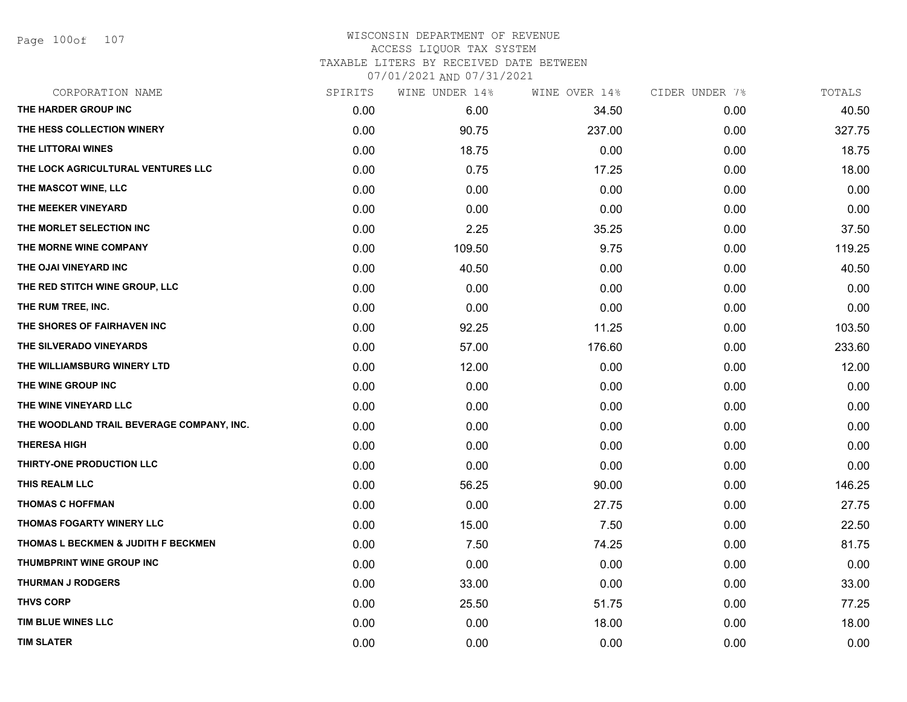# WISCONSIN DEPARTMENT OF REVENUE
ACCESS LIQUOR TAX SYSTEM
TAXABLE LITERS BY RECEIVED DATE BETWEEN
07/01/2021 AND 07/31/2021

| CORPORATION NAME | SPIRITS | WINE UNDER 14% | WINE OVER 14% | CIDER UNDER 7% | TOTALS |
|---|---|---|---|---|---|
| THE HARDER GROUP INC | 0.00 | 6.00 | 34.50 | 0.00 | 40.50 |
| THE HESS COLLECTION WINERY | 0.00 | 90.75 | 237.00 | 0.00 | 327.75 |
| THE LITTORAI WINES | 0.00 | 18.75 | 0.00 | 0.00 | 18.75 |
| THE LOCK AGRICULTURAL VENTURES LLC | 0.00 | 0.75 | 17.25 | 0.00 | 18.00 |
| THE MASCOT WINE, LLC | 0.00 | 0.00 | 0.00 | 0.00 | 0.00 |
| THE MEEKER VINEYARD | 0.00 | 0.00 | 0.00 | 0.00 | 0.00 |
| THE MORLET SELECTION INC | 0.00 | 2.25 | 35.25 | 0.00 | 37.50 |
| THE MORNE WINE COMPANY | 0.00 | 109.50 | 9.75 | 0.00 | 119.25 |
| THE OJAI VINEYARD INC | 0.00 | 40.50 | 0.00 | 0.00 | 40.50 |
| THE RED STITCH WINE GROUP, LLC | 0.00 | 0.00 | 0.00 | 0.00 | 0.00 |
| THE RUM TREE, INC. | 0.00 | 0.00 | 0.00 | 0.00 | 0.00 |
| THE SHORES OF FAIRHAVEN INC | 0.00 | 92.25 | 11.25 | 0.00 | 103.50 |
| THE SILVERADO VINEYARDS | 0.00 | 57.00 | 176.60 | 0.00 | 233.60 |
| THE WILLIAMSBURG WINERY LTD | 0.00 | 12.00 | 0.00 | 0.00 | 12.00 |
| THE WINE GROUP INC | 0.00 | 0.00 | 0.00 | 0.00 | 0.00 |
| THE WINE VINEYARD LLC | 0.00 | 0.00 | 0.00 | 0.00 | 0.00 |
| THE WOODLAND TRAIL BEVERAGE COMPANY, INC. | 0.00 | 0.00 | 0.00 | 0.00 | 0.00 |
| THERESA HIGH | 0.00 | 0.00 | 0.00 | 0.00 | 0.00 |
| THIRTY-ONE PRODUCTION LLC | 0.00 | 0.00 | 0.00 | 0.00 | 0.00 |
| THIS REALM LLC | 0.00 | 56.25 | 90.00 | 0.00 | 146.25 |
| THOMAS C HOFFMAN | 0.00 | 0.00 | 27.75 | 0.00 | 27.75 |
| THOMAS FOGARTY WINERY LLC | 0.00 | 15.00 | 7.50 | 0.00 | 22.50 |
| THOMAS L BECKMEN & JUDITH F BECKMEN | 0.00 | 7.50 | 74.25 | 0.00 | 81.75 |
| THUMBPRINT WINE GROUP INC | 0.00 | 0.00 | 0.00 | 0.00 | 0.00 |
| THURMAN J RODGERS | 0.00 | 33.00 | 0.00 | 0.00 | 33.00 |
| THVS CORP | 0.00 | 25.50 | 51.75 | 0.00 | 77.25 |
| TIM BLUE WINES LLC | 0.00 | 0.00 | 18.00 | 0.00 | 18.00 |
| TIM SLATER | 0.00 | 0.00 | 0.00 | 0.00 | 0.00 |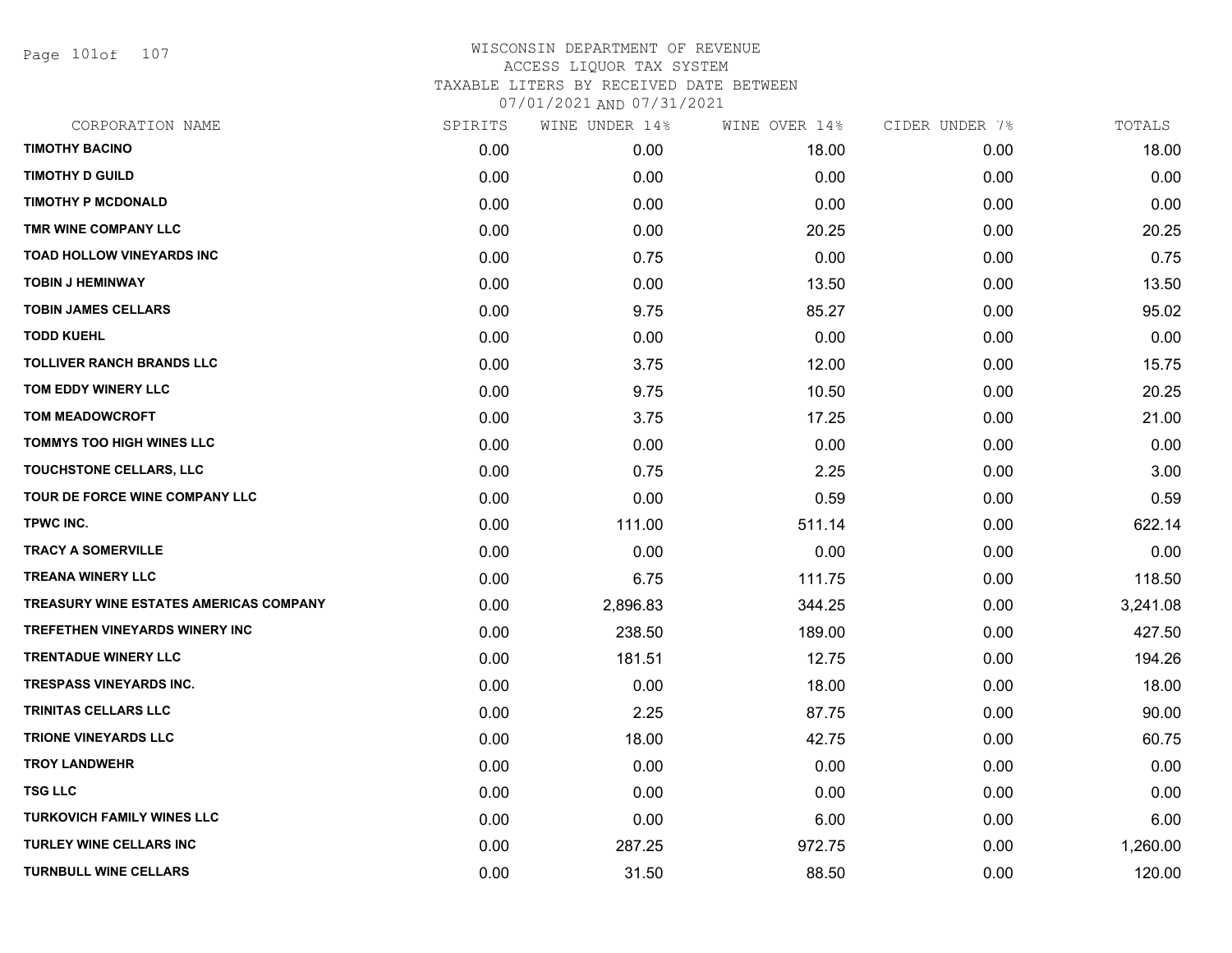WISCONSIN DEPARTMENT OF REVENUE
ACCESS LIQUOR TAX SYSTEM
TAXABLE LITERS BY RECEIVED DATE BETWEEN
07/01/2021 AND 07/31/2021

| CORPORATION NAME | SPIRITS | WINE UNDER 14% | WINE OVER 14% | CIDER UNDER 7% | TOTALS |
|---|---|---|---|---|---|
| TIMOTHY BACINO | 0.00 | 0.00 | 18.00 | 0.00 | 18.00 |
| TIMOTHY D GUILD | 0.00 | 0.00 | 0.00 | 0.00 | 0.00 |
| TIMOTHY P MCDONALD | 0.00 | 0.00 | 0.00 | 0.00 | 0.00 |
| TMR WINE COMPANY LLC | 0.00 | 0.00 | 20.25 | 0.00 | 20.25 |
| TOAD HOLLOW VINEYARDS INC | 0.00 | 0.75 | 0.00 | 0.00 | 0.75 |
| TOBIN J HEMINWAY | 0.00 | 0.00 | 13.50 | 0.00 | 13.50 |
| TOBIN JAMES CELLARS | 0.00 | 9.75 | 85.27 | 0.00 | 95.02 |
| TODD KUEHL | 0.00 | 0.00 | 0.00 | 0.00 | 0.00 |
| TOLLIVER RANCH BRANDS LLC | 0.00 | 3.75 | 12.00 | 0.00 | 15.75 |
| TOM EDDY WINERY LLC | 0.00 | 9.75 | 10.50 | 0.00 | 20.25 |
| TOM MEADOWCROFT | 0.00 | 3.75 | 17.25 | 0.00 | 21.00 |
| TOMMYS TOO HIGH WINES LLC | 0.00 | 0.00 | 0.00 | 0.00 | 0.00 |
| TOUCHSTONE CELLARS, LLC | 0.00 | 0.75 | 2.25 | 0.00 | 3.00 |
| TOUR DE FORCE WINE COMPANY LLC | 0.00 | 0.00 | 0.59 | 0.00 | 0.59 |
| TPWC INC. | 0.00 | 111.00 | 511.14 | 0.00 | 622.14 |
| TRACY A SOMERVILLE | 0.00 | 0.00 | 0.00 | 0.00 | 0.00 |
| TREANA WINERY LLC | 0.00 | 6.75 | 111.75 | 0.00 | 118.50 |
| TREASURY WINE ESTATES AMERICAS COMPANY | 0.00 | 2,896.83 | 344.25 | 0.00 | 3,241.08 |
| TREFETHEN VINEYARDS WINERY INC | 0.00 | 238.50 | 189.00 | 0.00 | 427.50 |
| TRENTADUE WINERY LLC | 0.00 | 181.51 | 12.75 | 0.00 | 194.26 |
| TRESPASS VINEYARDS INC. | 0.00 | 0.00 | 18.00 | 0.00 | 18.00 |
| TRINITAS CELLARS LLC | 0.00 | 2.25 | 87.75 | 0.00 | 90.00 |
| TRIONE VINEYARDS LLC | 0.00 | 18.00 | 42.75 | 0.00 | 60.75 |
| TROY LANDWEHR | 0.00 | 0.00 | 0.00 | 0.00 | 0.00 |
| TSG LLC | 0.00 | 0.00 | 0.00 | 0.00 | 0.00 |
| TURKOVICH FAMILY WINES LLC | 0.00 | 0.00 | 6.00 | 0.00 | 6.00 |
| TURLEY WINE CELLARS INC | 0.00 | 287.25 | 972.75 | 0.00 | 1,260.00 |
| TURNBULL WINE CELLARS | 0.00 | 31.50 | 88.50 | 0.00 | 120.00 |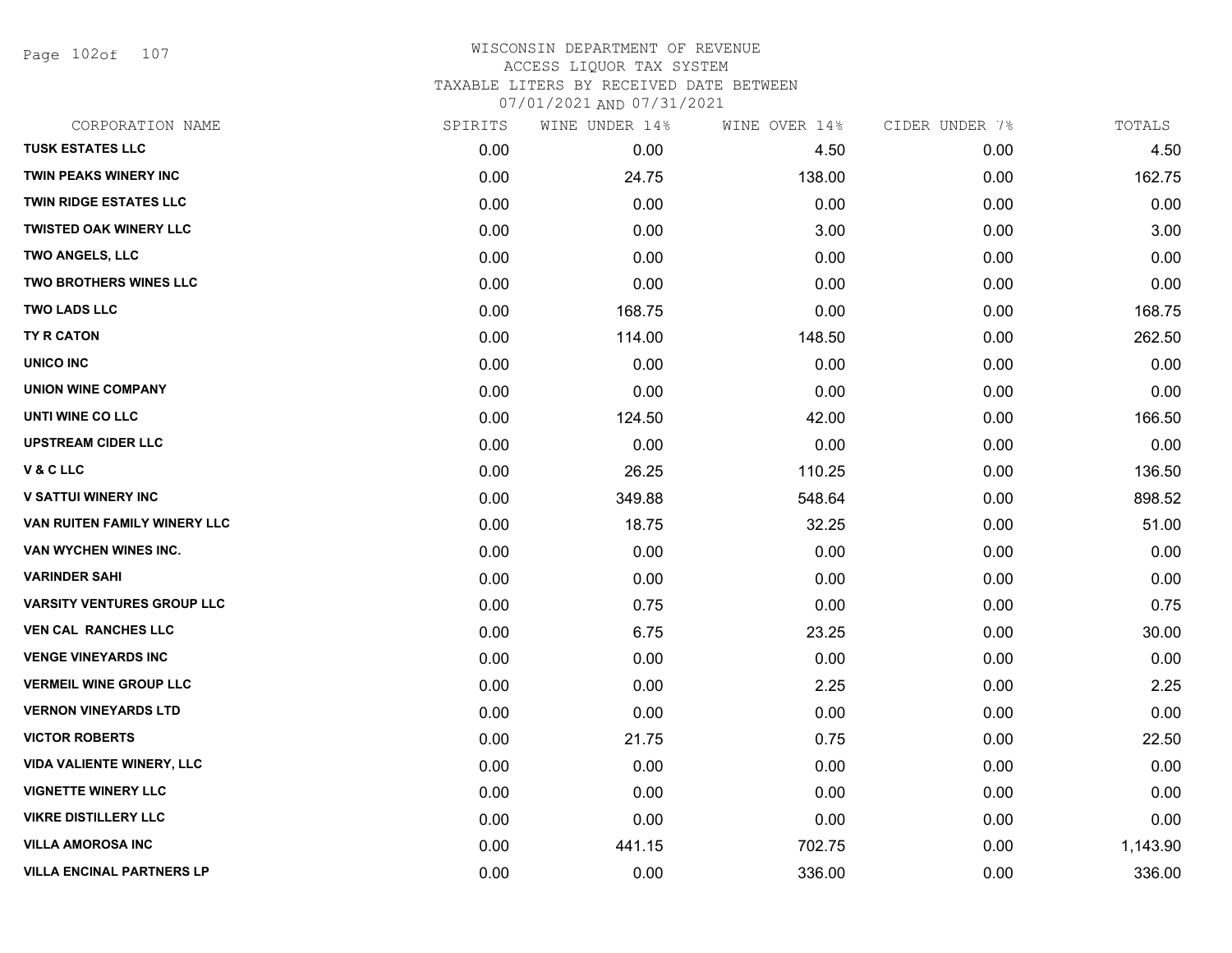WISCONSIN DEPARTMENT OF REVENUE
ACCESS LIQUOR TAX SYSTEM
TAXABLE LITERS BY RECEIVED DATE BETWEEN
07/01/2021 AND 07/31/2021

| CORPORATION NAME | SPIRITS | WINE UNDER 14% | WINE OVER 14% | CIDER UNDER 7% | TOTALS |
|---|---|---|---|---|---|
| TUSK ESTATES LLC | 0.00 | 0.00 | 4.50 | 0.00 | 4.50 |
| TWIN PEAKS WINERY INC | 0.00 | 24.75 | 138.00 | 0.00 | 162.75 |
| TWIN RIDGE ESTATES LLC | 0.00 | 0.00 | 0.00 | 0.00 | 0.00 |
| TWISTED OAK WINERY LLC | 0.00 | 0.00 | 3.00 | 0.00 | 3.00 |
| TWO ANGELS, LLC | 0.00 | 0.00 | 0.00 | 0.00 | 0.00 |
| TWO BROTHERS WINES LLC | 0.00 | 0.00 | 0.00 | 0.00 | 0.00 |
| TWO LADS LLC | 0.00 | 168.75 | 0.00 | 0.00 | 168.75 |
| TY R CATON | 0.00 | 114.00 | 148.50 | 0.00 | 262.50 |
| UNICO INC | 0.00 | 0.00 | 0.00 | 0.00 | 0.00 |
| UNION WINE COMPANY | 0.00 | 0.00 | 0.00 | 0.00 | 0.00 |
| UNTI WINE CO LLC | 0.00 | 124.50 | 42.00 | 0.00 | 166.50 |
| UPSTREAM CIDER LLC | 0.00 | 0.00 | 0.00 | 0.00 | 0.00 |
| V & C LLC | 0.00 | 26.25 | 110.25 | 0.00 | 136.50 |
| V SATTUI WINERY INC | 0.00 | 349.88 | 548.64 | 0.00 | 898.52 |
| VAN RUITEN FAMILY WINERY LLC | 0.00 | 18.75 | 32.25 | 0.00 | 51.00 |
| VAN WYCHEN WINES INC. | 0.00 | 0.00 | 0.00 | 0.00 | 0.00 |
| VARINDER SAHI | 0.00 | 0.00 | 0.00 | 0.00 | 0.00 |
| VARSITY VENTURES GROUP LLC | 0.00 | 0.75 | 0.00 | 0.00 | 0.75 |
| VEN CAL RANCHES LLC | 0.00 | 6.75 | 23.25 | 0.00 | 30.00 |
| VENGE VINEYARDS INC | 0.00 | 0.00 | 0.00 | 0.00 | 0.00 |
| VERMEIL WINE GROUP LLC | 0.00 | 0.00 | 2.25 | 0.00 | 2.25 |
| VERNON VINEYARDS LTD | 0.00 | 0.00 | 0.00 | 0.00 | 0.00 |
| VICTOR ROBERTS | 0.00 | 21.75 | 0.75 | 0.00 | 22.50 |
| VIDA VALIENTE WINERY, LLC | 0.00 | 0.00 | 0.00 | 0.00 | 0.00 |
| VIGNETTE WINERY LLC | 0.00 | 0.00 | 0.00 | 0.00 | 0.00 |
| VIKRE DISTILLERY LLC | 0.00 | 0.00 | 0.00 | 0.00 | 0.00 |
| VILLA AMOROSA INC | 0.00 | 441.15 | 702.75 | 0.00 | 1,143.90 |
| VILLA ENCINAL PARTNERS LP | 0.00 | 0.00 | 336.00 | 0.00 | 336.00 |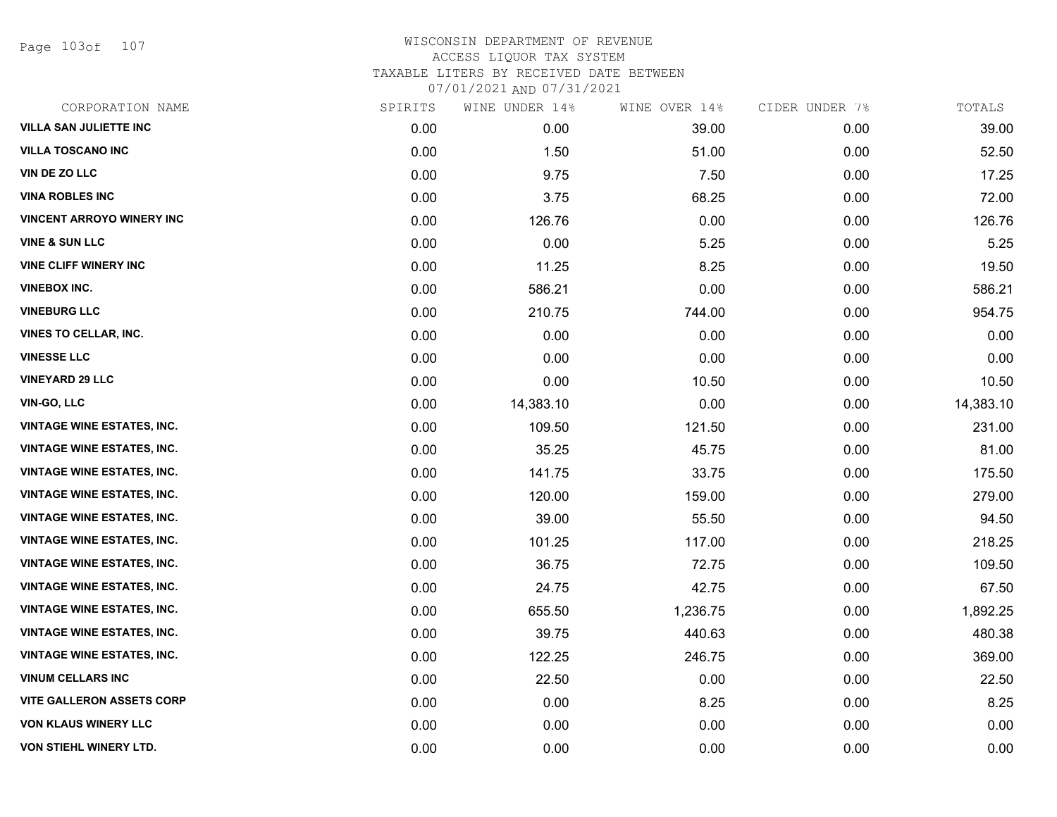# WISCONSIN DEPARTMENT OF REVENUE
ACCESS LIQUOR TAX SYSTEM
TAXABLE LITERS BY RECEIVED DATE BETWEEN
07/01/2021 AND 07/31/2021

| CORPORATION NAME | SPIRITS | WINE UNDER 14% | WINE OVER 14% | CIDER UNDER 7% | TOTALS |
|---|---|---|---|---|---|
| VILLA SAN JULIETTE INC | 0.00 | 0.00 | 39.00 | 0.00 | 39.00 |
| VILLA TOSCANO INC | 0.00 | 1.50 | 51.00 | 0.00 | 52.50 |
| VIN DE ZO LLC | 0.00 | 9.75 | 7.50 | 0.00 | 17.25 |
| VINA ROBLES INC | 0.00 | 3.75 | 68.25 | 0.00 | 72.00 |
| VINCENT ARROYO WINERY INC | 0.00 | 126.76 | 0.00 | 0.00 | 126.76 |
| VINE & SUN LLC | 0.00 | 0.00 | 5.25 | 0.00 | 5.25 |
| VINE CLIFF WINERY INC | 0.00 | 11.25 | 8.25 | 0.00 | 19.50 |
| VINEBOX INC. | 0.00 | 586.21 | 0.00 | 0.00 | 586.21 |
| VINEBURG LLC | 0.00 | 210.75 | 744.00 | 0.00 | 954.75 |
| VINES TO CELLAR, INC. | 0.00 | 0.00 | 0.00 | 0.00 | 0.00 |
| VINESSE LLC | 0.00 | 0.00 | 0.00 | 0.00 | 0.00 |
| VINEYARD 29 LLC | 0.00 | 0.00 | 10.50 | 0.00 | 10.50 |
| VIN-GO, LLC | 0.00 | 14,383.10 | 0.00 | 0.00 | 14,383.10 |
| VINTAGE WINE ESTATES, INC. | 0.00 | 109.50 | 121.50 | 0.00 | 231.00 |
| VINTAGE WINE ESTATES, INC. | 0.00 | 35.25 | 45.75 | 0.00 | 81.00 |
| VINTAGE WINE ESTATES, INC. | 0.00 | 141.75 | 33.75 | 0.00 | 175.50 |
| VINTAGE WINE ESTATES, INC. | 0.00 | 120.00 | 159.00 | 0.00 | 279.00 |
| VINTAGE WINE ESTATES, INC. | 0.00 | 39.00 | 55.50 | 0.00 | 94.50 |
| VINTAGE WINE ESTATES, INC. | 0.00 | 101.25 | 117.00 | 0.00 | 218.25 |
| VINTAGE WINE ESTATES, INC. | 0.00 | 36.75 | 72.75 | 0.00 | 109.50 |
| VINTAGE WINE ESTATES, INC. | 0.00 | 24.75 | 42.75 | 0.00 | 67.50 |
| VINTAGE WINE ESTATES, INC. | 0.00 | 655.50 | 1,236.75 | 0.00 | 1,892.25 |
| VINTAGE WINE ESTATES, INC. | 0.00 | 39.75 | 440.63 | 0.00 | 480.38 |
| VINTAGE WINE ESTATES, INC. | 0.00 | 122.25 | 246.75 | 0.00 | 369.00 |
| VINUM CELLARS INC | 0.00 | 22.50 | 0.00 | 0.00 | 22.50 |
| VITE GALLERON ASSETS CORP | 0.00 | 0.00 | 8.25 | 0.00 | 8.25 |
| VON KLAUS WINERY LLC | 0.00 | 0.00 | 0.00 | 0.00 | 0.00 |
| VON STIEHL WINERY LTD. | 0.00 | 0.00 | 0.00 | 0.00 | 0.00 |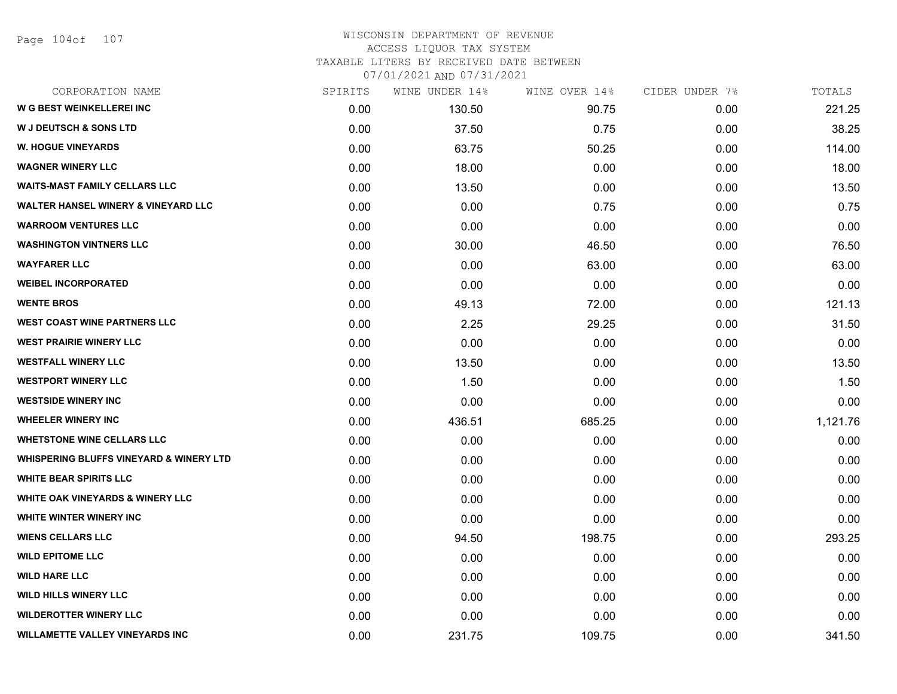WISCONSIN DEPARTMENT OF REVENUE
ACCESS LIQUOR TAX SYSTEM
TAXABLE LITERS BY RECEIVED DATE BETWEEN
07/01/2021 AND 07/31/2021

| CORPORATION NAME | SPIRITS | WINE UNDER 14% | WINE OVER 14% | CIDER UNDER 7% | TOTALS |
|---|---|---|---|---|---|
| W G BEST WEINKELLEREI INC | 0.00 | 130.50 | 90.75 | 0.00 | 221.25 |
| W J DEUTSCH & SONS LTD | 0.00 | 37.50 | 0.75 | 0.00 | 38.25 |
| W. HOGUE VINEYARDS | 0.00 | 63.75 | 50.25 | 0.00 | 114.00 |
| WAGNER WINERY LLC | 0.00 | 18.00 | 0.00 | 0.00 | 18.00 |
| WAITS-MAST FAMILY CELLARS LLC | 0.00 | 13.50 | 0.00 | 0.00 | 13.50 |
| WALTER HANSEL WINERY & VINEYARD LLC | 0.00 | 0.00 | 0.75 | 0.00 | 0.75 |
| WARROOM VENTURES LLC | 0.00 | 0.00 | 0.00 | 0.00 | 0.00 |
| WASHINGTON VINTNERS LLC | 0.00 | 30.00 | 46.50 | 0.00 | 76.50 |
| WAYFARER LLC | 0.00 | 0.00 | 63.00 | 0.00 | 63.00 |
| WEIBEL INCORPORATED | 0.00 | 0.00 | 0.00 | 0.00 | 0.00 |
| WENTE BROS | 0.00 | 49.13 | 72.00 | 0.00 | 121.13 |
| WEST COAST WINE PARTNERS LLC | 0.00 | 2.25 | 29.25 | 0.00 | 31.50 |
| WEST PRAIRIE WINERY LLC | 0.00 | 0.00 | 0.00 | 0.00 | 0.00 |
| WESTFALL WINERY LLC | 0.00 | 13.50 | 0.00 | 0.00 | 13.50 |
| WESTPORT WINERY LLC | 0.00 | 1.50 | 0.00 | 0.00 | 1.50 |
| WESTSIDE WINERY INC | 0.00 | 0.00 | 0.00 | 0.00 | 0.00 |
| WHEELER WINERY INC | 0.00 | 436.51 | 685.25 | 0.00 | 1,121.76 |
| WHETSTONE WINE CELLARS LLC | 0.00 | 0.00 | 0.00 | 0.00 | 0.00 |
| WHISPERING BLUFFS VINEYARD & WINERY LTD | 0.00 | 0.00 | 0.00 | 0.00 | 0.00 |
| WHITE BEAR SPIRITS LLC | 0.00 | 0.00 | 0.00 | 0.00 | 0.00 |
| WHITE OAK VINEYARDS & WINERY LLC | 0.00 | 0.00 | 0.00 | 0.00 | 0.00 |
| WHITE WINTER WINERY INC | 0.00 | 0.00 | 0.00 | 0.00 | 0.00 |
| WIENS CELLARS LLC | 0.00 | 94.50 | 198.75 | 0.00 | 293.25 |
| WILD EPITOME LLC | 0.00 | 0.00 | 0.00 | 0.00 | 0.00 |
| WILD HARE LLC | 0.00 | 0.00 | 0.00 | 0.00 | 0.00 |
| WILD HILLS WINERY LLC | 0.00 | 0.00 | 0.00 | 0.00 | 0.00 |
| WILDEROTTER WINERY LLC | 0.00 | 0.00 | 0.00 | 0.00 | 0.00 |
| WILLAMETTE VALLEY VINEYARDS INC | 0.00 | 231.75 | 109.75 | 0.00 | 341.50 |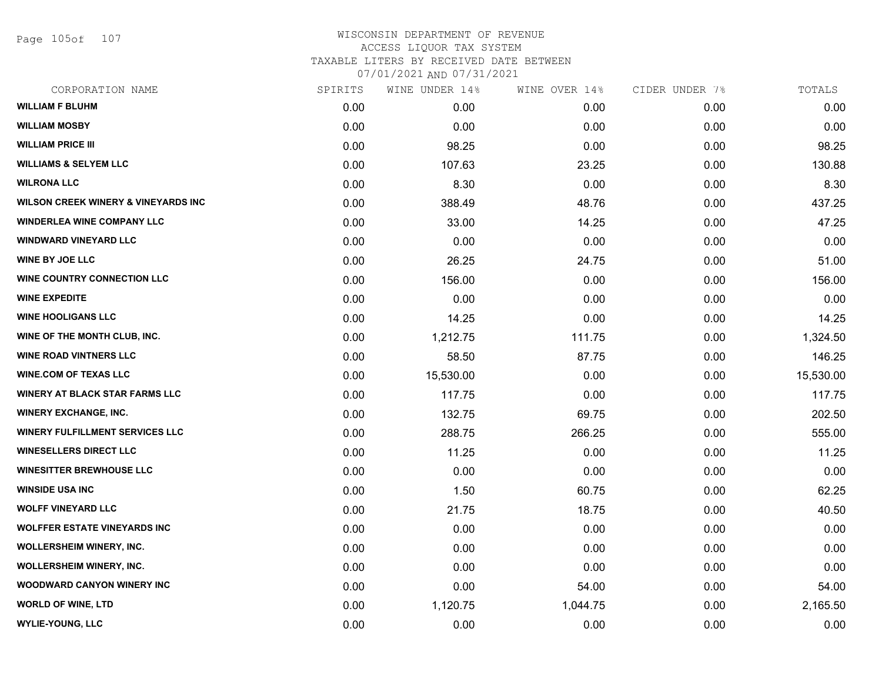# WISCONSIN DEPARTMENT OF REVENUE
## ACCESS LIQUOR TAX SYSTEM
### TAXABLE LITERS BY RECEIVED DATE BETWEEN 07/01/2021 AND 07/31/2021

| CORPORATION NAME | SPIRITS | WINE UNDER 14% | WINE OVER 14% | CIDER UNDER 7% | TOTALS |
|---|---|---|---|---|---|
| WILLIAM F BLUHM | 0.00 | 0.00 | 0.00 | 0.00 | 0.00 |
| WILLIAM MOSBY | 0.00 | 0.00 | 0.00 | 0.00 | 0.00 |
| WILLIAM PRICE III | 0.00 | 98.25 | 0.00 | 0.00 | 98.25 |
| WILLIAMS & SELYEM LLC | 0.00 | 107.63 | 23.25 | 0.00 | 130.88 |
| WILRONA LLC | 0.00 | 8.30 | 0.00 | 0.00 | 8.30 |
| WILSON CREEK WINERY & VINEYARDS INC | 0.00 | 388.49 | 48.76 | 0.00 | 437.25 |
| WINDERLEA WINE COMPANY LLC | 0.00 | 33.00 | 14.25 | 0.00 | 47.25 |
| WINDWARD VINEYARD LLC | 0.00 | 0.00 | 0.00 | 0.00 | 0.00 |
| WINE BY JOE LLC | 0.00 | 26.25 | 24.75 | 0.00 | 51.00 |
| WINE COUNTRY CONNECTION LLC | 0.00 | 156.00 | 0.00 | 0.00 | 156.00 |
| WINE EXPEDITE | 0.00 | 0.00 | 0.00 | 0.00 | 0.00 |
| WINE HOOLIGANS LLC | 0.00 | 14.25 | 0.00 | 0.00 | 14.25 |
| WINE OF THE MONTH CLUB, INC. | 0.00 | 1,212.75 | 111.75 | 0.00 | 1,324.50 |
| WINE ROAD VINTNERS LLC | 0.00 | 58.50 | 87.75 | 0.00 | 146.25 |
| WINE.COM OF TEXAS LLC | 0.00 | 15,530.00 | 0.00 | 0.00 | 15,530.00 |
| WINERY AT BLACK STAR FARMS LLC | 0.00 | 117.75 | 0.00 | 0.00 | 117.75 |
| WINERY EXCHANGE, INC. | 0.00 | 132.75 | 69.75 | 0.00 | 202.50 |
| WINERY FULFILLMENT SERVICES LLC | 0.00 | 288.75 | 266.25 | 0.00 | 555.00 |
| WINESELLERS DIRECT LLC | 0.00 | 11.25 | 0.00 | 0.00 | 11.25 |
| WINESITTER BREWHOUSE LLC | 0.00 | 0.00 | 0.00 | 0.00 | 0.00 |
| WINSIDE USA INC | 0.00 | 1.50 | 60.75 | 0.00 | 62.25 |
| WOLFF VINEYARD LLC | 0.00 | 21.75 | 18.75 | 0.00 | 40.50 |
| WOLFFER ESTATE VINEYARDS INC | 0.00 | 0.00 | 0.00 | 0.00 | 0.00 |
| WOLLERSHEIM WINERY, INC. | 0.00 | 0.00 | 0.00 | 0.00 | 0.00 |
| WOLLERSHEIM WINERY, INC. | 0.00 | 0.00 | 0.00 | 0.00 | 0.00 |
| WOODWARD CANYON WINERY INC | 0.00 | 0.00 | 54.00 | 0.00 | 54.00 |
| WORLD OF WINE, LTD | 0.00 | 1,120.75 | 1,044.75 | 0.00 | 2,165.50 |
| WYLIE-YOUNG, LLC | 0.00 | 0.00 | 0.00 | 0.00 | 0.00 |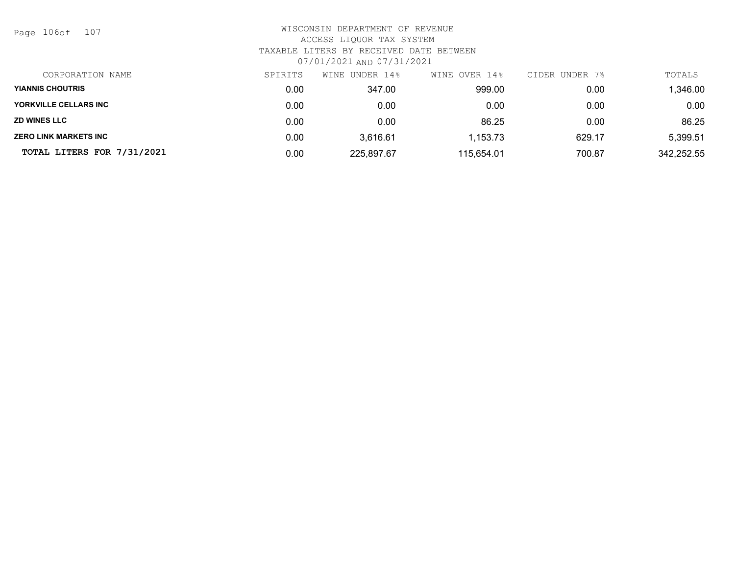# WISCONSIN DEPARTMENT OF REVENUE
## ACCESS LIQUOR TAX SYSTEM
### TAXABLE LITERS BY RECEIVED DATE BETWEEN 07/01/2021 AND 07/31/2021

| CORPORATION NAME | SPIRITS | WINE UNDER 14% | WINE OVER 14% | CIDER UNDER 7% | TOTALS |
|---|---|---|---|---|---|
| **YIANNIS CHOUTRIS** | 0.00 | 347.00 | 999.00 | 0.00 | 1,346.00 |
| **YORKVILLE CELLARS INC** | 0.00 | 0.00 | 0.00 | 0.00 | 0.00 |
| **ZD WINES LLC** | 0.00 | 0.00 | 86.25 | 0.00 | 86.25 |
| **ZERO LINK MARKETS INC** | 0.00 | 3,616.61 | 1,153.73 | 629.17 | 5,399.51 |
| **TOTAL LITERS FOR 7/31/2021** | 0.00 | 225,897.67 | 115,654.01 | 700.87 | 342,252.55 |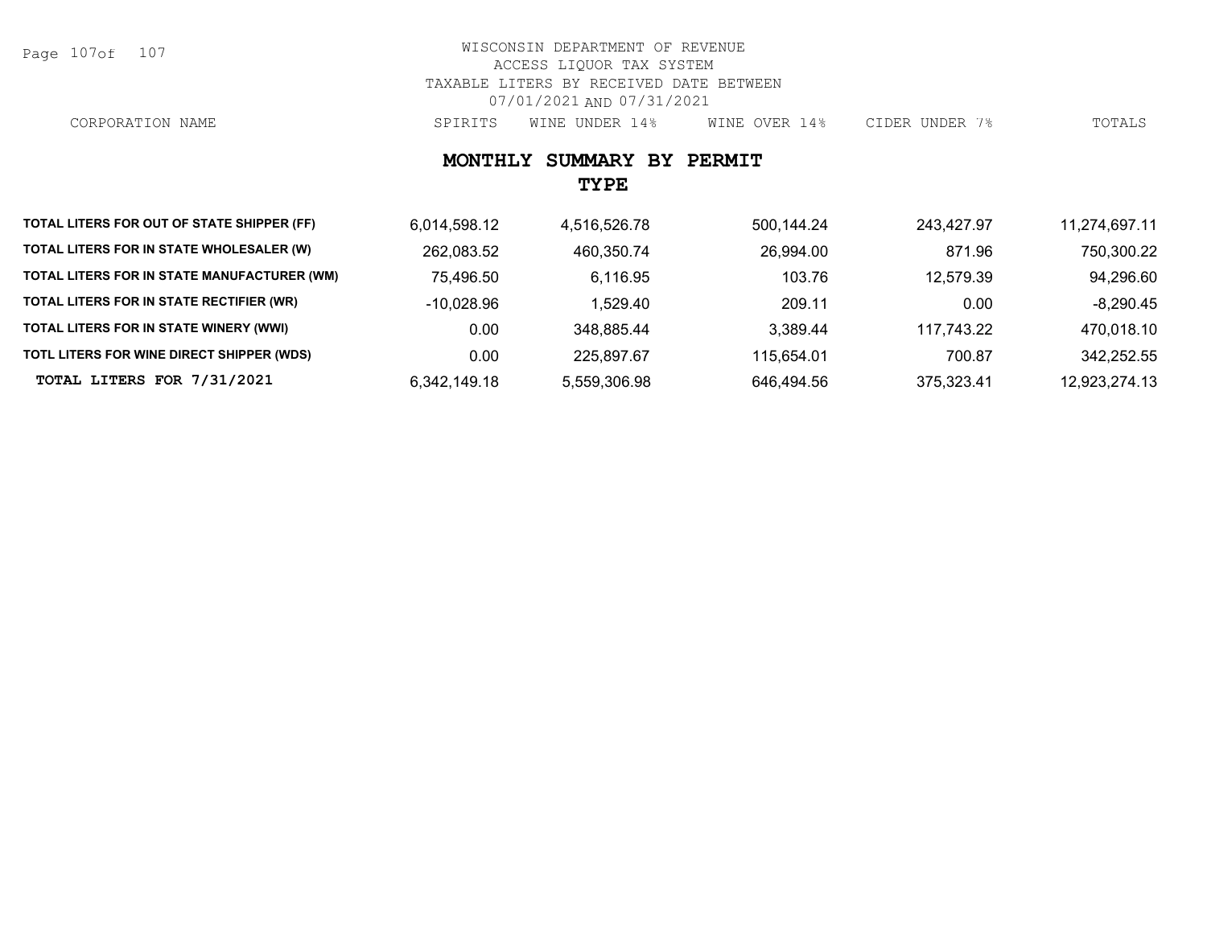WISCONSIN DEPARTMENT OF REVENUE
ACCESS LIQUOR TAX SYSTEM
TAXABLE LITERS BY RECEIVED DATE BETWEEN
07/01/2021 AND 07/31/2021

## MONTHLY SUMMARY BY PERMIT TYPE

| CORPORATION NAME | SPIRITS | WINE UNDER 14% | WINE OVER 14% | CIDER UNDER 7% | TOTALS |
|---|---|---|---|---|---|
| TOTAL LITERS FOR OUT OF STATE SHIPPER (FF) | 6,014,598.12 | 4,516,526.78 | 500,144.24 | 243,427.97 | 11,274,697.11 |
| TOTAL LITERS FOR IN STATE WHOLESALER (W) | 262,083.52 | 460,350.74 | 26,994.00 | 871.96 | 750,300.22 |
| TOTAL LITERS FOR IN STATE MANUFACTURER (WM) | 75,496.50 | 6,116.95 | 103.76 | 12,579.39 | 94,296.60 |
| TOTAL LITERS FOR IN STATE RECTIFIER (WR) | -10,028.96 | 1,529.40 | 209.11 | 0.00 | -8,290.45 |
| TOTAL LITERS FOR IN STATE WINERY (WWI) | 0.00 | 348,885.44 | 3,389.44 | 117,743.22 | 470,018.10 |
| TOTL LITERS FOR WINE DIRECT SHIPPER (WDS) | 0.00 | 225,897.67 | 115,654.01 | 700.87 | 342,252.55 |
| **TOTAL LITERS FOR 7/31/2021** | 6,342,149.18 | 5,559,306.98 | 646,494.56 | 375,323.41 | 12,923,274.13 |